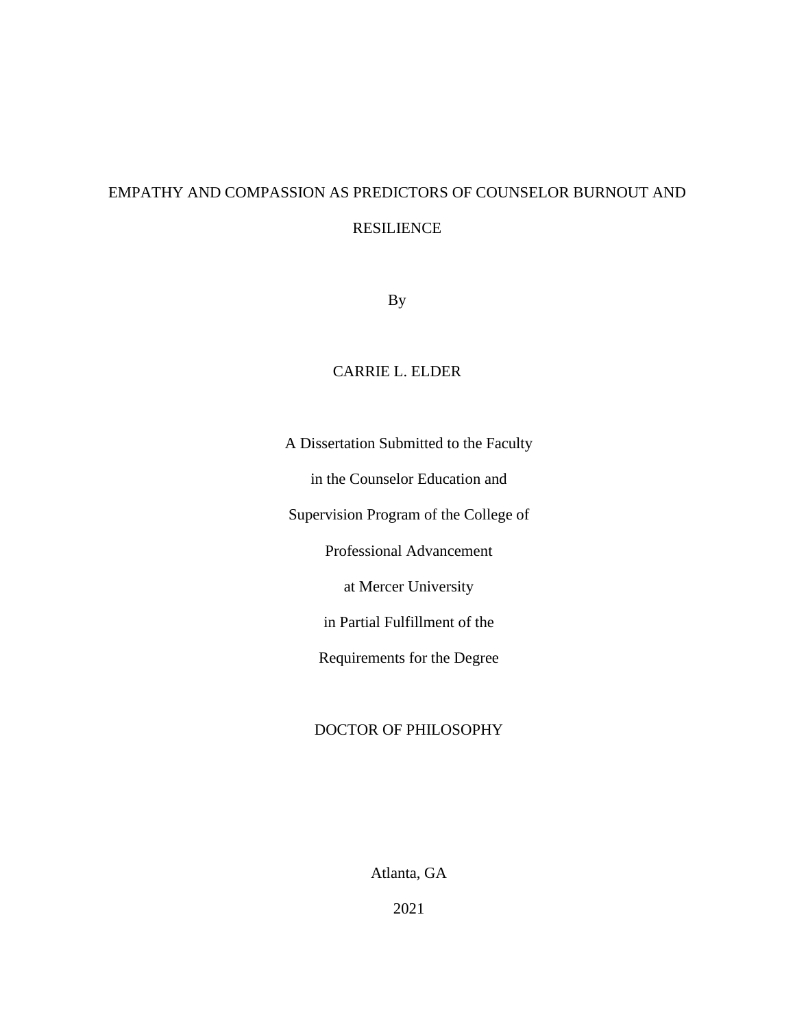# EMPATHY AND COMPASSION AS PREDICTORS OF COUNSELOR BURNOUT AND RESILIENCE

By

CARRIE L. ELDER

A Dissertation Submitted to the Faculty

in the Counselor Education and

Supervision Program of the College of

Professional Advancement

at Mercer University

in Partial Fulfillment of the

Requirements for the Degree

DOCTOR OF PHILOSOPHY

Atlanta, GA

2021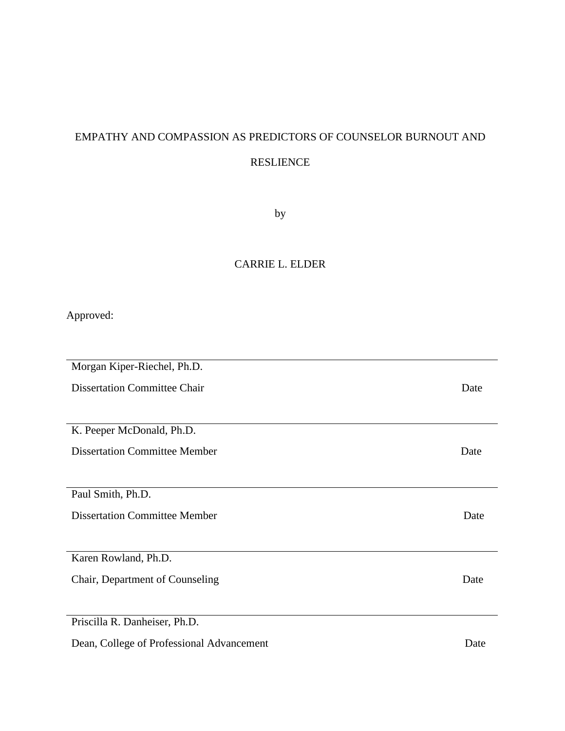EMPATHY AND COMPASSION AS PREDICTORS OF COUNSELOR BURNOUT AND RESLIENCE

by

CARRIE L. ELDER

Approved:

Morgan Kiper-Riechel, Ph.D.
Dissertation Committee Chair Date

K. Peeper McDonald, Ph.D.
Dissertation Committee Member Date

Paul Smith, Ph.D.
Dissertation Committee Member Date

Karen Rowland, Ph.D.
Chair, Department of Counseling Date

Priscilla R. Danheiser, Ph.D.
Dean, College of Professional Advancement Date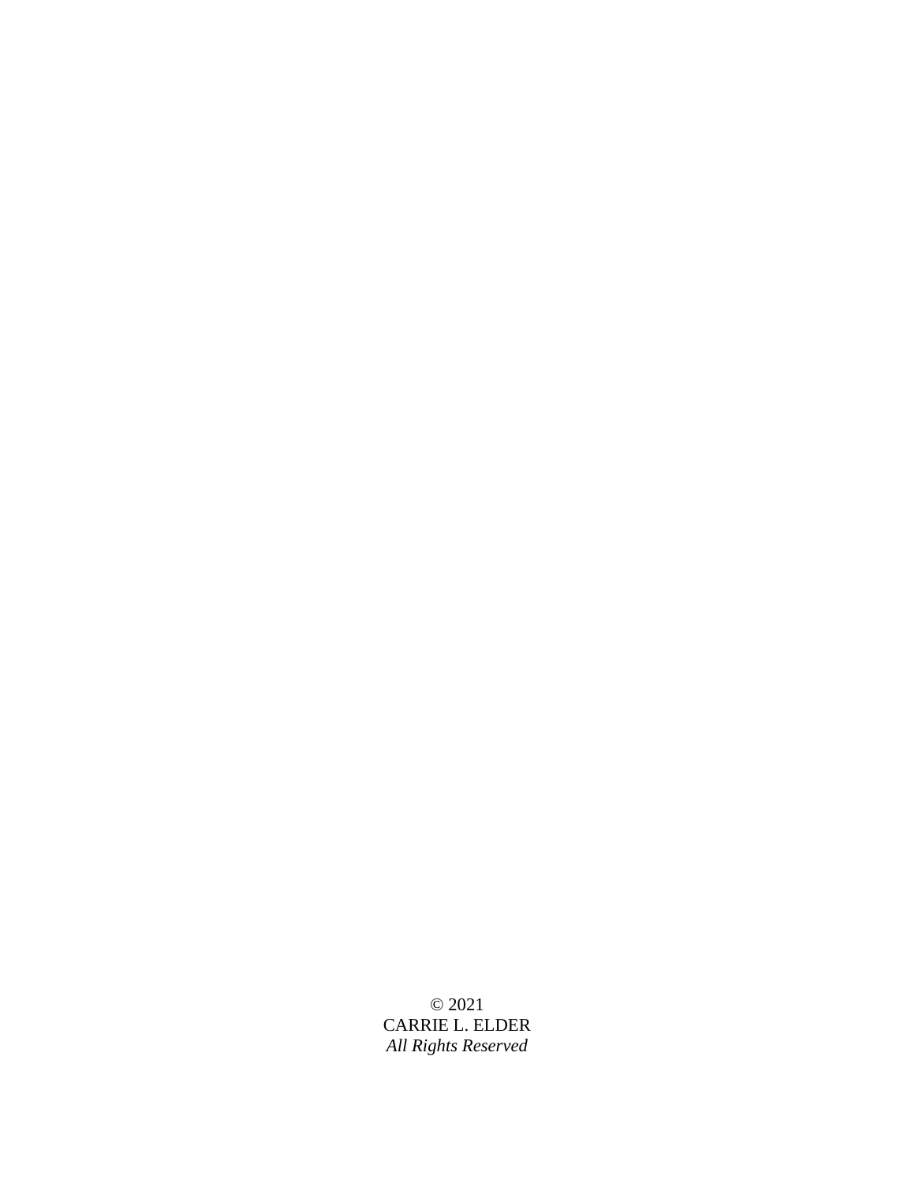© 2021  
CARRIE L. ELDER  
*All Rights Reserved*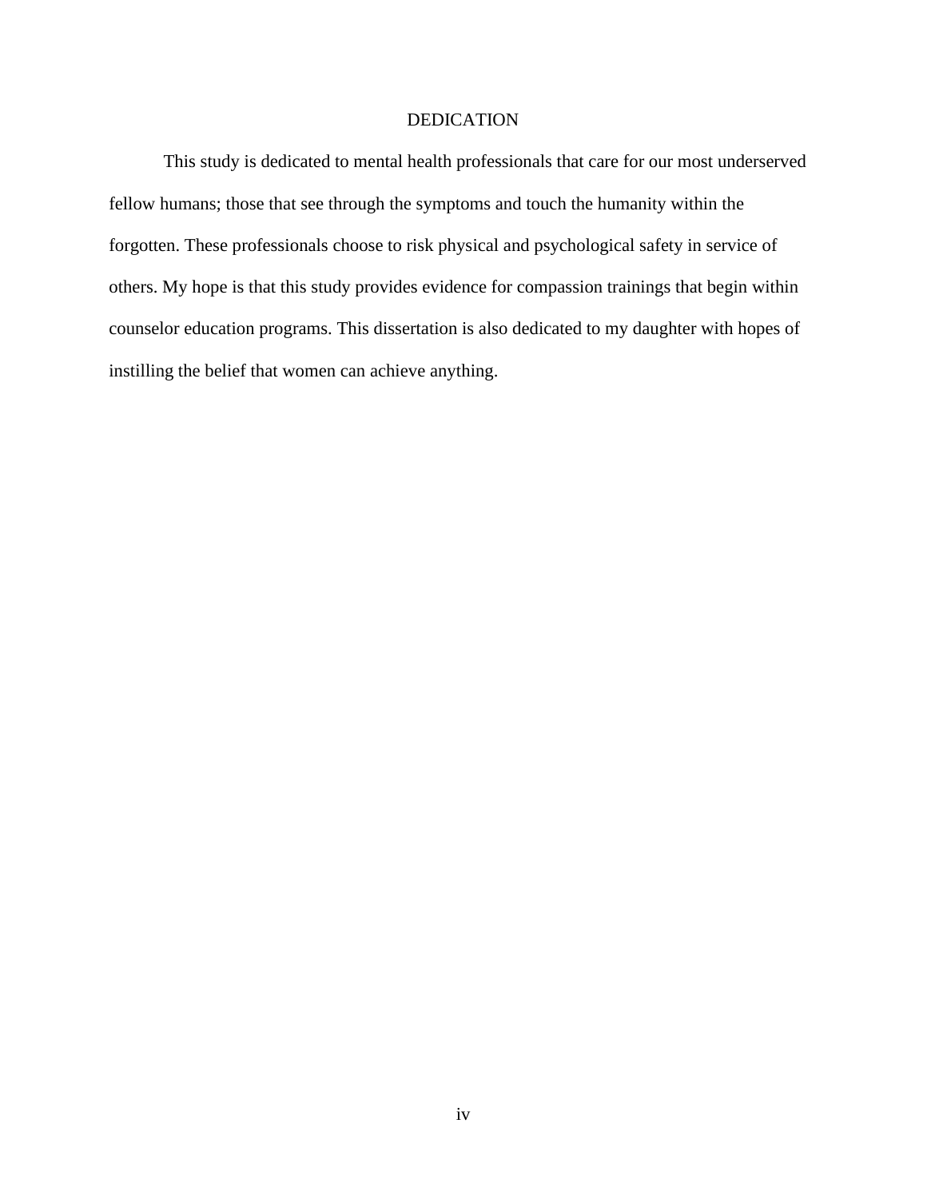# DEDICATION

This study is dedicated to mental health professionals that care for our most underserved fellow humans; those that see through the symptoms and touch the humanity within the forgotten. These professionals choose to risk physical and psychological safety in service of others. My hope is that this study provides evidence for compassion trainings that begin within counselor education programs. This dissertation is also dedicated to my daughter with hopes of instilling the belief that women can achieve anything.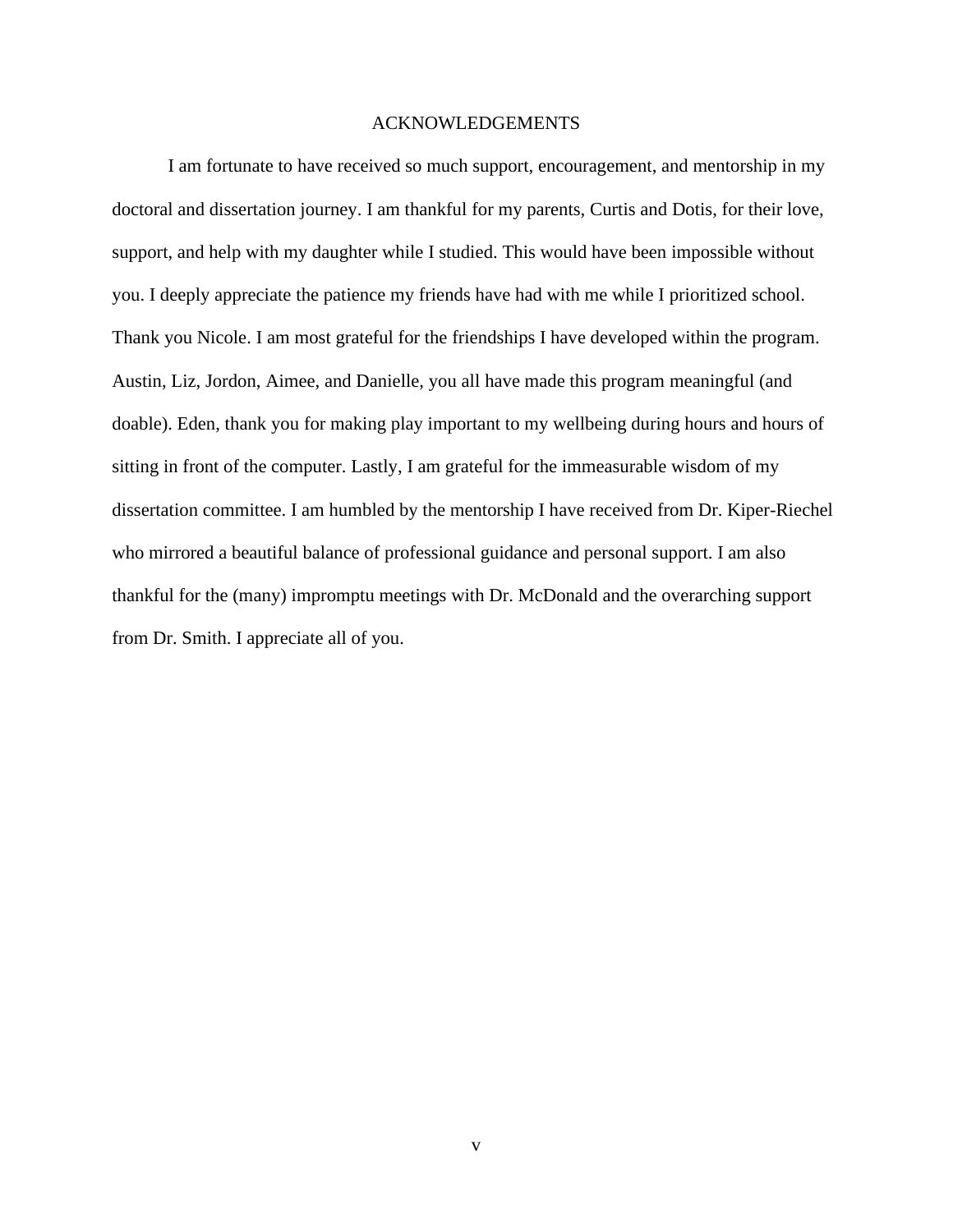# ACKNOWLEDGEMENTS

I am fortunate to have received so much support, encouragement, and mentorship in my doctoral and dissertation journey. I am thankful for my parents, Curtis and Dotis, for their love, support, and help with my daughter while I studied. This would have been impossible without you. I deeply appreciate the patience my friends have had with me while I prioritized school. Thank you Nicole. I am most grateful for the friendships I have developed within the program. Austin, Liz, Jordon, Aimee, and Danielle, you all have made this program meaningful (and doable). Eden, thank you for making play important to my wellbeing during hours and hours of sitting in front of the computer. Lastly, I am grateful for the immeasurable wisdom of my dissertation committee. I am humbled by the mentorship I have received from Dr. Kiper-Riechel who mirrored a beautiful balance of professional guidance and personal support. I am also thankful for the (many) impromptu meetings with Dr. McDonald and the overarching support from Dr. Smith. I appreciate all of you.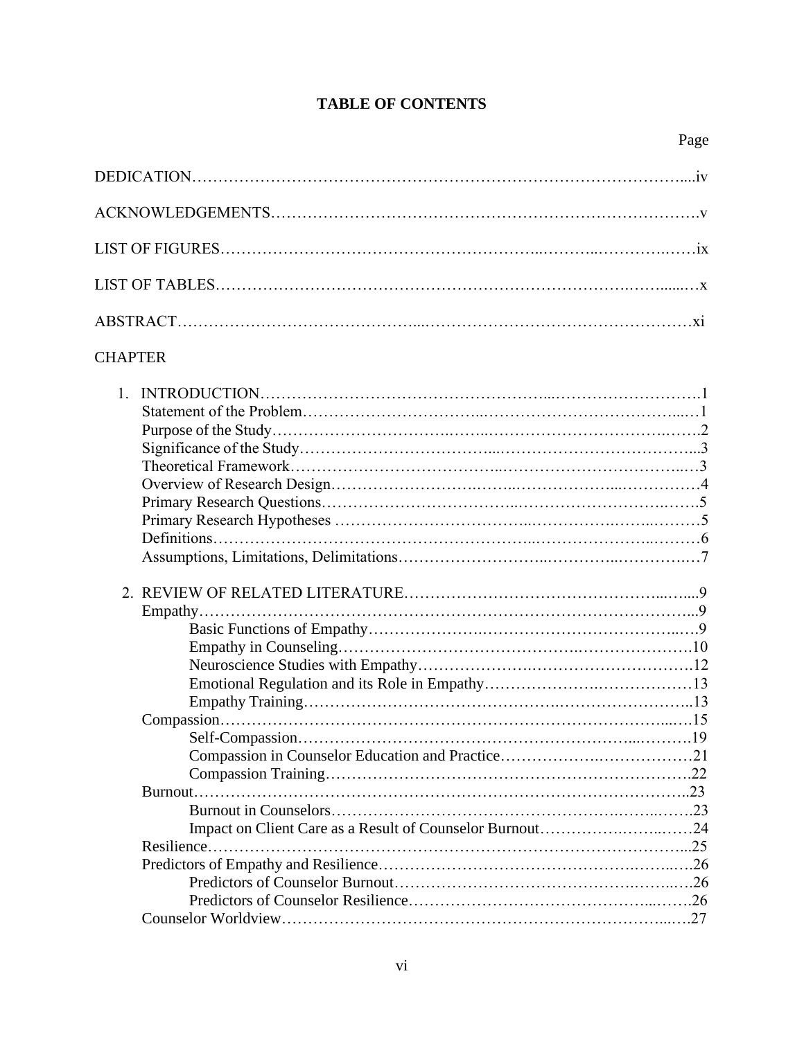# TABLE OF CONTENTS

Page

DEDICATION....iv

ACKNOWLEDGEMENTS....v

LIST OF FIGURES....ix

LIST OF TABLES....x

ABSTRACT....xi

CHAPTER

1. INTRODUCTION....1
   - Statement of the Problem....1
   - Purpose of the Study....2
   - Significance of the Study....3
   - Theoretical Framework....3
   - Overview of Research Design....4
   - Primary Research Questions....5
   - Primary Research Hypotheses....5
   - Definitions....6
   - Assumptions, Limitations, Delimitations....7

2. REVIEW OF RELATED LITERATURE....9
   - Empathy....9
     - Basic Functions of Empathy....9
     - Empathy in Counseling....10
     - Neuroscience Studies with Empathy....12
     - Emotional Regulation and its Role in Empathy....13
     - Empathy Training....13
   - Compassion....15
     - Self-Compassion....19
     - Compassion in Counselor Education and Practice....21
     - Compassion Training....22
   - Burnout....23
     - Burnout in Counselors....23
     - Impact on Client Care as a Result of Counselor Burnout....24
   - Resilience....25
   - Predictors of Empathy and Resilience....26
     - Predictors of Counselor Burnout....26
     - Predictors of Counselor Resilience....26
   - Counselor Worldview....27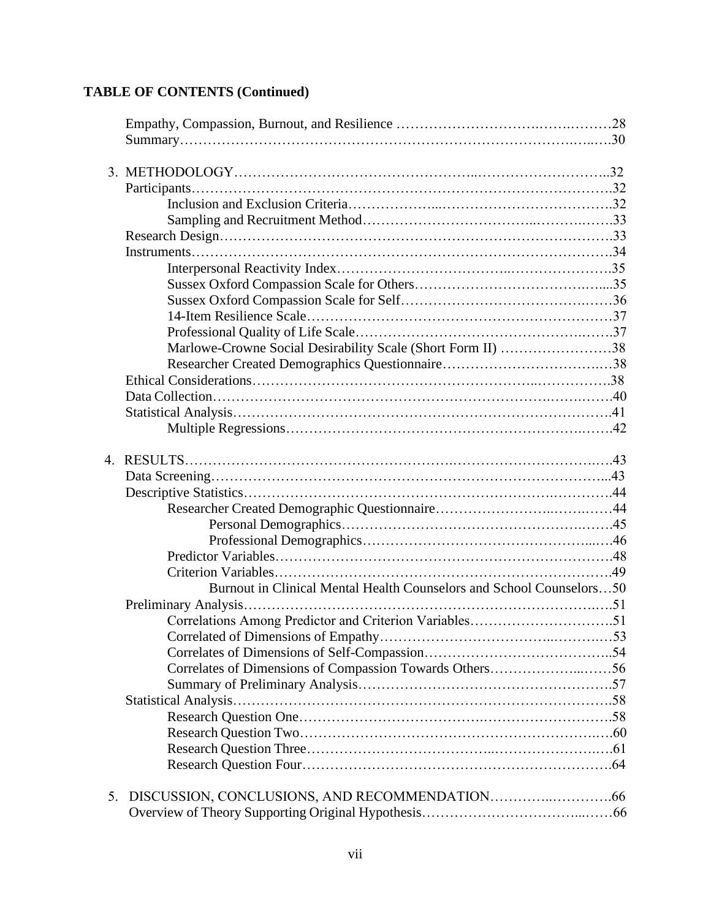**TABLE OF CONTENTS (Continued)**

Empathy, Compassion, Burnout, and Resilience ....................................................28
Summary.......................................................................................................30

3. METHODOLOGY.........................................................................................32
Participants....................................................................................................32
Inclusion and Exclusion Criteria....................................................................32
Sampling and Recruitment Method................................................................33
Research Design............................................................................................33
Instruments....................................................................................................34
Interpersonal Reactivity Index........................................................................35
Sussex Oxford Compassion Scale for Others..................................................35
Sussex Oxford Compassion Scale for Self......................................................36
14-Item Resilience Scale.................................................................................37
Professional Quality of Life Scale...................................................................37
Marlowe-Crowne Social Desirability Scale (Short Form II) ...........................38
Researcher Created Demographics Questionnaire...........................................38
Ethical Considerations...................................................................................38
Data Collection..............................................................................................40
Statistical Analysis.........................................................................................41
Multiple Regressions......................................................................................42

4. RESULTS.....................................................................................................43
Data Screening...............................................................................................43
Descriptive Statistics......................................................................................44
Researcher Created Demographic Questionnaire...........................................44
Personal Demographics..................................................................................45
Professional Demographics.............................................................................46
Predictor Variables.........................................................................................48
Criterion Variables..........................................................................................49
Burnout in Clinical Mental Health Counselors and School Counselors...50
Preliminary Analysis......................................................................................51
Correlations Among Predictor and Criterion Variables.................................51
Correlated of Dimensions of Empathy............................................................53
Correlates of Dimensions of Self-Compassion...............................................54
Correlates of Dimensions of Compassion Towards Others............................56
Summary of Preliminary Analysis..................................................................57
Statistical Analysis.........................................................................................58
Research Question One..................................................................................58
Research Question Two..................................................................................60
Research Question Three................................................................................61
Research Question Four..................................................................................64

5. DISCUSSION, CONCLUSIONS, AND RECOMMENDATION.......................66
Overview of Theory Supporting Original Hypothesis......................................66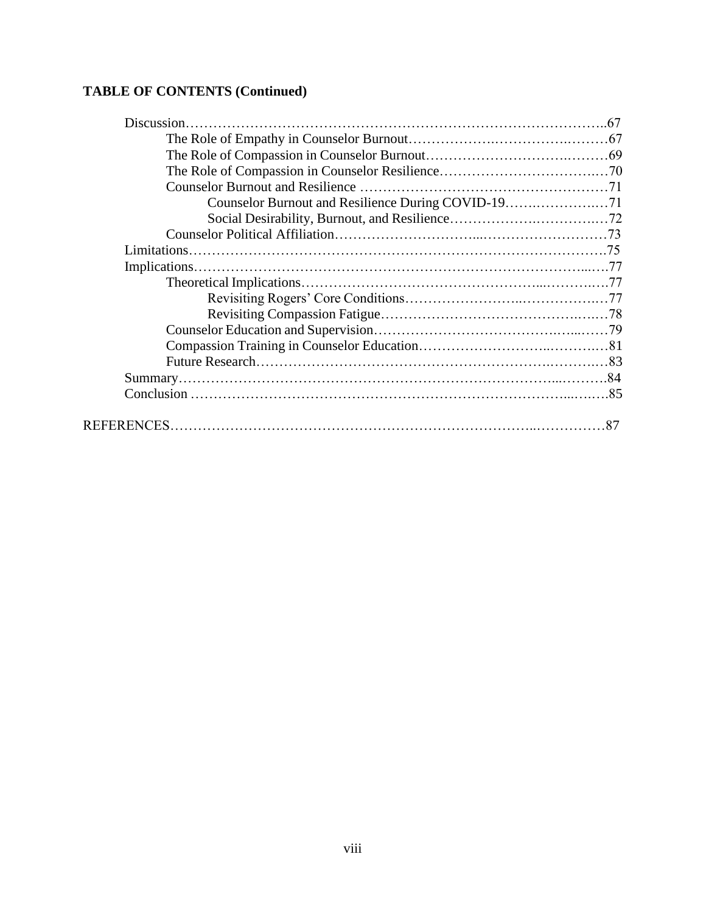**TABLE OF CONTENTS (Continued)**

- Discussion……………………………………………………………………………..67
    - The Role of Empathy in Counselor Burnout……………….…………….………67
    - The Role of Compassion in Counselor Burnout……………………….….…….69
    - The Role of Compassion in Counselor Resilience……………………………..…70
    - Counselor Burnout and Resilience ………………………………………………71
        - Counselor Burnout and Resilience During COVID-19…….……………..…71
        - Social Desirability, Burnout, and Resilience……………….…………..…72
    - Counselor Political Affiliation…………………………...………………………73
- Limitations…………………………………………………………………………….75
- Implications…………………………………………………………………….....…77
    - Theoretical Implications…………………………………………...……….…77
        - Revisiting Rogers' Core Conditions……………………..……………..…77
        - Revisiting Compassion Fatigue…………………………………….….…78
    - Counselor Education and Supervision……………………………….…...……79
    - Compassion Training in Counselor Education……………………...……….…81
    - Future Research………………………………………………….……….…83
- Summary……………………………………………………………………...……….84
- Conclusion ………………………………………………………………….……...….85

REFERENCES………………………………………………………………..……………87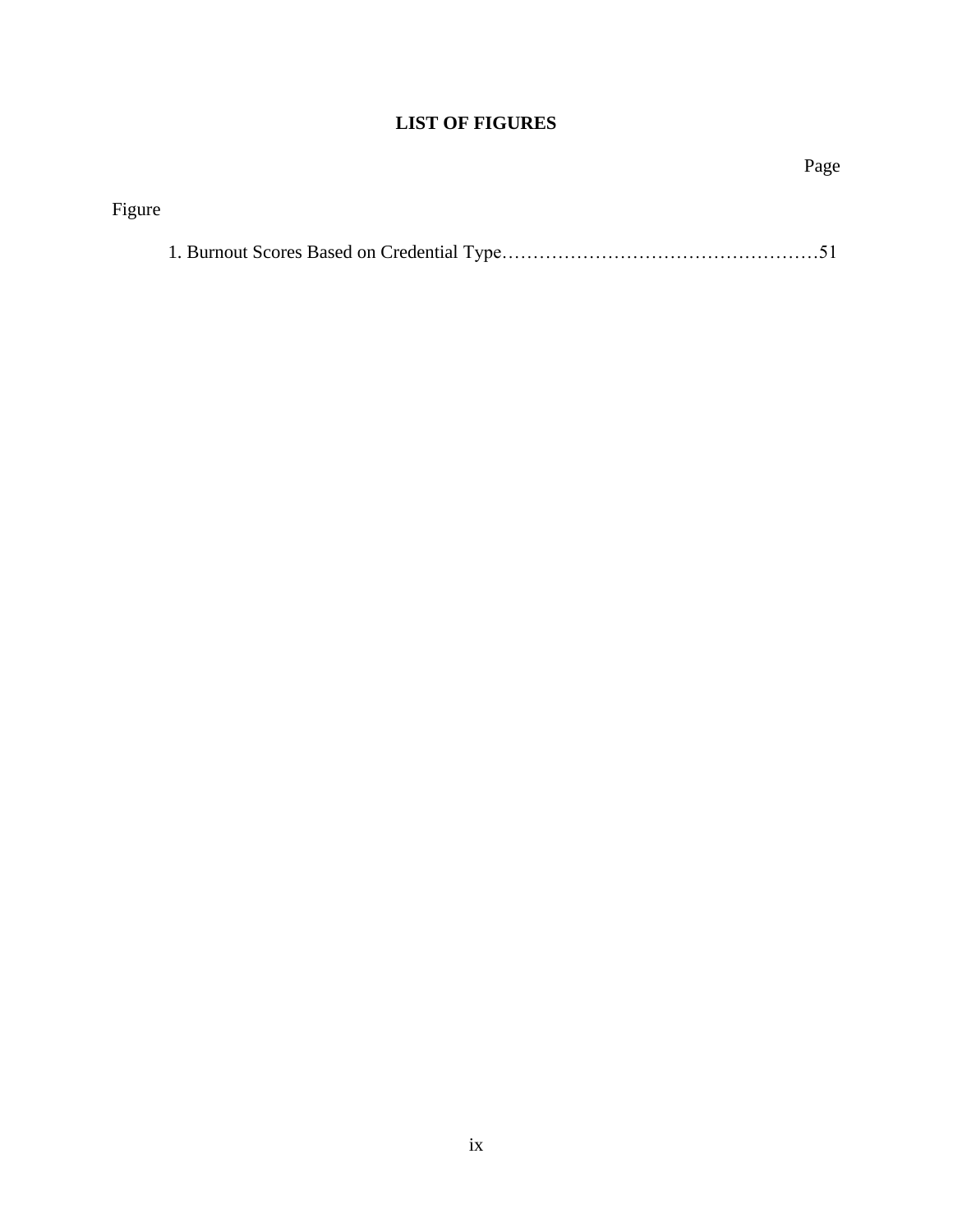# LIST OF FIGURES

Page

Figure

1. Burnout Scores Based on Credential Type……………………………………………51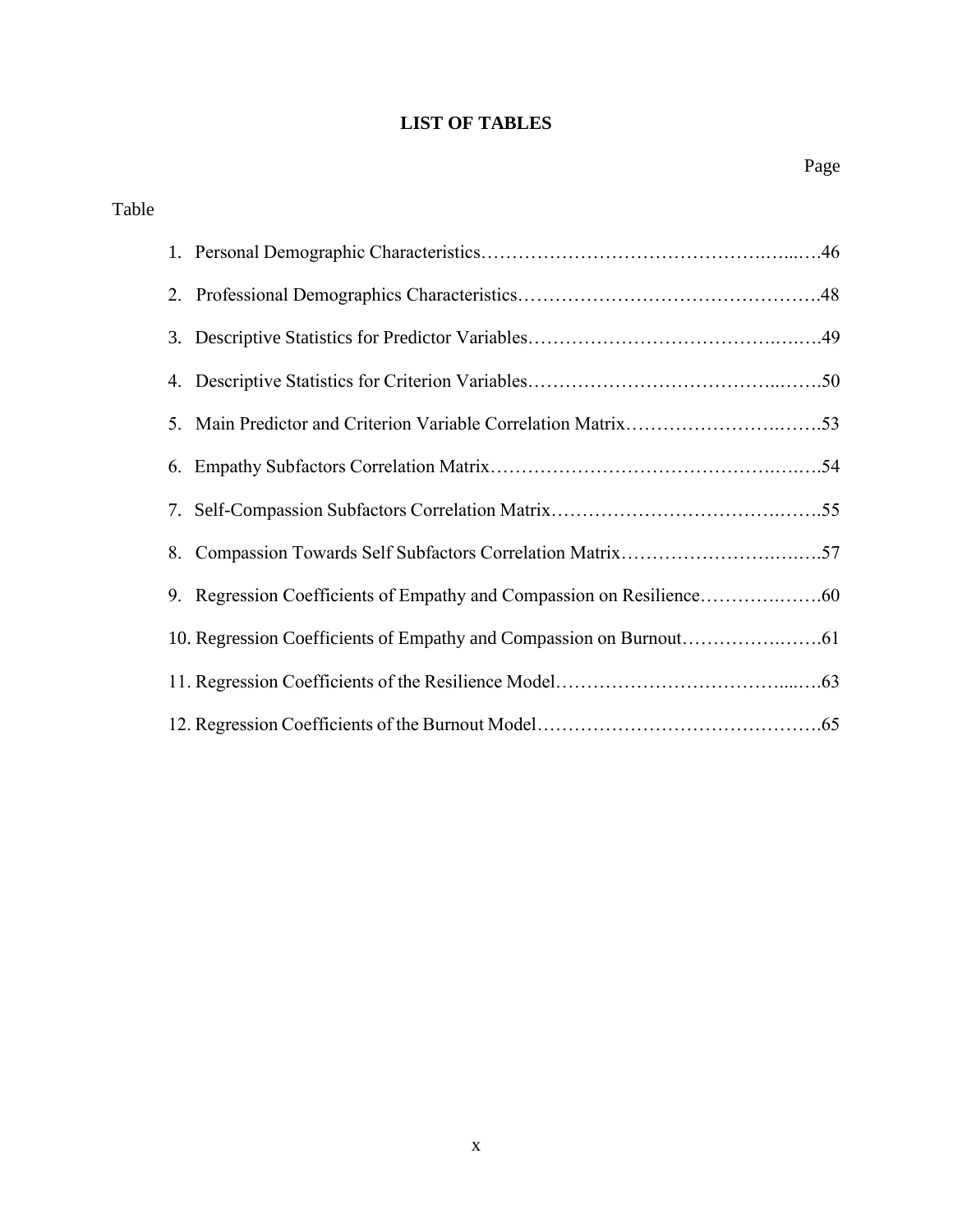# LIST OF TABLES

| Table | Page |
|---|---|
| 1. Personal Demographic Characteristics | 46 |
| 2. Professional Demographics Characteristics | 48 |
| 3. Descriptive Statistics for Predictor Variables | 49 |
| 4. Descriptive Statistics for Criterion Variables | 50 |
| 5. Main Predictor and Criterion Variable Correlation Matrix | 53 |
| 6. Empathy Subfactors Correlation Matrix | 54 |
| 7. Self-Compassion Subfactors Correlation Matrix | 55 |
| 8. Compassion Towards Self Subfactors Correlation Matrix | 57 |
| 9. Regression Coefficients of Empathy and Compassion on Resilience | 60 |
| 10. Regression Coefficients of Empathy and Compassion on Burnout | 61 |
| 11. Regression Coefficients of the Resilience Model | 63 |
| 12. Regression Coefficients of the Burnout Model | 65 |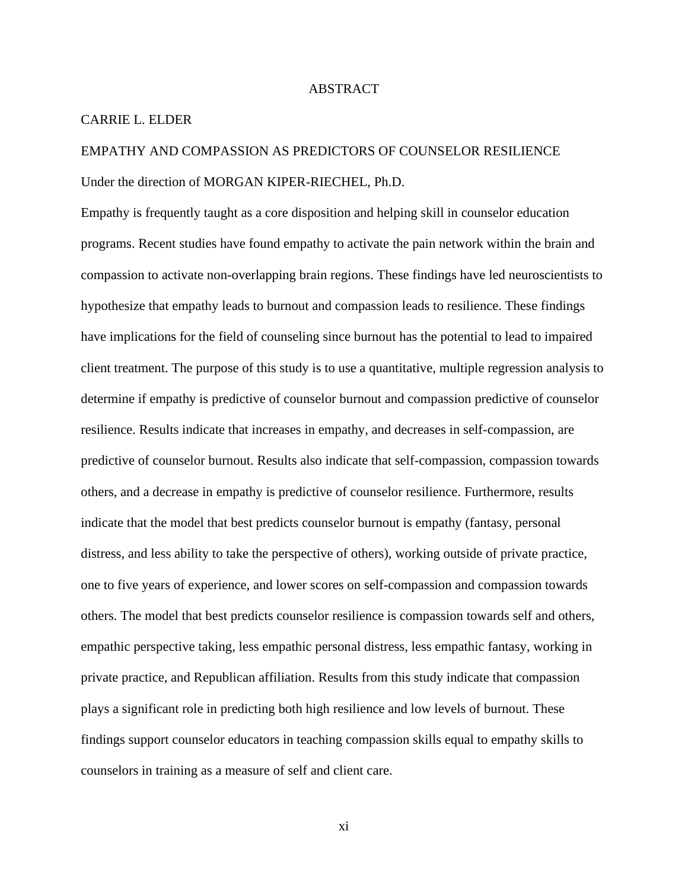# ABSTRACT

CARRIE L. ELDER

EMPATHY AND COMPASSION AS PREDICTORS OF COUNSELOR RESILIENCE

Under the direction of MORGAN KIPER-RIECHEL, Ph.D.

Empathy is frequently taught as a core disposition and helping skill in counselor education programs. Recent studies have found empathy to activate the pain network within the brain and compassion to activate non-overlapping brain regions. These findings have led neuroscientists to hypothesize that empathy leads to burnout and compassion leads to resilience. These findings have implications for the field of counseling since burnout has the potential to lead to impaired client treatment. The purpose of this study is to use a quantitative, multiple regression analysis to determine if empathy is predictive of counselor burnout and compassion predictive of counselor resilience. Results indicate that increases in empathy, and decreases in self-compassion, are predictive of counselor burnout. Results also indicate that self-compassion, compassion towards others, and a decrease in empathy is predictive of counselor resilience. Furthermore, results indicate that the model that best predicts counselor burnout is empathy (fantasy, personal distress, and less ability to take the perspective of others), working outside of private practice, one to five years of experience, and lower scores on self-compassion and compassion towards others. The model that best predicts counselor resilience is compassion towards self and others, empathic perspective taking, less empathic personal distress, less empathic fantasy, working in private practice, and Republican affiliation. Results from this study indicate that compassion plays a significant role in predicting both high resilience and low levels of burnout. These findings support counselor educators in teaching compassion skills equal to empathy skills to counselors in training as a measure of self and client care.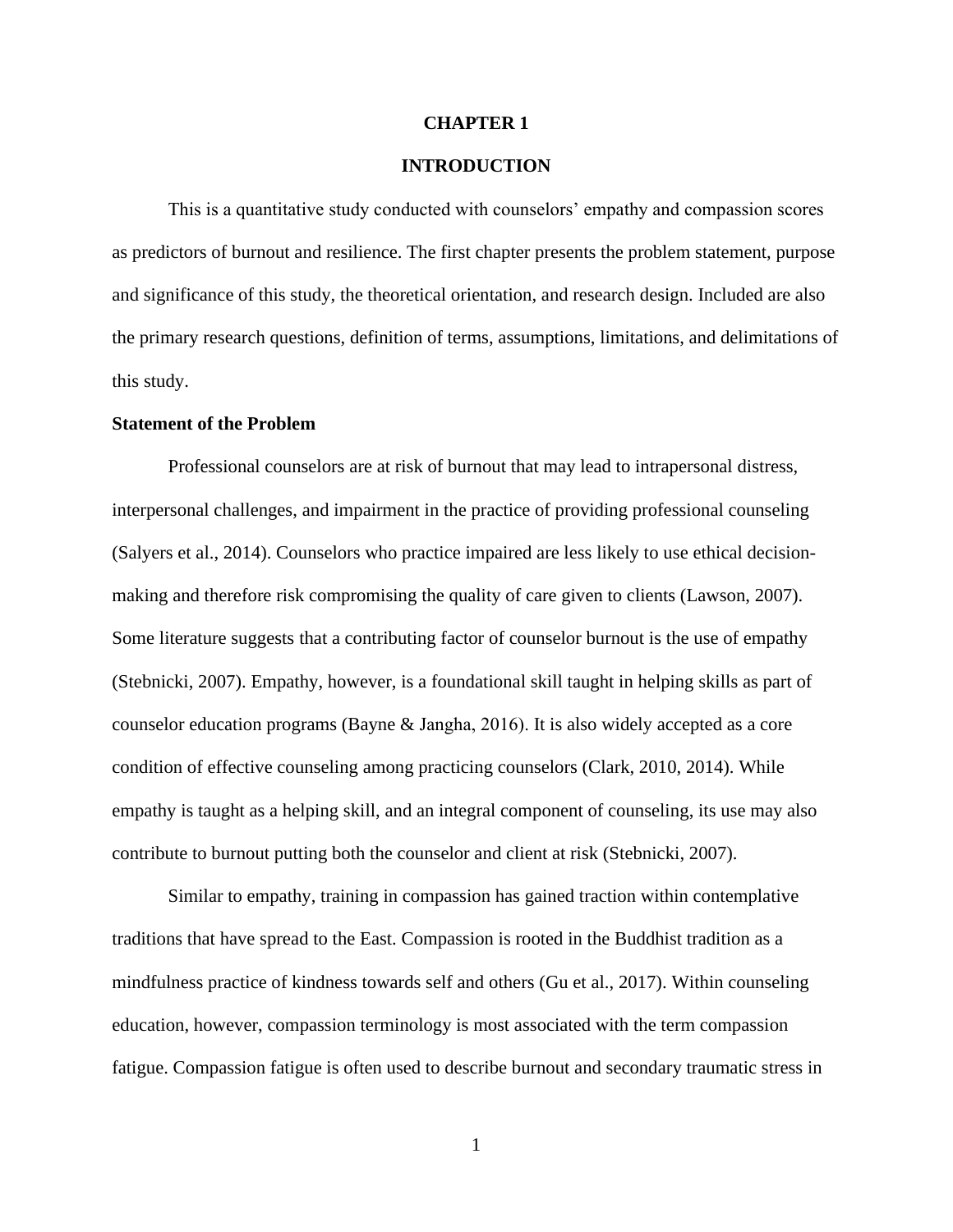# CHAPTER 1

# INTRODUCTION

This is a quantitative study conducted with counselors' empathy and compassion scores as predictors of burnout and resilience. The first chapter presents the problem statement, purpose and significance of this study, the theoretical orientation, and research design. Included are also the primary research questions, definition of terms, assumptions, limitations, and delimitations of this study.

## Statement of the Problem

Professional counselors are at risk of burnout that may lead to intrapersonal distress, interpersonal challenges, and impairment in the practice of providing professional counseling (Salyers et al., 2014). Counselors who practice impaired are less likely to use ethical decision-making and therefore risk compromising the quality of care given to clients (Lawson, 2007). Some literature suggests that a contributing factor of counselor burnout is the use of empathy (Stebnicki, 2007). Empathy, however, is a foundational skill taught in helping skills as part of counselor education programs (Bayne & Jangha, 2016). It is also widely accepted as a core condition of effective counseling among practicing counselors (Clark, 2010, 2014). While empathy is taught as a helping skill, and an integral component of counseling, its use may also contribute to burnout putting both the counselor and client at risk (Stebnicki, 2007).

Similar to empathy, training in compassion has gained traction within contemplative traditions that have spread to the East. Compassion is rooted in the Buddhist tradition as a mindfulness practice of kindness towards self and others (Gu et al., 2017). Within counseling education, however, compassion terminology is most associated with the term compassion fatigue. Compassion fatigue is often used to describe burnout and secondary traumatic stress in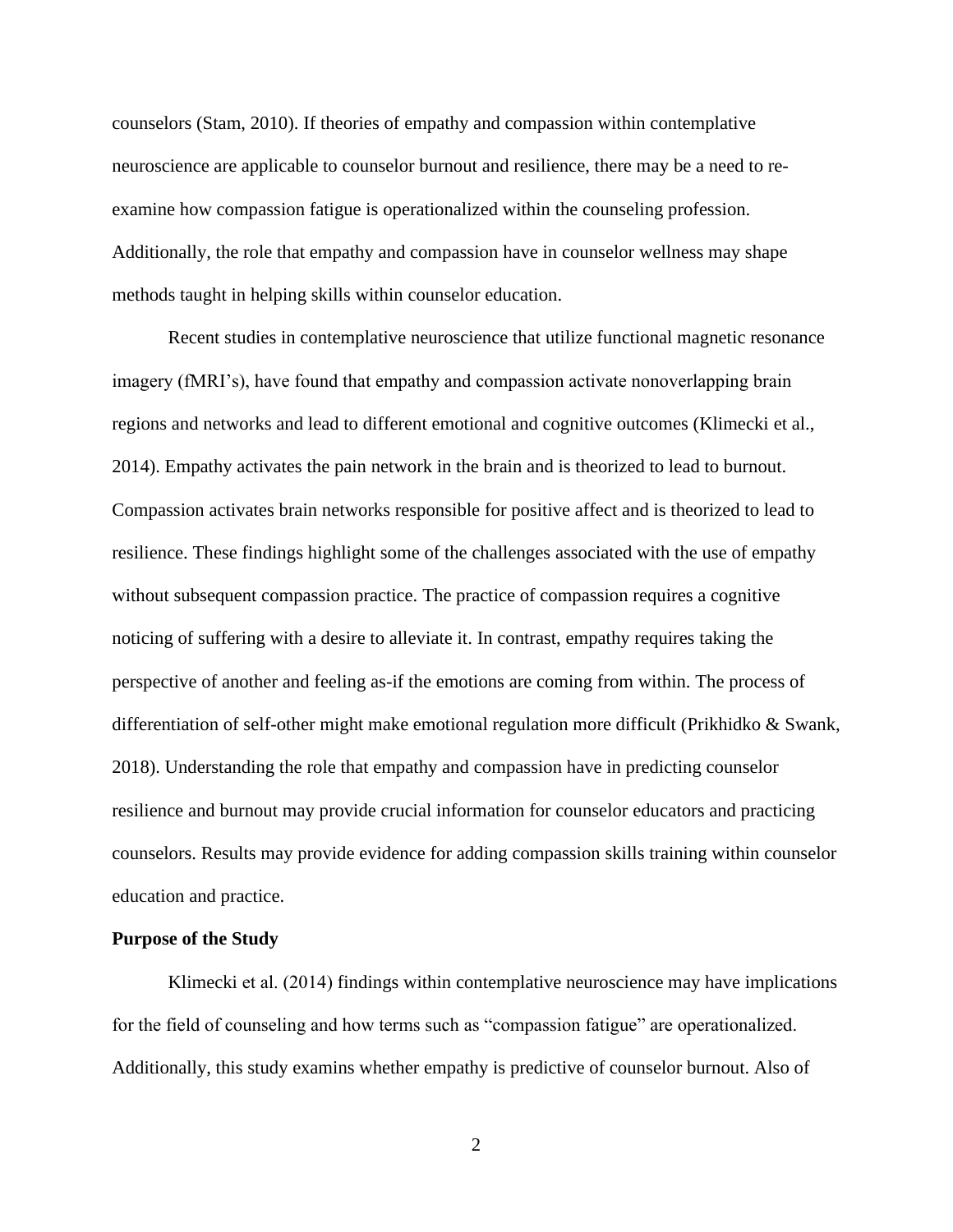counselors (Stam, 2010). If theories of empathy and compassion within contemplative neuroscience are applicable to counselor burnout and resilience, there may be a need to re-examine how compassion fatigue is operationalized within the counseling profession. Additionally, the role that empathy and compassion have in counselor wellness may shape methods taught in helping skills within counselor education.

Recent studies in contemplative neuroscience that utilize functional magnetic resonance imagery (fMRI's), have found that empathy and compassion activate nonoverlapping brain regions and networks and lead to different emotional and cognitive outcomes (Klimecki et al., 2014). Empathy activates the pain network in the brain and is theorized to lead to burnout. Compassion activates brain networks responsible for positive affect and is theorized to lead to resilience. These findings highlight some of the challenges associated with the use of empathy without subsequent compassion practice. The practice of compassion requires a cognitive noticing of suffering with a desire to alleviate it. In contrast, empathy requires taking the perspective of another and feeling as-if the emotions are coming from within. The process of differentiation of self-other might make emotional regulation more difficult (Prikhidko & Swank, 2018). Understanding the role that empathy and compassion have in predicting counselor resilience and burnout may provide crucial information for counselor educators and practicing counselors. Results may provide evidence for adding compassion skills training within counselor education and practice.

**Purpose of the Study**

Klimecki et al. (2014) findings within contemplative neuroscience may have implications for the field of counseling and how terms such as "compassion fatigue" are operationalized. Additionally, this study examins whether empathy is predictive of counselor burnout. Also of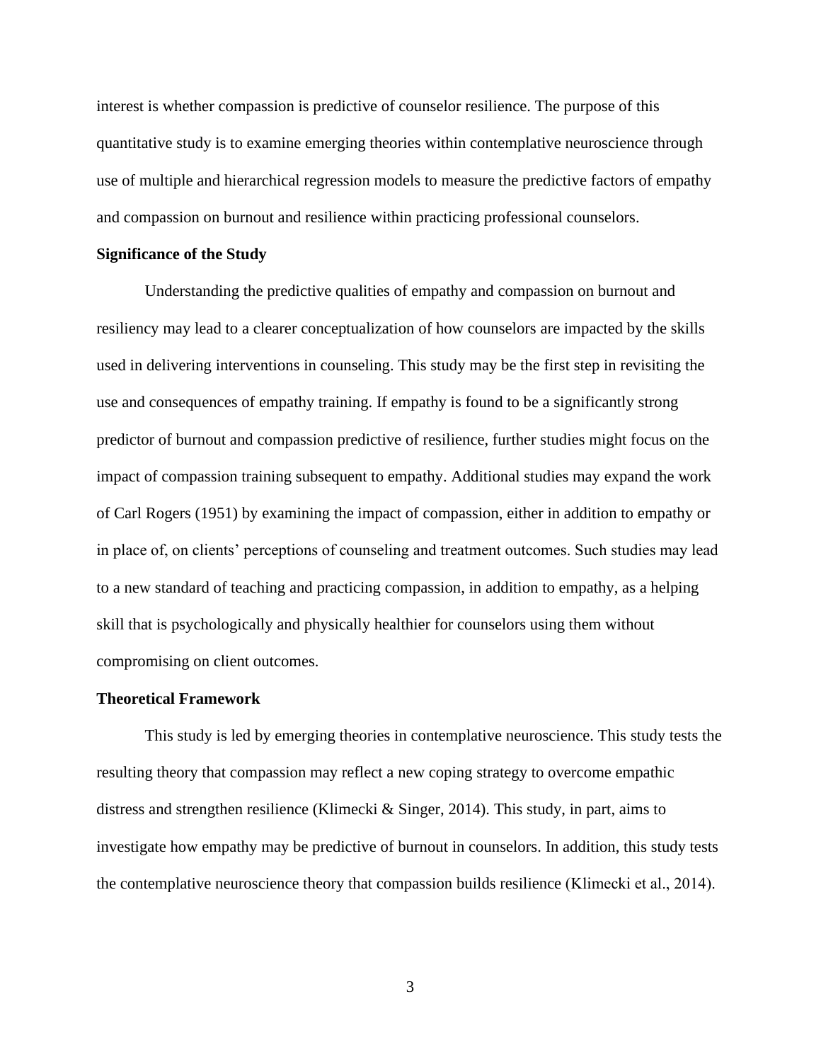interest is whether compassion is predictive of counselor resilience. The purpose of this quantitative study is to examine emerging theories within contemplative neuroscience through use of multiple and hierarchical regression models to measure the predictive factors of empathy and compassion on burnout and resilience within practicing professional counselors.

## Significance of the Study

Understanding the predictive qualities of empathy and compassion on burnout and resiliency may lead to a clearer conceptualization of how counselors are impacted by the skills used in delivering interventions in counseling. This study may be the first step in revisiting the use and consequences of empathy training. If empathy is found to be a significantly strong predictor of burnout and compassion predictive of resilience, further studies might focus on the impact of compassion training subsequent to empathy. Additional studies may expand the work of Carl Rogers (1951) by examining the impact of compassion, either in addition to empathy or in place of, on clients' perceptions of counseling and treatment outcomes. Such studies may lead to a new standard of teaching and practicing compassion, in addition to empathy, as a helping skill that is psychologically and physically healthier for counselors using them without compromising on client outcomes.

## Theoretical Framework

This study is led by emerging theories in contemplative neuroscience. This study tests the resulting theory that compassion may reflect a new coping strategy to overcome empathic distress and strengthen resilience (Klimecki & Singer, 2014). This study, in part, aims to investigate how empathy may be predictive of burnout in counselors. In addition, this study tests the contemplative neuroscience theory that compassion builds resilience (Klimecki et al., 2014).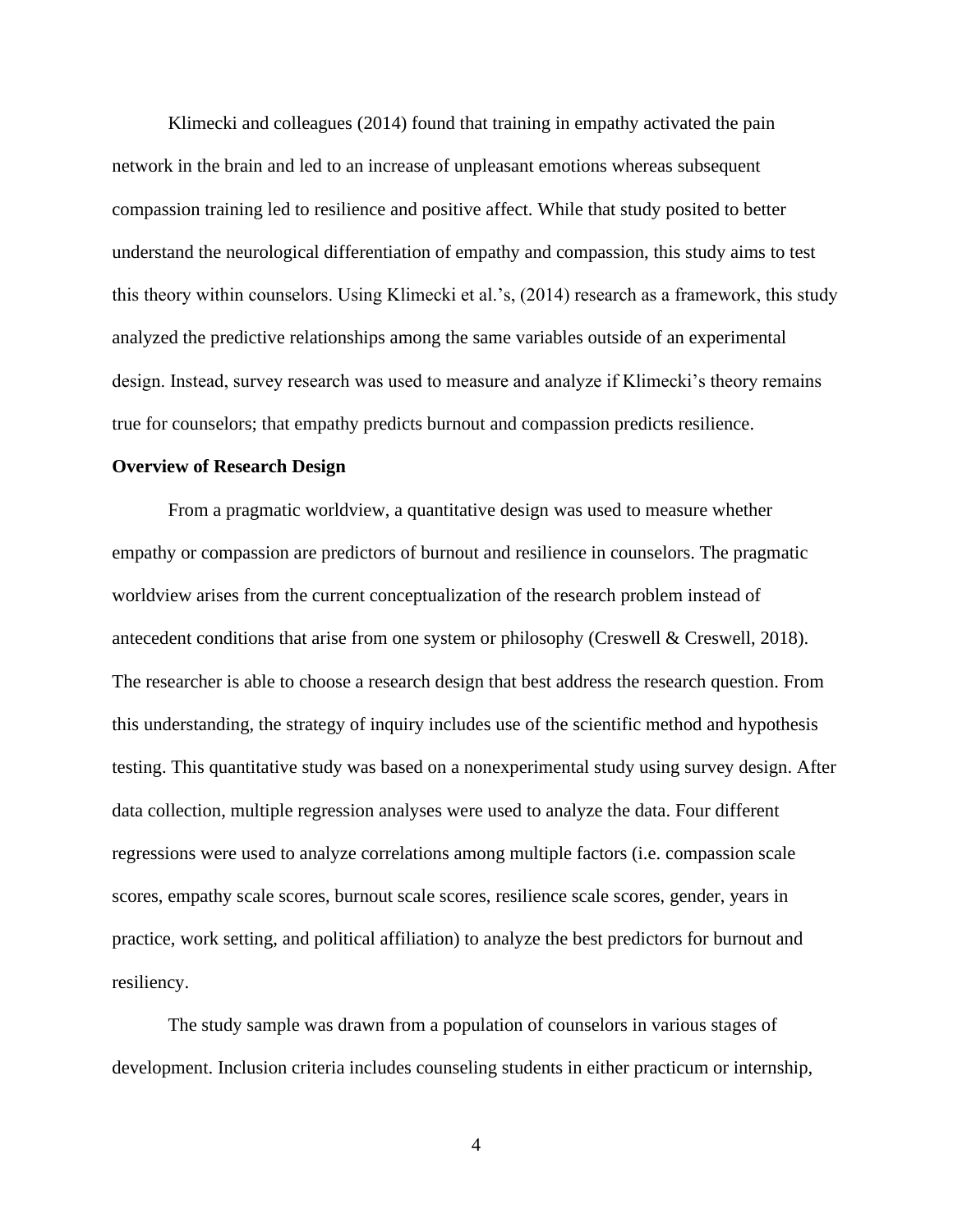Klimecki and colleagues (2014) found that training in empathy activated the pain network in the brain and led to an increase of unpleasant emotions whereas subsequent compassion training led to resilience and positive affect. While that study posited to better understand the neurological differentiation of empathy and compassion, this study aims to test this theory within counselors. Using Klimecki et al.'s, (2014) research as a framework, this study analyzed the predictive relationships among the same variables outside of an experimental design. Instead, survey research was used to measure and analyze if Klimecki's theory remains true for counselors; that empathy predicts burnout and compassion predicts resilience.

**Overview of Research Design**

From a pragmatic worldview, a quantitative design was used to measure whether empathy or compassion are predictors of burnout and resilience in counselors. The pragmatic worldview arises from the current conceptualization of the research problem instead of antecedent conditions that arise from one system or philosophy (Creswell & Creswell, 2018). The researcher is able to choose a research design that best address the research question. From this understanding, the strategy of inquiry includes use of the scientific method and hypothesis testing. This quantitative study was based on a nonexperimental study using survey design. After data collection, multiple regression analyses were used to analyze the data. Four different regressions were used to analyze correlations among multiple factors (i.e. compassion scale scores, empathy scale scores, burnout scale scores, resilience scale scores, gender, years in practice, work setting, and political affiliation) to analyze the best predictors for burnout and resiliency.

The study sample was drawn from a population of counselors in various stages of development. Inclusion criteria includes counseling students in either practicum or internship,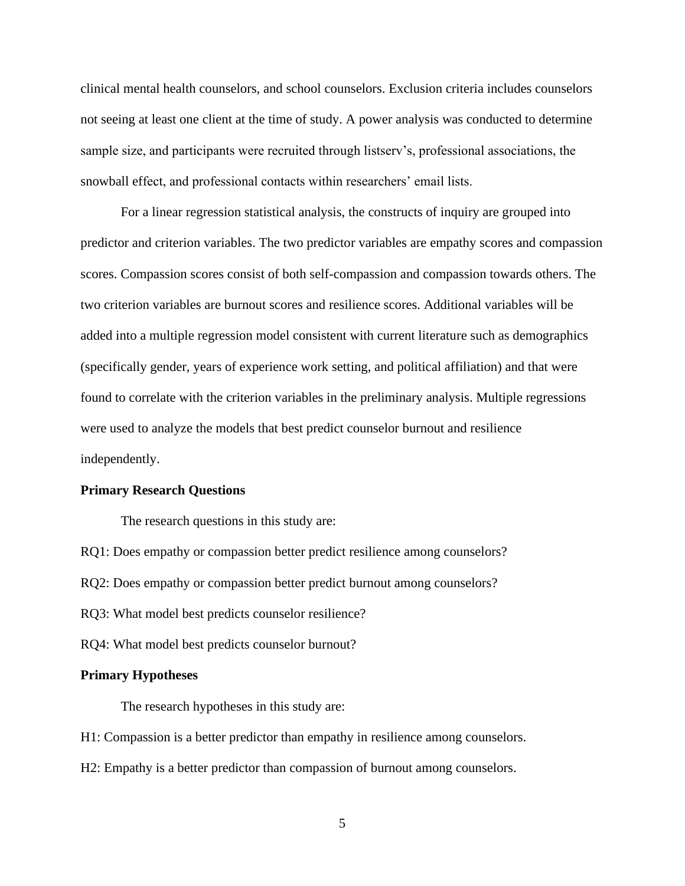clinical mental health counselors, and school counselors. Exclusion criteria includes counselors not seeing at least one client at the time of study. A power analysis was conducted to determine sample size, and participants were recruited through listserv's, professional associations, the snowball effect, and professional contacts within researchers' email lists.

For a linear regression statistical analysis, the constructs of inquiry are grouped into predictor and criterion variables. The two predictor variables are empathy scores and compassion scores. Compassion scores consist of both self-compassion and compassion towards others. The two criterion variables are burnout scores and resilience scores. Additional variables will be added into a multiple regression model consistent with current literature such as demographics (specifically gender, years of experience work setting, and political affiliation) and that were found to correlate with the criterion variables in the preliminary analysis. Multiple regressions were used to analyze the models that best predict counselor burnout and resilience independently.

**Primary Research Questions**

The research questions in this study are:

RQ1: Does empathy or compassion better predict resilience among counselors?

RQ2: Does empathy or compassion better predict burnout among counselors?

RQ3: What model best predicts counselor resilience?

RQ4: What model best predicts counselor burnout?

**Primary Hypotheses**

The research hypotheses in this study are:

H1: Compassion is a better predictor than empathy in resilience among counselors.

H2: Empathy is a better predictor than compassion of burnout among counselors.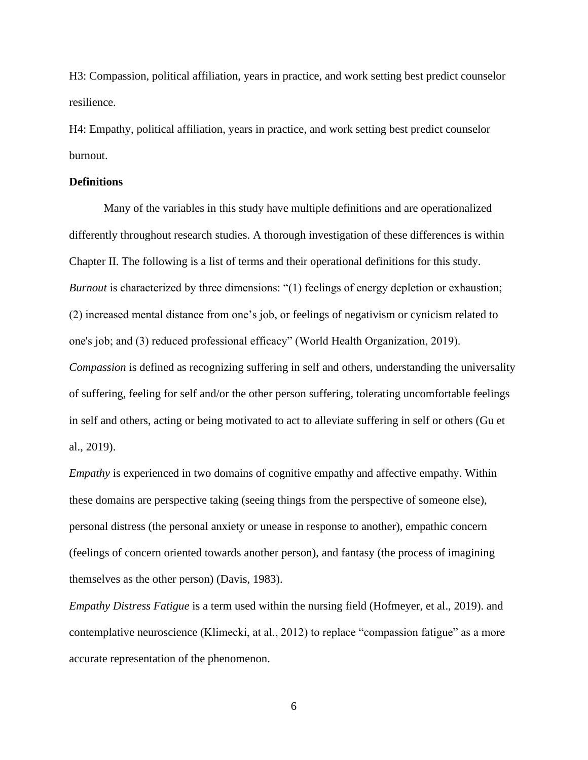H3: Compassion, political affiliation, years in practice, and work setting best predict counselor resilience.

H4: Empathy, political affiliation, years in practice, and work setting best predict counselor burnout.

**Definitions**

Many of the variables in this study have multiple definitions and are operationalized differently throughout research studies. A thorough investigation of these differences is within Chapter II. The following is a list of terms and their operational definitions for this study.

*Burnout* is characterized by three dimensions: "(1) feelings of energy depletion or exhaustion; (2) increased mental distance from one's job, or feelings of negativism or cynicism related to one's job; and (3) reduced professional efficacy" (World Health Organization, 2019).

*Compassion* is defined as recognizing suffering in self and others, understanding the universality of suffering, feeling for self and/or the other person suffering, tolerating uncomfortable feelings in self and others, acting or being motivated to act to alleviate suffering in self or others (Gu et al., 2019).

*Empathy* is experienced in two domains of cognitive empathy and affective empathy. Within these domains are perspective taking (seeing things from the perspective of someone else), personal distress (the personal anxiety or unease in response to another), empathic concern (feelings of concern oriented towards another person), and fantasy (the process of imagining themselves as the other person) (Davis, 1983).

*Empathy Distress Fatigue* is a term used within the nursing field (Hofmeyer, et al., 2019). and contemplative neuroscience (Klimecki, at al., 2012) to replace "compassion fatigue" as a more accurate representation of the phenomenon.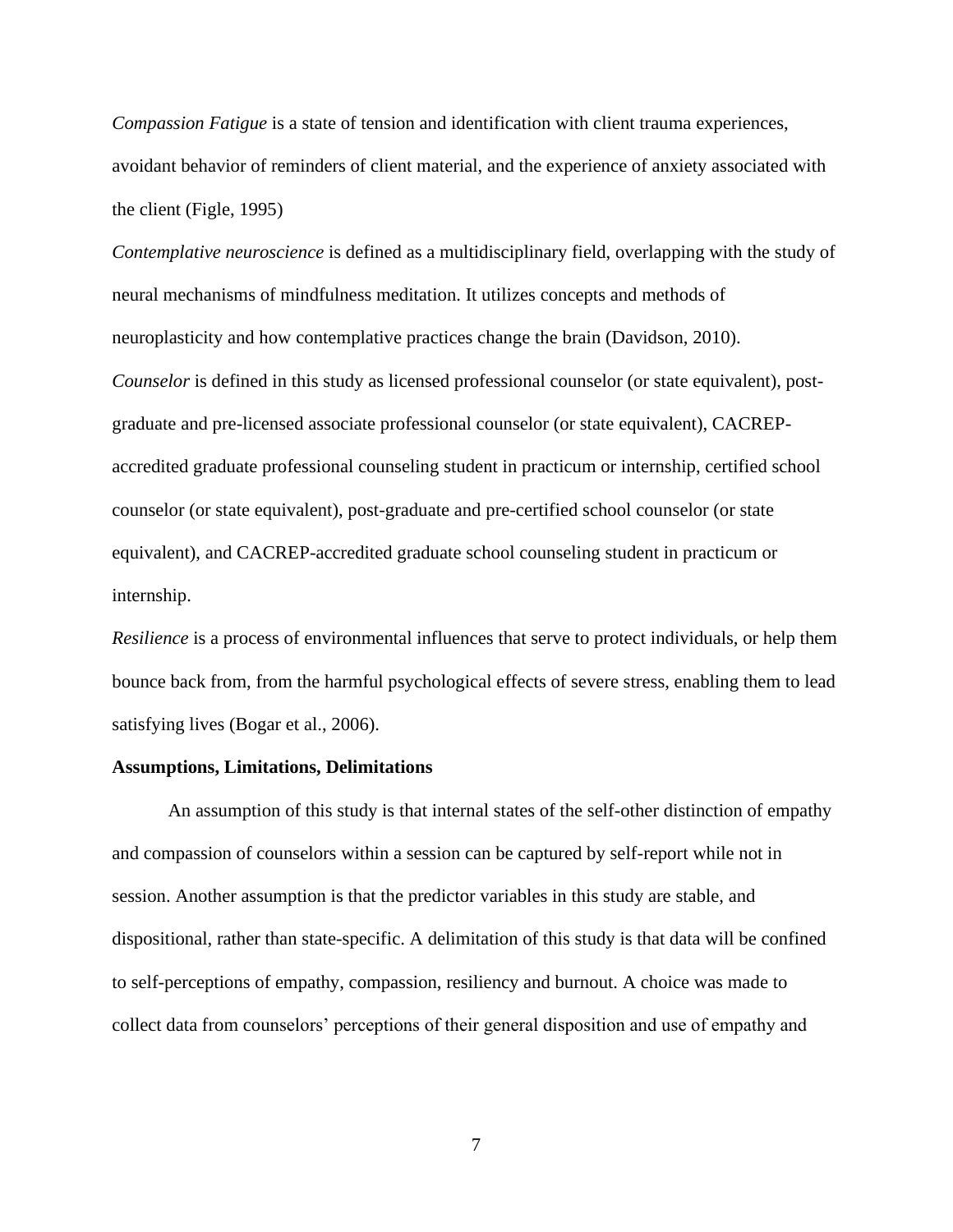*Compassion Fatigue* is a state of tension and identification with client trauma experiences, avoidant behavior of reminders of client material, and the experience of anxiety associated with the client (Figle, 1995)

*Contemplative neuroscience* is defined as a multidisciplinary field, overlapping with the study of neural mechanisms of mindfulness meditation. It utilizes concepts and methods of neuroplasticity and how contemplative practices change the brain (Davidson, 2010).

*Counselor* is defined in this study as licensed professional counselor (or state equivalent), post-graduate and pre-licensed associate professional counselor (or state equivalent), CACREP-accredited graduate professional counseling student in practicum or internship, certified school counselor (or state equivalent), post-graduate and pre-certified school counselor (or state equivalent), and CACREP-accredited graduate school counseling student in practicum or internship.

*Resilience* is a process of environmental influences that serve to protect individuals, or help them bounce back from, from the harmful psychological effects of severe stress, enabling them to lead satisfying lives (Bogar et al., 2006).

**Assumptions, Limitations, Delimitations**

An assumption of this study is that internal states of the self-other distinction of empathy and compassion of counselors within a session can be captured by self-report while not in session. Another assumption is that the predictor variables in this study are stable, and dispositional, rather than state-specific. A delimitation of this study is that data will be confined to self-perceptions of empathy, compassion, resiliency and burnout. A choice was made to collect data from counselors' perceptions of their general disposition and use of empathy and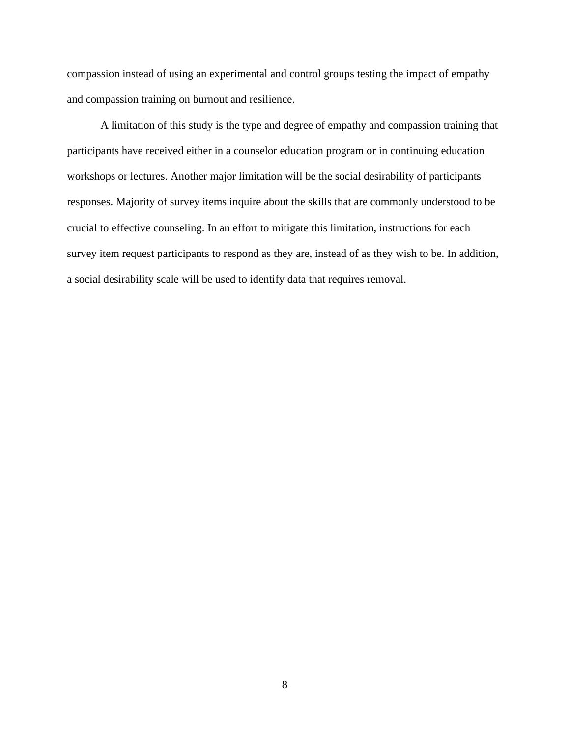compassion instead of using an experimental and control groups testing the impact of empathy and compassion training on burnout and resilience.

A limitation of this study is the type and degree of empathy and compassion training that participants have received either in a counselor education program or in continuing education workshops or lectures. Another major limitation will be the social desirability of participants responses. Majority of survey items inquire about the skills that are commonly understood to be crucial to effective counseling. In an effort to mitigate this limitation, instructions for each survey item request participants to respond as they are, instead of as they wish to be. In addition, a social desirability scale will be used to identify data that requires removal.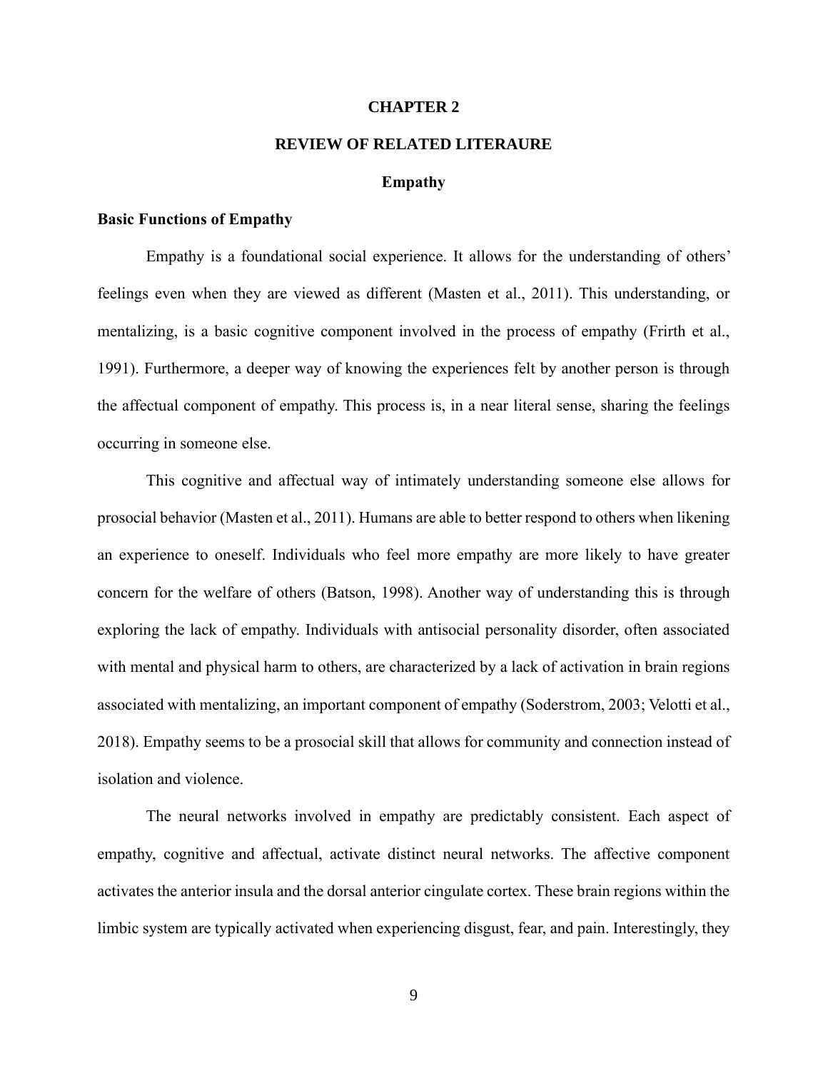# CHAPTER 2

# REVIEW OF RELATED LITERAURE

## Empathy

### Basic Functions of Empathy

Empathy is a foundational social experience. It allows for the understanding of others' feelings even when they are viewed as different (Masten et al., 2011). This understanding, or mentalizing, is a basic cognitive component involved in the process of empathy (Frirth et al., 1991). Furthermore, a deeper way of knowing the experiences felt by another person is through the affectual component of empathy. This process is, in a near literal sense, sharing the feelings occurring in someone else.

This cognitive and affectual way of intimately understanding someone else allows for prosocial behavior (Masten et al., 2011). Humans are able to better respond to others when likening an experience to oneself. Individuals who feel more empathy are more likely to have greater concern for the welfare of others (Batson, 1998). Another way of understanding this is through exploring the lack of empathy. Individuals with antisocial personality disorder, often associated with mental and physical harm to others, are characterized by a lack of activation in brain regions associated with mentalizing, an important component of empathy (Soderstrom, 2003; Velotti et al., 2018). Empathy seems to be a prosocial skill that allows for community and connection instead of isolation and violence.

The neural networks involved in empathy are predictably consistent. Each aspect of empathy, cognitive and affectual, activate distinct neural networks. The affective component activates the anterior insula and the dorsal anterior cingulate cortex. These brain regions within the limbic system are typically activated when experiencing disgust, fear, and pain. Interestingly, they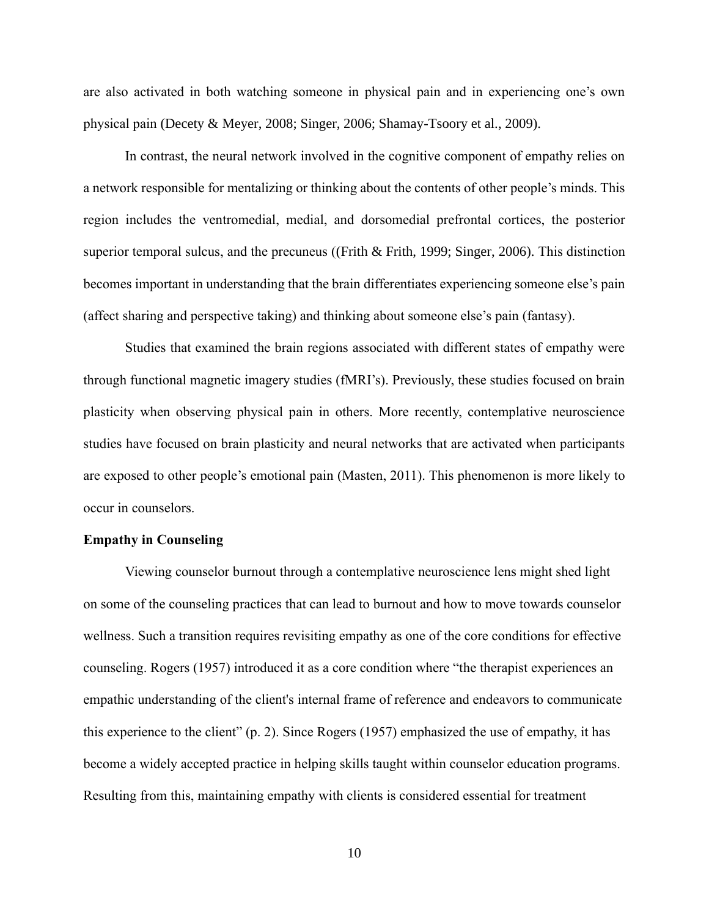are also activated in both watching someone in physical pain and in experiencing one's own physical pain (Decety & Meyer, 2008; Singer, 2006; Shamay-Tsoory et al., 2009).

In contrast, the neural network involved in the cognitive component of empathy relies on a network responsible for mentalizing or thinking about the contents of other people's minds. This region includes the ventromedial, medial, and dorsomedial prefrontal cortices, the posterior superior temporal sulcus, and the precuneus ((Frith & Frith, 1999; Singer, 2006). This distinction becomes important in understanding that the brain differentiates experiencing someone else's pain (affect sharing and perspective taking) and thinking about someone else's pain (fantasy).

Studies that examined the brain regions associated with different states of empathy were through functional magnetic imagery studies (fMRI's). Previously, these studies focused on brain plasticity when observing physical pain in others. More recently, contemplative neuroscience studies have focused on brain plasticity and neural networks that are activated when participants are exposed to other people's emotional pain (Masten, 2011). This phenomenon is more likely to occur in counselors.

**Empathy in Counseling**

Viewing counselor burnout through a contemplative neuroscience lens might shed light on some of the counseling practices that can lead to burnout and how to move towards counselor wellness. Such a transition requires revisiting empathy as one of the core conditions for effective counseling. Rogers (1957) introduced it as a core condition where "the therapist experiences an empathic understanding of the client's internal frame of reference and endeavors to communicate this experience to the client" (p. 2). Since Rogers (1957) emphasized the use of empathy, it has become a widely accepted practice in helping skills taught within counselor education programs. Resulting from this, maintaining empathy with clients is considered essential for treatment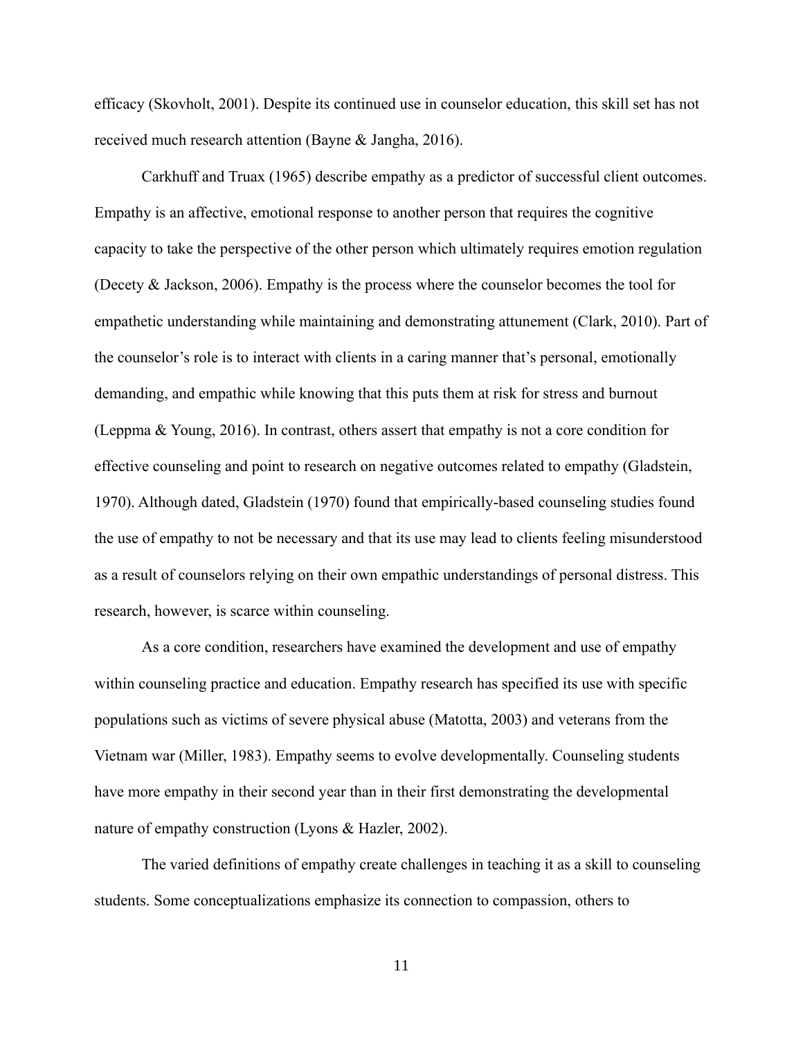efficacy (Skovholt, 2001). Despite its continued use in counselor education, this skill set has not received much research attention (Bayne & Jangha, 2016).

Carkhuff and Truax (1965) describe empathy as a predictor of successful client outcomes. Empathy is an affective, emotional response to another person that requires the cognitive capacity to take the perspective of the other person which ultimately requires emotion regulation (Decety & Jackson, 2006). Empathy is the process where the counselor becomes the tool for empathetic understanding while maintaining and demonstrating attunement (Clark, 2010). Part of the counselor's role is to interact with clients in a caring manner that's personal, emotionally demanding, and empathic while knowing that this puts them at risk for stress and burnout (Leppma & Young, 2016). In contrast, others assert that empathy is not a core condition for effective counseling and point to research on negative outcomes related to empathy (Gladstein, 1970). Although dated, Gladstein (1970) found that empirically-based counseling studies found the use of empathy to not be necessary and that its use may lead to clients feeling misunderstood as a result of counselors relying on their own empathic understandings of personal distress. This research, however, is scarce within counseling.

As a core condition, researchers have examined the development and use of empathy within counseling practice and education. Empathy research has specified its use with specific populations such as victims of severe physical abuse (Matotta, 2003) and veterans from the Vietnam war (Miller, 1983). Empathy seems to evolve developmentally. Counseling students have more empathy in their second year than in their first demonstrating the developmental nature of empathy construction (Lyons & Hazler, 2002).

The varied definitions of empathy create challenges in teaching it as a skill to counseling students. Some conceptualizations emphasize its connection to compassion, others to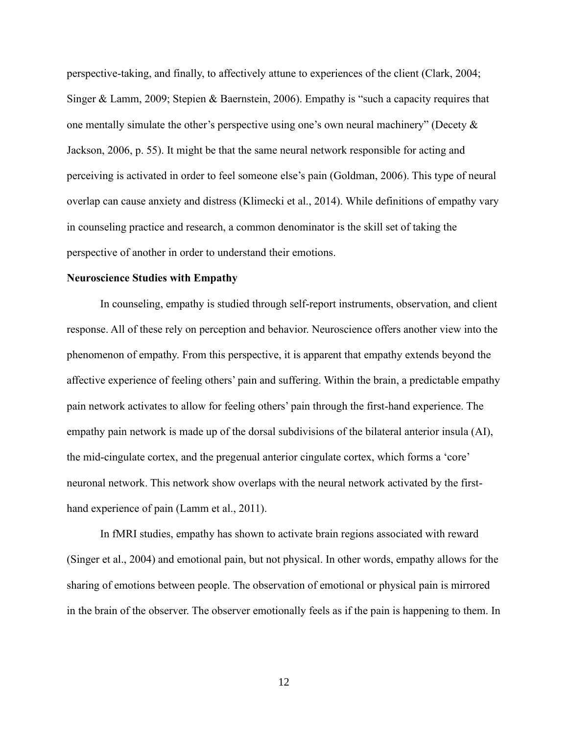perspective-taking, and finally, to affectively attune to experiences of the client (Clark, 2004; Singer & Lamm, 2009; Stepien & Baernstein, 2006). Empathy is "such a capacity requires that one mentally simulate the other's perspective using one's own neural machinery" (Decety & Jackson, 2006, p. 55). It might be that the same neural network responsible for acting and perceiving is activated in order to feel someone else's pain (Goldman, 2006). This type of neural overlap can cause anxiety and distress (Klimecki et al., 2014). While definitions of empathy vary in counseling practice and research, a common denominator is the skill set of taking the perspective of another in order to understand their emotions.

**Neuroscience Studies with Empathy**

In counseling, empathy is studied through self-report instruments, observation, and client response. All of these rely on perception and behavior. Neuroscience offers another view into the phenomenon of empathy. From this perspective, it is apparent that empathy extends beyond the affective experience of feeling others' pain and suffering. Within the brain, a predictable empathy pain network activates to allow for feeling others' pain through the first-hand experience. The empathy pain network is made up of the dorsal subdivisions of the bilateral anterior insula (AI), the mid-cingulate cortex, and the pregenual anterior cingulate cortex, which forms a 'core' neuronal network. This network show overlaps with the neural network activated by the first-hand experience of pain (Lamm et al., 2011).

In fMRI studies, empathy has shown to activate brain regions associated with reward (Singer et al., 2004) and emotional pain, but not physical. In other words, empathy allows for the sharing of emotions between people. The observation of emotional or physical pain is mirrored in the brain of the observer. The observer emotionally feels as if the pain is happening to them. In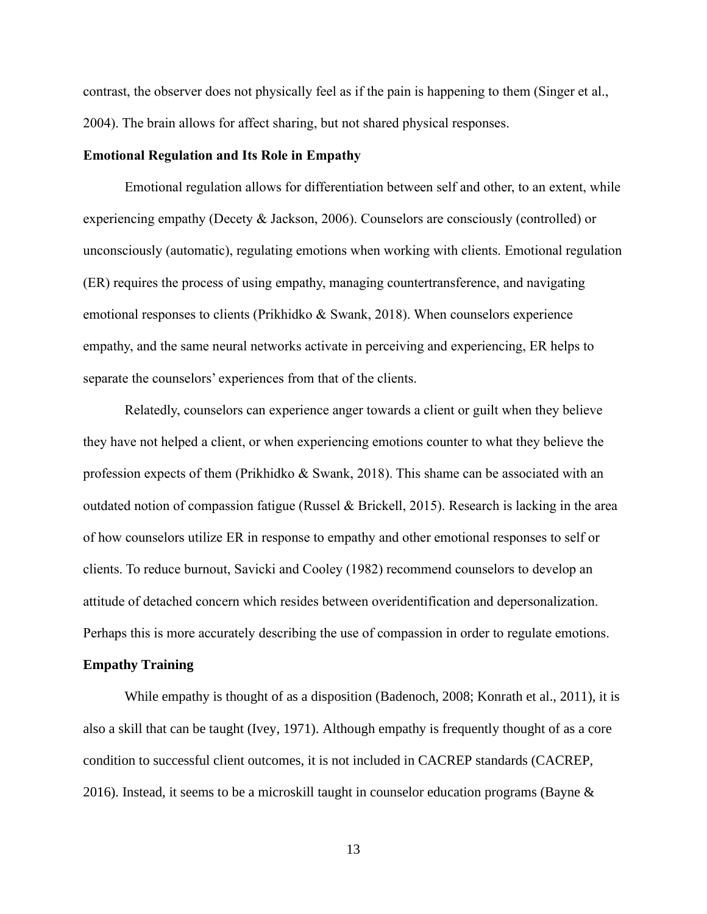contrast, the observer does not physically feel as if the pain is happening to them (Singer et al., 2004). The brain allows for affect sharing, but not shared physical responses.

### Emotional Regulation and Its Role in Empathy

Emotional regulation allows for differentiation between self and other, to an extent, while experiencing empathy (Decety & Jackson, 2006). Counselors are consciously (controlled) or unconsciously (automatic), regulating emotions when working with clients. Emotional regulation (ER) requires the process of using empathy, managing countertransference, and navigating emotional responses to clients (Prikhidko & Swank, 2018). When counselors experience empathy, and the same neural networks activate in perceiving and experiencing, ER helps to separate the counselors' experiences from that of the clients.

Relatedly, counselors can experience anger towards a client or guilt when they believe they have not helped a client, or when experiencing emotions counter to what they believe the profession expects of them (Prikhidko & Swank, 2018). This shame can be associated with an outdated notion of compassion fatigue (Russel & Brickell, 2015). Research is lacking in the area of how counselors utilize ER in response to empathy and other emotional responses to self or clients. To reduce burnout, Savicki and Cooley (1982) recommend counselors to develop an attitude of detached concern which resides between overidentification and depersonalization. Perhaps this is more accurately describing the use of compassion in order to regulate emotions.

### Empathy Training

While empathy is thought of as a disposition (Badenoch, 2008; Konrath et al., 2011), it is also a skill that can be taught (Ivey, 1971). Although empathy is frequently thought of as a core condition to successful client outcomes, it is not included in CACREP standards (CACREP, 2016). Instead, it seems to be a microskill taught in counselor education programs (Bayne &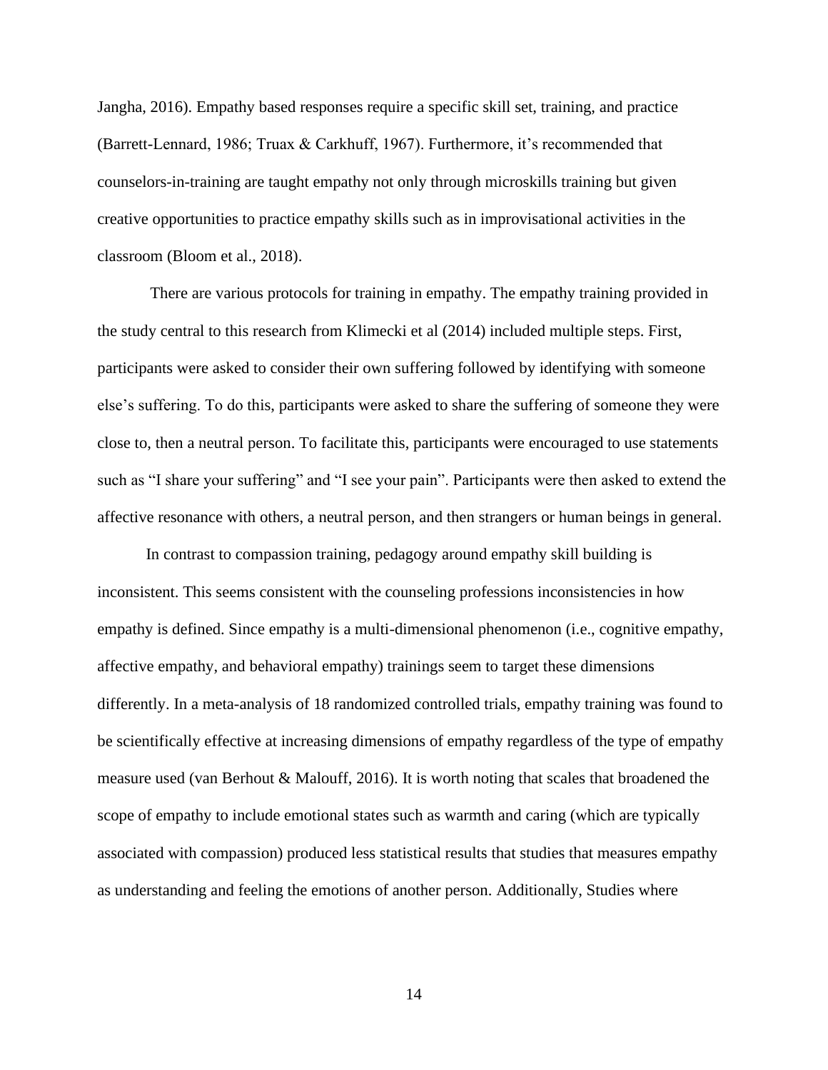Jangha, 2016). Empathy based responses require a specific skill set, training, and practice (Barrett-Lennard, 1986; Truax & Carkhuff, 1967). Furthermore, it's recommended that counselors-in-training are taught empathy not only through microskills training but given creative opportunities to practice empathy skills such as in improvisational activities in the classroom (Bloom et al., 2018).

There are various protocols for training in empathy. The empathy training provided in the study central to this research from Klimecki et al (2014) included multiple steps. First, participants were asked to consider their own suffering followed by identifying with someone else's suffering. To do this, participants were asked to share the suffering of someone they were close to, then a neutral person. To facilitate this, participants were encouraged to use statements such as "I share your suffering" and "I see your pain". Participants were then asked to extend the affective resonance with others, a neutral person, and then strangers or human beings in general.

In contrast to compassion training, pedagogy around empathy skill building is inconsistent. This seems consistent with the counseling professions inconsistencies in how empathy is defined. Since empathy is a multi-dimensional phenomenon (i.e., cognitive empathy, affective empathy, and behavioral empathy) trainings seem to target these dimensions differently. In a meta-analysis of 18 randomized controlled trials, empathy training was found to be scientifically effective at increasing dimensions of empathy regardless of the type of empathy measure used (van Berhout & Malouff, 2016). It is worth noting that scales that broadened the scope of empathy to include emotional states such as warmth and caring (which are typically associated with compassion) produced less statistical results that studies that measures empathy as understanding and feeling the emotions of another person. Additionally, Studies where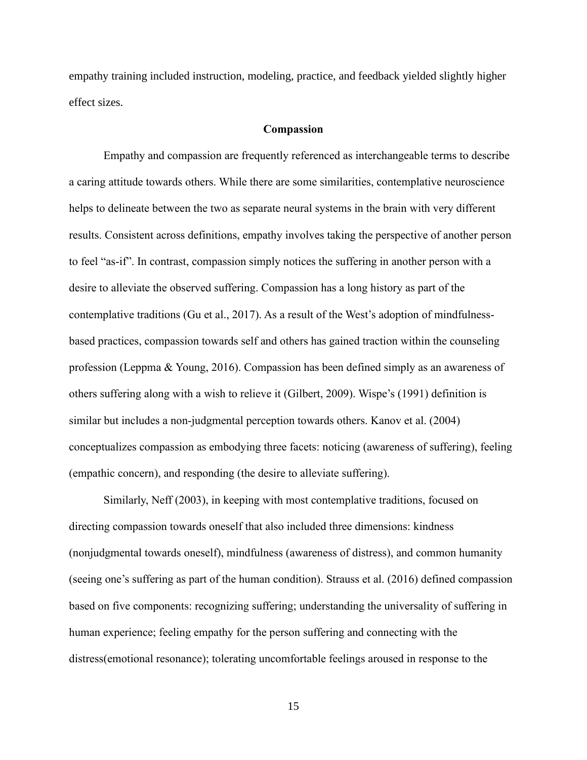empathy training included instruction, modeling, practice, and feedback yielded slightly higher effect sizes.

## Compassion

Empathy and compassion are frequently referenced as interchangeable terms to describe a caring attitude towards others. While there are some similarities, contemplative neuroscience helps to delineate between the two as separate neural systems in the brain with very different results. Consistent across definitions, empathy involves taking the perspective of another person to feel "as-if". In contrast, compassion simply notices the suffering in another person with a desire to alleviate the observed suffering. Compassion has a long history as part of the contemplative traditions (Gu et al., 2017). As a result of the West's adoption of mindfulness-based practices, compassion towards self and others has gained traction within the counseling profession (Leppma & Young, 2016). Compassion has been defined simply as an awareness of others suffering along with a wish to relieve it (Gilbert, 2009). Wispe's (1991) definition is similar but includes a non-judgmental perception towards others. Kanov et al. (2004) conceptualizes compassion as embodying three facets: noticing (awareness of suffering), feeling (empathic concern), and responding (the desire to alleviate suffering).

Similarly, Neff (2003), in keeping with most contemplative traditions, focused on directing compassion towards oneself that also included three dimensions: kindness (nonjudgmental towards oneself), mindfulness (awareness of distress), and common humanity (seeing one's suffering as part of the human condition). Strauss et al. (2016) defined compassion based on five components: recognizing suffering; understanding the universality of suffering in human experience; feeling empathy for the person suffering and connecting with the distress(emotional resonance); tolerating uncomfortable feelings aroused in response to the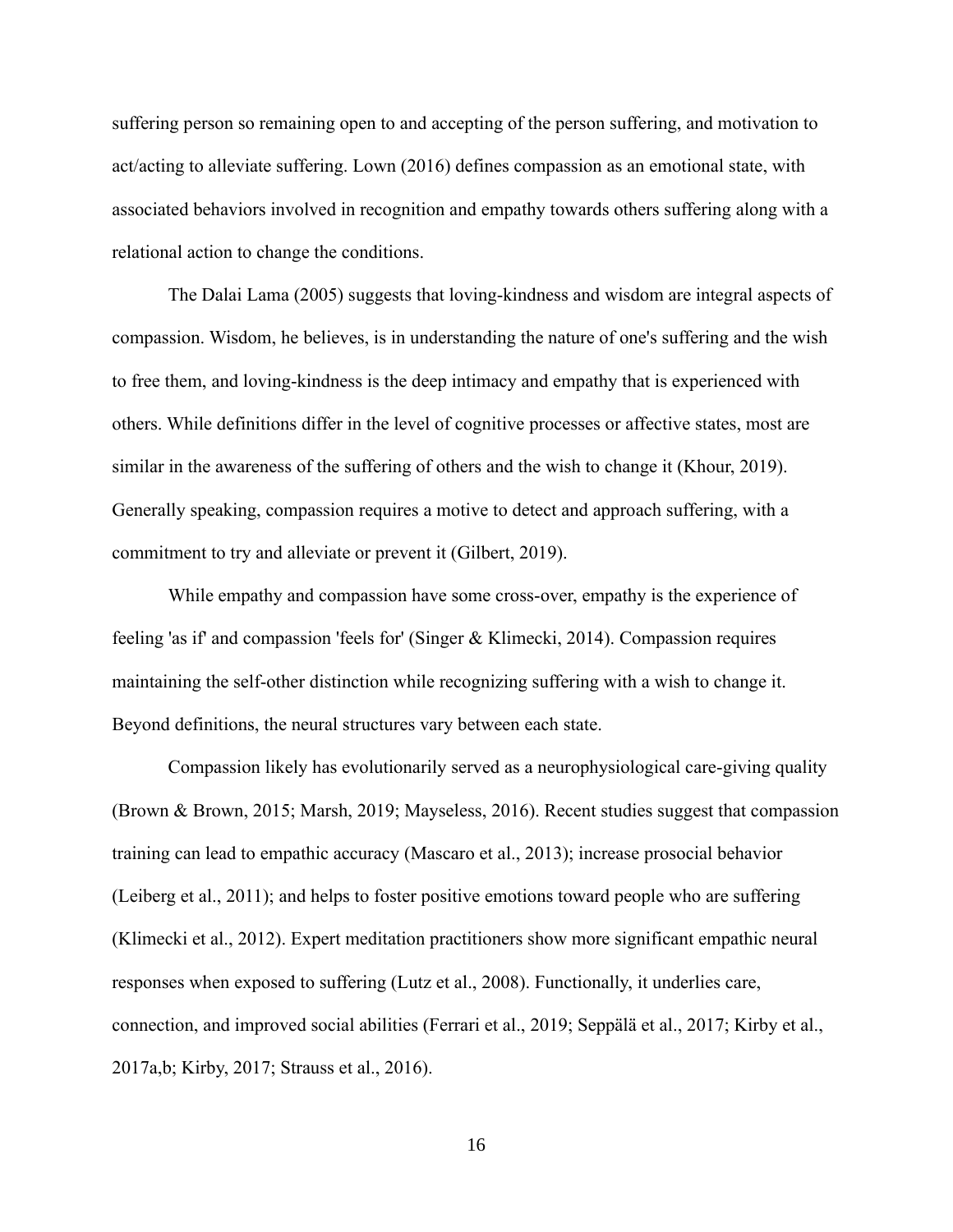suffering person so remaining open to and accepting of the person suffering, and motivation to act/acting to alleviate suffering. Lown (2016) defines compassion as an emotional state, with associated behaviors involved in recognition and empathy towards others suffering along with a relational action to change the conditions.

The Dalai Lama (2005) suggests that loving-kindness and wisdom are integral aspects of compassion. Wisdom, he believes, is in understanding the nature of one's suffering and the wish to free them, and loving-kindness is the deep intimacy and empathy that is experienced with others. While definitions differ in the level of cognitive processes or affective states, most are similar in the awareness of the suffering of others and the wish to change it (Khour, 2019). Generally speaking, compassion requires a motive to detect and approach suffering, with a commitment to try and alleviate or prevent it (Gilbert, 2019).

While empathy and compassion have some cross-over, empathy is the experience of feeling 'as if' and compassion 'feels for' (Singer & Klimecki, 2014). Compassion requires maintaining the self-other distinction while recognizing suffering with a wish to change it. Beyond definitions, the neural structures vary between each state.

Compassion likely has evolutionarily served as a neurophysiological care-giving quality (Brown & Brown, 2015; Marsh, 2019; Mayseless, 2016). Recent studies suggest that compassion training can lead to empathic accuracy (Mascaro et al., 2013); increase prosocial behavior (Leiberg et al., 2011); and helps to foster positive emotions toward people who are suffering (Klimecki et al., 2012). Expert meditation practitioners show more significant empathic neural responses when exposed to suffering (Lutz et al., 2008). Functionally, it underlies care, connection, and improved social abilities (Ferrari et al., 2019; Seppälä et al., 2017; Kirby et al., 2017a,b; Kirby, 2017; Strauss et al., 2016).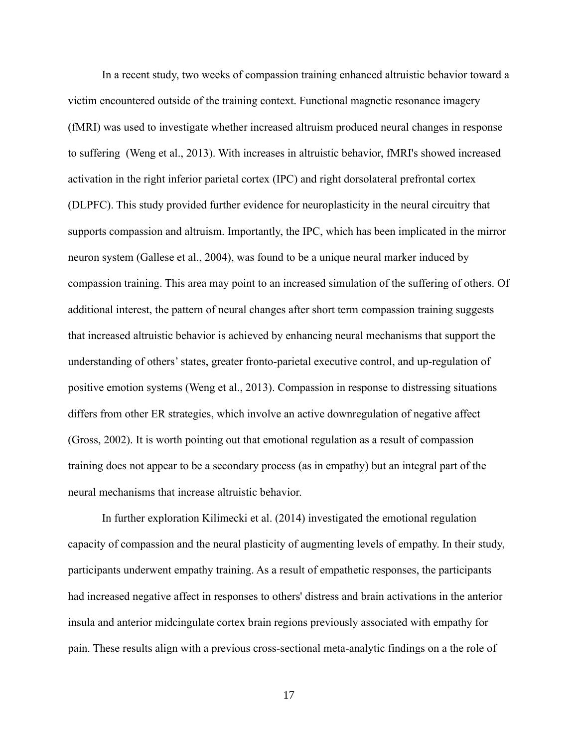In a recent study, two weeks of compassion training enhanced altruistic behavior toward a victim encountered outside of the training context. Functional magnetic resonance imagery (fMRI) was used to investigate whether increased altruism produced neural changes in response to suffering  (Weng et al., 2013). With increases in altruistic behavior, fMRI's showed increased activation in the right inferior parietal cortex (IPC) and right dorsolateral prefrontal cortex (DLPFC). This study provided further evidence for neuroplasticity in the neural circuitry that supports compassion and altruism. Importantly, the IPC, which has been implicated in the mirror neuron system (Gallese et al., 2004), was found to be a unique neural marker induced by compassion training. This area may point to an increased simulation of the suffering of others. Of additional interest, the pattern of neural changes after short term compassion training suggests that increased altruistic behavior is achieved by enhancing neural mechanisms that support the understanding of others' states, greater fronto-parietal executive control, and up-regulation of positive emotion systems (Weng et al., 2013). Compassion in response to distressing situations differs from other ER strategies, which involve an active downregulation of negative affect (Gross, 2002). It is worth pointing out that emotional regulation as a result of compassion training does not appear to be a secondary process (as in empathy) but an integral part of the neural mechanisms that increase altruistic behavior.

In further exploration Kilimecki et al. (2014) investigated the emotional regulation capacity of compassion and the neural plasticity of augmenting levels of empathy. In their study, participants underwent empathy training. As a result of empathetic responses, the participants had increased negative affect in responses to others' distress and brain activations in the anterior insula and anterior midcingulate cortex brain regions previously associated with empathy for pain. These results align with a previous cross-sectional meta-analytic findings on a the role of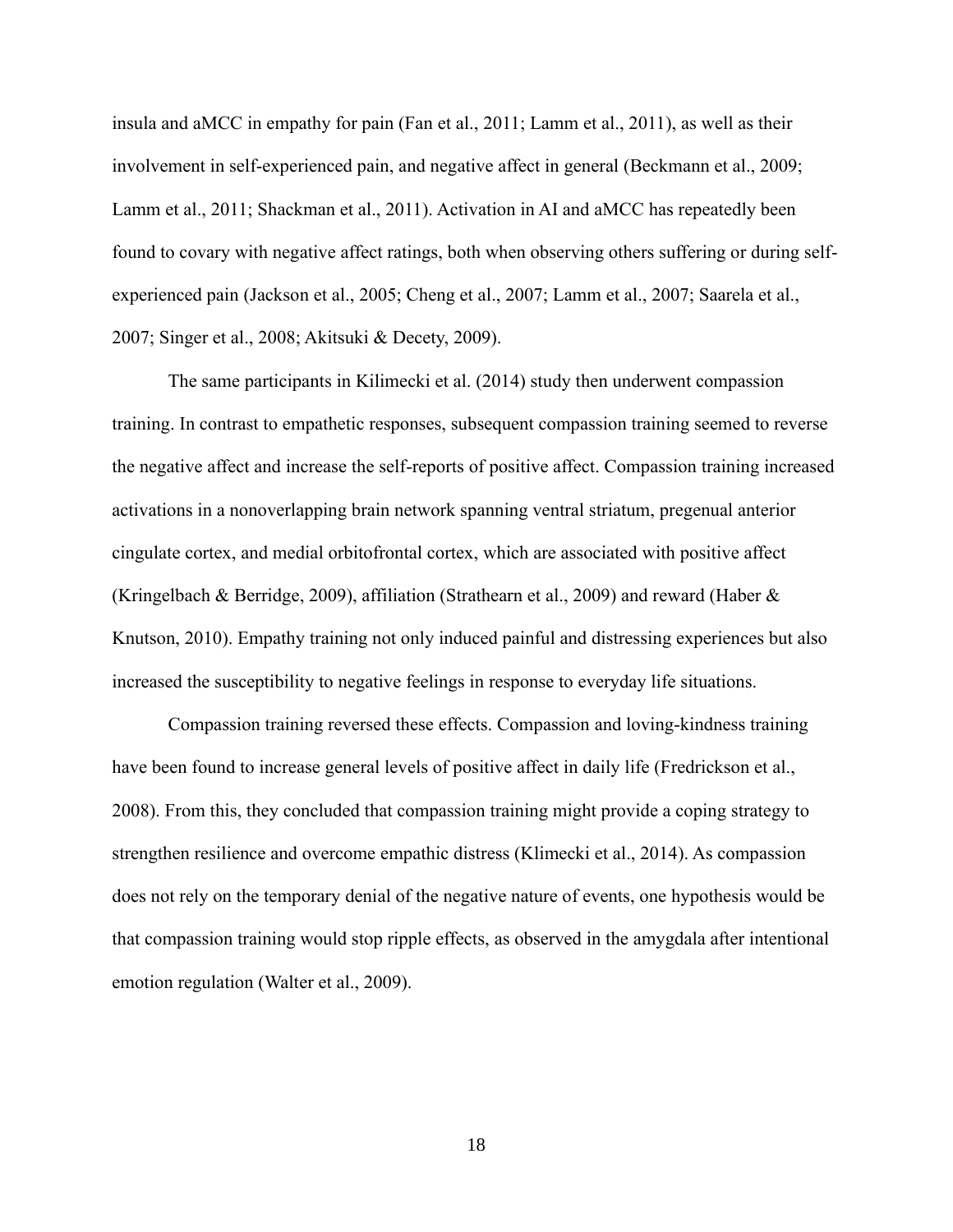insula and aMCC in empathy for pain (Fan et al., 2011; Lamm et al., 2011), as well as their involvement in self-experienced pain, and negative affect in general (Beckmann et al., 2009; Lamm et al., 2011; Shackman et al., 2011). Activation in AI and aMCC has repeatedly been found to covary with negative affect ratings, both when observing others suffering or during self-experienced pain (Jackson et al., 2005; Cheng et al., 2007; Lamm et al., 2007; Saarela et al., 2007; Singer et al., 2008; Akitsuki & Decety, 2009).

The same participants in Kilimecki et al. (2014) study then underwent compassion training. In contrast to empathetic responses, subsequent compassion training seemed to reverse the negative affect and increase the self-reports of positive affect. Compassion training increased activations in a nonoverlapping brain network spanning ventral striatum, pregenual anterior cingulate cortex, and medial orbitofrontal cortex, which are associated with positive affect (Kringelbach & Berridge, 2009), affiliation (Strathearn et al., 2009) and reward (Haber & Knutson, 2010). Empathy training not only induced painful and distressing experiences but also increased the susceptibility to negative feelings in response to everyday life situations.

Compassion training reversed these effects. Compassion and loving-kindness training have been found to increase general levels of positive affect in daily life (Fredrickson et al., 2008). From this, they concluded that compassion training might provide a coping strategy to strengthen resilience and overcome empathic distress (Klimecki et al., 2014). As compassion does not rely on the temporary denial of the negative nature of events, one hypothesis would be that compassion training would stop ripple effects, as observed in the amygdala after intentional emotion regulation (Walter et al., 2009).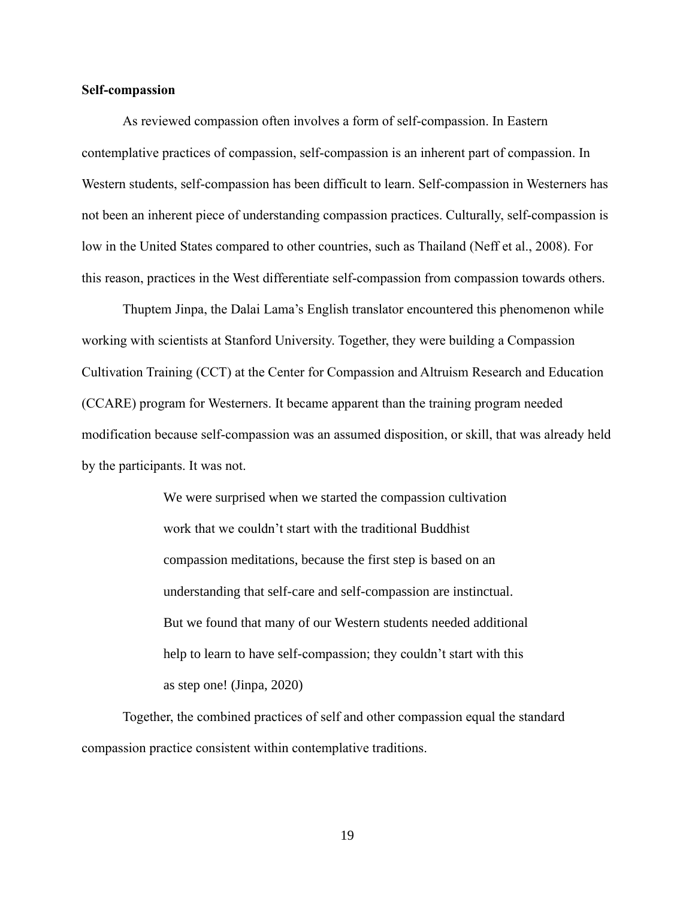**Self-compassion**

As reviewed compassion often involves a form of self-compassion. In Eastern contemplative practices of compassion, self-compassion is an inherent part of compassion. In Western students, self-compassion has been difficult to learn. Self-compassion in Westerners has not been an inherent piece of understanding compassion practices. Culturally, self-compassion is low in the United States compared to other countries, such as Thailand (Neff et al., 2008). For this reason, practices in the West differentiate self-compassion from compassion towards others.

Thuptem Jinpa, the Dalai Lama's English translator encountered this phenomenon while working with scientists at Stanford University. Together, they were building a Compassion Cultivation Training (CCT) at the Center for Compassion and Altruism Research and Education (CCARE) program for Westerners. It became apparent than the training program needed modification because self-compassion was an assumed disposition, or skill, that was already held by the participants. It was not.

> We were surprised when we started the compassion cultivation work that we couldn't start with the traditional Buddhist compassion meditations, because the first step is based on an understanding that self-care and self-compassion are instinctual. But we found that many of our Western students needed additional help to learn to have self-compassion; they couldn't start with this as step one! (Jinpa, 2020)

Together, the combined practices of self and other compassion equal the standard compassion practice consistent within contemplative traditions.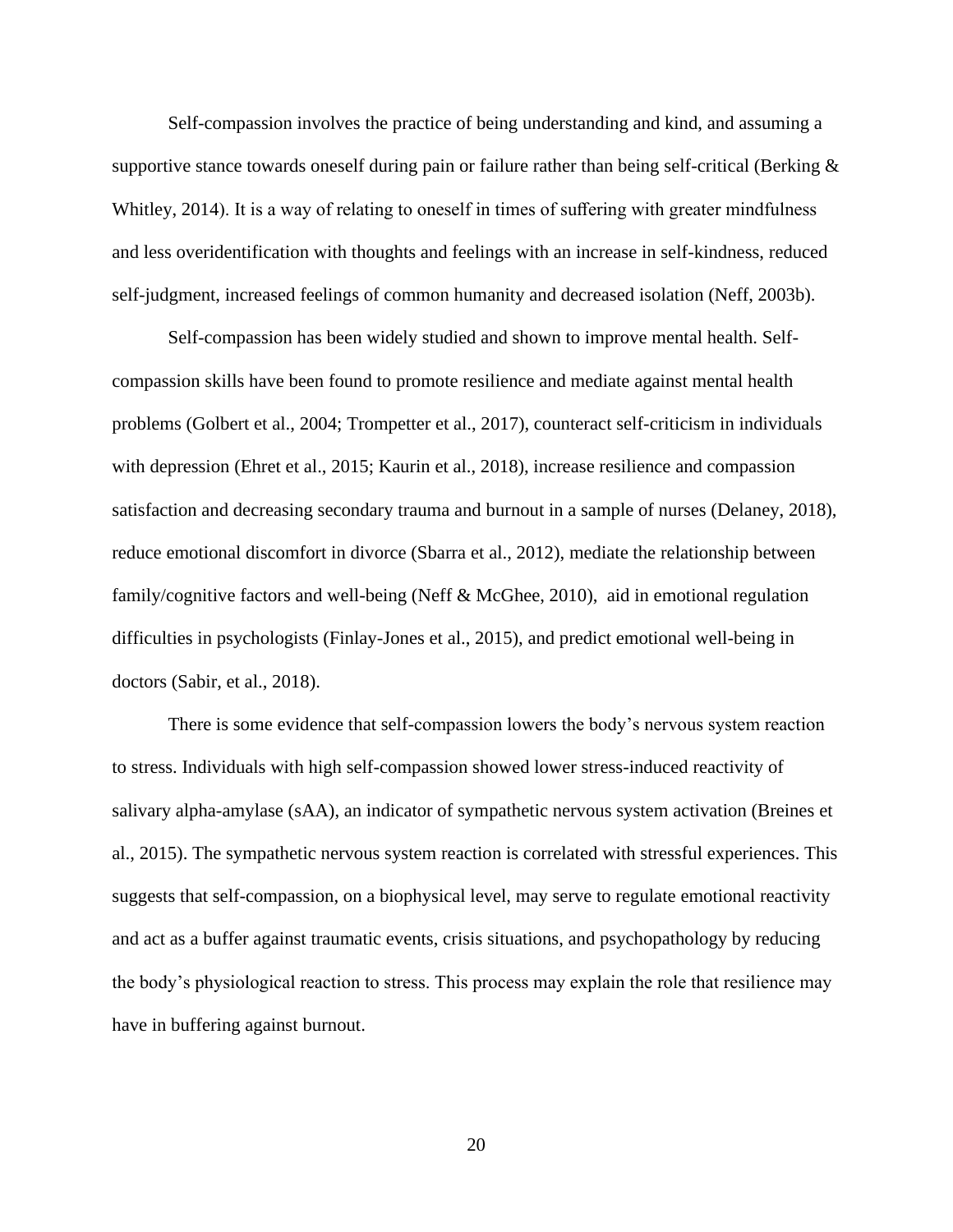Self-compassion involves the practice of being understanding and kind, and assuming a supportive stance towards oneself during pain or failure rather than being self-critical (Berking & Whitley, 2014). It is a way of relating to oneself in times of suffering with greater mindfulness and less overidentification with thoughts and feelings with an increase in self-kindness, reduced self-judgment, increased feelings of common humanity and decreased isolation (Neff, 2003b).

Self-compassion has been widely studied and shown to improve mental health. Self-compassion skills have been found to promote resilience and mediate against mental health problems (Golbert et al., 2004; Trompetter et al., 2017), counteract self-criticism in individuals with depression (Ehret et al., 2015; Kaurin et al., 2018), increase resilience and compassion satisfaction and decreasing secondary trauma and burnout in a sample of nurses (Delaney, 2018), reduce emotional discomfort in divorce (Sbarra et al., 2012), mediate the relationship between family/cognitive factors and well-being (Neff & McGhee, 2010), aid in emotional regulation difficulties in psychologists (Finlay-Jones et al., 2015), and predict emotional well-being in doctors (Sabir, et al., 2018).

There is some evidence that self-compassion lowers the body's nervous system reaction to stress. Individuals with high self-compassion showed lower stress-induced reactivity of salivary alpha-amylase (sAA), an indicator of sympathetic nervous system activation (Breines et al., 2015). The sympathetic nervous system reaction is correlated with stressful experiences. This suggests that self-compassion, on a biophysical level, may serve to regulate emotional reactivity and act as a buffer against traumatic events, crisis situations, and psychopathology by reducing the body's physiological reaction to stress. This process may explain the role that resilience may have in buffering against burnout.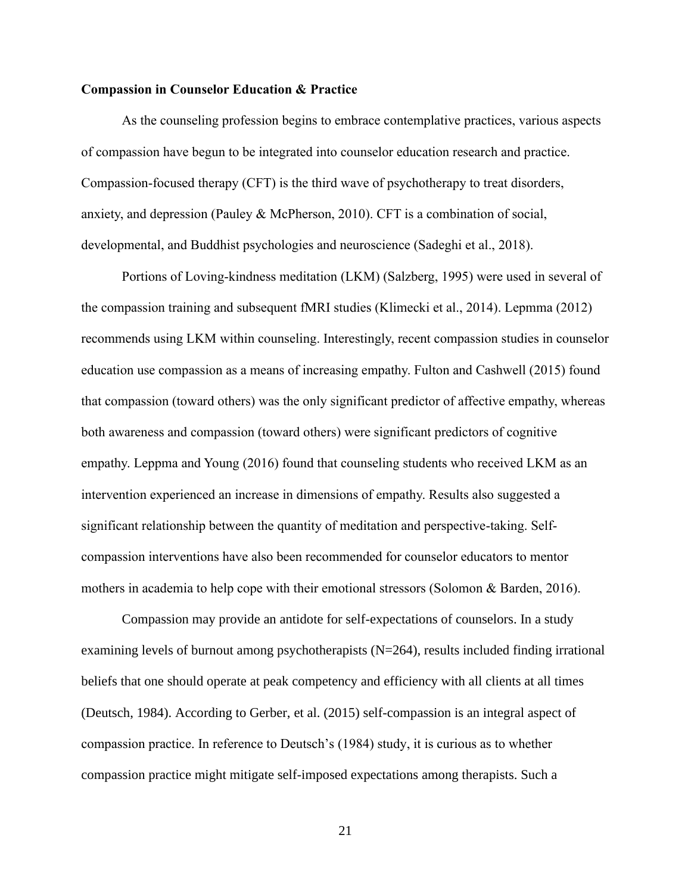**Compassion in Counselor Education & Practice**

As the counseling profession begins to embrace contemplative practices, various aspects of compassion have begun to be integrated into counselor education research and practice. Compassion-focused therapy (CFT) is the third wave of psychotherapy to treat disorders, anxiety, and depression (Pauley & McPherson, 2010). CFT is a combination of social, developmental, and Buddhist psychologies and neuroscience (Sadeghi et al., 2018).

Portions of Loving-kindness meditation (LKM) (Salzberg, 1995) were used in several of the compassion training and subsequent fMRI studies (Klimecki et al., 2014). Lepmma (2012) recommends using LKM within counseling. Interestingly, recent compassion studies in counselor education use compassion as a means of increasing empathy. Fulton and Cashwell (2015) found that compassion (toward others) was the only significant predictor of affective empathy, whereas both awareness and compassion (toward others) were significant predictors of cognitive empathy. Leppma and Young (2016) found that counseling students who received LKM as an intervention experienced an increase in dimensions of empathy. Results also suggested a significant relationship between the quantity of meditation and perspective-taking. Self-compassion interventions have also been recommended for counselor educators to mentor mothers in academia to help cope with their emotional stressors (Solomon & Barden, 2016).

Compassion may provide an antidote for self-expectations of counselors. In a study examining levels of burnout among psychotherapists (N=264), results included finding irrational beliefs that one should operate at peak competency and efficiency with all clients at all times (Deutsch, 1984). According to Gerber, et al. (2015) self-compassion is an integral aspect of compassion practice. In reference to Deutsch's (1984) study, it is curious as to whether compassion practice might mitigate self-imposed expectations among therapists. Such a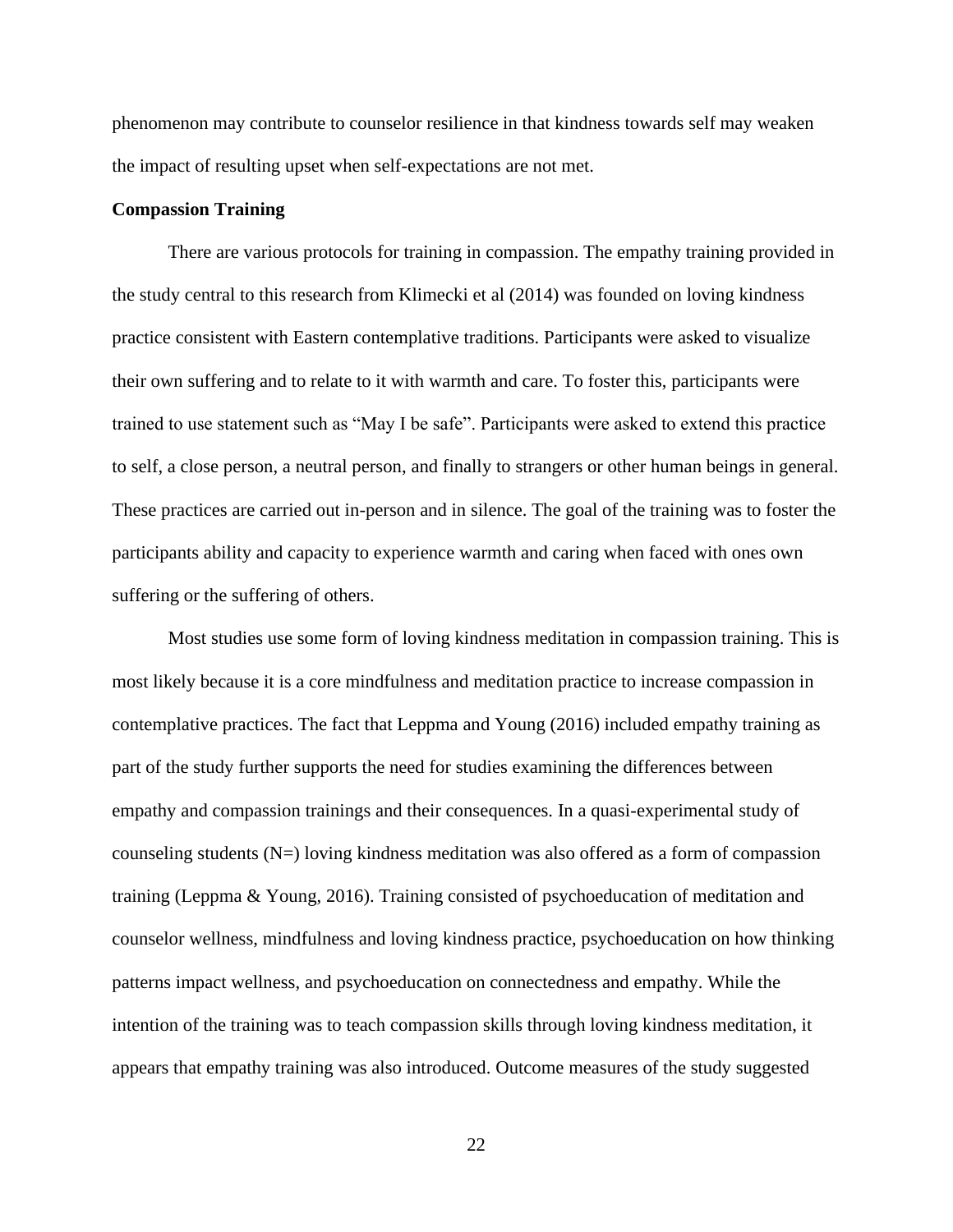phenomenon may contribute to counselor resilience in that kindness towards self may weaken the impact of resulting upset when self-expectations are not met.

## Compassion Training

There are various protocols for training in compassion. The empathy training provided in the study central to this research from Klimecki et al (2014) was founded on loving kindness practice consistent with Eastern contemplative traditions. Participants were asked to visualize their own suffering and to relate to it with warmth and care. To foster this, participants were trained to use statement such as “May I be safe”. Participants were asked to extend this practice to self, a close person, a neutral person, and finally to strangers or other human beings in general. These practices are carried out in-person and in silence. The goal of the training was to foster the participants ability and capacity to experience warmth and caring when faced with ones own suffering or the suffering of others.

Most studies use some form of loving kindness meditation in compassion training. This is most likely because it is a core mindfulness and meditation practice to increase compassion in contemplative practices. The fact that Leppma and Young (2016) included empathy training as part of the study further supports the need for studies examining the differences between empathy and compassion trainings and their consequences. In a quasi-experimental study of counseling students (N=) loving kindness meditation was also offered as a form of compassion training (Leppma & Young, 2016). Training consisted of psychoeducation of meditation and counselor wellness, mindfulness and loving kindness practice, psychoeducation on how thinking patterns impact wellness, and psychoeducation on connectedness and empathy. While the intention of the training was to teach compassion skills through loving kindness meditation, it appears that empathy training was also introduced. Outcome measures of the study suggested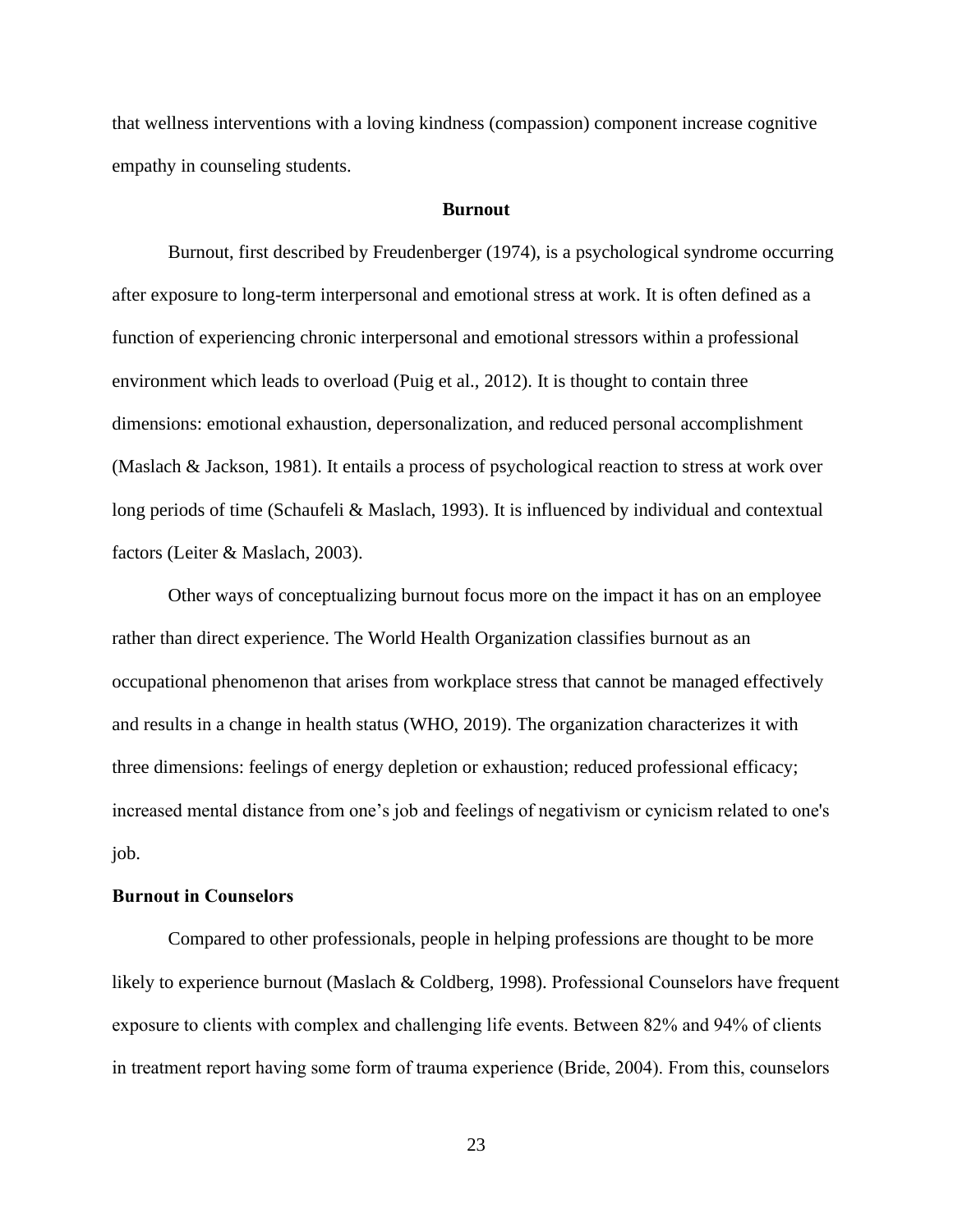that wellness interventions with a loving kindness (compassion) component increase cognitive empathy in counseling students.

## Burnout

Burnout, first described by Freudenberger (1974), is a psychological syndrome occurring after exposure to long-term interpersonal and emotional stress at work. It is often defined as a function of experiencing chronic interpersonal and emotional stressors within a professional environment which leads to overload (Puig et al., 2012). It is thought to contain three dimensions: emotional exhaustion, depersonalization, and reduced personal accomplishment (Maslach & Jackson, 1981). It entails a process of psychological reaction to stress at work over long periods of time (Schaufeli & Maslach, 1993). It is influenced by individual and contextual factors (Leiter & Maslach, 2003).

Other ways of conceptualizing burnout focus more on the impact it has on an employee rather than direct experience. The World Health Organization classifies burnout as an occupational phenomenon that arises from workplace stress that cannot be managed effectively and results in a change in health status (WHO, 2019). The organization characterizes it with three dimensions: feelings of energy depletion or exhaustion; reduced professional efficacy; increased mental distance from one's job and feelings of negativism or cynicism related to one's job.

### Burnout in Counselors

Compared to other professionals, people in helping professions are thought to be more likely to experience burnout (Maslach & Coldberg, 1998). Professional Counselors have frequent exposure to clients with complex and challenging life events. Between 82% and 94% of clients in treatment report having some form of trauma experience (Bride, 2004). From this, counselors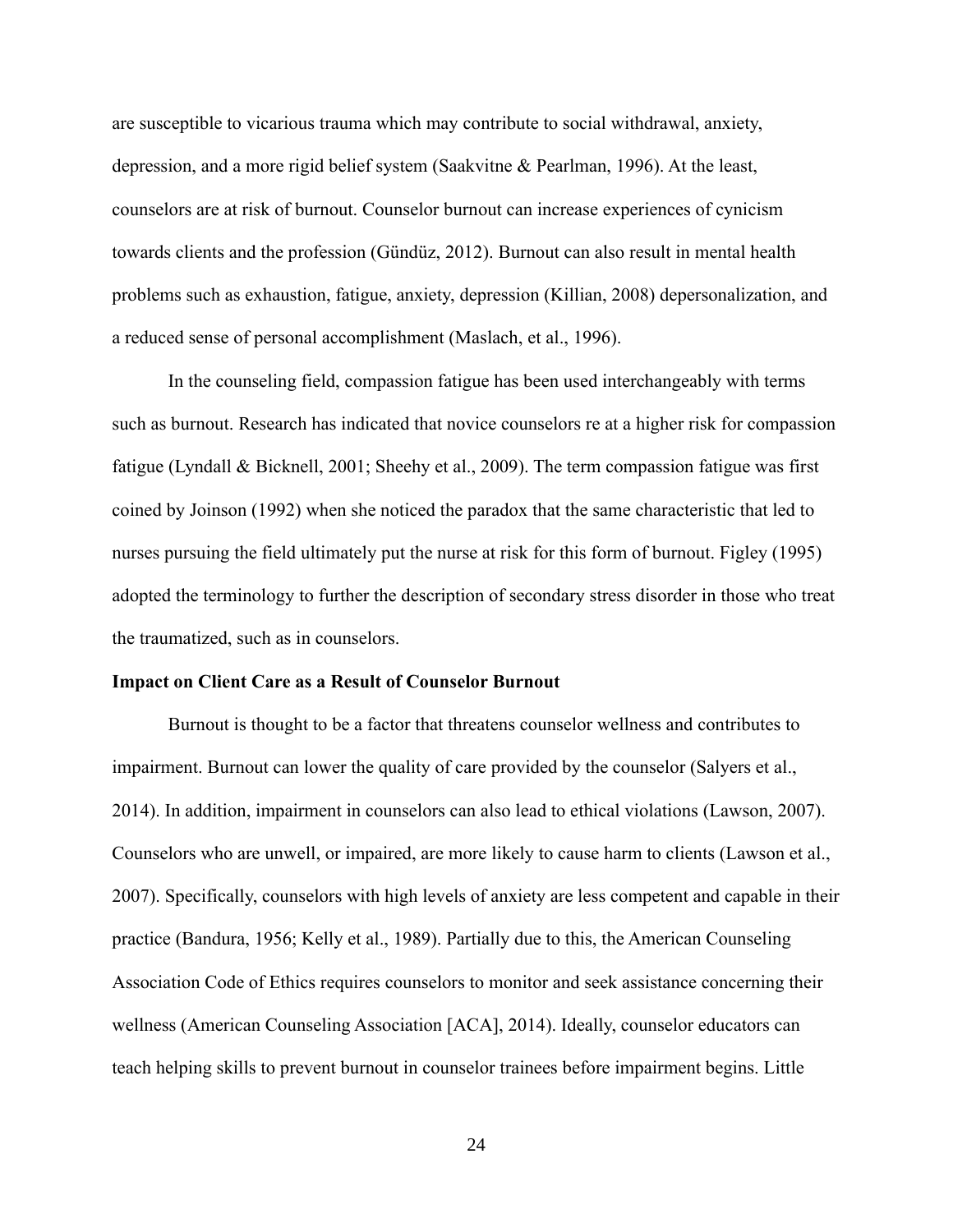are susceptible to vicarious trauma which may contribute to social withdrawal, anxiety, depression, and a more rigid belief system (Saakvitne & Pearlman, 1996). At the least, counselors are at risk of burnout. Counselor burnout can increase experiences of cynicism towards clients and the profession (Gündüz, 2012). Burnout can also result in mental health problems such as exhaustion, fatigue, anxiety, depression (Killian, 2008) depersonalization, and a reduced sense of personal accomplishment (Maslach, et al., 1996).

In the counseling field, compassion fatigue has been used interchangeably with terms such as burnout. Research has indicated that novice counselors re at a higher risk for compassion fatigue (Lyndall & Bicknell, 2001; Sheehy et al., 2009). The term compassion fatigue was first coined by Joinson (1992) when she noticed the paradox that the same characteristic that led to nurses pursuing the field ultimately put the nurse at risk for this form of burnout. Figley (1995) adopted the terminology to further the description of secondary stress disorder in those who treat the traumatized, such as in counselors.

**Impact on Client Care as a Result of Counselor Burnout**

Burnout is thought to be a factor that threatens counselor wellness and contributes to impairment. Burnout can lower the quality of care provided by the counselor (Salyers et al., 2014). In addition, impairment in counselors can also lead to ethical violations (Lawson, 2007). Counselors who are unwell, or impaired, are more likely to cause harm to clients (Lawson et al., 2007). Specifically, counselors with high levels of anxiety are less competent and capable in their practice (Bandura, 1956; Kelly et al., 1989). Partially due to this, the American Counseling Association Code of Ethics requires counselors to monitor and seek assistance concerning their wellness (American Counseling Association [ACA], 2014). Ideally, counselor educators can teach helping skills to prevent burnout in counselor trainees before impairment begins. Little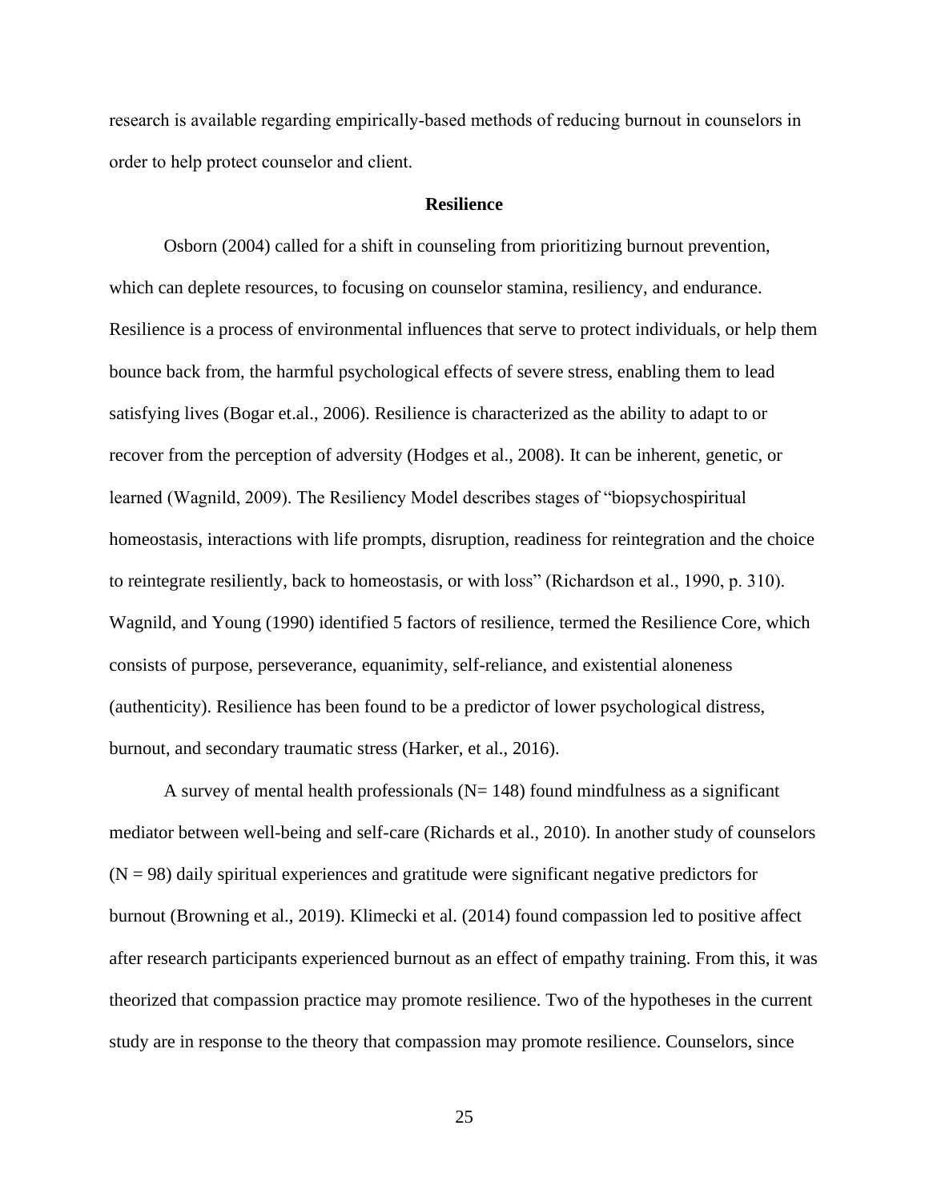research is available regarding empirically-based methods of reducing burnout in counselors in order to help protect counselor and client.

## Resilience

Osborn (2004) called for a shift in counseling from prioritizing burnout prevention, which can deplete resources, to focusing on counselor stamina, resiliency, and endurance. Resilience is a process of environmental influences that serve to protect individuals, or help them bounce back from, the harmful psychological effects of severe stress, enabling them to lead satisfying lives (Bogar et.al., 2006). Resilience is characterized as the ability to adapt to or recover from the perception of adversity (Hodges et al., 2008). It can be inherent, genetic, or learned (Wagnild, 2009). The Resiliency Model describes stages of "biopsychospiritual homeostasis, interactions with life prompts, disruption, readiness for reintegration and the choice to reintegrate resiliently, back to homeostasis, or with loss" (Richardson et al., 1990, p. 310). Wagnild, and Young (1990) identified 5 factors of resilience, termed the Resilience Core, which consists of purpose, perseverance, equanimity, self-reliance, and existential aloneness (authenticity). Resilience has been found to be a predictor of lower psychological distress, burnout, and secondary traumatic stress (Harker, et al., 2016).

A survey of mental health professionals (N= 148) found mindfulness as a significant mediator between well-being and self-care (Richards et al., 2010). In another study of counselors (N = 98) daily spiritual experiences and gratitude were significant negative predictors for burnout (Browning et al., 2019). Klimecki et al. (2014) found compassion led to positive affect after research participants experienced burnout as an effect of empathy training. From this, it was theorized that compassion practice may promote resilience. Two of the hypotheses in the current study are in response to the theory that compassion may promote resilience. Counselors, since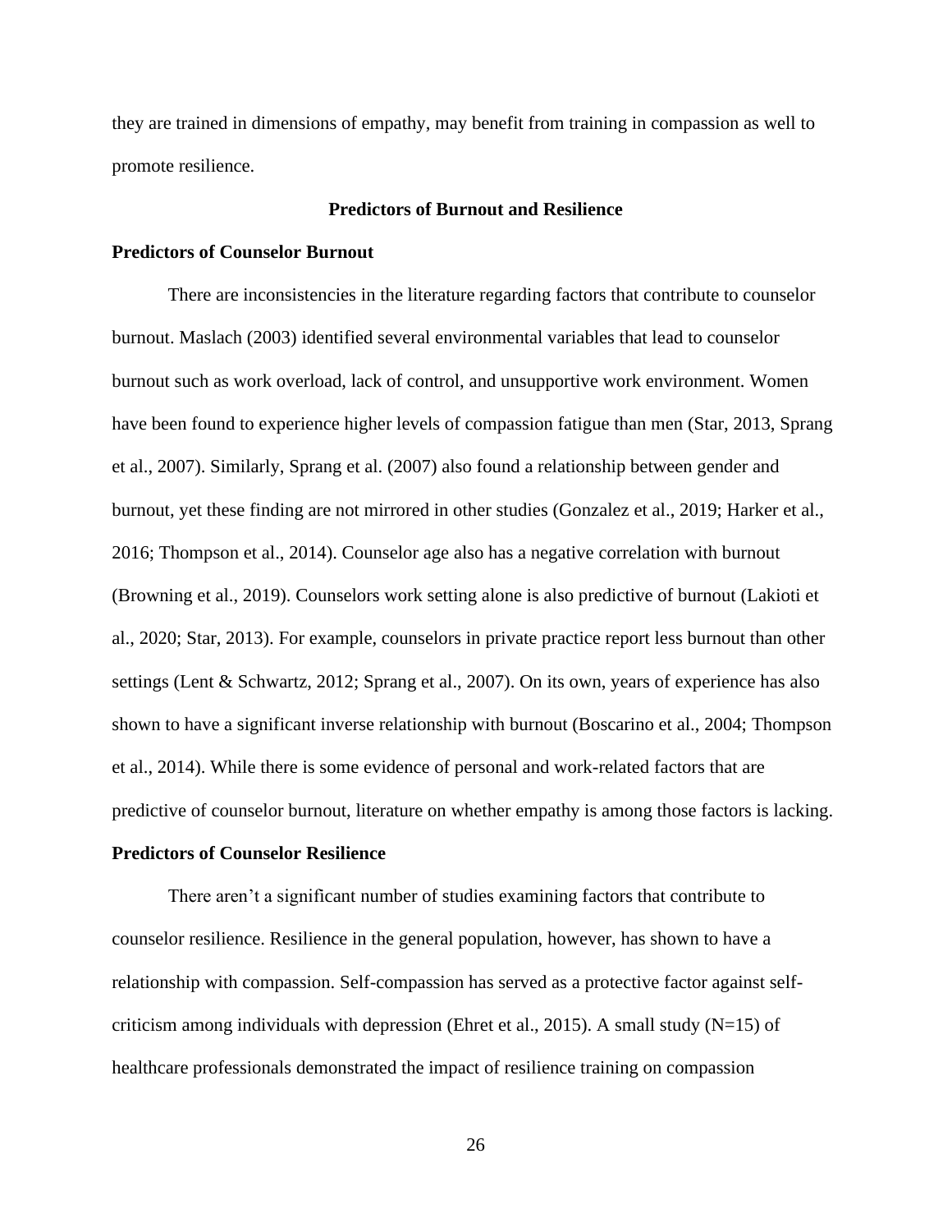they are trained in dimensions of empathy, may benefit from training in compassion as well to promote resilience.

## Predictors of Burnout and Resilience

### Predictors of Counselor Burnout

There are inconsistencies in the literature regarding factors that contribute to counselor burnout. Maslach (2003) identified several environmental variables that lead to counselor burnout such as work overload, lack of control, and unsupportive work environment. Women have been found to experience higher levels of compassion fatigue than men (Star, 2013, Sprang et al., 2007). Similarly, Sprang et al. (2007) also found a relationship between gender and burnout, yet these finding are not mirrored in other studies (Gonzalez et al., 2019; Harker et al., 2016; Thompson et al., 2014). Counselor age also has a negative correlation with burnout (Browning et al., 2019). Counselors work setting alone is also predictive of burnout (Lakioti et al., 2020; Star, 2013). For example, counselors in private practice report less burnout than other settings (Lent & Schwartz, 2012; Sprang et al., 2007). On its own, years of experience has also shown to have a significant inverse relationship with burnout (Boscarino et al., 2004; Thompson et al., 2014). While there is some evidence of personal and work-related factors that are predictive of counselor burnout, literature on whether empathy is among those factors is lacking.

### Predictors of Counselor Resilience

There aren't a significant number of studies examining factors that contribute to counselor resilience. Resilience in the general population, however, has shown to have a relationship with compassion. Self-compassion has served as a protective factor against self-criticism among individuals with depression (Ehret et al., 2015). A small study (N=15) of healthcare professionals demonstrated the impact of resilience training on compassion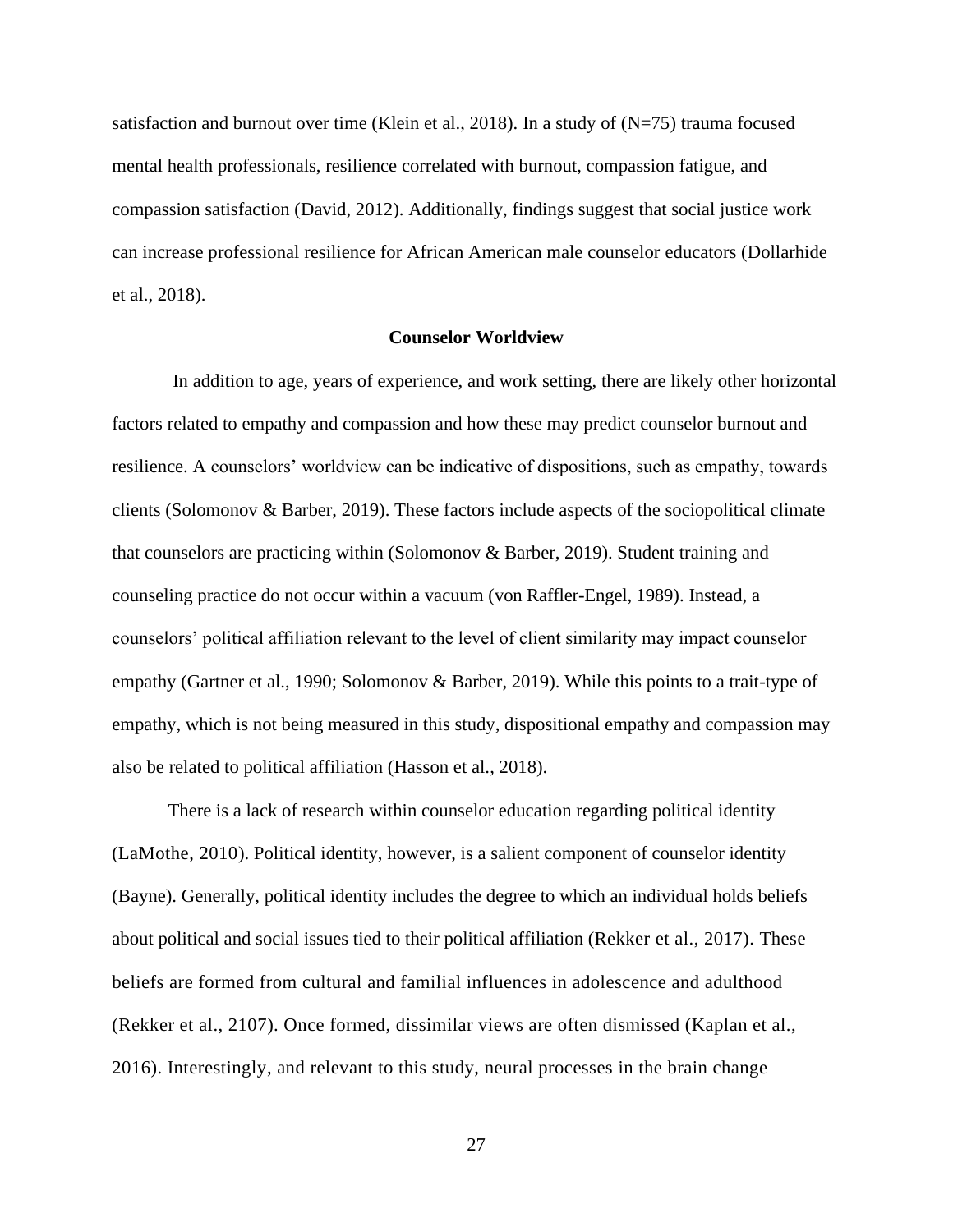satisfaction and burnout over time (Klein et al., 2018). In a study of (N=75) trauma focused mental health professionals, resilience correlated with burnout, compassion fatigue, and compassion satisfaction (David, 2012). Additionally, findings suggest that social justice work can increase professional resilience for African American male counselor educators (Dollarhide et al., 2018).

## Counselor Worldview

In addition to age, years of experience, and work setting, there are likely other horizontal factors related to empathy and compassion and how these may predict counselor burnout and resilience. A counselors' worldview can be indicative of dispositions, such as empathy, towards clients (Solomonov & Barber, 2019). These factors include aspects of the sociopolitical climate that counselors are practicing within (Solomonov & Barber, 2019). Student training and counseling practice do not occur within a vacuum (von Raffler-Engel, 1989). Instead, a counselors' political affiliation relevant to the level of client similarity may impact counselor empathy (Gartner et al., 1990; Solomonov & Barber, 2019). While this points to a trait-type of empathy, which is not being measured in this study, dispositional empathy and compassion may also be related to political affiliation (Hasson et al., 2018).

There is a lack of research within counselor education regarding political identity (LaMothe, 2010). Political identity, however, is a salient component of counselor identity (Bayne). Generally, political identity includes the degree to which an individual holds beliefs about political and social issues tied to their political affiliation (Rekker et al., 2017). These beliefs are formed from cultural and familial influences in adolescence and adulthood (Rekker et al., 2107). Once formed, dissimilar views are often dismissed (Kaplan et al., 2016). Interestingly, and relevant to this study, neural processes in the brain change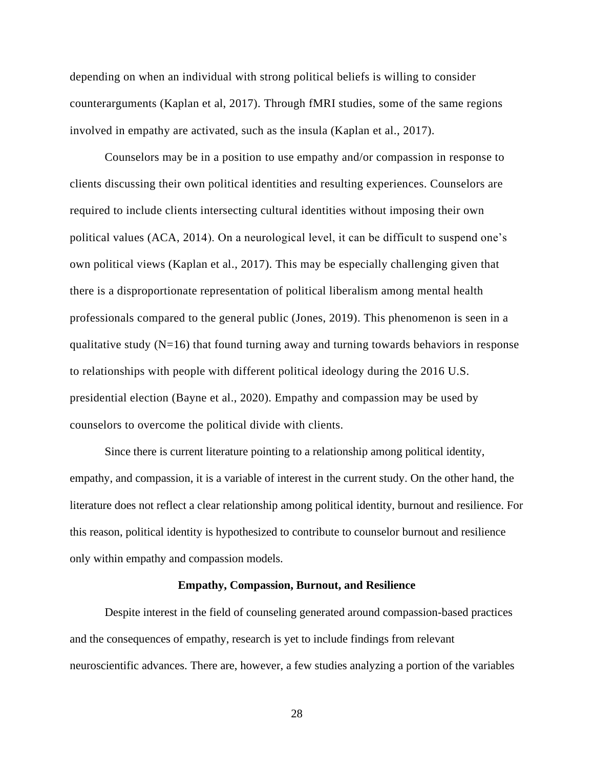depending on when an individual with strong political beliefs is willing to consider counterarguments (Kaplan et al, 2017). Through fMRI studies, some of the same regions involved in empathy are activated, such as the insula (Kaplan et al., 2017).

Counselors may be in a position to use empathy and/or compassion in response to clients discussing their own political identities and resulting experiences. Counselors are required to include clients intersecting cultural identities without imposing their own political values (ACA, 2014). On a neurological level, it can be difficult to suspend one's own political views (Kaplan et al., 2017). This may be especially challenging given that there is a disproportionate representation of political liberalism among mental health professionals compared to the general public (Jones, 2019). This phenomenon is seen in a qualitative study (N=16) that found turning away and turning towards behaviors in response to relationships with people with different political ideology during the 2016 U.S. presidential election (Bayne et al., 2020). Empathy and compassion may be used by counselors to overcome the political divide with clients.

Since there is current literature pointing to a relationship among political identity, empathy, and compassion, it is a variable of interest in the current study. On the other hand, the literature does not reflect a clear relationship among political identity, burnout and resilience. For this reason, political identity is hypothesized to contribute to counselor burnout and resilience only within empathy and compassion models.

## Empathy, Compassion, Burnout, and Resilience

Despite interest in the field of counseling generated around compassion-based practices and the consequences of empathy, research is yet to include findings from relevant neuroscientific advances. There are, however, a few studies analyzing a portion of the variables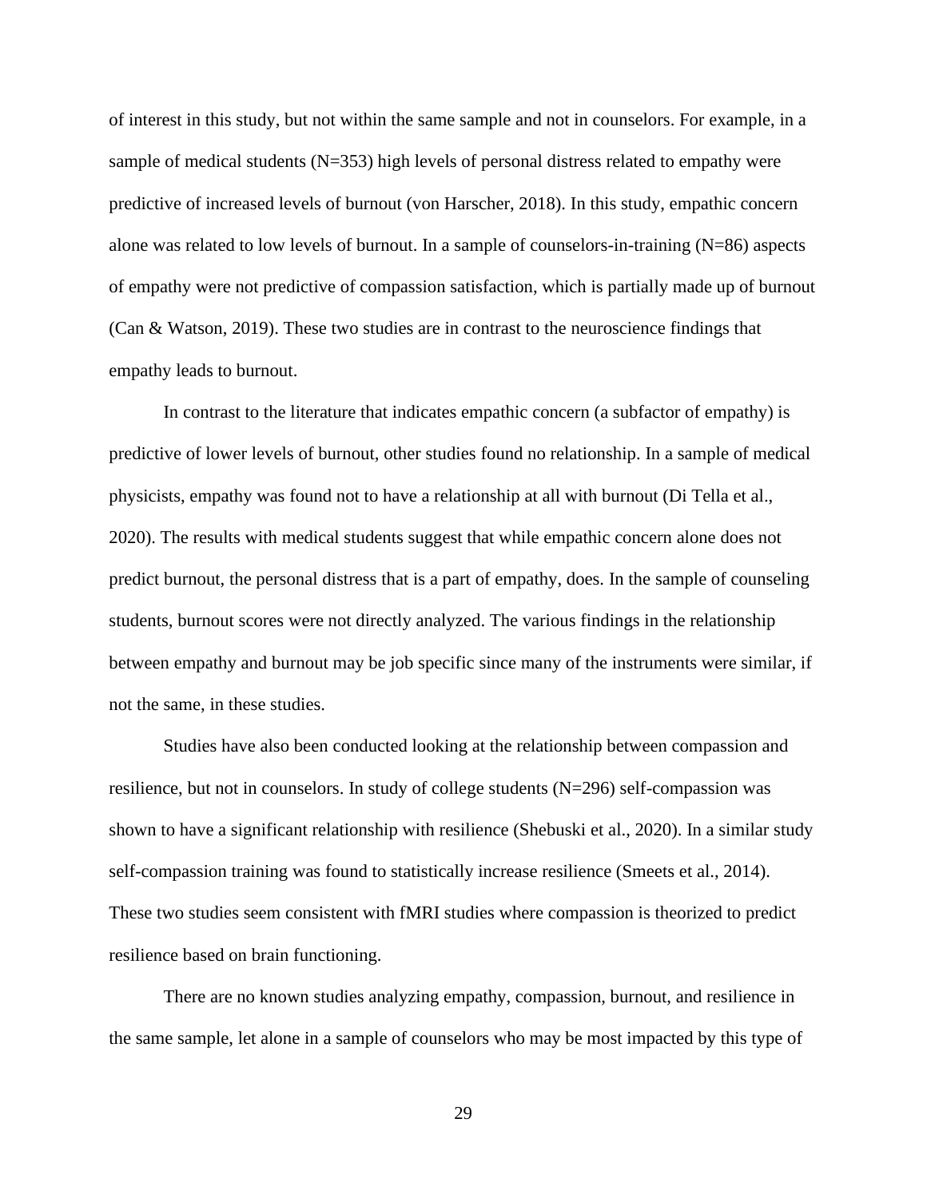of interest in this study, but not within the same sample and not in counselors. For example, in a sample of medical students (N=353) high levels of personal distress related to empathy were predictive of increased levels of burnout (von Harscher, 2018). In this study, empathic concern alone was related to low levels of burnout. In a sample of counselors-in-training (N=86) aspects of empathy were not predictive of compassion satisfaction, which is partially made up of burnout (Can & Watson, 2019). These two studies are in contrast to the neuroscience findings that empathy leads to burnout.

In contrast to the literature that indicates empathic concern (a subfactor of empathy) is predictive of lower levels of burnout, other studies found no relationship. In a sample of medical physicists, empathy was found not to have a relationship at all with burnout (Di Tella et al., 2020). The results with medical students suggest that while empathic concern alone does not predict burnout, the personal distress that is a part of empathy, does. In the sample of counseling students, burnout scores were not directly analyzed. The various findings in the relationship between empathy and burnout may be job specific since many of the instruments were similar, if not the same, in these studies.

Studies have also been conducted looking at the relationship between compassion and resilience, but not in counselors. In study of college students (N=296) self-compassion was shown to have a significant relationship with resilience (Shebuski et al., 2020). In a similar study self-compassion training was found to statistically increase resilience (Smeets et al., 2014). These two studies seem consistent with fMRI studies where compassion is theorized to predict resilience based on brain functioning.

There are no known studies analyzing empathy, compassion, burnout, and resilience in the same sample, let alone in a sample of counselors who may be most impacted by this type of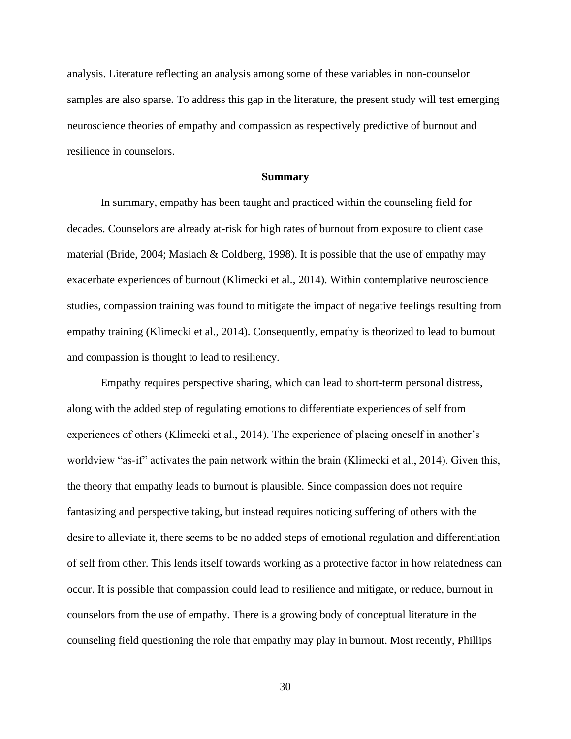analysis. Literature reflecting an analysis among some of these variables in non-counselor samples are also sparse. To address this gap in the literature, the present study will test emerging neuroscience theories of empathy and compassion as respectively predictive of burnout and resilience in counselors.

## Summary

In summary, empathy has been taught and practiced within the counseling field for decades. Counselors are already at-risk for high rates of burnout from exposure to client case material (Bride, 2004; Maslach & Coldberg, 1998). It is possible that the use of empathy may exacerbate experiences of burnout (Klimecki et al., 2014). Within contemplative neuroscience studies, compassion training was found to mitigate the impact of negative feelings resulting from empathy training (Klimecki et al., 2014). Consequently, empathy is theorized to lead to burnout and compassion is thought to lead to resiliency.

Empathy requires perspective sharing, which can lead to short-term personal distress, along with the added step of regulating emotions to differentiate experiences of self from experiences of others (Klimecki et al., 2014). The experience of placing oneself in another's worldview "as-if" activates the pain network within the brain (Klimecki et al., 2014). Given this, the theory that empathy leads to burnout is plausible. Since compassion does not require fantasizing and perspective taking, but instead requires noticing suffering of others with the desire to alleviate it, there seems to be no added steps of emotional regulation and differentiation of self from other. This lends itself towards working as a protective factor in how relatedness can occur. It is possible that compassion could lead to resilience and mitigate, or reduce, burnout in counselors from the use of empathy. There is a growing body of conceptual literature in the counseling field questioning the role that empathy may play in burnout. Most recently, Phillips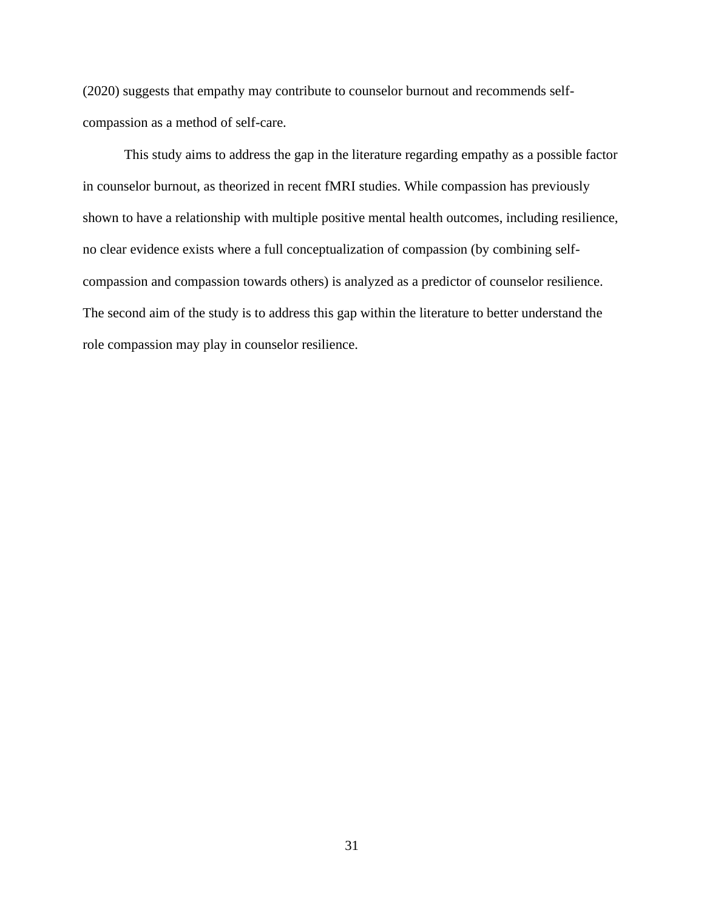(2020) suggests that empathy may contribute to counselor burnout and recommends self-compassion as a method of self-care.

This study aims to address the gap in the literature regarding empathy as a possible factor in counselor burnout, as theorized in recent fMRI studies. While compassion has previously shown to have a relationship with multiple positive mental health outcomes, including resilience, no clear evidence exists where a full conceptualization of compassion (by combining self-compassion and compassion towards others) is analyzed as a predictor of counselor resilience. The second aim of the study is to address this gap within the literature to better understand the role compassion may play in counselor resilience.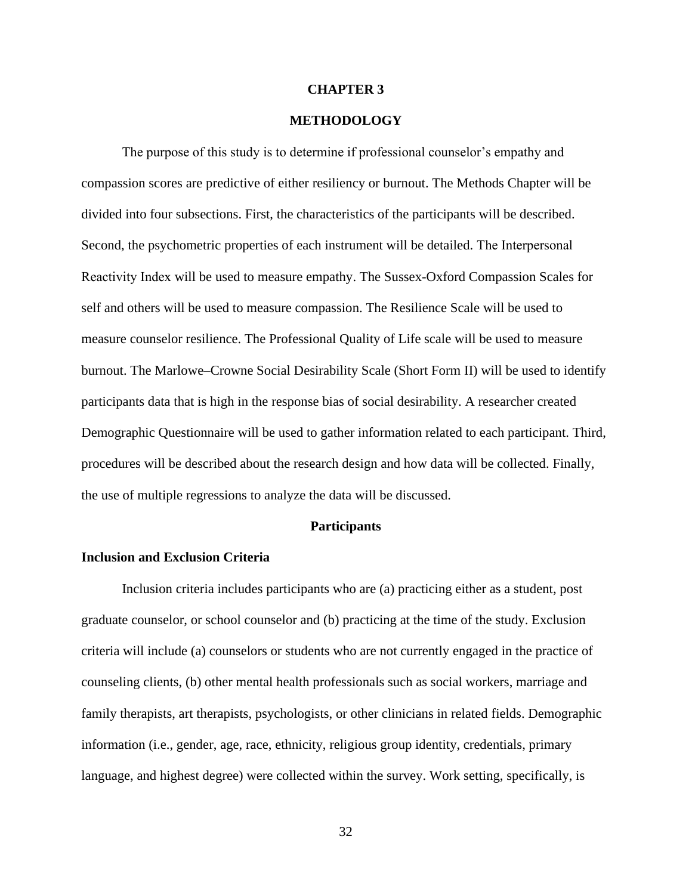# CHAPTER 3

# METHODOLOGY

The purpose of this study is to determine if professional counselor's empathy and compassion scores are predictive of either resiliency or burnout. The Methods Chapter will be divided into four subsections. First, the characteristics of the participants will be described. Second, the psychometric properties of each instrument will be detailed. The Interpersonal Reactivity Index will be used to measure empathy. The Sussex-Oxford Compassion Scales for self and others will be used to measure compassion. The Resilience Scale will be used to measure counselor resilience. The Professional Quality of Life scale will be used to measure burnout. The Marlowe–Crowne Social Desirability Scale (Short Form II) will be used to identify participants data that is high in the response bias of social desirability. A researcher created Demographic Questionnaire will be used to gather information related to each participant. Third, procedures will be described about the research design and how data will be collected. Finally, the use of multiple regressions to analyze the data will be discussed.

## Participants

### Inclusion and Exclusion Criteria

Inclusion criteria includes participants who are (a) practicing either as a student, post graduate counselor, or school counselor and (b) practicing at the time of the study. Exclusion criteria will include (a) counselors or students who are not currently engaged in the practice of counseling clients, (b) other mental health professionals such as social workers, marriage and family therapists, art therapists, psychologists, or other clinicians in related fields. Demographic information (i.e., gender, age, race, ethnicity, religious group identity, credentials, primary language, and highest degree) were collected within the survey. Work setting, specifically, is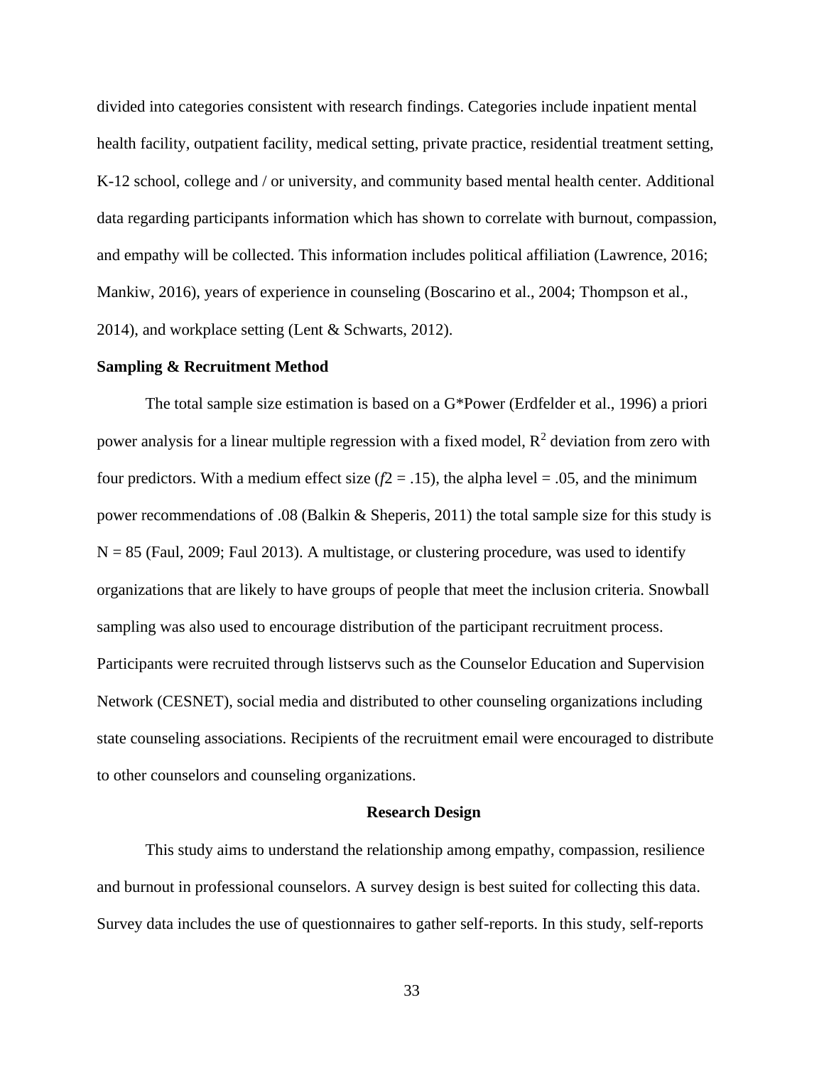divided into categories consistent with research findings. Categories include inpatient mental health facility, outpatient facility, medical setting, private practice, residential treatment setting, K-12 school, college and / or university, and community based mental health center. Additional data regarding participants information which has shown to correlate with burnout, compassion, and empathy will be collected. This information includes political affiliation (Lawrence, 2016; Mankiw, 2016), years of experience in counseling (Boscarino et al., 2004; Thompson et al., 2014), and workplace setting (Lent & Schwarts, 2012).

**Sampling & Recruitment Method**

The total sample size estimation is based on a G*Power (Erdfelder et al., 1996) a priori power analysis for a linear multiple regression with a fixed model, $R^2$ deviation from zero with four predictors. With a medium effect size (*f*2 = .15), the alpha level = .05, and the minimum power recommendations of .08 (Balkin & Sheperis, 2011) the total sample size for this study is N = 85 (Faul, 2009; Faul 2013). A multistage, or clustering procedure, was used to identify organizations that are likely to have groups of people that meet the inclusion criteria. Snowball sampling was also used to encourage distribution of the participant recruitment process. Participants were recruited through listservs such as the Counselor Education and Supervision Network (CESNET), social media and distributed to other counseling organizations including state counseling associations. Recipients of the recruitment email were encouraged to distribute to other counselors and counseling organizations.

## Research Design

This study aims to understand the relationship among empathy, compassion, resilience and burnout in professional counselors. A survey design is best suited for collecting this data. Survey data includes the use of questionnaires to gather self-reports. In this study, self-reports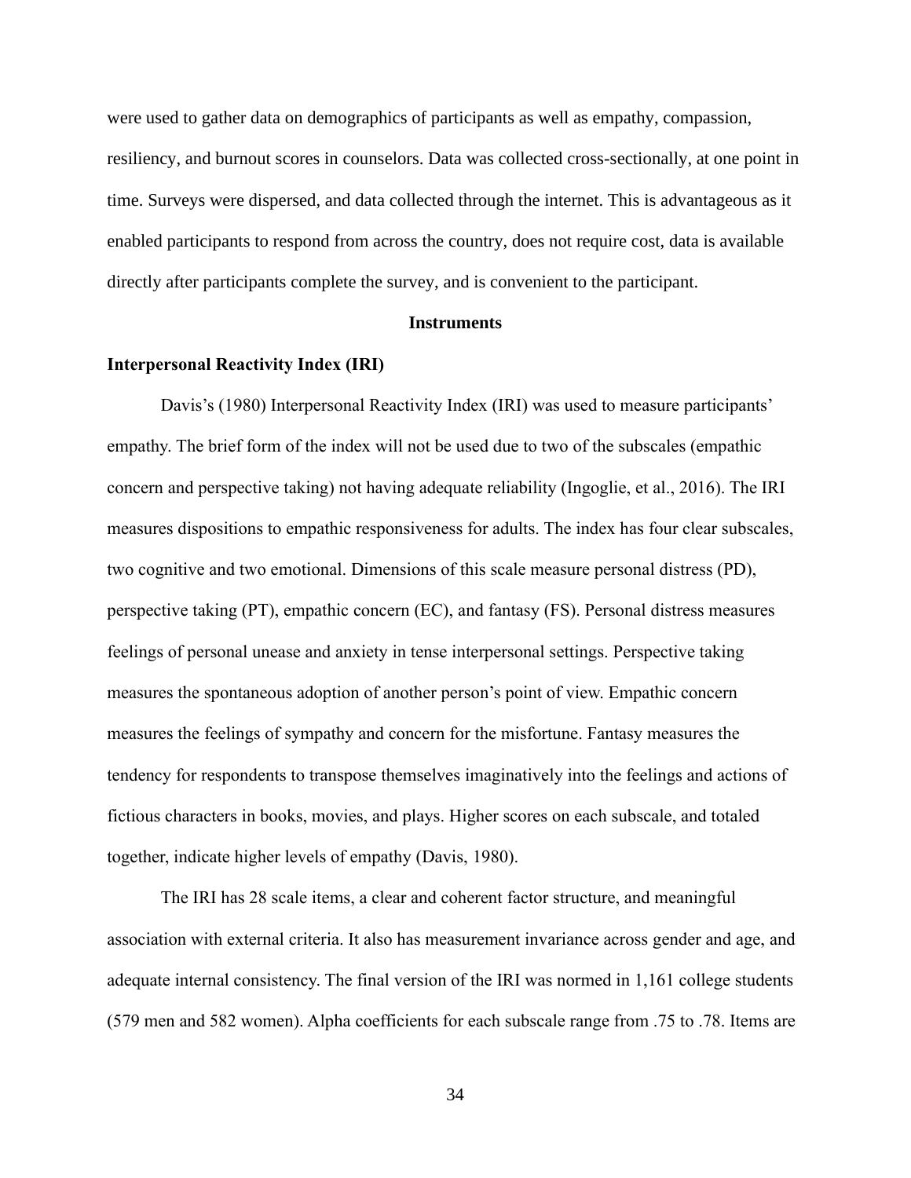were used to gather data on demographics of participants as well as empathy, compassion, resiliency, and burnout scores in counselors. Data was collected cross-sectionally, at one point in time. Surveys were dispersed, and data collected through the internet. This is advantageous as it enabled participants to respond from across the country, does not require cost, data is available directly after participants complete the survey, and is convenient to the participant.

## Instruments

### Interpersonal Reactivity Index (IRI)

Davis's (1980) Interpersonal Reactivity Index (IRI) was used to measure participants' empathy. The brief form of the index will not be used due to two of the subscales (empathic concern and perspective taking) not having adequate reliability (Ingoglie, et al., 2016). The IRI measures dispositions to empathic responsiveness for adults. The index has four clear subscales, two cognitive and two emotional. Dimensions of this scale measure personal distress (PD), perspective taking (PT), empathic concern (EC), and fantasy (FS). Personal distress measures feelings of personal unease and anxiety in tense interpersonal settings. Perspective taking measures the spontaneous adoption of another person's point of view. Empathic concern measures the feelings of sympathy and concern for the misfortune. Fantasy measures the tendency for respondents to transpose themselves imaginatively into the feelings and actions of fictious characters in books, movies, and plays. Higher scores on each subscale, and totaled together, indicate higher levels of empathy (Davis, 1980).

The IRI has 28 scale items, a clear and coherent factor structure, and meaningful association with external criteria. It also has measurement invariance across gender and age, and adequate internal consistency. The final version of the IRI was normed in 1,161 college students (579 men and 582 women). Alpha coefficients for each subscale range from .75 to .78. Items are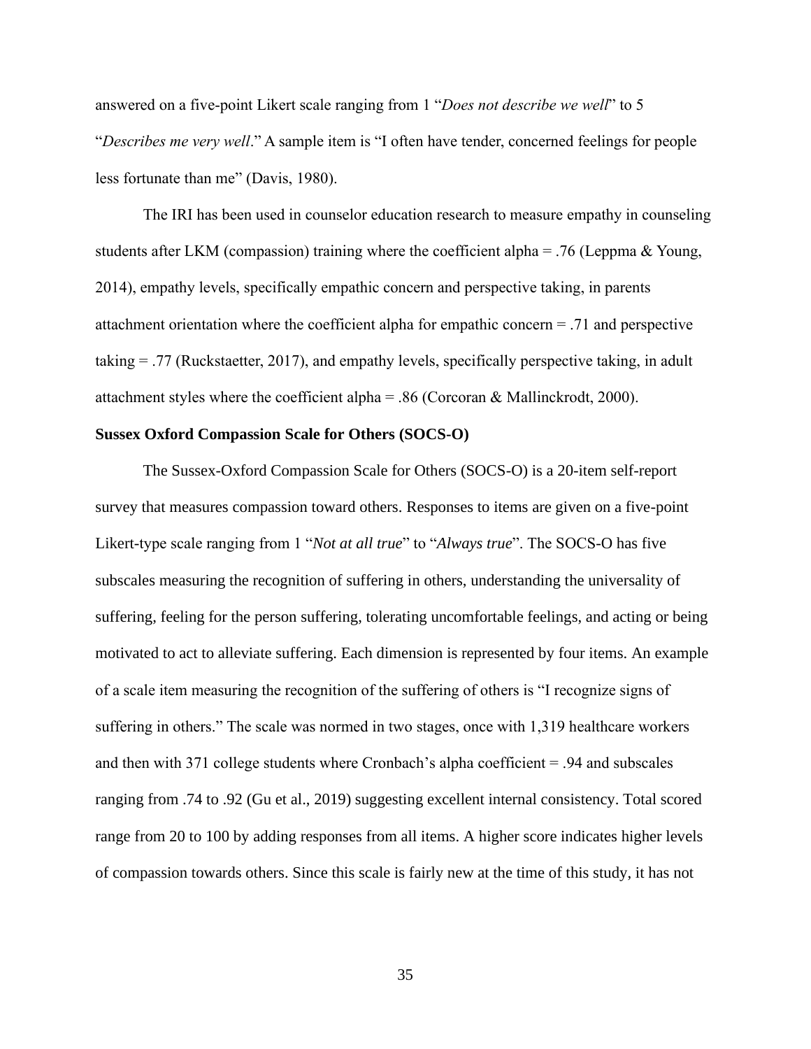answered on a five-point Likert scale ranging from 1 "*Does not describe we well*" to 5 "*Describes me very well*." A sample item is "I often have tender, concerned feelings for people less fortunate than me" (Davis, 1980).

The IRI has been used in counselor education research to measure empathy in counseling students after LKM (compassion) training where the coefficient alpha = .76 (Leppma & Young, 2014), empathy levels, specifically empathic concern and perspective taking, in parents attachment orientation where the coefficient alpha for empathic concern = .71 and perspective taking = .77 (Ruckstaetter, 2017), and empathy levels, specifically perspective taking, in adult attachment styles where the coefficient alpha = .86 (Corcoran & Mallinckrodt, 2000).

### Sussex Oxford Compassion Scale for Others (SOCS-O)

The Sussex-Oxford Compassion Scale for Others (SOCS-O) is a 20-item self-report survey that measures compassion toward others. Responses to items are given on a five-point Likert-type scale ranging from 1 "*Not at all true*" to "*Always true*". The SOCS-O has five subscales measuring the recognition of suffering in others, understanding the universality of suffering, feeling for the person suffering, tolerating uncomfortable feelings, and acting or being motivated to act to alleviate suffering. Each dimension is represented by four items. An example of a scale item measuring the recognition of the suffering of others is "I recognize signs of suffering in others." The scale was normed in two stages, once with 1,319 healthcare workers and then with 371 college students where Cronbach's alpha coefficient = .94 and subscales ranging from .74 to .92 (Gu et al., 2019) suggesting excellent internal consistency. Total scored range from 20 to 100 by adding responses from all items. A higher score indicates higher levels of compassion towards others. Since this scale is fairly new at the time of this study, it has not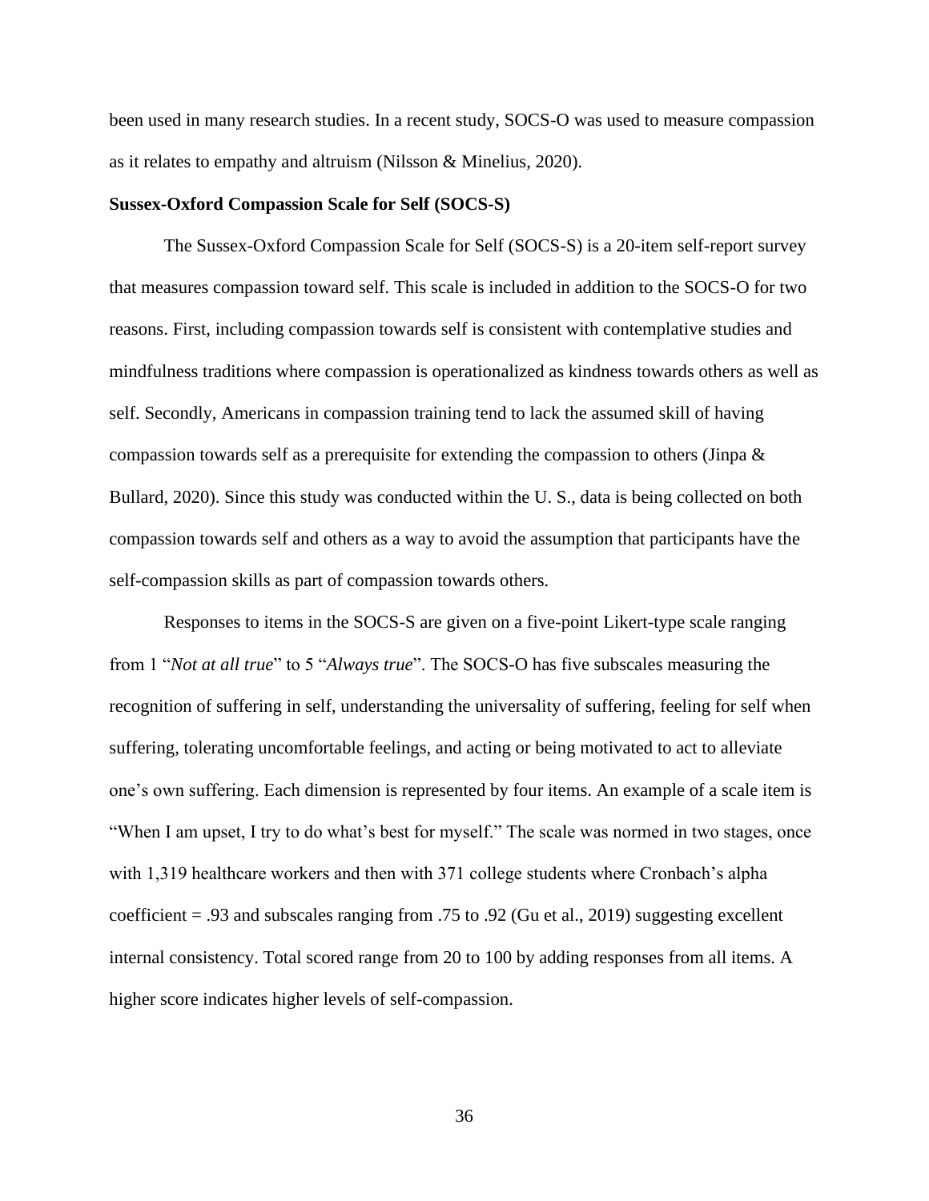been used in many research studies. In a recent study, SOCS-O was used to measure compassion as it relates to empathy and altruism (Nilsson & Minelius, 2020).

**Sussex-Oxford Compassion Scale for Self (SOCS-S)**

The Sussex-Oxford Compassion Scale for Self (SOCS-S) is a 20-item self-report survey that measures compassion toward self. This scale is included in addition to the SOCS-O for two reasons. First, including compassion towards self is consistent with contemplative studies and mindfulness traditions where compassion is operationalized as kindness towards others as well as self. Secondly, Americans in compassion training tend to lack the assumed skill of having compassion towards self as a prerequisite for extending the compassion to others (Jinpa & Bullard, 2020). Since this study was conducted within the U. S., data is being collected on both compassion towards self and others as a way to avoid the assumption that participants have the self-compassion skills as part of compassion towards others.

Responses to items in the SOCS-S are given on a five-point Likert-type scale ranging from 1 "*Not at all true*" to 5 "*Always true*". The SOCS-O has five subscales measuring the recognition of suffering in self, understanding the universality of suffering, feeling for self when suffering, tolerating uncomfortable feelings, and acting or being motivated to act to alleviate one's own suffering. Each dimension is represented by four items. An example of a scale item is "When I am upset, I try to do what's best for myself." The scale was normed in two stages, once with 1,319 healthcare workers and then with 371 college students where Cronbach's alpha coefficient = .93 and subscales ranging from .75 to .92 (Gu et al., 2019) suggesting excellent internal consistency. Total scored range from 20 to 100 by adding responses from all items. A higher score indicates higher levels of self-compassion.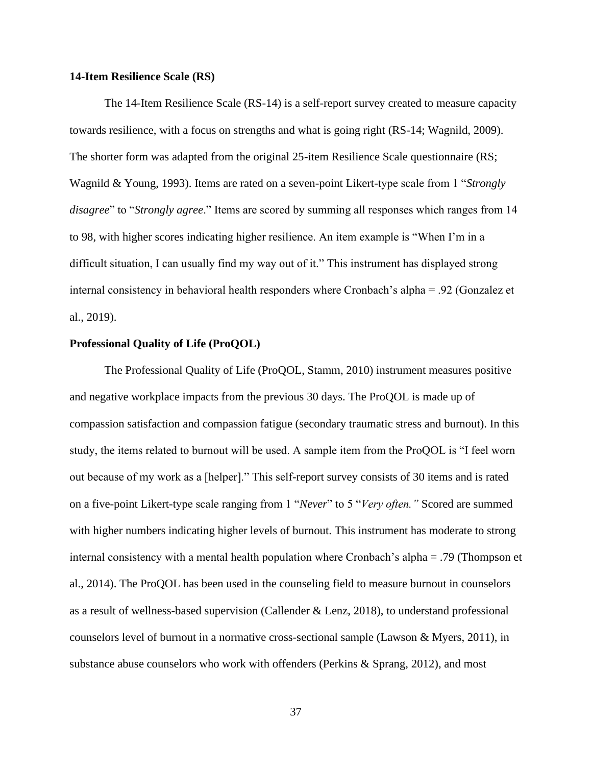**14-Item Resilience Scale (RS)**

The 14-Item Resilience Scale (RS-14) is a self-report survey created to measure capacity towards resilience, with a focus on strengths and what is going right (RS-14; Wagnild, 2009). The shorter form was adapted from the original 25-item Resilience Scale questionnaire (RS; Wagnild & Young, 1993). Items are rated on a seven-point Likert-type scale from 1 "*Strongly disagree*" to "*Strongly agree*." Items are scored by summing all responses which ranges from 14 to 98, with higher scores indicating higher resilience. An item example is "When I'm in a difficult situation, I can usually find my way out of it." This instrument has displayed strong internal consistency in behavioral health responders where Cronbach's alpha = .92 (Gonzalez et al., 2019).

**Professional Quality of Life (ProQOL)**

The Professional Quality of Life (ProQOL, Stamm, 2010) instrument measures positive and negative workplace impacts from the previous 30 days. The ProQOL is made up of compassion satisfaction and compassion fatigue (secondary traumatic stress and burnout). In this study, the items related to burnout will be used. A sample item from the ProQOL is "I feel worn out because of my work as a [helper]." This self-report survey consists of 30 items and is rated on a five-point Likert-type scale ranging from 1 "*Never*" to 5 "*Very often.*" Scored are summed with higher numbers indicating higher levels of burnout. This instrument has moderate to strong internal consistency with a mental health population where Cronbach's alpha = .79 (Thompson et al., 2014). The ProQOL has been used in the counseling field to measure burnout in counselors as a result of wellness-based supervision (Callender & Lenz, 2018), to understand professional counselors level of burnout in a normative cross-sectional sample (Lawson & Myers, 2011), in substance abuse counselors who work with offenders (Perkins & Sprang, 2012), and most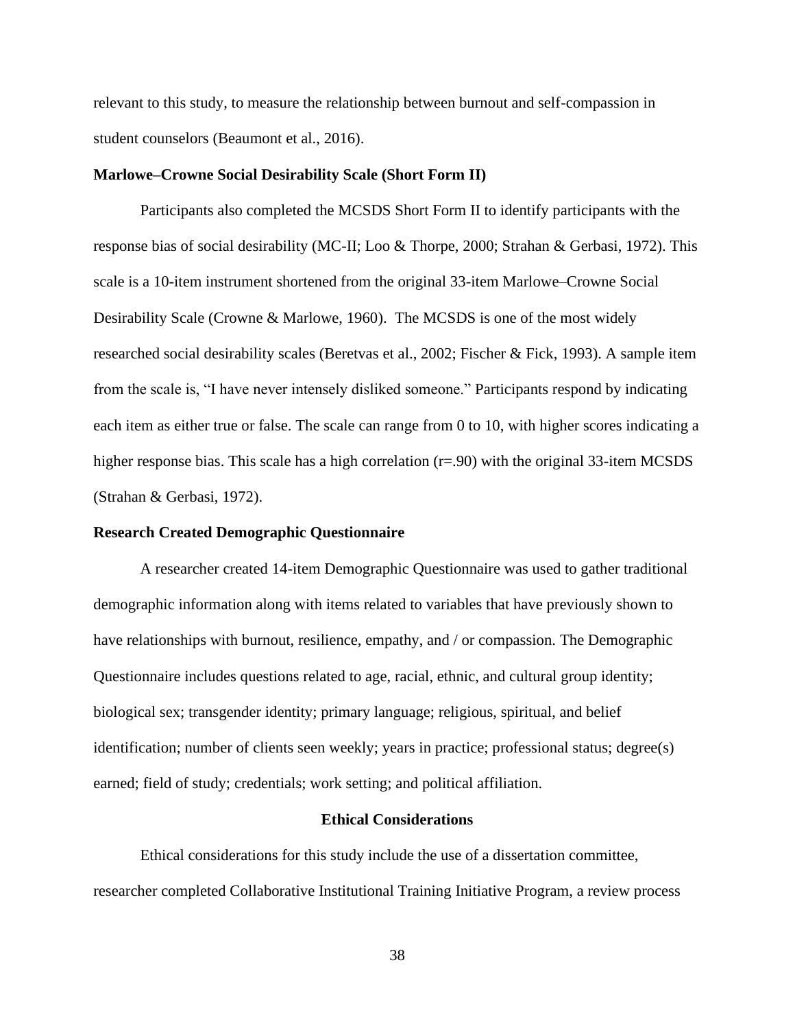relevant to this study, to measure the relationship between burnout and self-compassion in student counselors (Beaumont et al., 2016).

### Marlowe–Crowne Social Desirability Scale (Short Form II)

Participants also completed the MCSDS Short Form II to identify participants with the response bias of social desirability (MC-II; Loo & Thorpe, 2000; Strahan & Gerbasi, 1972). This scale is a 10-item instrument shortened from the original 33-item Marlowe–Crowne Social Desirability Scale (Crowne & Marlowe, 1960). The MCSDS is one of the most widely researched social desirability scales (Beretvas et al., 2002; Fischer & Fick, 1993). A sample item from the scale is, "I have never intensely disliked someone." Participants respond by indicating each item as either true or false. The scale can range from 0 to 10, with higher scores indicating a higher response bias. This scale has a high correlation ($r$=.90) with the original 33-item MCSDS (Strahan & Gerbasi, 1972).

### Research Created Demographic Questionnaire

A researcher created 14-item Demographic Questionnaire was used to gather traditional demographic information along with items related to variables that have previously shown to have relationships with burnout, resilience, empathy, and / or compassion. The Demographic Questionnaire includes questions related to age, racial, ethnic, and cultural group identity; biological sex; transgender identity; primary language; religious, spiritual, and belief identification; number of clients seen weekly; years in practice; professional status; degree(s) earned; field of study; credentials; work setting; and political affiliation.

## Ethical Considerations

Ethical considerations for this study include the use of a dissertation committee, researcher completed Collaborative Institutional Training Initiative Program, a review process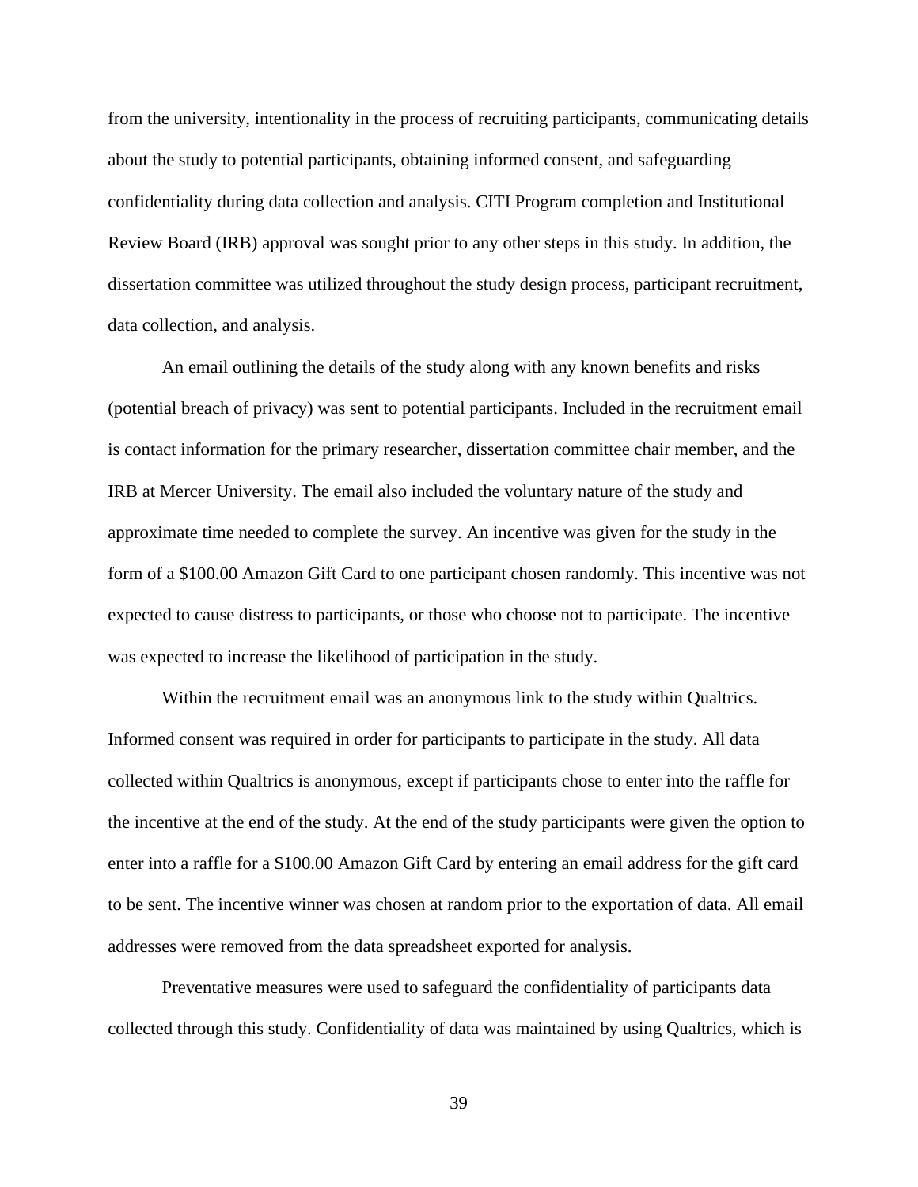from the university, intentionality in the process of recruiting participants, communicating details about the study to potential participants, obtaining informed consent, and safeguarding confidentiality during data collection and analysis. CITI Program completion and Institutional Review Board (IRB) approval was sought prior to any other steps in this study. In addition, the dissertation committee was utilized throughout the study design process, participant recruitment, data collection, and analysis.

An email outlining the details of the study along with any known benefits and risks (potential breach of privacy) was sent to potential participants. Included in the recruitment email is contact information for the primary researcher, dissertation committee chair member, and the IRB at Mercer University. The email also included the voluntary nature of the study and approximate time needed to complete the survey. An incentive was given for the study in the form of a $100.00 Amazon Gift Card to one participant chosen randomly. This incentive was not expected to cause distress to participants, or those who choose not to participate. The incentive was expected to increase the likelihood of participation in the study.

Within the recruitment email was an anonymous link to the study within Qualtrics. Informed consent was required in order for participants to participate in the study. All data collected within Qualtrics is anonymous, except if participants chose to enter into the raffle for the incentive at the end of the study. At the end of the study participants were given the option to enter into a raffle for a $100.00 Amazon Gift Card by entering an email address for the gift card to be sent. The incentive winner was chosen at random prior to the exportation of data. All email addresses were removed from the data spreadsheet exported for analysis.

Preventative measures were used to safeguard the confidentiality of participants data collected through this study. Confidentiality of data was maintained by using Qualtrics, which is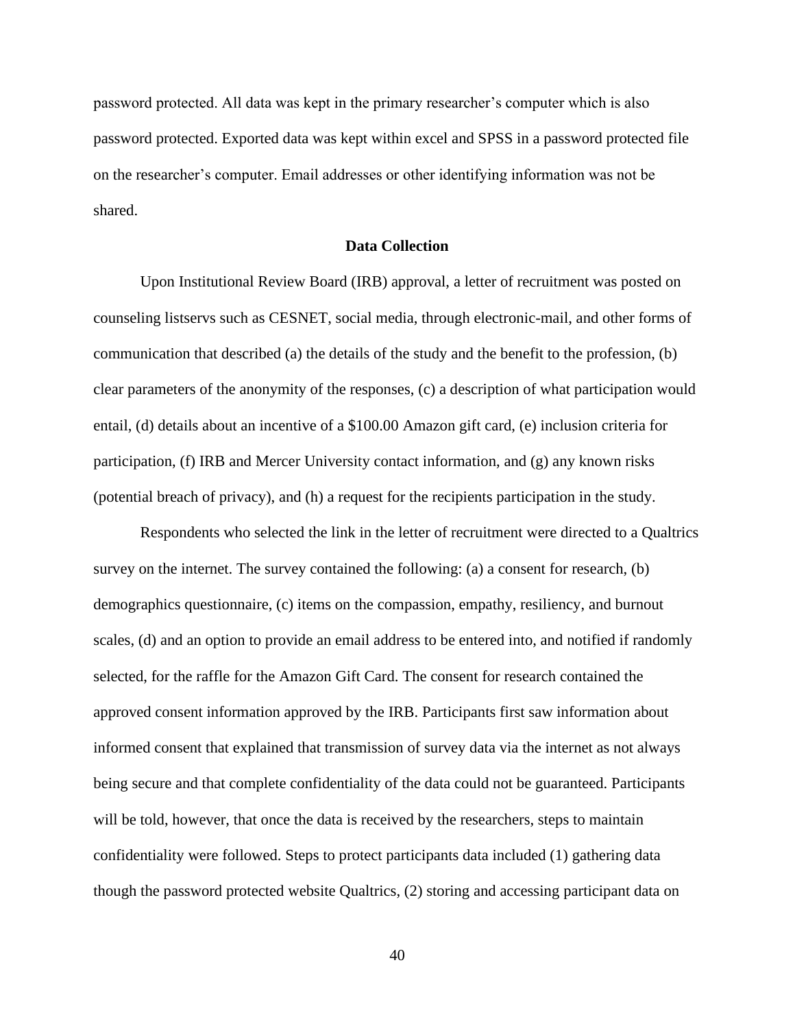password protected. All data was kept in the primary researcher's computer which is also password protected. Exported data was kept within excel and SPSS in a password protected file on the researcher's computer. Email addresses or other identifying information was not be shared.

## Data Collection

Upon Institutional Review Board (IRB) approval, a letter of recruitment was posted on counseling listservs such as CESNET, social media, through electronic-mail, and other forms of communication that described (a) the details of the study and the benefit to the profession, (b) clear parameters of the anonymity of the responses, (c) a description of what participation would entail, (d) details about an incentive of a $100.00 Amazon gift card, (e) inclusion criteria for participation, (f) IRB and Mercer University contact information, and (g) any known risks (potential breach of privacy), and (h) a request for the recipients participation in the study.

Respondents who selected the link in the letter of recruitment were directed to a Qualtrics survey on the internet. The survey contained the following: (a) a consent for research, (b) demographics questionnaire, (c) items on the compassion, empathy, resiliency, and burnout scales, (d) and an option to provide an email address to be entered into, and notified if randomly selected, for the raffle for the Amazon Gift Card. The consent for research contained the approved consent information approved by the IRB. Participants first saw information about informed consent that explained that transmission of survey data via the internet as not always being secure and that complete confidentiality of the data could not be guaranteed. Participants will be told, however, that once the data is received by the researchers, steps to maintain confidentiality were followed. Steps to protect participants data included (1) gathering data though the password protected website Qualtrics, (2) storing and accessing participant data on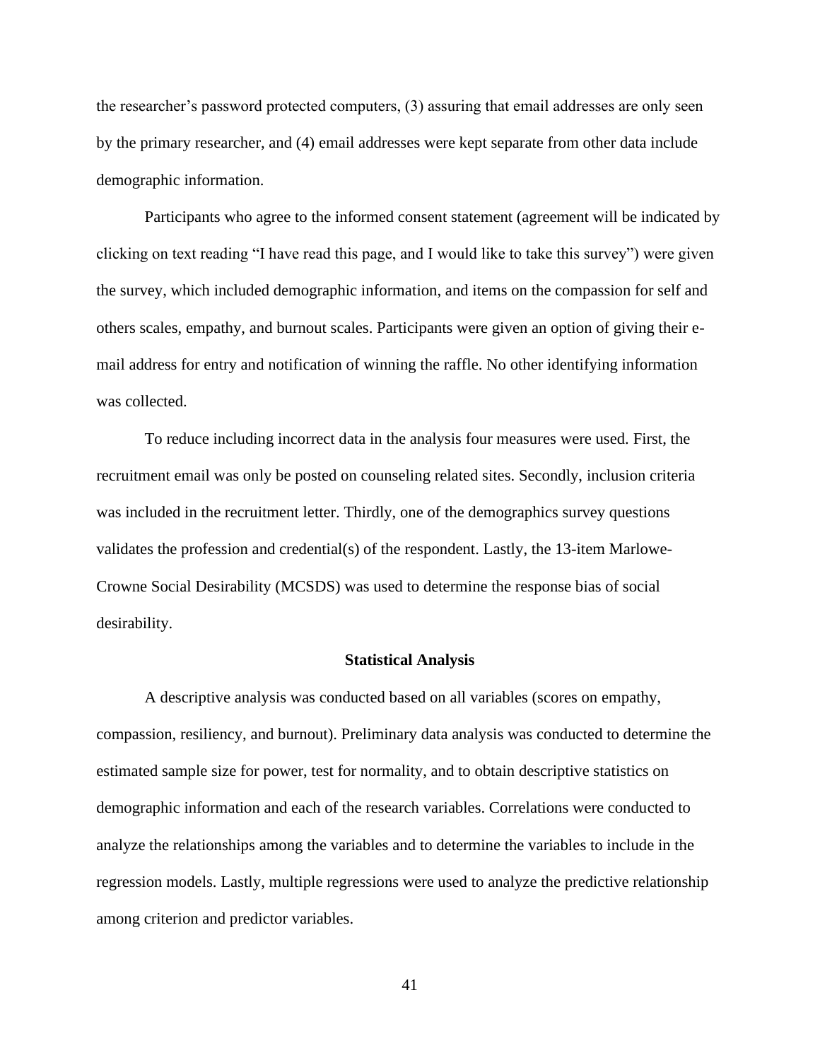the researcher's password protected computers, (3) assuring that email addresses are only seen by the primary researcher, and (4) email addresses were kept separate from other data include demographic information.

Participants who agree to the informed consent statement (agreement will be indicated by clicking on text reading "I have read this page, and I would like to take this survey") were given the survey, which included demographic information, and items on the compassion for self and others scales, empathy, and burnout scales. Participants were given an option of giving their e-mail address for entry and notification of winning the raffle. No other identifying information was collected.

To reduce including incorrect data in the analysis four measures were used. First, the recruitment email was only be posted on counseling related sites. Secondly, inclusion criteria was included in the recruitment letter. Thirdly, one of the demographics survey questions validates the profession and credential(s) of the respondent. Lastly, the 13-item Marlowe-Crowne Social Desirability (MCSDS) was used to determine the response bias of social desirability.

## Statistical Analysis

A descriptive analysis was conducted based on all variables (scores on empathy, compassion, resiliency, and burnout). Preliminary data analysis was conducted to determine the estimated sample size for power, test for normality, and to obtain descriptive statistics on demographic information and each of the research variables. Correlations were conducted to analyze the relationships among the variables and to determine the variables to include in the regression models. Lastly, multiple regressions were used to analyze the predictive relationship among criterion and predictor variables.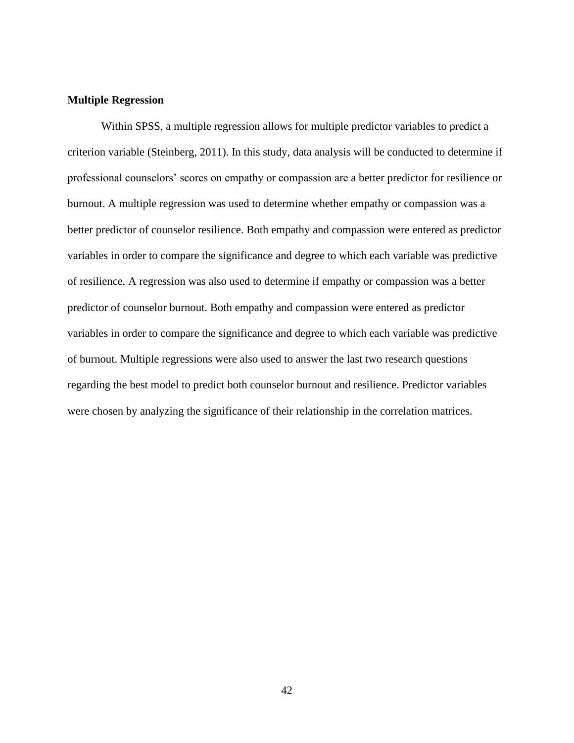### Multiple Regression

Within SPSS, a multiple regression allows for multiple predictor variables to predict a criterion variable (Steinberg, 2011). In this study, data analysis will be conducted to determine if professional counselors' scores on empathy or compassion are a better predictor for resilience or burnout. A multiple regression was used to determine whether empathy or compassion was a better predictor of counselor resilience. Both empathy and compassion were entered as predictor variables in order to compare the significance and degree to which each variable was predictive of resilience. A regression was also used to determine if empathy or compassion was a better predictor of counselor burnout. Both empathy and compassion were entered as predictor variables in order to compare the significance and degree to which each variable was predictive of burnout. Multiple regressions were also used to answer the last two research questions regarding the best model to predict both counselor burnout and resilience. Predictor variables were chosen by analyzing the significance of their relationship in the correlation matrices.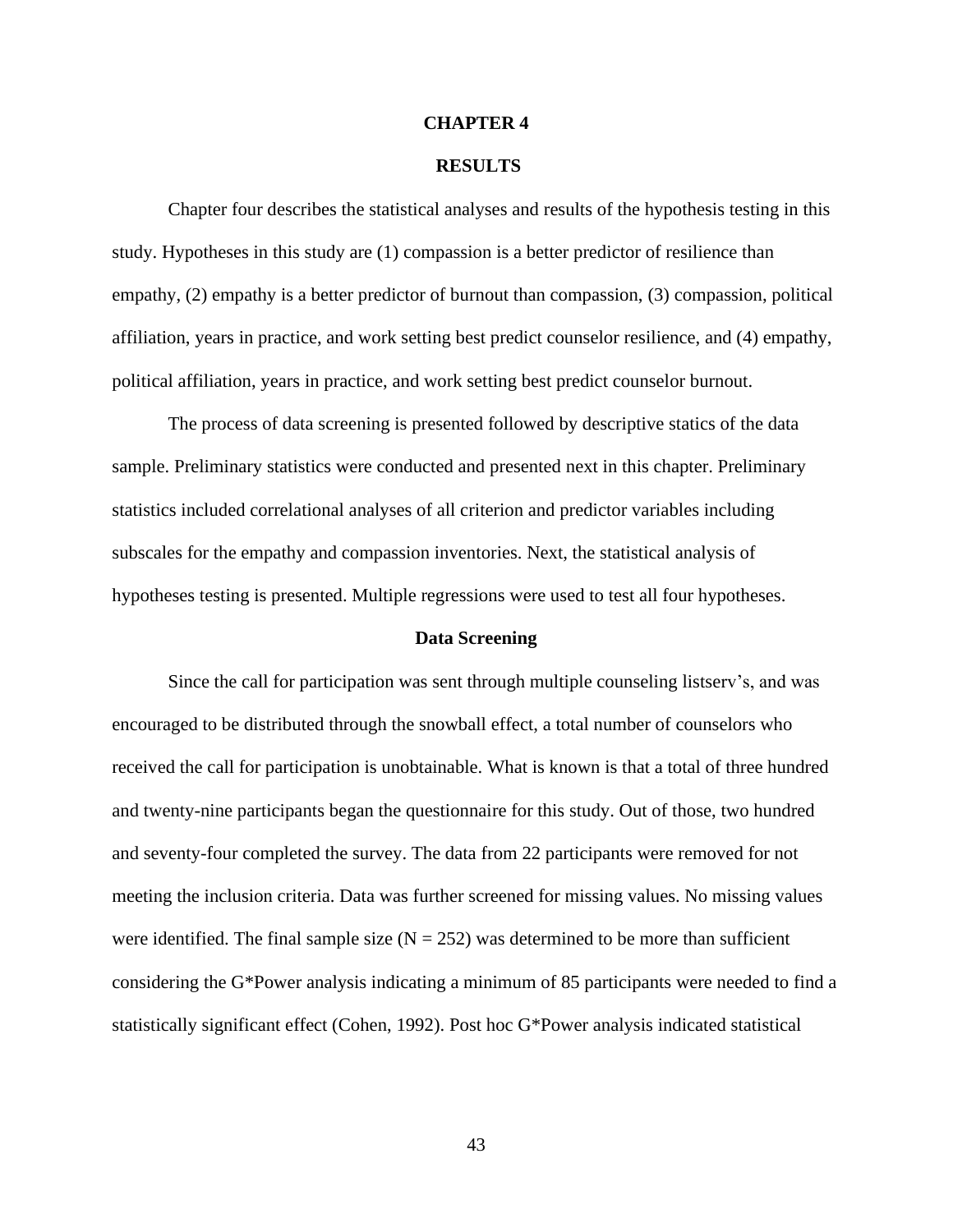# CHAPTER 4

# RESULTS

Chapter four describes the statistical analyses and results of the hypothesis testing in this study. Hypotheses in this study are (1) compassion is a better predictor of resilience than empathy, (2) empathy is a better predictor of burnout than compassion, (3) compassion, political affiliation, years in practice, and work setting best predict counselor resilience, and (4) empathy, political affiliation, years in practice, and work setting best predict counselor burnout.

The process of data screening is presented followed by descriptive statics of the data sample. Preliminary statistics were conducted and presented next in this chapter. Preliminary statistics included correlational analyses of all criterion and predictor variables including subscales for the empathy and compassion inventories. Next, the statistical analysis of hypotheses testing is presented. Multiple regressions were used to test all four hypotheses.

## Data Screening

Since the call for participation was sent through multiple counseling listserv's, and was encouraged to be distributed through the snowball effect, a total number of counselors who received the call for participation is unobtainable. What is known is that a total of three hundred and twenty-nine participants began the questionnaire for this study. Out of those, two hundred and seventy-four completed the survey. The data from 22 participants were removed for not meeting the inclusion criteria. Data was further screened for missing values. No missing values were identified. The final sample size ($N = 252$) was determined to be more than sufficient considering the G*Power analysis indicating a minimum of 85 participants were needed to find a statistically significant effect (Cohen, 1992). Post hoc G*Power analysis indicated statistical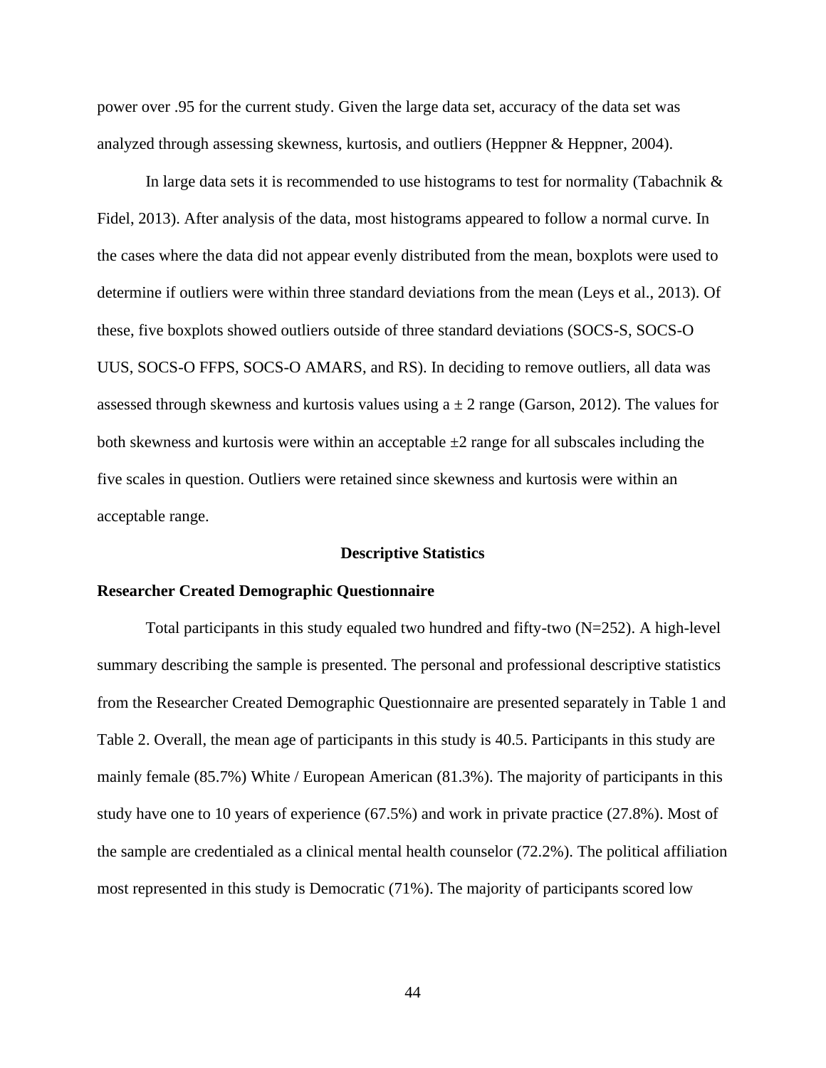power over .95 for the current study. Given the large data set, accuracy of the data set was analyzed through assessing skewness, kurtosis, and outliers (Heppner & Heppner, 2004).

In large data sets it is recommended to use histograms to test for normality (Tabachnik & Fidel, 2013). After analysis of the data, most histograms appeared to follow a normal curve. In the cases where the data did not appear evenly distributed from the mean, boxplots were used to determine if outliers were within three standard deviations from the mean (Leys et al., 2013). Of these, five boxplots showed outliers outside of three standard deviations (SOCS-S, SOCS-O UUS, SOCS-O FFPS, SOCS-O AMARS, and RS). In deciding to remove outliers, all data was assessed through skewness and kurtosis values using a $\pm$ 2 range (Garson, 2012). The values for both skewness and kurtosis were within an acceptable $\pm 2$ range for all subscales including the five scales in question. Outliers were retained since skewness and kurtosis were within an acceptable range.

## Descriptive Statistics

### Researcher Created Demographic Questionnaire

Total participants in this study equaled two hundred and fifty-two (N=252). A high-level summary describing the sample is presented. The personal and professional descriptive statistics from the Researcher Created Demographic Questionnaire are presented separately in Table 1 and Table 2. Overall, the mean age of participants in this study is 40.5. Participants in this study are mainly female (85.7%) White / European American (81.3%). The majority of participants in this study have one to 10 years of experience (67.5%) and work in private practice (27.8%). Most of the sample are credentialed as a clinical mental health counselor (72.2%). The political affiliation most represented in this study is Democratic (71%). The majority of participants scored low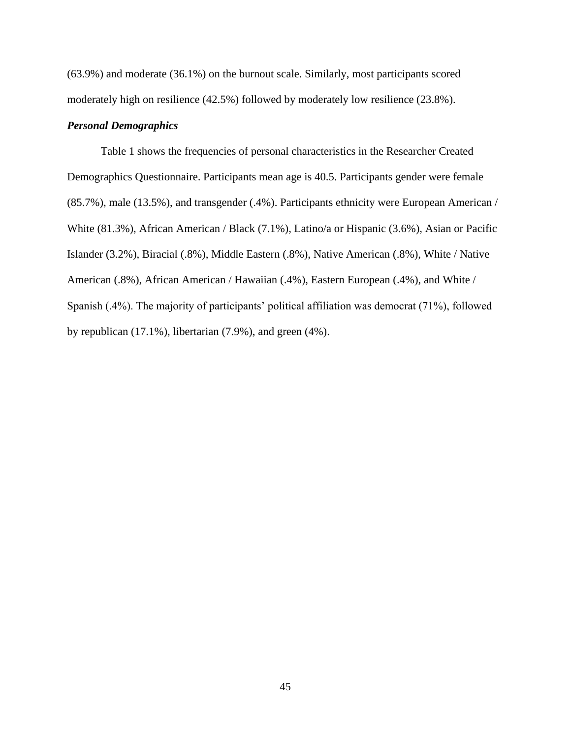(63.9%) and moderate (36.1%) on the burnout scale. Similarly, most participants scored moderately high on resilience (42.5%) followed by moderately low resilience (23.8%).

***Personal Demographics***

Table 1 shows the frequencies of personal characteristics in the Researcher Created Demographics Questionnaire. Participants mean age is 40.5. Participants gender were female (85.7%), male (13.5%), and transgender (.4%). Participants ethnicity were European American / White (81.3%), African American / Black (7.1%), Latino/a or Hispanic (3.6%), Asian or Pacific Islander (3.2%), Biracial (.8%), Middle Eastern (.8%), Native American (.8%), White / Native American (.8%), African American / Hawaiian (.4%), Eastern European (.4%), and White / Spanish (.4%). The majority of participants' political affiliation was democrat (71%), followed by republican (17.1%), libertarian (7.9%), and green (4%).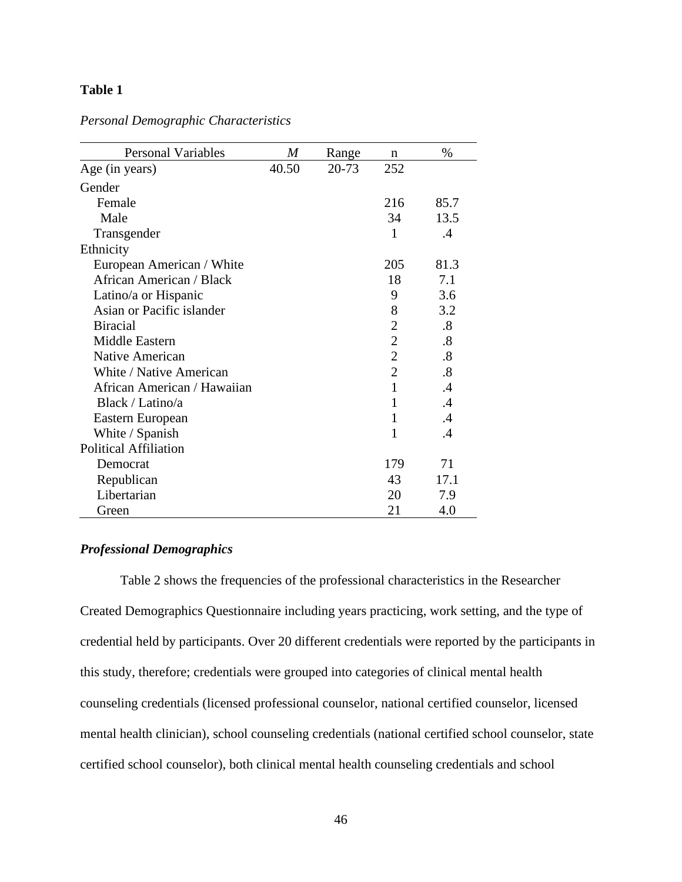**Table 1**

*Personal Demographic Characteristics*

| Personal Variables | *M* | Range | n | % |
|---|---|---|---|---|
| Age (in years) | 40.50 | 20-73 | 252 | |
| Gender | | | | |
| Female | | | 216 | 85.7 |
| Male | | | 34 | 13.5 |
| Transgender | | | 1 | .4 |
| Ethnicity | | | | |
| European American / White | | | 205 | 81.3 |
| African American / Black | | | 18 | 7.1 |
| Latino/a or Hispanic | | | 9 | 3.6 |
| Asian or Pacific islander | | | 8 | 3.2 |
| Biracial | | | 2 | .8 |
| Middle Eastern | | | 2 | .8 |
| Native American | | | 2 | .8 |
| White / Native American | | | 2 | .8 |
| African American / Hawaiian | | | 1 | .4 |
| Black / Latino/a | | | 1 | .4 |
| Eastern European | | | 1 | .4 |
| White / Spanish | | | 1 | .4 |
| Political Affiliation | | | | |
| Democrat | | | 179 | 71 |
| Republican | | | 43 | 17.1 |
| Libertarian | | | 20 | 7.9 |
| Green | | | 21 | 4.0 |

### *Professional Demographics*

Table 2 shows the frequencies of the professional characteristics in the Researcher Created Demographics Questionnaire including years practicing, work setting, and the type of credential held by participants. Over 20 different credentials were reported by the participants in this study, therefore; credentials were grouped into categories of clinical mental health counseling credentials (licensed professional counselor, national certified counselor, licensed mental health clinician), school counseling credentials (national certified school counselor, state certified school counselor), both clinical mental health counseling credentials and school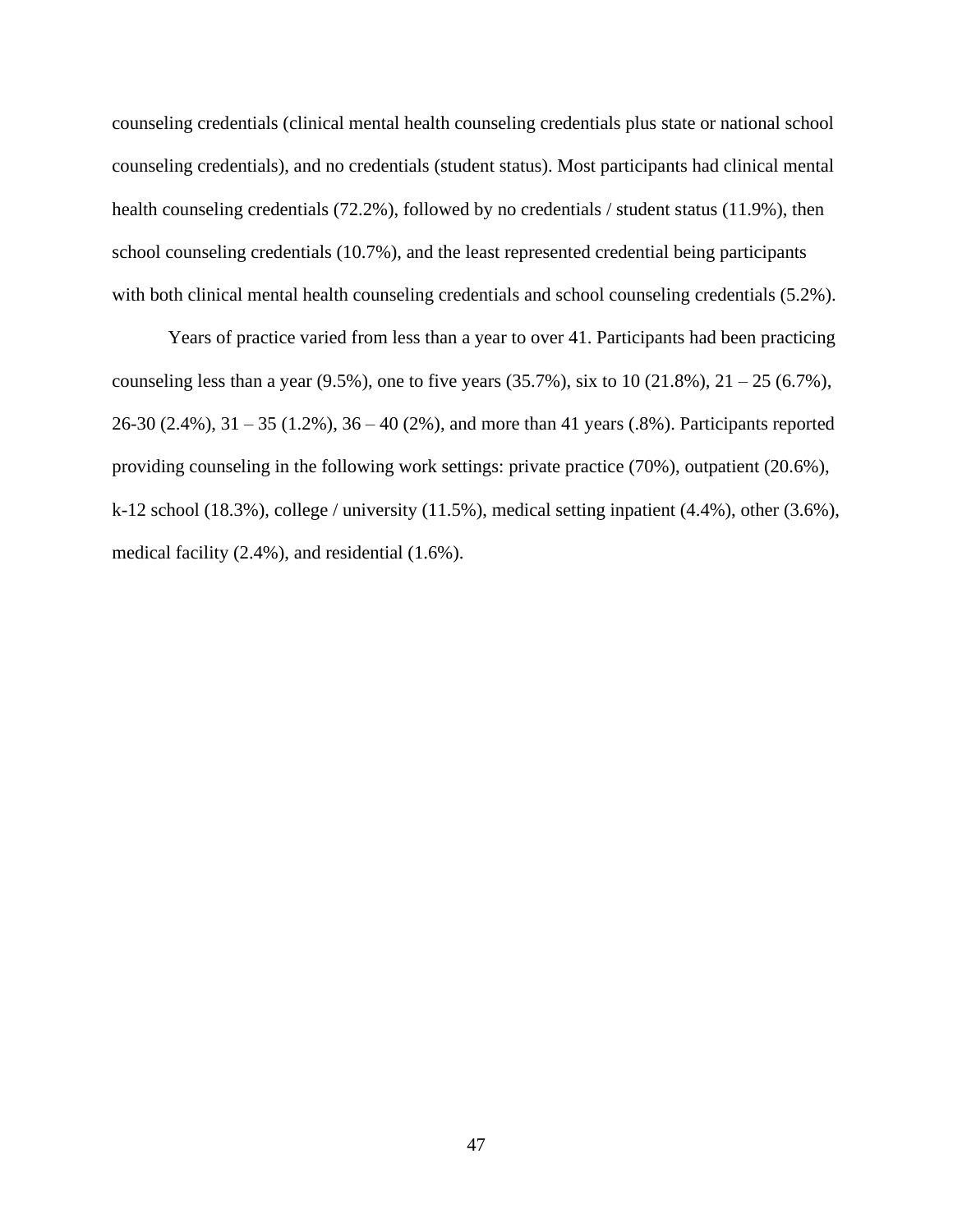counseling credentials (clinical mental health counseling credentials plus state or national school counseling credentials), and no credentials (student status). Most participants had clinical mental health counseling credentials (72.2%), followed by no credentials / student status (11.9%), then school counseling credentials (10.7%), and the least represented credential being participants with both clinical mental health counseling credentials and school counseling credentials (5.2%).

Years of practice varied from less than a year to over 41. Participants had been practicing counseling less than a year (9.5%), one to five years (35.7%), six to 10 (21.8%), 21 – 25 (6.7%), 26-30 (2.4%), 31 – 35 (1.2%), 36 – 40 (2%), and more than 41 years (.8%). Participants reported providing counseling in the following work settings: private practice (70%), outpatient (20.6%), k-12 school (18.3%), college / university (11.5%), medical setting inpatient (4.4%), other (3.6%), medical facility (2.4%), and residential (1.6%).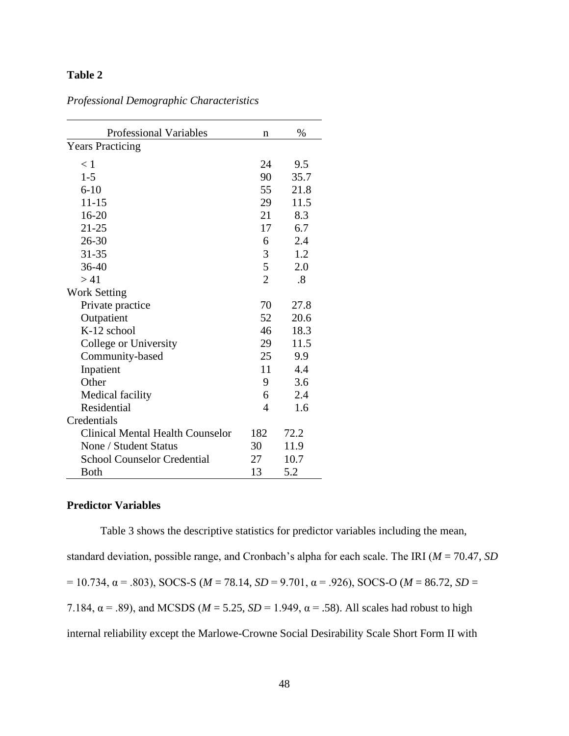**Table 2**

*Professional Demographic Characteristics*

| Professional Variables | n | % |
|---|---|---|
| Years Practicing | | |
| < 1 | 24 | 9.5 |
| 1-5 | 90 | 35.7 |
| 6-10 | 55 | 21.8 |
| 11-15 | 29 | 11.5 |
| 16-20 | 21 | 8.3 |
| 21-25 | 17 | 6.7 |
| 26-30 | 6 | 2.4 |
| 31-35 | 3 | 1.2 |
| 36-40 | 5 | 2.0 |
| > 41 | 2 | .8 |
| Work Setting | | |
| Private practice | 70 | 27.8 |
| Outpatient | 52 | 20.6 |
| K-12 school | 46 | 18.3 |
| College or University | 29 | 11.5 |
| Community-based | 25 | 9.9 |
| Inpatient | 11 | 4.4 |
| Other | 9 | 3.6 |
| Medical facility | 6 | 2.4 |
| Residential | 4 | 1.6 |
| Credentials | | |
| Clinical Mental Health Counselor | 182 | 72.2 |
| None / Student Status | 30 | 11.9 |
| School Counselor Credential | 27 | 10.7 |
| Both | 13 | 5.2 |

## Predictor Variables

Table 3 shows the descriptive statistics for predictor variables including the mean, standard deviation, possible range, and Cronbach's alpha for each scale. The IRI ($M$ = 70.47, $SD$ = 10.734, $\alpha$ = .803), SOCS-S ($M$ = 78.14, $SD$ = 9.701, $\alpha$ = .926), SOCS-O ($M$ = 86.72, $SD$ = 7.184, $\alpha$ = .89), and MCSDS ($M$ = 5.25, $SD$ = 1.949, $\alpha$ = .58). All scales had robust to high internal reliability except the Marlowe-Crowne Social Desirability Scale Short Form II with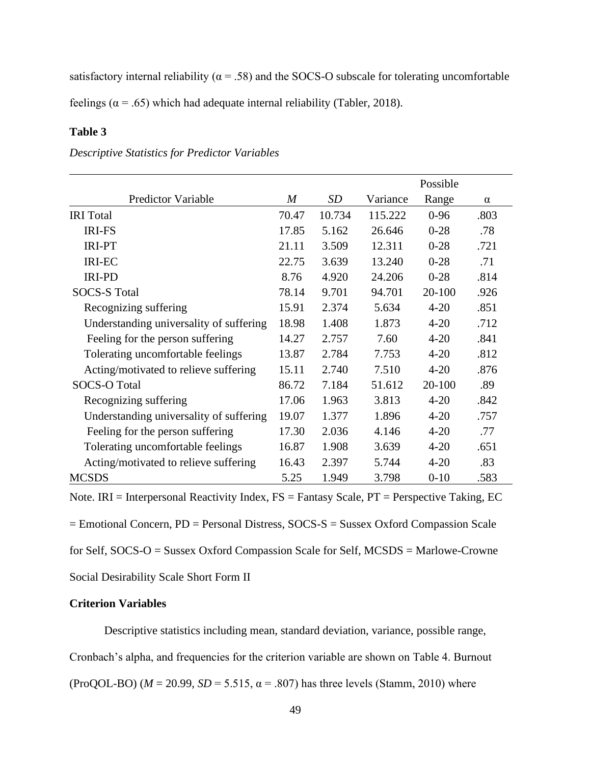satisfactory internal reliability (α = .58) and the SOCS-O subscale for tolerating uncomfortable feelings (α = .65) which had adequate internal reliability (Tabler, 2018).

**Table 3**

*Descriptive Statistics for Predictor Variables*

| Predictor Variable | *M* | *SD* | Variance | Possible Range | α |
|---|---|---|---|---|---|
| IRI Total | 70.47 | 10.734 | 115.222 | 0-96 | .803 |
| IRI-FS | 17.85 | 5.162 | 26.646 | 0-28 | .78 |
| IRI-PT | 21.11 | 3.509 | 12.311 | 0-28 | .721 |
| IRI-EC | 22.75 | 3.639 | 13.240 | 0-28 | .71 |
| IRI-PD | 8.76 | 4.920 | 24.206 | 0-28 | .814 |
| SOCS-S Total | 78.14 | 9.701 | 94.701 | 20-100 | .926 |
| Recognizing suffering | 15.91 | 2.374 | 5.634 | 4-20 | .851 |
| Understanding universality of suffering | 18.98 | 1.408 | 1.873 | 4-20 | .712 |
| Feeling for the person suffering | 14.27 | 2.757 | 7.60 | 4-20 | .841 |
| Tolerating uncomfortable feelings | 13.87 | 2.784 | 7.753 | 4-20 | .812 |
| Acting/motivated to relieve suffering | 15.11 | 2.740 | 7.510 | 4-20 | .876 |
| SOCS-O Total | 86.72 | 7.184 | 51.612 | 20-100 | .89 |
| Recognizing suffering | 17.06 | 1.963 | 3.813 | 4-20 | .842 |
| Understanding universality of suffering | 19.07 | 1.377 | 1.896 | 4-20 | .757 |
| Feeling for the person suffering | 17.30 | 2.036 | 4.146 | 4-20 | .77 |
| Tolerating uncomfortable feelings | 16.87 | 1.908 | 3.639 | 4-20 | .651 |
| Acting/motivated to relieve suffering | 16.43 | 2.397 | 5.744 | 4-20 | .83 |
| MCSDS | 5.25 | 1.949 | 3.798 | 0-10 | .583 |

Note. IRI = Interpersonal Reactivity Index, FS = Fantasy Scale, PT = Perspective Taking, EC = Emotional Concern, PD = Personal Distress, SOCS-S = Sussex Oxford Compassion Scale for Self, SOCS-O = Sussex Oxford Compassion Scale for Self, MCSDS = Marlowe-Crowne Social Desirability Scale Short Form II

**Criterion Variables**

Descriptive statistics including mean, standard deviation, variance, possible range, Cronbach's alpha, and frequencies for the criterion variable are shown on Table 4. Burnout (ProQOL-BO) (*M* = 20.99, *SD* = 5.515, α = .807) has three levels (Stamm, 2010) where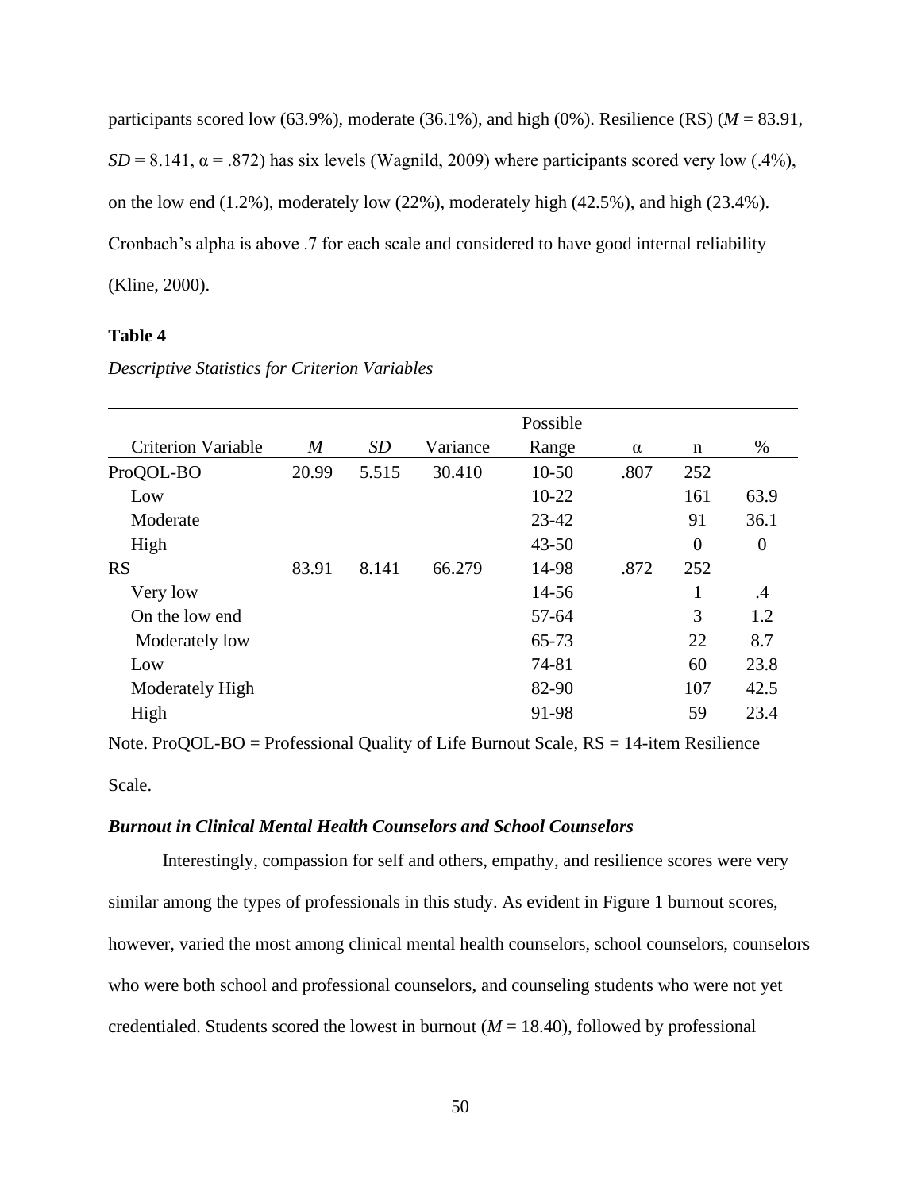participants scored low (63.9%), moderate (36.1%), and high (0%). Resilience (RS) (*M* = 83.91, *SD* = 8.141, α = .872) has six levels (Wagnild, 2009) where participants scored very low (.4%), on the low end (1.2%), moderately low (22%), moderately high (42.5%), and high (23.4%). Cronbach's alpha is above .7 for each scale and considered to have good internal reliability (Kline, 2000).

**Table 4**

*Descriptive Statistics for Criterion Variables*

| Criterion Variable | *M* | *SD* | Variance | Possible Range | α | n | % |
|---|---|---|---|---|---|---|---|
| ProQOL-BO | 20.99 | 5.515 | 30.410 | 10-50 | .807 | 252 | |
| Low | | | | 10-22 | | 161 | 63.9 |
| Moderate | | | | 23-42 | | 91 | 36.1 |
| High | | | | 43-50 | | 0 | 0 |
| RS | 83.91 | 8.141 | 66.279 | 14-98 | .872 | 252 | |
| Very low | | | | 14-56 | | 1 | .4 |
| On the low end | | | | 57-64 | | 3 | 1.2 |
| Moderately low | | | | 65-73 | | 22 | 8.7 |
| Low | | | | 74-81 | | 60 | 23.8 |
| Moderately High | | | | 82-90 | | 107 | 42.5 |
| High | | | | 91-98 | | 59 | 23.4 |

Note. ProQOL-BO = Professional Quality of Life Burnout Scale, RS = 14-item Resilience Scale.

### *Burnout in Clinical Mental Health Counselors and School Counselors*

Interestingly, compassion for self and others, empathy, and resilience scores were very similar among the types of professionals in this study. As evident in Figure 1 burnout scores, however, varied the most among clinical mental health counselors, school counselors, counselors who were both school and professional counselors, and counseling students who were not yet credentialed. Students scored the lowest in burnout (*M* = 18.40), followed by professional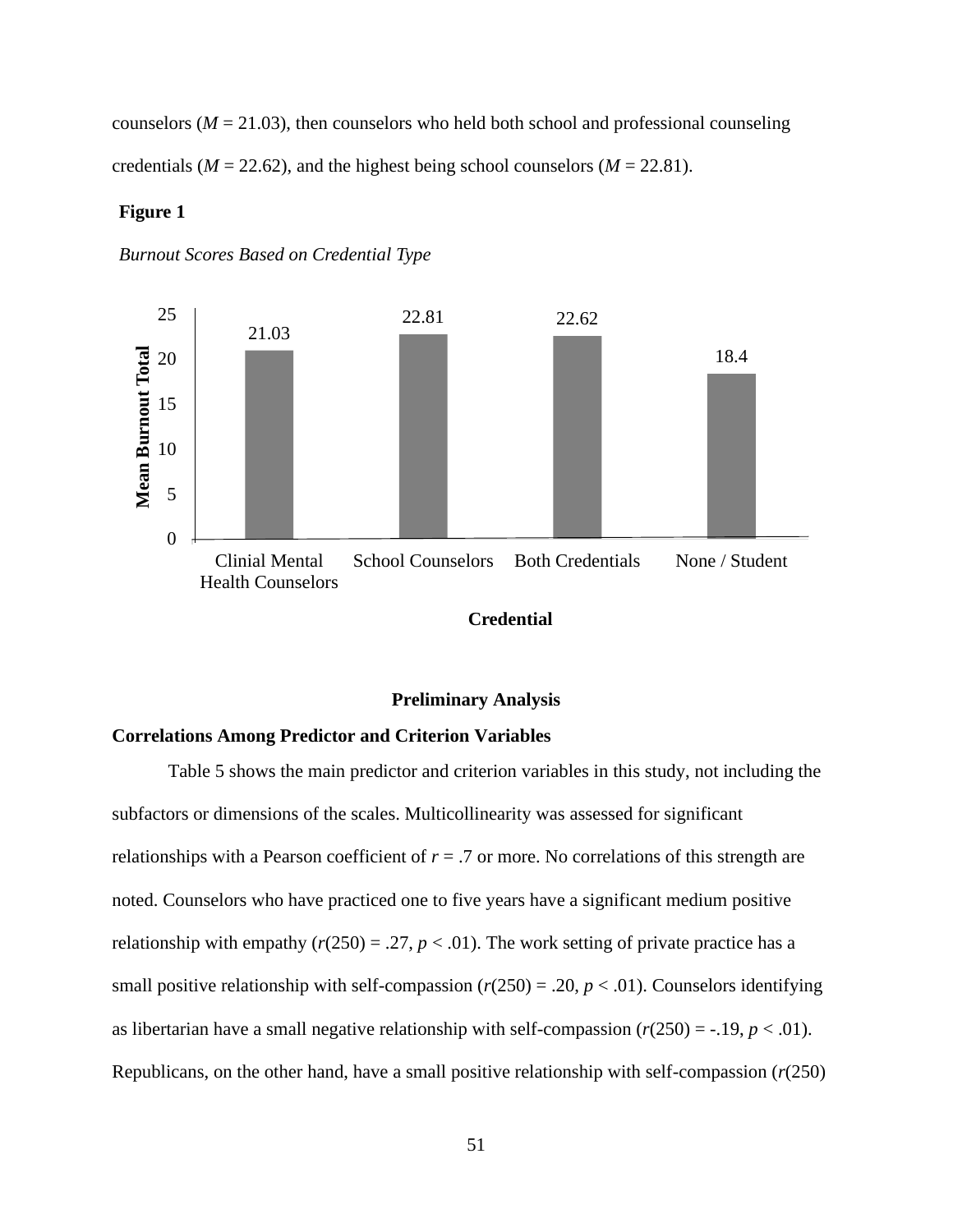counselors ($M$ = 21.03), then counselors who held both school and professional counseling credentials ($M$ = 22.62), and the highest being school counselors ($M$ = 22.81).

**Figure 1**

*Burnout Scores Based on Credential Type*

| Credential | Mean Burnout Total |
|---|---|
| Clinial Mental Health Counselors | 21.03 |
| School Counselors | 22.81 |
| Both Credentials | 22.62 |
| None / Student | 18.4 |

## Preliminary Analysis

### Correlations Among Predictor and Criterion Variables

Table 5 shows the main predictor and criterion variables in this study, not including the subfactors or dimensions of the scales. Multicollinearity was assessed for significant relationships with a Pearson coefficient of $r$ = .7 or more. No correlations of this strength are noted. Counselors who have practiced one to five years have a significant medium positive relationship with empathy ($r(250) = .27$, $p < .01$). The work setting of private practice has a small positive relationship with self-compassion ($r(250) = .20$, $p < .01$). Counselors identifying as libertarian have a small negative relationship with self-compassion ($r(250) = -.19$, $p < .01$). Republicans, on the other hand, have a small positive relationship with self-compassion ($r$(250)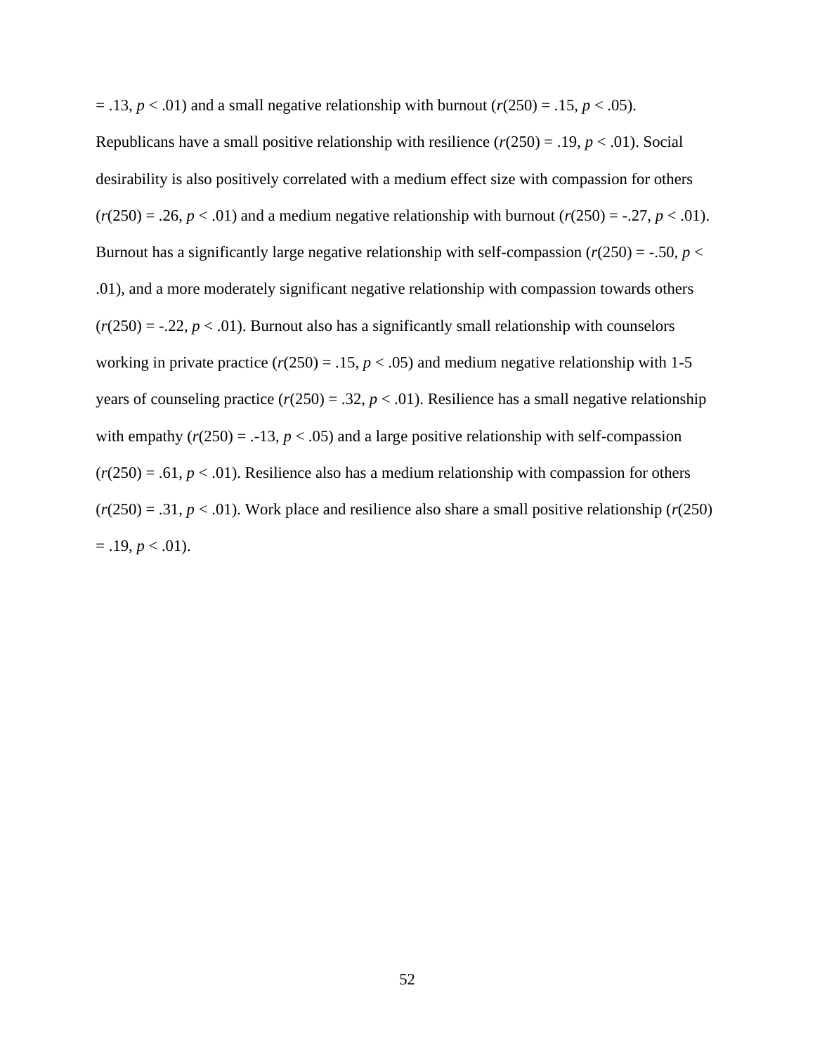= .13, $p < .01$) and a small negative relationship with burnout ($r(250) = .15$, $p < .05$). Republicans have a small positive relationship with resilience ($r(250) = .19$, $p < .01$). Social desirability is also positively correlated with a medium effect size with compassion for others ($r(250) = .26$, $p < .01$) and a medium negative relationship with burnout ($r(250) = -.27$, $p < .01$). Burnout has a significantly large negative relationship with self-compassion ($r(250) = -.50$, $p < .01$), and a more moderately significant negative relationship with compassion towards others ($r(250) = -.22$, $p < .01$). Burnout also has a significantly small relationship with counselors working in private practice ($r(250) = .15$, $p < .05$) and medium negative relationship with 1-5 years of counseling practice ($r(250) = .32$, $p < .01$). Resilience has a small negative relationship with empathy ($r(250) = .-13$, $p < .05$) and a large positive relationship with self-compassion ($r(250) = .61$, $p < .01$). Resilience also has a medium relationship with compassion for others ($r(250) = .31$, $p < .01$). Work place and resilience also share a small positive relationship ($r(250) = .19$, $p < .01$).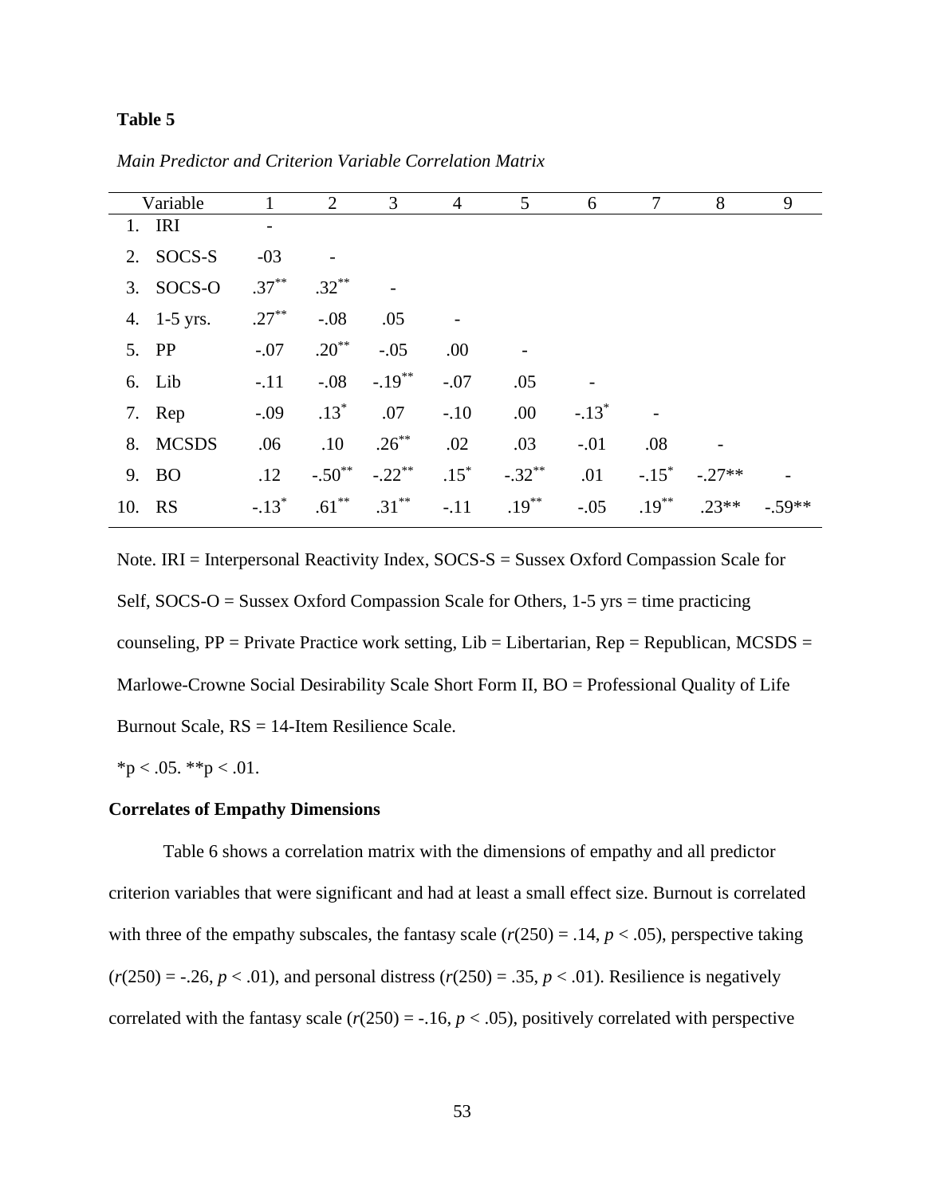**Table 5**

*Main Predictor and Criterion Variable Correlation Matrix*

| Variable | 1 | 2 | 3 | 4 | 5 | 6 | 7 | 8 | 9 |
|---|---|---|---|---|---|---|---|---|---|
| 1. IRI | - | | | | | | | | |
| 2. SOCS-S | -03 | - | | | | | | | |
| 3. SOCS-O | .37** | .32** | - | | | | | | |
| 4. 1-5 yrs. | .27** | -.08 | .05 | - | | | | | |
| 5. PP | -.07 | .20** | -.05 | .00 | - | | | | |
| 6. Lib | -.11 | -.08 | -.19** | -.07 | .05 | - | | | |
| 7. Rep | -.09 | .13* | .07 | -.10 | .00 | -.13* | - | | |
| 8. MCSDS | .06 | .10 | .26** | .02 | .03 | -.01 | .08 | - | |
| 9. BO | .12 | -.50** | -.22** | .15* | -.32** | .01 | -.15* | -.27** | - |
| 10. RS | -.13* | .61** | .31** | -.11 | .19** | -.05 | .19** | .23** | -.59** |

Note. IRI = Interpersonal Reactivity Index, SOCS-S = Sussex Oxford Compassion Scale for Self, SOCS-O = Sussex Oxford Compassion Scale for Others, 1-5 yrs = time practicing counseling, PP = Private Practice work setting, Lib = Libertarian, Rep = Republican, MCSDS = Marlowe-Crowne Social Desirability Scale Short Form II, BO = Professional Quality of Life Burnout Scale, RS = 14-Item Resilience Scale.

*p < .05. **p < .01.

**Correlates of Empathy Dimensions**

Table 6 shows a correlation matrix with the dimensions of empathy and all predictor criterion variables that were significant and had at least a small effect size. Burnout is correlated with three of the empathy subscales, the fantasy scale ($r(250) = .14$, $p < .05$), perspective taking ($r(250) = -.26$, $p < .01$), and personal distress ($r(250) = .35$, $p < .01$). Resilience is negatively correlated with the fantasy scale ($r(250) = -.16$, $p < .05$), positively correlated with perspective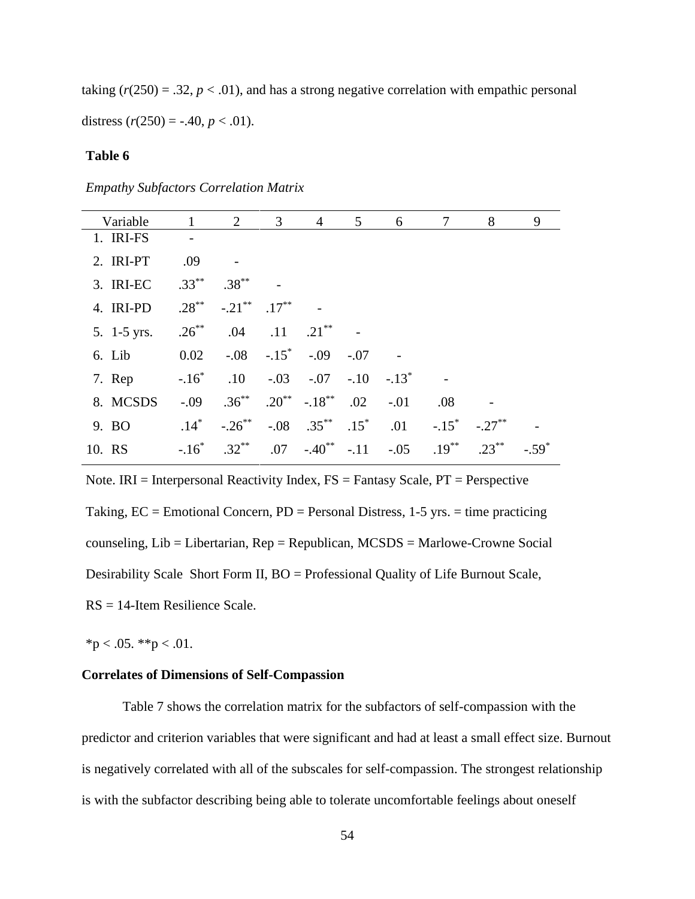taking ($r(250) = .32$, $p < .01$), and has a strong negative correlation with empathic personal distress ($r(250) = -.40$, $p < .01$).

**Table 6**

*Empathy Subfactors Correlation Matrix*

| Variable | 1 | 2 | 3 | 4 | 5 | 6 | 7 | 8 | 9 |
|---|---|---|---|---|---|---|---|---|---|
| 1. IRI-FS | - | | | | | | | | |
| 2. IRI-PT | .09 | - | | | | | | | |
| 3. IRI-EC | .33** | .38** | - | | | | | | |
| 4. IRI-PD | .28** | -.21** | .17** | - | | | | | |
| 5. 1-5 yrs. | .26** | .04 | .11 | .21** | - | | | | |
| 6. Lib | 0.02 | -.08 | -.15* | -.09 | -.07 | - | | | |
| 7. Rep | -.16* | .10 | -.03 | -.07 | -.10 | -.13* | - | | |
| 8. MCSDS | -.09 | .36** | .20** | -.18** | .02 | -.01 | .08 | - | |
| 9. BO | .14* | -.26** | -.08 | .35** | .15* | .01 | -.15* | -.27** | - |
| 10. RS | -.16* | .32** | .07 | -.40** | -.11 | -.05 | .19** | .23** | -.59* |

Note. IRI = Interpersonal Reactivity Index, FS = Fantasy Scale, PT = Perspective Taking, EC = Emotional Concern, PD = Personal Distress, 1-5 yrs. = time practicing counseling, Lib = Libertarian, Rep = Republican, MCSDS = Marlowe-Crowne Social Desirability Scale Short Form II, BO = Professional Quality of Life Burnout Scale, RS = 14-Item Resilience Scale.

*p < .05. **p < .01.

**Correlates of Dimensions of Self-Compassion**

Table 7 shows the correlation matrix for the subfactors of self-compassion with the predictor and criterion variables that were significant and had at least a small effect size. Burnout is negatively correlated with all of the subscales for self-compassion. The strongest relationship is with the subfactor describing being able to tolerate uncomfortable feelings about oneself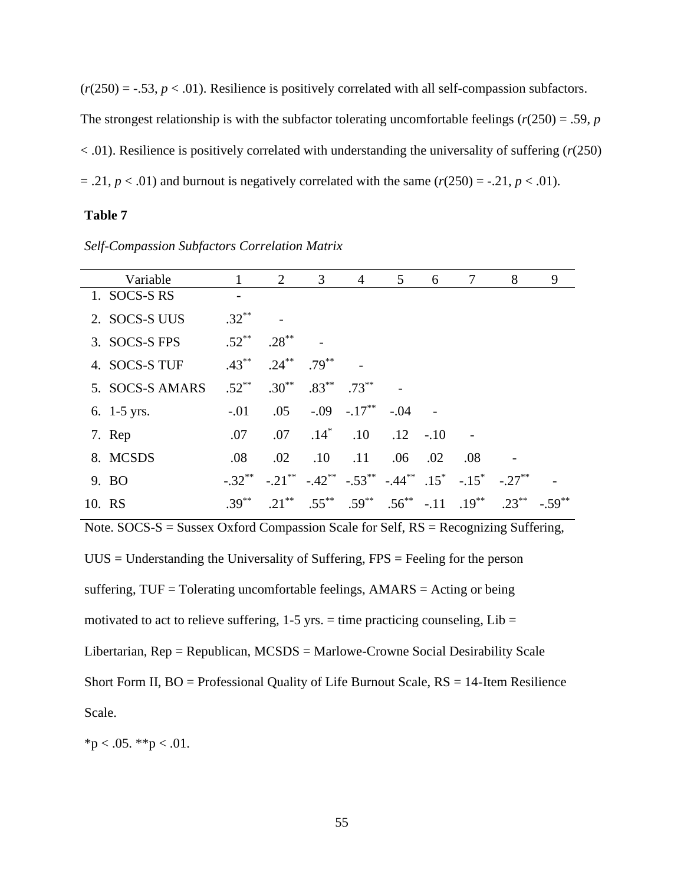($r(250) = -.53$, $p < .01$). Resilience is positively correlated with all self-compassion subfactors. The strongest relationship is with the subfactor tolerating uncomfortable feelings ($r(250) = .59$, $p < .01$). Resilience is positively correlated with understanding the universality of suffering ($r(250) = .21$, $p < .01$) and burnout is negatively correlated with the same ($r(250) = -.21$, $p < .01$).

**Table 7**

*Self-Compassion Subfactors Correlation Matrix*

| Variable | 1 | 2 | 3 | 4 | 5 | 6 | 7 | 8 | 9 |
|---|---|---|---|---|---|---|---|---|---|
| 1. SOCS-S RS | - | | | | | | | | |
| 2. SOCS-S UUS | .32** | - | | | | | | | |
| 3. SOCS-S FPS | .52** | .28** | - | | | | | | |
| 4. SOCS-S TUF | .43** | .24** | .79** | - | | | | | |
| 5. SOCS-S AMARS | .52** | .30** | .83** | .73** | - | | | | |
| 6. 1-5 yrs. | -.01 | .05 | -.09 | -.17** | -.04 | - | | | |
| 7. Rep | .07 | .07 | .14* | .10 | .12 | -.10 | - | | |
| 8. MCSDS | .08 | .02 | .10 | .11 | .06 | .02 | .08 | - | |
| 9. BO | -.32** | -.21** | -.42** | -.53** | -.44** | .15* | -.15* | -.27** | - |
| 10. RS | .39** | .21** | .55** | .59** | .56** | -.11 | .19** | .23** | -.59** |

Note. SOCS-S = Sussex Oxford Compassion Scale for Self, RS = Recognizing Suffering, UUS = Understanding the Universality of Suffering, FPS = Feeling for the person suffering, TUF = Tolerating uncomfortable feelings, AMARS = Acting or being motivated to act to relieve suffering, 1-5 yrs. = time practicing counseling, Lib = Libertarian, Rep = Republican, MCSDS = Marlowe-Crowne Social Desirability Scale Short Form II, BO = Professional Quality of Life Burnout Scale, RS = 14-Item Resilience Scale.

*p < .05. **p < .01.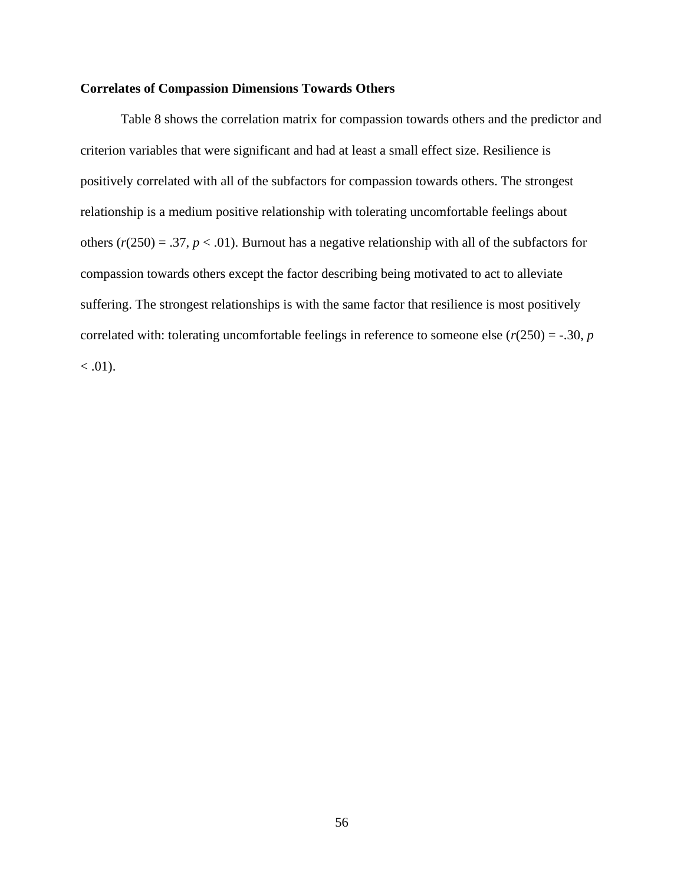### Correlates of Compassion Dimensions Towards Others

Table 8 shows the correlation matrix for compassion towards others and the predictor and criterion variables that were significant and had at least a small effect size. Resilience is positively correlated with all of the subfactors for compassion towards others. The strongest relationship is a medium positive relationship with tolerating uncomfortable feelings about others ($r(250) = .37$, $p < .01$). Burnout has a negative relationship with all of the subfactors for compassion towards others except the factor describing being motivated to act to alleviate suffering. The strongest relationships is with the same factor that resilience is most positively correlated with: tolerating uncomfortable feelings in reference to someone else ($r(250) = -.30$, $p < .01$).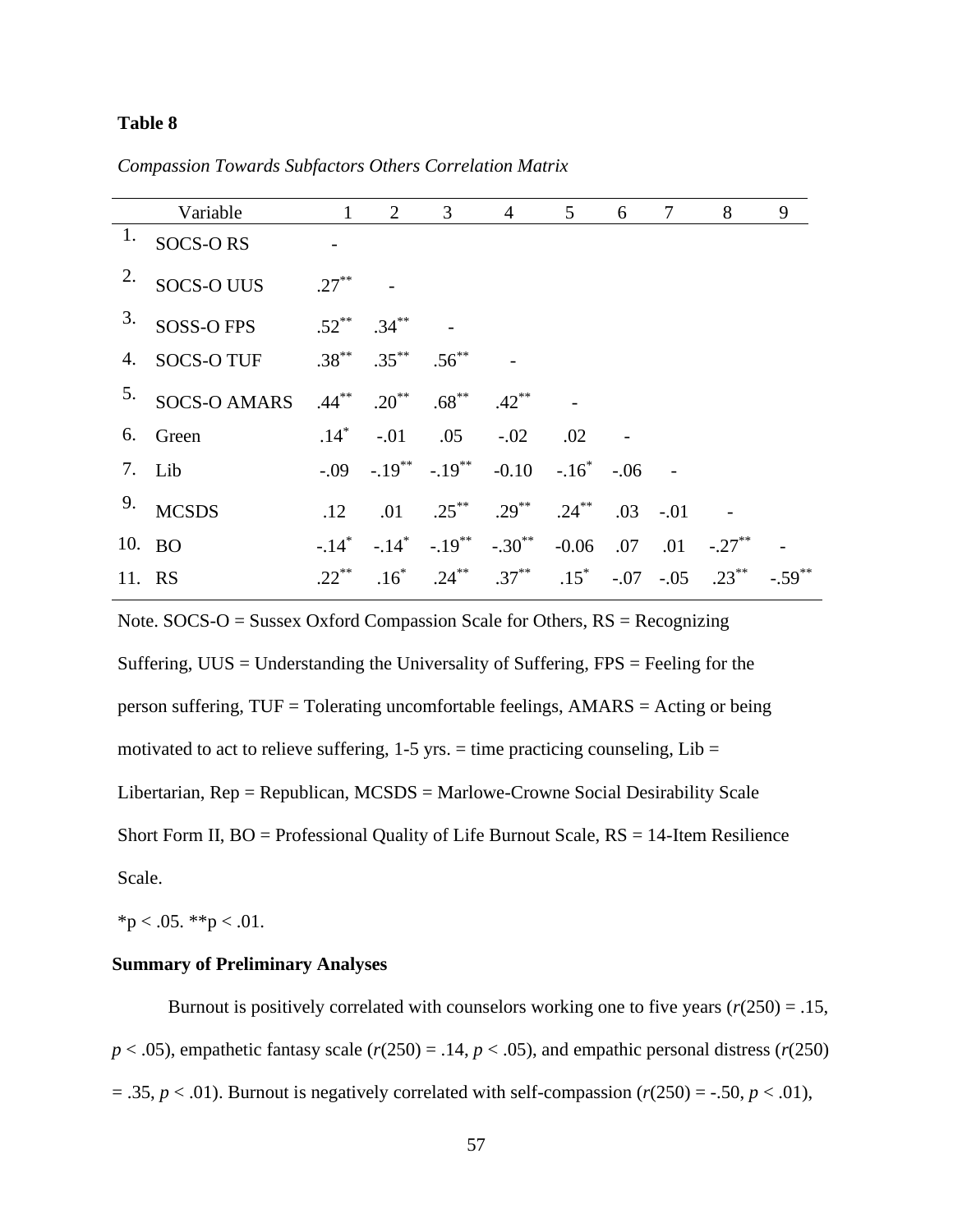**Table 8**

*Compassion Towards Subfactors Others Correlation Matrix*

| | Variable | 1 | 2 | 3 | 4 | 5 | 6 | 7 | 8 | 9 |
|---|---|---|---|---|---|---|---|---|---|---|
| 1. | SOCS-O RS | - | | | | | | | | |
| 2. | SOCS-O UUS | .27** | - | | | | | | | |
| 3. | SOSS-O FPS | .52** | .34** | - | | | | | | |
| 4. | SOCS-O TUF | .38** | .35** | .56** | - | | | | | |
| 5. | SOCS-O AMARS | .44** | .20** | .68** | .42** | - | | | | |
| 6. | Green | .14* | -.01 | .05 | -.02 | .02 | - | | | |
| 7. | Lib | -.09 | -.19** | -.19** | -0.10 | -.16* | -.06 | - | | |
| 9. | MCSDS | .12 | .01 | .25** | .29** | .24** | .03 | -.01 | - | |
| 10. | BO | -.14* | -.14* | -.19** | -.30** | -0.06 | .07 | .01 | -.27** | - |
| 11. | RS | .22** | .16* | .24** | .37** | .15* | -.07 | -.05 | .23** | -.59** |

Note. SOCS-O = Sussex Oxford Compassion Scale for Others, RS = Recognizing Suffering, UUS = Understanding the Universality of Suffering, FPS = Feeling for the person suffering, TUF = Tolerating uncomfortable feelings, AMARS = Acting or being motivated to act to relieve suffering, 1-5 yrs. = time practicing counseling, Lib = Libertarian, Rep = Republican, MCSDS = Marlowe-Crowne Social Desirability Scale Short Form II, BO = Professional Quality of Life Burnout Scale, RS = 14-Item Resilience Scale.

*p < .05. **p < .01.

**Summary of Preliminary Analyses**

Burnout is positively correlated with counselors working one to five years ($r(250) = .15$, $p < .05$), empathetic fantasy scale ($r(250) = .14$, $p < .05$), and empathic personal distress ($r(250) = .35$, $p < .01$). Burnout is negatively correlated with self-compassion ($r(250) = -.50$, $p < .01$),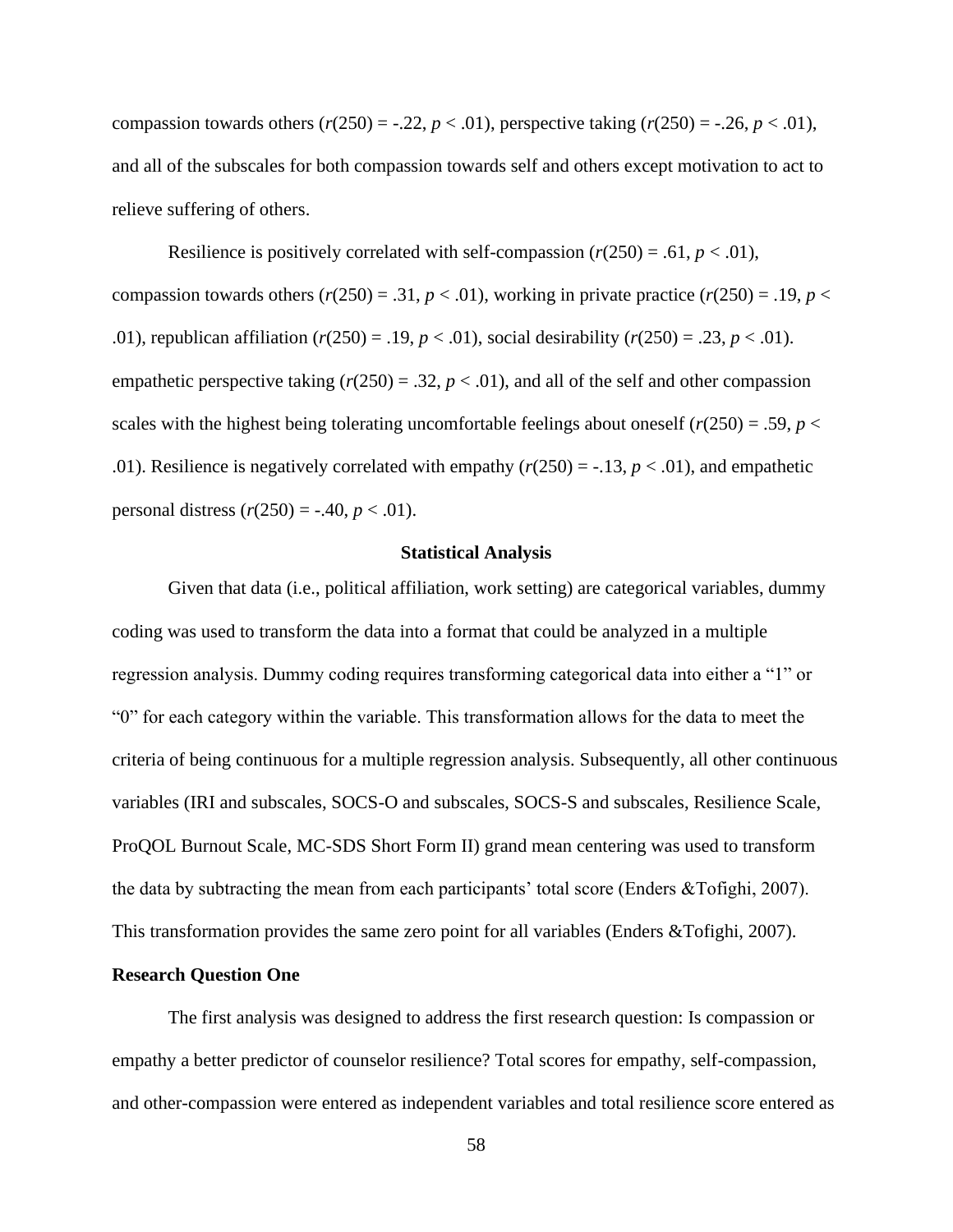compassion towards others ($r(250) = -.22$, $p < .01$), perspective taking ($r(250) = -.26$, $p < .01$), and all of the subscales for both compassion towards self and others except motivation to act to relieve suffering of others.

Resilience is positively correlated with self-compassion ($r(250) = .61$, $p < .01$), compassion towards others ($r(250) = .31$, $p < .01$), working in private practice ($r(250) = .19$, $p < .01$), republican affiliation ($r(250) = .19$, $p < .01$), social desirability ($r(250) = .23$, $p < .01$). empathetic perspective taking ($r(250) = .32$, $p < .01$), and all of the self and other compassion scales with the highest being tolerating uncomfortable feelings about oneself ($r(250) = .59$, $p < .01$). Resilience is negatively correlated with empathy ($r(250) = -.13$, $p < .01$), and empathetic personal distress ($r(250) = -.40$, $p < .01$).

## Statistical Analysis

Given that data (i.e., political affiliation, work setting) are categorical variables, dummy coding was used to transform the data into a format that could be analyzed in a multiple regression analysis. Dummy coding requires transforming categorical data into either a "1" or "0" for each category within the variable. This transformation allows for the data to meet the criteria of being continuous for a multiple regression analysis. Subsequently, all other continuous variables (IRI and subscales, SOCS-O and subscales, SOCS-S and subscales, Resilience Scale, ProQOL Burnout Scale, MC-SDS Short Form II) grand mean centering was used to transform the data by subtracting the mean from each participants' total score (Enders &Tofighi, 2007). This transformation provides the same zero point for all variables (Enders &Tofighi, 2007).

### Research Question One

The first analysis was designed to address the first research question: Is compassion or empathy a better predictor of counselor resilience? Total scores for empathy, self-compassion, and other-compassion were entered as independent variables and total resilience score entered as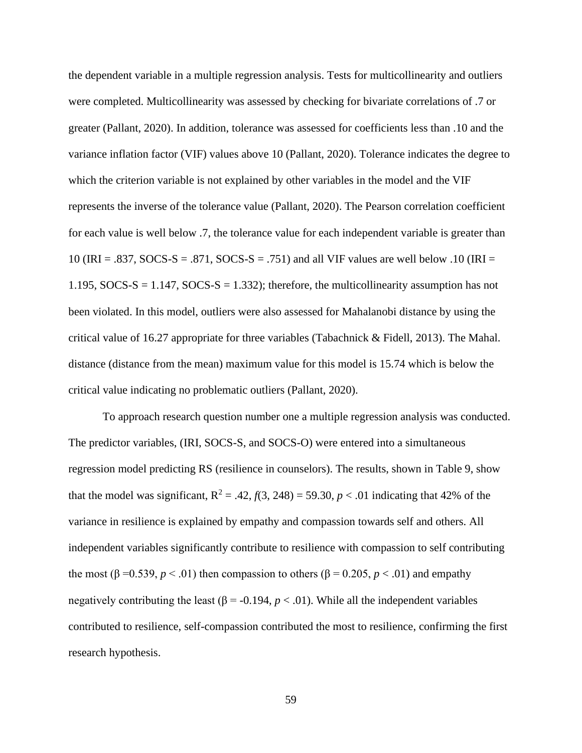the dependent variable in a multiple regression analysis. Tests for multicollinearity and outliers were completed. Multicollinearity was assessed by checking for bivariate correlations of .7 or greater (Pallant, 2020). In addition, tolerance was assessed for coefficients less than .10 and the variance inflation factor (VIF) values above 10 (Pallant, 2020). Tolerance indicates the degree to which the criterion variable is not explained by other variables in the model and the VIF represents the inverse of the tolerance value (Pallant, 2020). The Pearson correlation coefficient for each value is well below .7, the tolerance value for each independent variable is greater than 10 (IRI = .837, SOCS-S = .871, SOCS-S = .751) and all VIF values are well below .10 (IRI = 1.195, SOCS-S = 1.147, SOCS-S = 1.332); therefore, the multicollinearity assumption has not been violated. In this model, outliers were also assessed for Mahalanobi distance by using the critical value of 16.27 appropriate for three variables (Tabachnick & Fidell, 2013). The Mahal. distance (distance from the mean) maximum value for this model is 15.74 which is below the critical value indicating no problematic outliers (Pallant, 2020).

To approach research question number one a multiple regression analysis was conducted. The predictor variables, (IRI, SOCS-S, and SOCS-O) were entered into a simultaneous regression model predicting RS (resilience in counselors). The results, shown in Table 9, show that the model was significant, $R^2 = .42$, $f(3, 248) = 59.30$, $p < .01$ indicating that 42% of the variance in resilience is explained by empathy and compassion towards self and others. All independent variables significantly contribute to resilience with compassion to self contributing the most ($\beta = 0.539$, $p < .01$) then compassion to others ($\beta = 0.205$, $p < .01$) and empathy negatively contributing the least ($\beta = -0.194$, $p < .01$). While all the independent variables contributed to resilience, self-compassion contributed the most to resilience, confirming the first research hypothesis.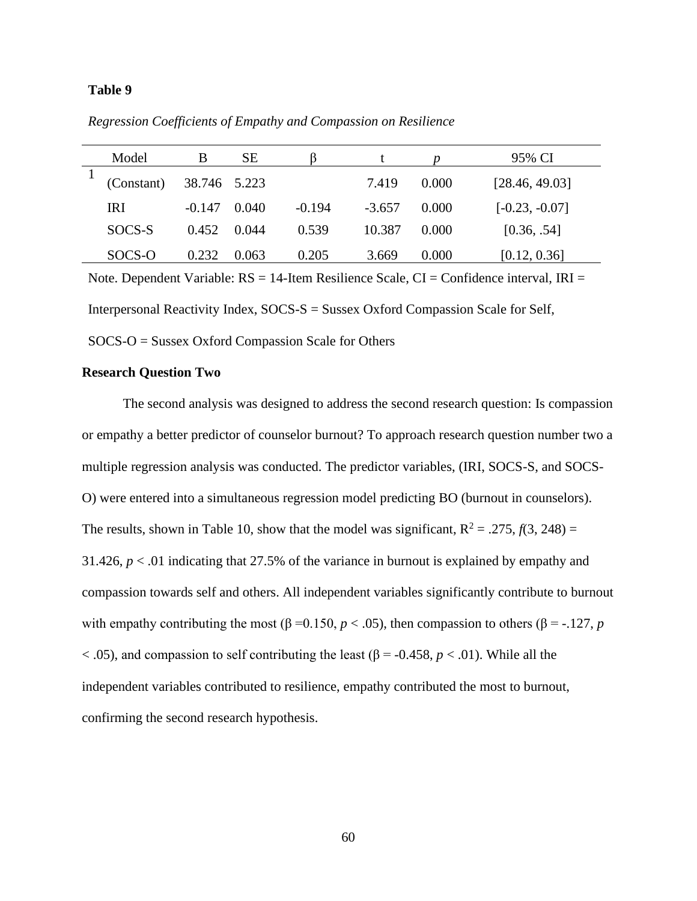**Table 9**

*Regression Coefficients of Empathy and Compassion on Resilience*

| | Model | B | SE | β | t | *p* | 95% CI |
|---|---|---|---|---|---|---|---|
| 1 | (Constant) | 38.746 | 5.223 | | 7.419 | 0.000 | [28.46, 49.03] |
| | IRI | -0.147 | 0.040 | -0.194 | -3.657 | 0.000 | [-0.23, -0.07] |
| | SOCS-S | 0.452 | 0.044 | 0.539 | 10.387 | 0.000 | [0.36, .54] |
| | SOCS-O | 0.232 | 0.063 | 0.205 | 3.669 | 0.000 | [0.12, 0.36] |

Note. Dependent Variable: RS = 14-Item Resilience Scale, CI = Confidence interval, IRI = Interpersonal Reactivity Index, SOCS-S = Sussex Oxford Compassion Scale for Self, SOCS-O = Sussex Oxford Compassion Scale for Others

**Research Question Two**

The second analysis was designed to address the second research question: Is compassion or empathy a better predictor of counselor burnout? To approach research question number two a multiple regression analysis was conducted. The predictor variables, (IRI, SOCS-S, and SOCS-O) were entered into a simultaneous regression model predicting BO (burnout in counselors). The results, shown in Table 10, show that the model was significant, $R^2 = .275$, $f(3, 248) = 31.426$, $p < .01$ indicating that 27.5% of the variance in burnout is explained by empathy and compassion towards self and others. All independent variables significantly contribute to burnout with empathy contributing the most ($\beta = 0.150$, $p < .05$), then compassion to others ($\beta = -.127$, $p < .05$), and compassion to self contributing the least ($\beta = -0.458$, $p < .01$). While all the independent variables contributed to resilience, empathy contributed the most to burnout, confirming the second research hypothesis.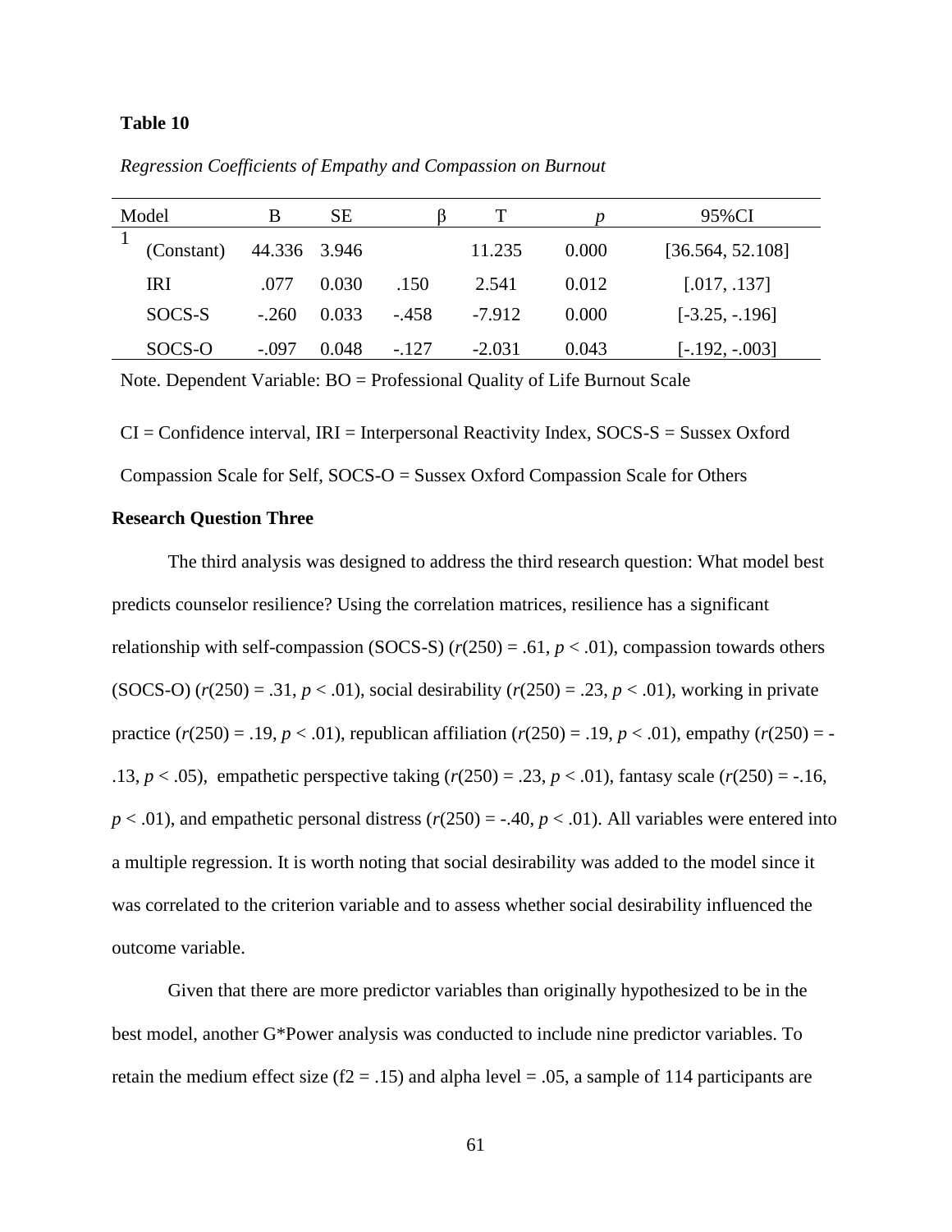**Table 10**

*Regression Coefficients of Empathy and Compassion on Burnout*

| Model | | B | SE | β | T | *p* | 95%CI |
|---|---|---|---|---|---|---|---|
| 1 | (Constant) | 44.336 | 3.946 | | 11.235 | 0.000 | [36.564, 52.108] |
| | IRI | .077 | 0.030 | .150 | 2.541 | 0.012 | [.017, .137] |
| | SOCS-S | -.260 | 0.033 | -.458 | -7.912 | 0.000 | [-3.25, -.196] |
| | SOCS-O | -.097 | 0.048 | -.127 | -2.031 | 0.043 | [-.192, -.003] |

Note. Dependent Variable: BO = Professional Quality of Life Burnout Scale

CI = Confidence interval, IRI = Interpersonal Reactivity Index, SOCS-S = Sussex Oxford Compassion Scale for Self, SOCS-O = Sussex Oxford Compassion Scale for Others

**Research Question Three**

The third analysis was designed to address the third research question: What model best predicts counselor resilience? Using the correlation matrices, resilience has a significant relationship with self-compassion (SOCS-S) ($r(250) = .61$, $p < .01$), compassion towards others (SOCS-O) ($r(250) = .31$, $p < .01$), social desirability ($r(250) = .23$, $p < .01$), working in private practice ($r(250) = .19$, $p < .01$), republican affiliation ($r(250) = .19$, $p < .01$), empathy ($r(250) = -.13$, $p < .05$), empathetic perspective taking ($r(250) = .23$, $p < .01$), fantasy scale ($r(250) = -.16$, $p < .01$), and empathetic personal distress ($r(250) = -.40$, $p < .01$). All variables were entered into a multiple regression. It is worth noting that social desirability was added to the model since it was correlated to the criterion variable and to assess whether social desirability influenced the outcome variable.

Given that there are more predictor variables than originally hypothesized to be in the best model, another G*Power analysis was conducted to include nine predictor variables. To retain the medium effect size ($f2 = .15$) and alpha level = .05, a sample of 114 participants are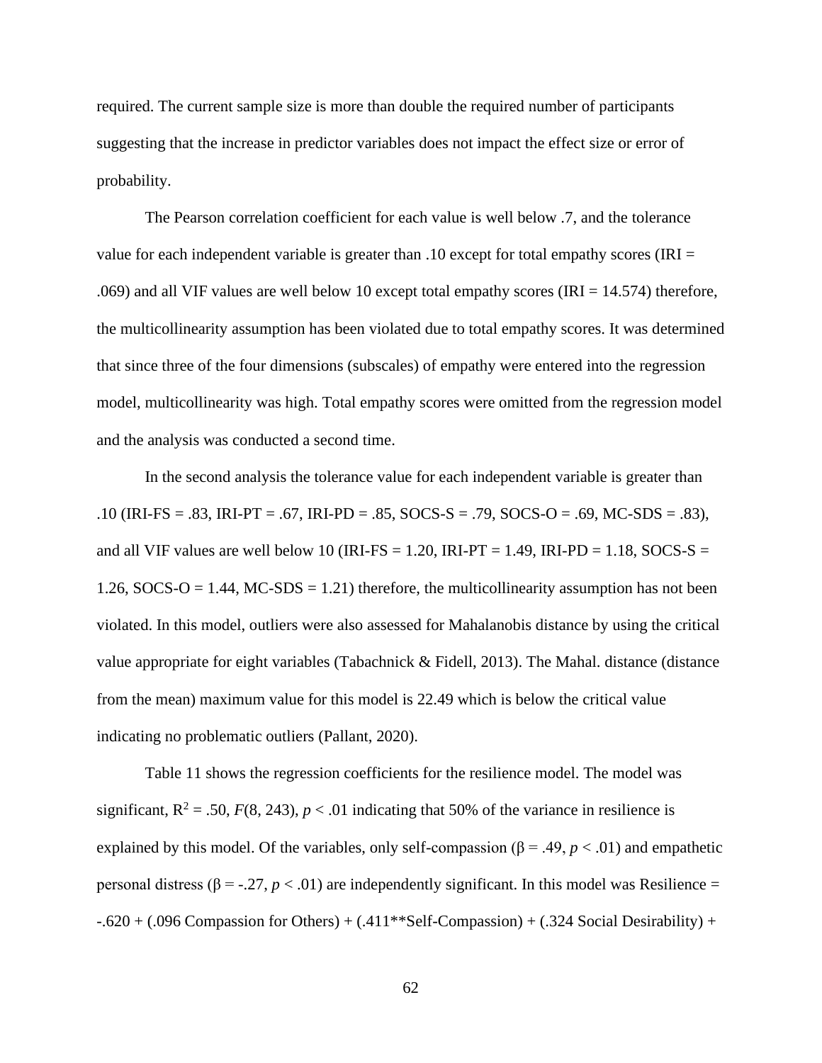required. The current sample size is more than double the required number of participants suggesting that the increase in predictor variables does not impact the effect size or error of probability.

The Pearson correlation coefficient for each value is well below .7, and the tolerance value for each independent variable is greater than .10 except for total empathy scores (IRI = .069) and all VIF values are well below 10 except total empathy scores (IRI = 14.574) therefore, the multicollinearity assumption has been violated due to total empathy scores. It was determined that since three of the four dimensions (subscales) of empathy were entered into the regression model, multicollinearity was high. Total empathy scores were omitted from the regression model and the analysis was conducted a second time.

In the second analysis the tolerance value for each independent variable is greater than .10 (IRI-FS = .83, IRI-PT = .67, IRI-PD = .85, SOCS-S = .79, SOCS-O = .69, MC-SDS = .83), and all VIF values are well below 10 (IRI-FS = 1.20, IRI-PT = 1.49, IRI-PD = 1.18, SOCS-S = 1.26, SOCS-O = 1.44, MC-SDS = 1.21) therefore, the multicollinearity assumption has not been violated. In this model, outliers were also assessed for Mahalanobis distance by using the critical value appropriate for eight variables (Tabachnick & Fidell, 2013). The Mahal. distance (distance from the mean) maximum value for this model is 22.49 which is below the critical value indicating no problematic outliers (Pallant, 2020).

Table 11 shows the regression coefficients for the resilience model. The model was significant, $R^2 = .50$, $F(8, 243)$, $p < .01$ indicating that 50% of the variance in resilience is explained by this model. Of the variables, only self-compassion ($\beta = .49$, $p < .01$) and empathetic personal distress ($\beta = -.27$, $p < .01$) are independently significant. In this model was Resilience = -.620 + (.096 Compassion for Others) + (.411**Self-Compassion) + (.324 Social Desirability) +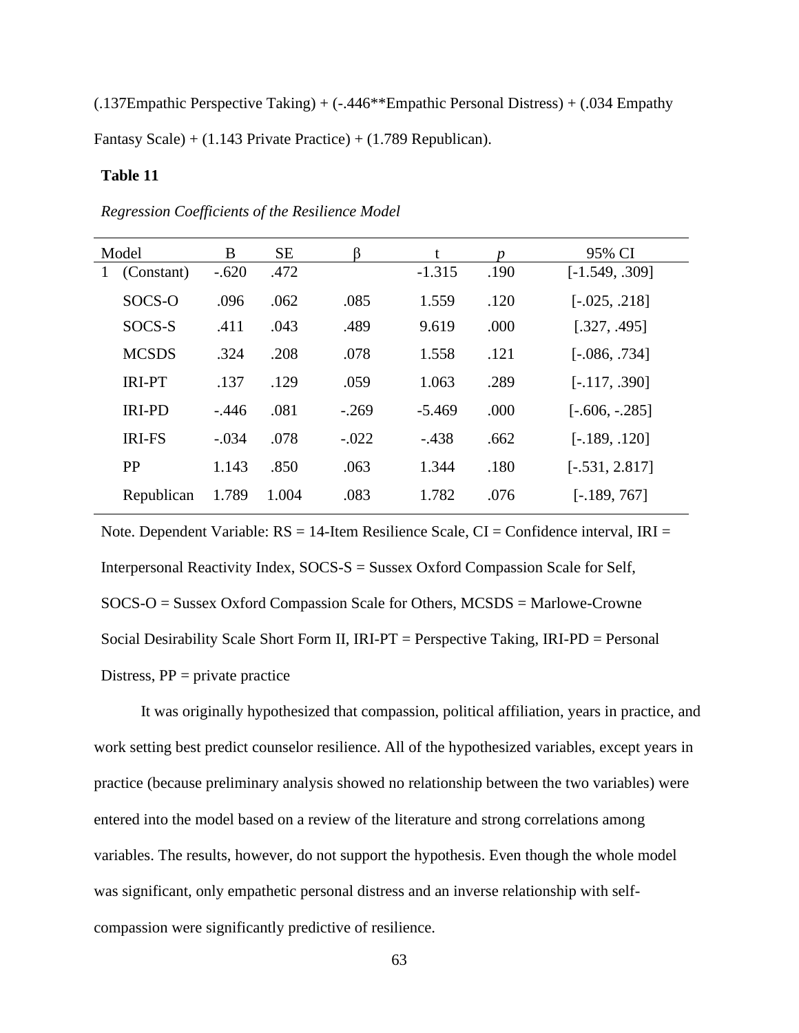(.137Empathic Perspective Taking) + (-.446**Empathic Personal Distress) + (.034 Empathy Fantasy Scale) + (1.143 Private Practice) + (1.789 Republican).

**Table 11**

*Regression Coefficients of the Resilience Model*

| Model | | B | SE | β | t | *p* | 95% CI |
|---|---|---|---|---|---|---|---|
| 1 | (Constant) | -.620 | .472 | | -1.315 | .190 | [-1.549, .309] |
| | SOCS-O | .096 | .062 | .085 | 1.559 | .120 | [-.025, .218] |
| | SOCS-S | .411 | .043 | .489 | 9.619 | .000 | [.327, .495] |
| | MCSDS | .324 | .208 | .078 | 1.558 | .121 | [-.086, .734] |
| | IRI-PT | .137 | .129 | .059 | 1.063 | .289 | [-.117, .390] |
| | IRI-PD | -.446 | .081 | -.269 | -5.469 | .000 | [-.606, -.285] |
| | IRI-FS | -.034 | .078 | -.022 | -.438 | .662 | [-.189, .120] |
| | PP | 1.143 | .850 | .063 | 1.344 | .180 | [-.531, 2.817] |
| | Republican | 1.789 | 1.004 | .083 | 1.782 | .076 | [-.189, 767] |

Note. Dependent Variable: RS = 14-Item Resilience Scale, CI = Confidence interval, IRI = Interpersonal Reactivity Index, SOCS-S = Sussex Oxford Compassion Scale for Self, SOCS-O = Sussex Oxford Compassion Scale for Others, MCSDS = Marlowe-Crowne Social Desirability Scale Short Form II, IRI-PT = Perspective Taking, IRI-PD = Personal Distress, PP = private practice

It was originally hypothesized that compassion, political affiliation, years in practice, and work setting best predict counselor resilience. All of the hypothesized variables, except years in practice (because preliminary analysis showed no relationship between the two variables) were entered into the model based on a review of the literature and strong correlations among variables. The results, however, do not support the hypothesis. Even though the whole model was significant, only empathetic personal distress and an inverse relationship with self-compassion were significantly predictive of resilience.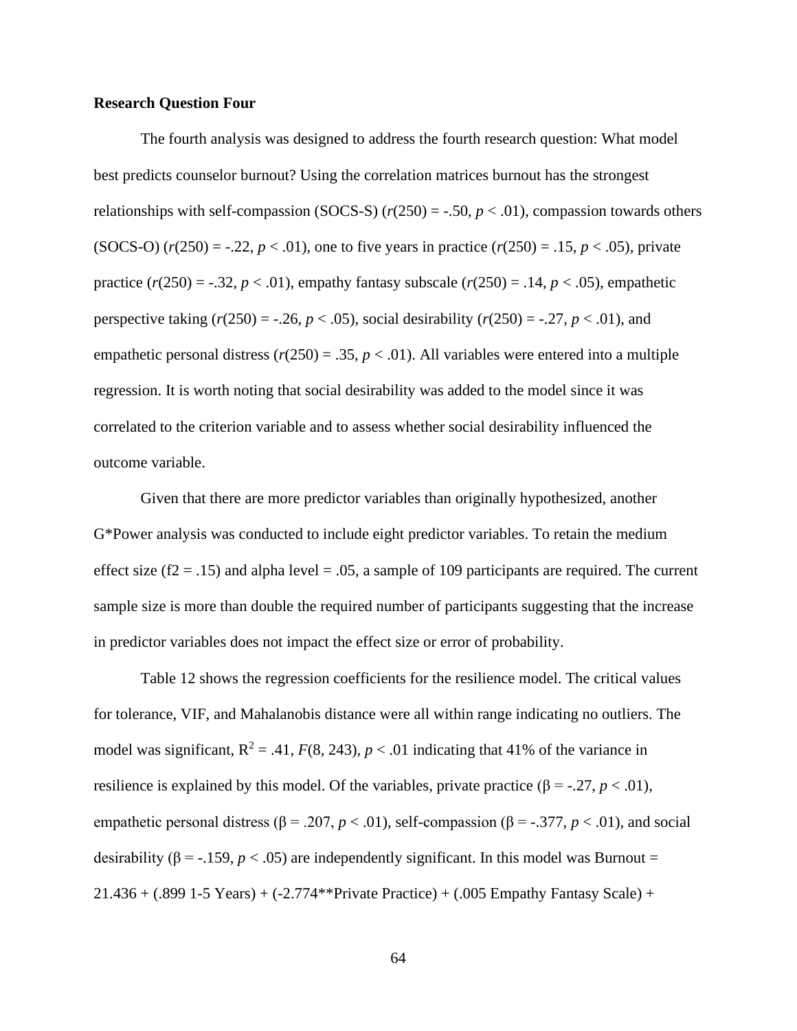**Research Question Four**

The fourth analysis was designed to address the fourth research question: What model best predicts counselor burnout? Using the correlation matrices burnout has the strongest relationships with self-compassion (SOCS-S) (*r*(250) = -.50, $p < .01$), compassion towards others (SOCS-O) (*r*(250) = -.22, $p < .01$), one to five years in practice (*r*(250) = .15, $p < .05$), private practice (*r*(250) = -.32, $p < .01$), empathy fantasy subscale (*r*(250) = .14, $p < .05$), empathetic perspective taking (*r*(250) = -.26, $p < .05$), social desirability (*r*(250) = -.27, $p < .01$), and empathetic personal distress (*r*(250) = .35, $p < .01$). All variables were entered into a multiple regression. It is worth noting that social desirability was added to the model since it was correlated to the criterion variable and to assess whether social desirability influenced the outcome variable.

Given that there are more predictor variables than originally hypothesized, another G*Power analysis was conducted to include eight predictor variables. To retain the medium effect size (f2 = .15) and alpha level = .05, a sample of 109 participants are required. The current sample size is more than double the required number of participants suggesting that the increase in predictor variables does not impact the effect size or error of probability.

Table 12 shows the regression coefficients for the resilience model. The critical values for tolerance, VIF, and Mahalanobis distance were all within range indicating no outliers. The model was significant, $R^2 = .41$, $F(8, 243)$, $p < .01$ indicating that 41% of the variance in resilience is explained by this model. Of the variables, private practice ($\beta = -.27$, $p < .01$), empathetic personal distress ($\beta = .207$, $p < .01$), self-compassion ($\beta = -.377$, $p < .01$), and social desirability ($\beta = -.159$, $p < .05$) are independently significant. In this model was Burnout = 21.436 + (.899 1-5 Years) + (-2.774**Private Practice) + (.005 Empathy Fantasy Scale) +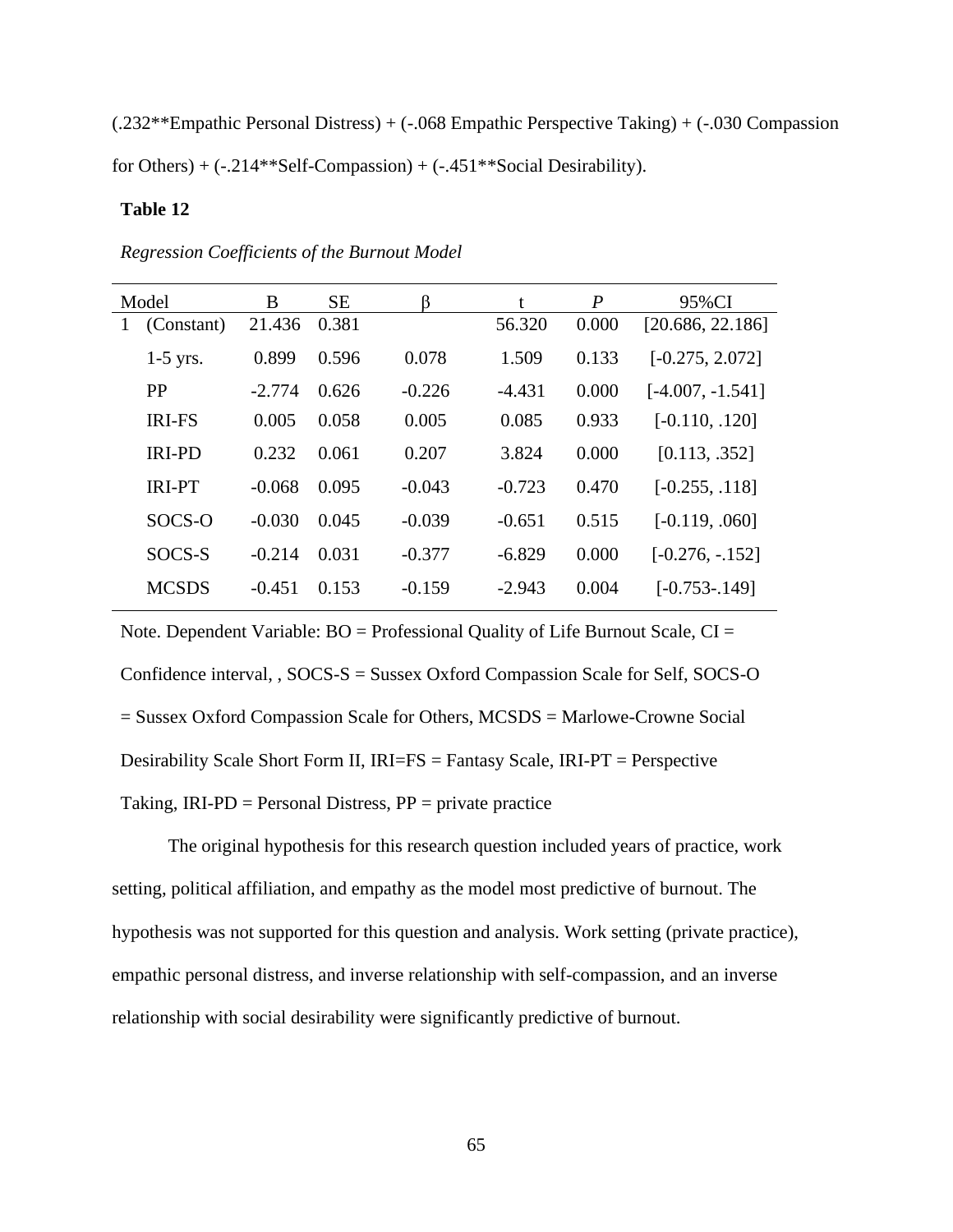(.232**Empathic Personal Distress) + (-.068 Empathic Perspective Taking) + (-.030 Compassion for Others) + (-.214**Self-Compassion) + (-.451**Social Desirability).

**Table 12**

*Regression Coefficients of the Burnout Model*

| Model | | B | SE | β | t | *P* | 95%CI |
|---|---|---|---|---|---|---|---|
| 1 | (Constant) | 21.436 | 0.381 | | 56.320 | 0.000 | [20.686, 22.186] |
| | 1-5 yrs. | 0.899 | 0.596 | 0.078 | 1.509 | 0.133 | [-0.275, 2.072] |
| | PP | -2.774 | 0.626 | -0.226 | -4.431 | 0.000 | [-4.007, -1.541] |
| | IRI-FS | 0.005 | 0.058 | 0.005 | 0.085 | 0.933 | [-0.110, .120] |
| | IRI-PD | 0.232 | 0.061 | 0.207 | 3.824 | 0.000 | [0.113, .352] |
| | IRI-PT | -0.068 | 0.095 | -0.043 | -0.723 | 0.470 | [-0.255, .118] |
| | SOCS-O | -0.030 | 0.045 | -0.039 | -0.651 | 0.515 | [-0.119, .060] |
| | SOCS-S | -0.214 | 0.031 | -0.377 | -6.829 | 0.000 | [-0.276, -.152] |
| | MCSDS | -0.451 | 0.153 | -0.159 | -2.943 | 0.004 | [-0.753-.149] |

Note. Dependent Variable: BO = Professional Quality of Life Burnout Scale, CI = Confidence interval, , SOCS-S = Sussex Oxford Compassion Scale for Self, SOCS-O = Sussex Oxford Compassion Scale for Others, MCSDS = Marlowe-Crowne Social Desirability Scale Short Form II, IRI=FS = Fantasy Scale, IRI-PT = Perspective Taking, IRI-PD = Personal Distress, PP = private practice

The original hypothesis for this research question included years of practice, work setting, political affiliation, and empathy as the model most predictive of burnout. The hypothesis was not supported for this question and analysis. Work setting (private practice), empathic personal distress, and inverse relationship with self-compassion, and an inverse relationship with social desirability were significantly predictive of burnout.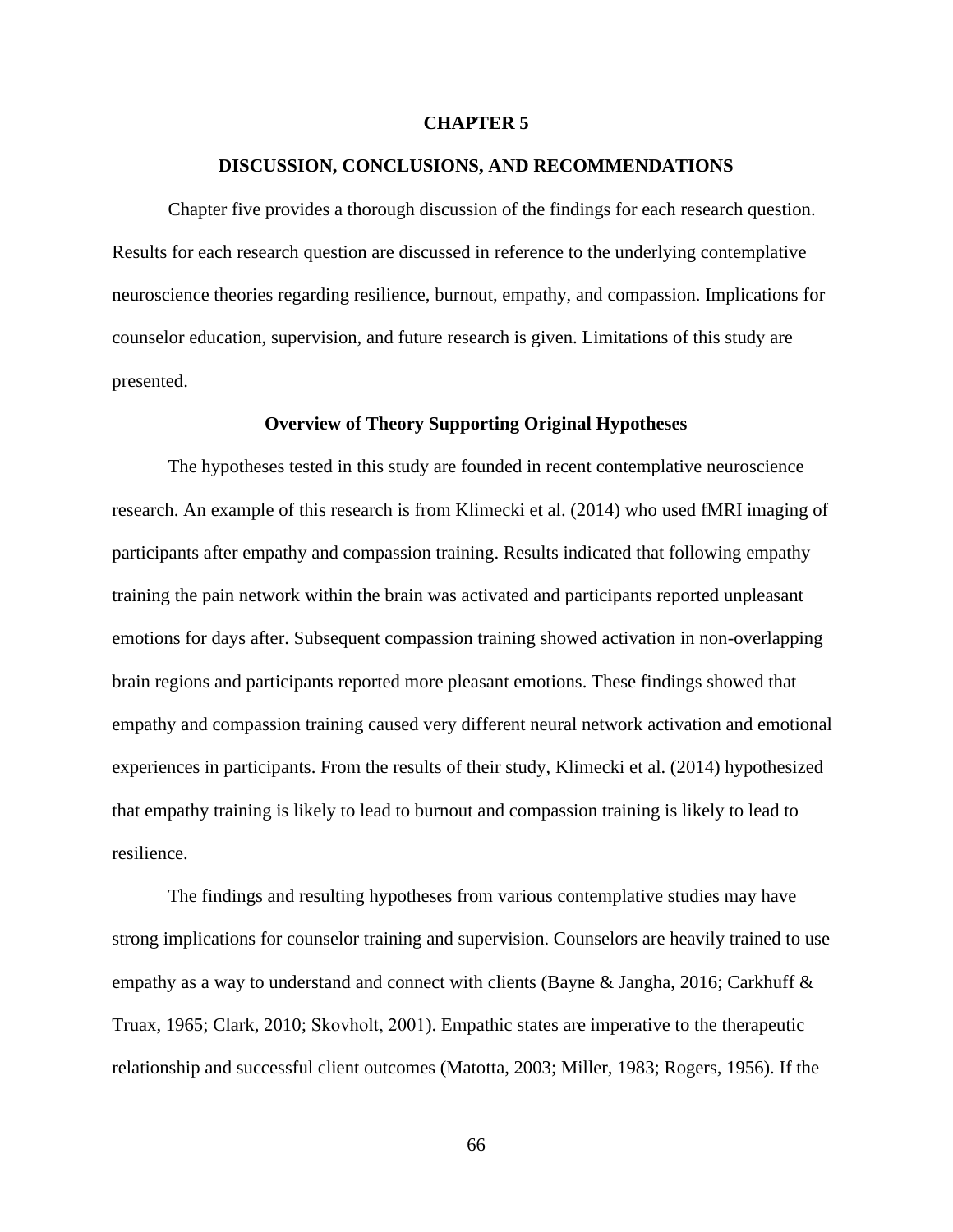# CHAPTER 5

## DISCUSSION, CONCLUSIONS, AND RECOMMENDATIONS

Chapter five provides a thorough discussion of the findings for each research question. Results for each research question are discussed in reference to the underlying contemplative neuroscience theories regarding resilience, burnout, empathy, and compassion. Implications for counselor education, supervision, and future research is given. Limitations of this study are presented.

### Overview of Theory Supporting Original Hypotheses

The hypotheses tested in this study are founded in recent contemplative neuroscience research. An example of this research is from Klimecki et al. (2014) who used fMRI imaging of participants after empathy and compassion training. Results indicated that following empathy training the pain network within the brain was activated and participants reported unpleasant emotions for days after. Subsequent compassion training showed activation in non-overlapping brain regions and participants reported more pleasant emotions. These findings showed that empathy and compassion training caused very different neural network activation and emotional experiences in participants. From the results of their study, Klimecki et al. (2014) hypothesized that empathy training is likely to lead to burnout and compassion training is likely to lead to resilience.

The findings and resulting hypotheses from various contemplative studies may have strong implications for counselor training and supervision. Counselors are heavily trained to use empathy as a way to understand and connect with clients (Bayne & Jangha, 2016; Carkhuff & Truax, 1965; Clark, 2010; Skovholt, 2001). Empathic states are imperative to the therapeutic relationship and successful client outcomes (Matotta, 2003; Miller, 1983; Rogers, 1956). If the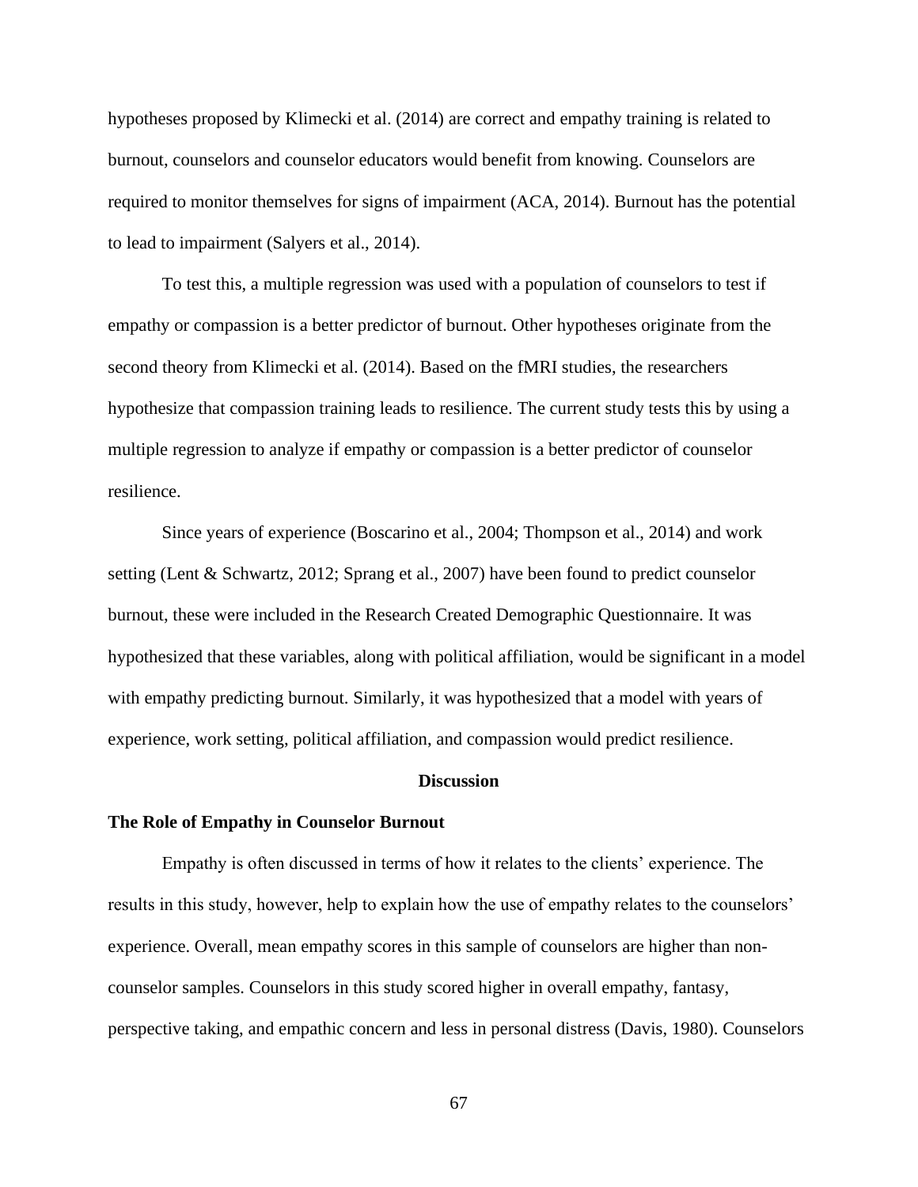hypotheses proposed by Klimecki et al. (2014) are correct and empathy training is related to burnout, counselors and counselor educators would benefit from knowing. Counselors are required to monitor themselves for signs of impairment (ACA, 2014). Burnout has the potential to lead to impairment (Salyers et al., 2014).

To test this, a multiple regression was used with a population of counselors to test if empathy or compassion is a better predictor of burnout. Other hypotheses originate from the second theory from Klimecki et al. (2014). Based on the fMRI studies, the researchers hypothesize that compassion training leads to resilience. The current study tests this by using a multiple regression to analyze if empathy or compassion is a better predictor of counselor resilience.

Since years of experience (Boscarino et al., 2004; Thompson et al., 2014) and work setting (Lent & Schwartz, 2012; Sprang et al., 2007) have been found to predict counselor burnout, these were included in the Research Created Demographic Questionnaire. It was hypothesized that these variables, along with political affiliation, would be significant in a model with empathy predicting burnout. Similarly, it was hypothesized that a model with years of experience, work setting, political affiliation, and compassion would predict resilience.

# Discussion

## The Role of Empathy in Counselor Burnout

Empathy is often discussed in terms of how it relates to the clients' experience. The results in this study, however, help to explain how the use of empathy relates to the counselors' experience. Overall, mean empathy scores in this sample of counselors are higher than non-counselor samples. Counselors in this study scored higher in overall empathy, fantasy, perspective taking, and empathic concern and less in personal distress (Davis, 1980). Counselors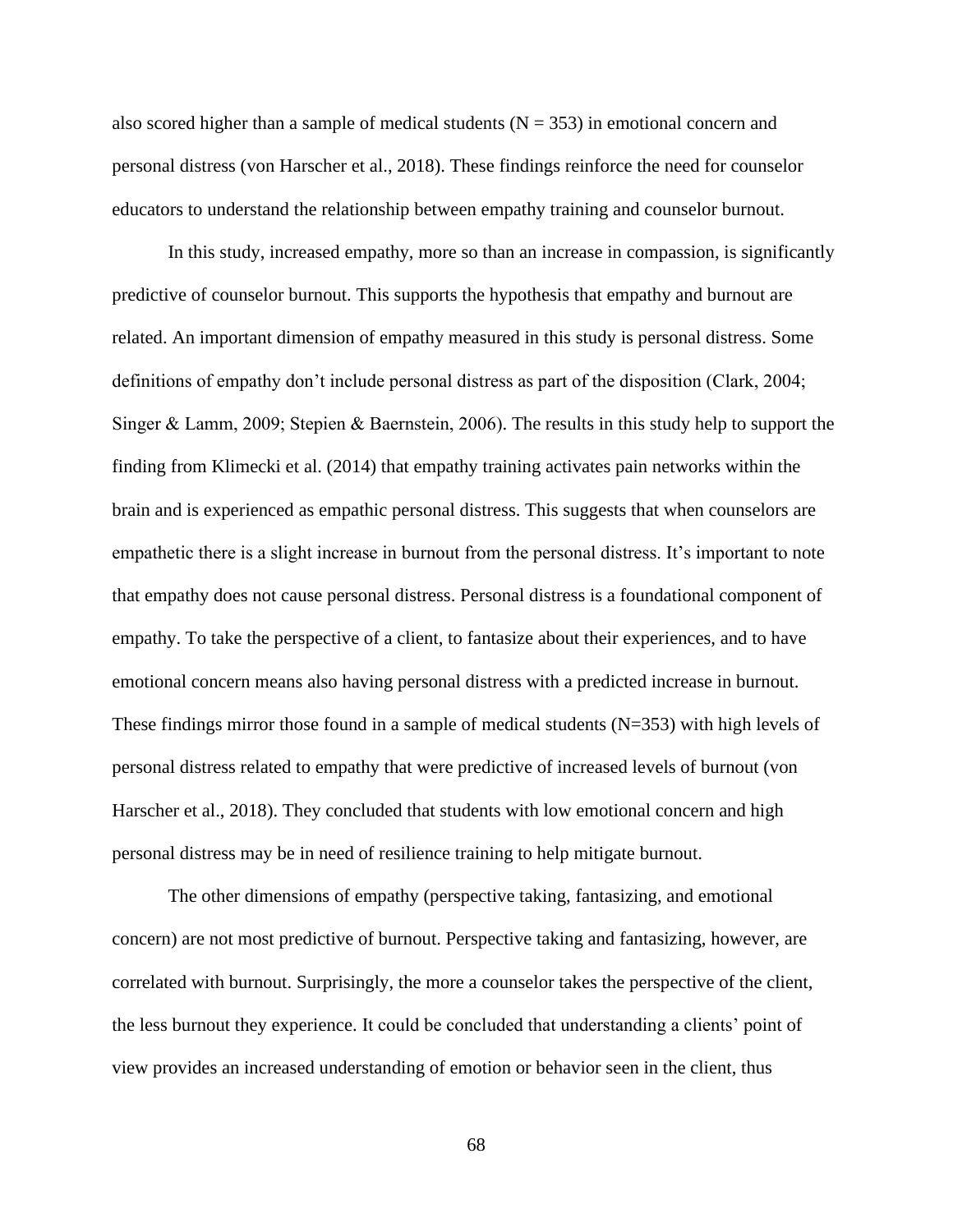also scored higher than a sample of medical students ($N = 353$) in emotional concern and personal distress (von Harscher et al., 2018). These findings reinforce the need for counselor educators to understand the relationship between empathy training and counselor burnout.

In this study, increased empathy, more so than an increase in compassion, is significantly predictive of counselor burnout. This supports the hypothesis that empathy and burnout are related. An important dimension of empathy measured in this study is personal distress. Some definitions of empathy don't include personal distress as part of the disposition (Clark, 2004; Singer & Lamm, 2009; Stepien & Baernstein, 2006). The results in this study help to support the finding from Klimecki et al. (2014) that empathy training activates pain networks within the brain and is experienced as empathic personal distress. This suggests that when counselors are empathetic there is a slight increase in burnout from the personal distress. It's important to note that empathy does not cause personal distress. Personal distress is a foundational component of empathy. To take the perspective of a client, to fantasize about their experiences, and to have emotional concern means also having personal distress with a predicted increase in burnout. These findings mirror those found in a sample of medical students ($N=353$) with high levels of personal distress related to empathy that were predictive of increased levels of burnout (von Harscher et al., 2018). They concluded that students with low emotional concern and high personal distress may be in need of resilience training to help mitigate burnout.

The other dimensions of empathy (perspective taking, fantasizing, and emotional concern) are not most predictive of burnout. Perspective taking and fantasizing, however, are correlated with burnout. Surprisingly, the more a counselor takes the perspective of the client, the less burnout they experience. It could be concluded that understanding a clients' point of view provides an increased understanding of emotion or behavior seen in the client, thus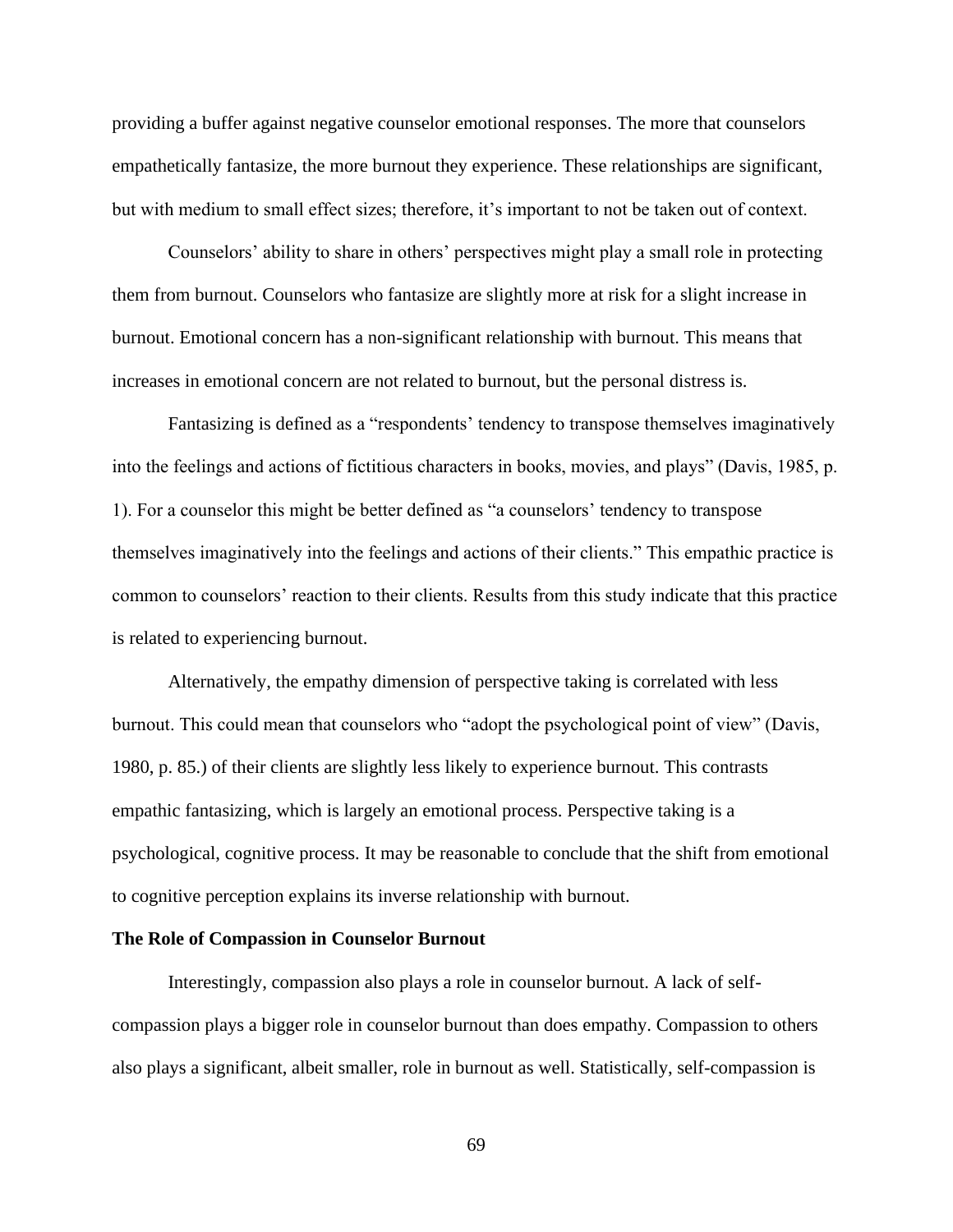providing a buffer against negative counselor emotional responses. The more that counselors empathetically fantasize, the more burnout they experience. These relationships are significant, but with medium to small effect sizes; therefore, it's important to not be taken out of context.

Counselors' ability to share in others' perspectives might play a small role in protecting them from burnout. Counselors who fantasize are slightly more at risk for a slight increase in burnout. Emotional concern has a non-significant relationship with burnout. This means that increases in emotional concern are not related to burnout, but the personal distress is.

Fantasizing is defined as a "respondents' tendency to transpose themselves imaginatively into the feelings and actions of fictitious characters in books, movies, and plays" (Davis, 1985, p. 1). For a counselor this might be better defined as "a counselors' tendency to transpose themselves imaginatively into the feelings and actions of their clients." This empathic practice is common to counselors' reaction to their clients. Results from this study indicate that this practice is related to experiencing burnout.

Alternatively, the empathy dimension of perspective taking is correlated with less burnout. This could mean that counselors who "adopt the psychological point of view" (Davis, 1980, p. 85.) of their clients are slightly less likely to experience burnout. This contrasts empathic fantasizing, which is largely an emotional process. Perspective taking is a psychological, cognitive process. It may be reasonable to conclude that the shift from emotional to cognitive perception explains its inverse relationship with burnout.

**The Role of Compassion in Counselor Burnout**

Interestingly, compassion also plays a role in counselor burnout. A lack of self-compassion plays a bigger role in counselor burnout than does empathy. Compassion to others also plays a significant, albeit smaller, role in burnout as well. Statistically, self-compassion is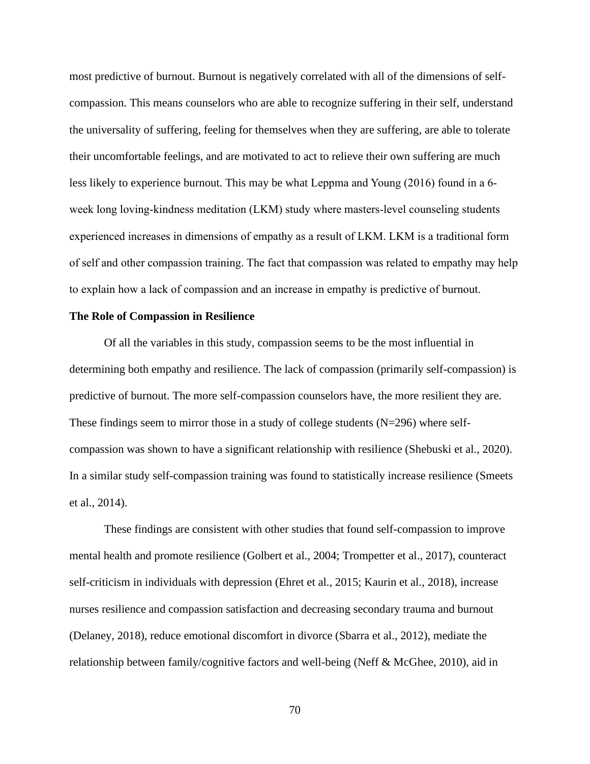most predictive of burnout. Burnout is negatively correlated with all of the dimensions of self-compassion. This means counselors who are able to recognize suffering in their self, understand the universality of suffering, feeling for themselves when they are suffering, are able to tolerate their uncomfortable feelings, and are motivated to act to relieve their own suffering are much less likely to experience burnout. This may be what Leppma and Young (2016) found in a 6-week long loving-kindness meditation (LKM) study where masters-level counseling students experienced increases in dimensions of empathy as a result of LKM. LKM is a traditional form of self and other compassion training. The fact that compassion was related to empathy may help to explain how a lack of compassion and an increase in empathy is predictive of burnout.

**The Role of Compassion in Resilience**

Of all the variables in this study, compassion seems to be the most influential in determining both empathy and resilience. The lack of compassion (primarily self-compassion) is predictive of burnout. The more self-compassion counselors have, the more resilient they are. These findings seem to mirror those in a study of college students (N=296) where self-compassion was shown to have a significant relationship with resilience (Shebuski et al., 2020). In a similar study self-compassion training was found to statistically increase resilience (Smeets et al., 2014).

These findings are consistent with other studies that found self-compassion to improve mental health and promote resilience (Golbert et al., 2004; Trompetter et al., 2017), counteract self-criticism in individuals with depression (Ehret et al., 2015; Kaurin et al., 2018), increase nurses resilience and compassion satisfaction and decreasing secondary trauma and burnout (Delaney, 2018), reduce emotional discomfort in divorce (Sbarra et al., 2012), mediate the relationship between family/cognitive factors and well-being (Neff & McGhee, 2010), aid in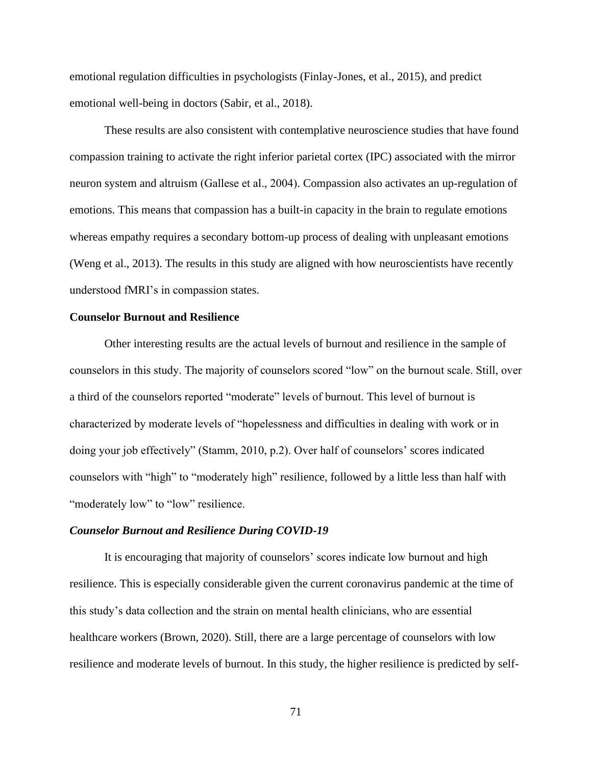emotional regulation difficulties in psychologists (Finlay-Jones, et al., 2015), and predict emotional well-being in doctors (Sabir, et al., 2018).

These results are also consistent with contemplative neuroscience studies that have found compassion training to activate the right inferior parietal cortex (IPC) associated with the mirror neuron system and altruism (Gallese et al., 2004). Compassion also activates an up-regulation of emotions. This means that compassion has a built-in capacity in the brain to regulate emotions whereas empathy requires a secondary bottom-up process of dealing with unpleasant emotions (Weng et al., 2013). The results in this study are aligned with how neuroscientists have recently understood fMRI's in compassion states.

## Counselor Burnout and Resilience

Other interesting results are the actual levels of burnout and resilience in the sample of counselors in this study. The majority of counselors scored "low" on the burnout scale. Still, over a third of the counselors reported "moderate" levels of burnout. This level of burnout is characterized by moderate levels of "hopelessness and difficulties in dealing with work or in doing your job effectively" (Stamm, 2010, p.2). Over half of counselors' scores indicated counselors with "high" to "moderately high" resilience, followed by a little less than half with "moderately low" to "low" resilience.

### *Counselor Burnout and Resilience During COVID-19*

It is encouraging that majority of counselors' scores indicate low burnout and high resilience. This is especially considerable given the current coronavirus pandemic at the time of this study's data collection and the strain on mental health clinicians, who are essential healthcare workers (Brown, 2020). Still, there are a large percentage of counselors with low resilience and moderate levels of burnout. In this study, the higher resilience is predicted by self-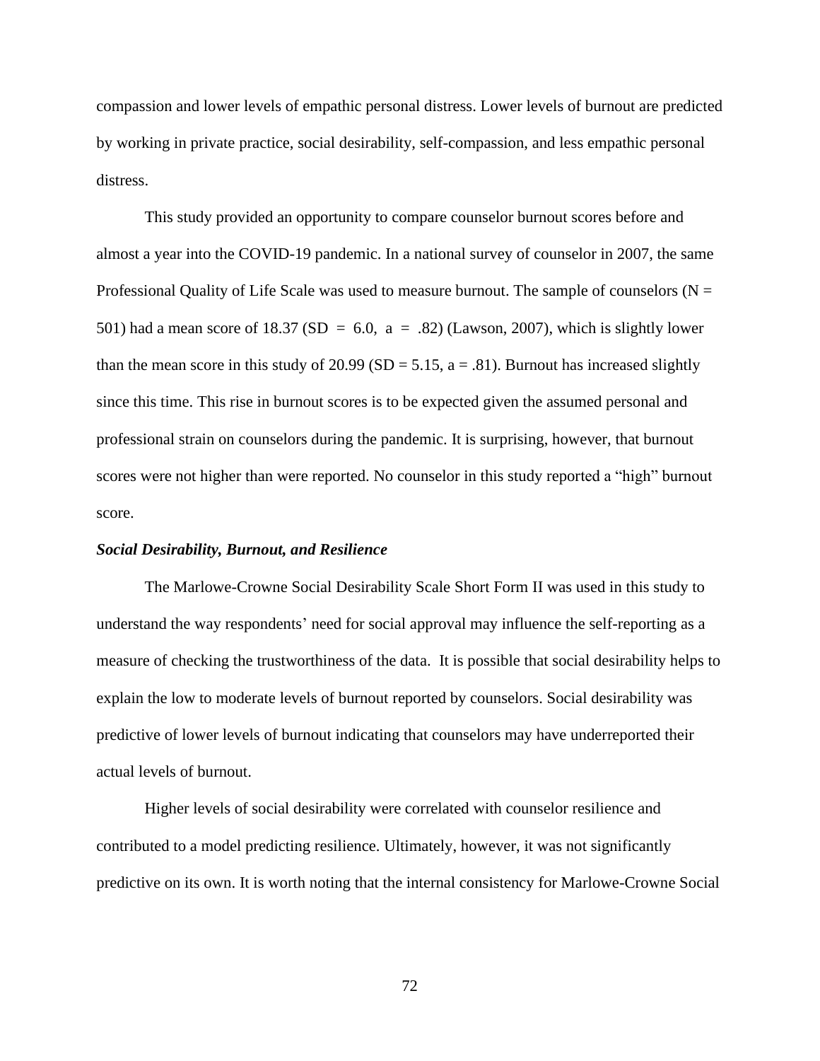compassion and lower levels of empathic personal distress. Lower levels of burnout are predicted by working in private practice, social desirability, self-compassion, and less empathic personal distress.

This study provided an opportunity to compare counselor burnout scores before and almost a year into the COVID-19 pandemic. In a national survey of counselor in 2007, the same Professional Quality of Life Scale was used to measure burnout. The sample of counselors ($N = 501$) had a mean score of 18.37 ($SD = 6.0$, $a = .82$) (Lawson, 2007), which is slightly lower than the mean score in this study of 20.99 ($SD = 5.15$, $a = .81$). Burnout has increased slightly since this time. This rise in burnout scores is to be expected given the assumed personal and professional strain on counselors during the pandemic. It is surprising, however, that burnout scores were not higher than were reported. No counselor in this study reported a "high" burnout score.

***Social Desirability, Burnout, and Resilience***

The Marlowe-Crowne Social Desirability Scale Short Form II was used in this study to understand the way respondents' need for social approval may influence the self-reporting as a measure of checking the trustworthiness of the data. It is possible that social desirability helps to explain the low to moderate levels of burnout reported by counselors. Social desirability was predictive of lower levels of burnout indicating that counselors may have underreported their actual levels of burnout.

Higher levels of social desirability were correlated with counselor resilience and contributed to a model predicting resilience. Ultimately, however, it was not significantly predictive on its own. It is worth noting that the internal consistency for Marlowe-Crowne Social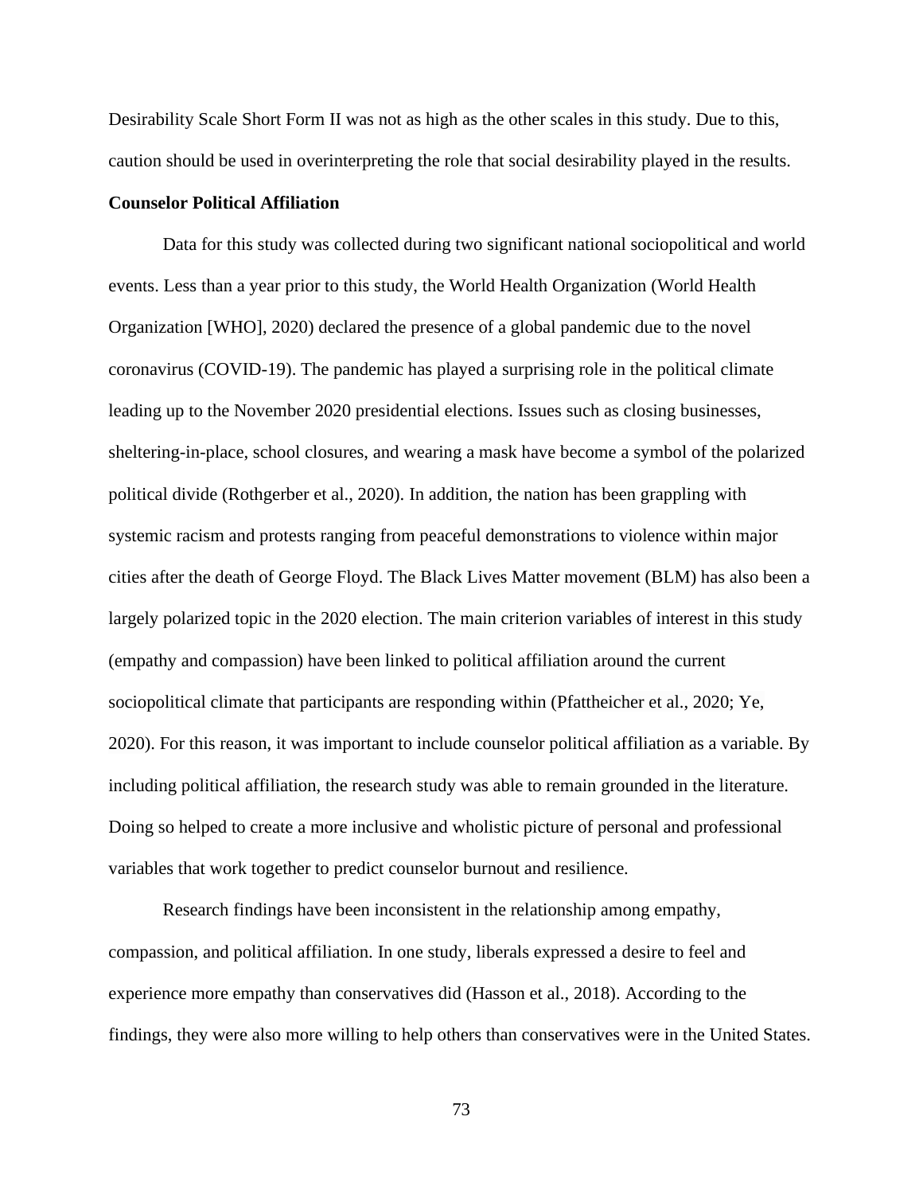Desirability Scale Short Form II was not as high as the other scales in this study. Due to this, caution should be used in overinterpreting the role that social desirability played in the results.

**Counselor Political Affiliation**

Data for this study was collected during two significant national sociopolitical and world events. Less than a year prior to this study, the World Health Organization (World Health Organization [WHO], 2020) declared the presence of a global pandemic due to the novel coronavirus (COVID-19). The pandemic has played a surprising role in the political climate leading up to the November 2020 presidential elections. Issues such as closing businesses, sheltering-in-place, school closures, and wearing a mask have become a symbol of the polarized political divide (Rothgerber et al., 2020). In addition, the nation has been grappling with systemic racism and protests ranging from peaceful demonstrations to violence within major cities after the death of George Floyd. The Black Lives Matter movement (BLM) has also been a largely polarized topic in the 2020 election. The main criterion variables of interest in this study (empathy and compassion) have been linked to political affiliation around the current sociopolitical climate that participants are responding within (Pfattheicher et al., 2020; Ye, 2020). For this reason, it was important to include counselor political affiliation as a variable. By including political affiliation, the research study was able to remain grounded in the literature. Doing so helped to create a more inclusive and wholistic picture of personal and professional variables that work together to predict counselor burnout and resilience.

Research findings have been inconsistent in the relationship among empathy, compassion, and political affiliation. In one study, liberals expressed a desire to feel and experience more empathy than conservatives did (Hasson et al., 2018). According to the findings, they were also more willing to help others than conservatives were in the United States.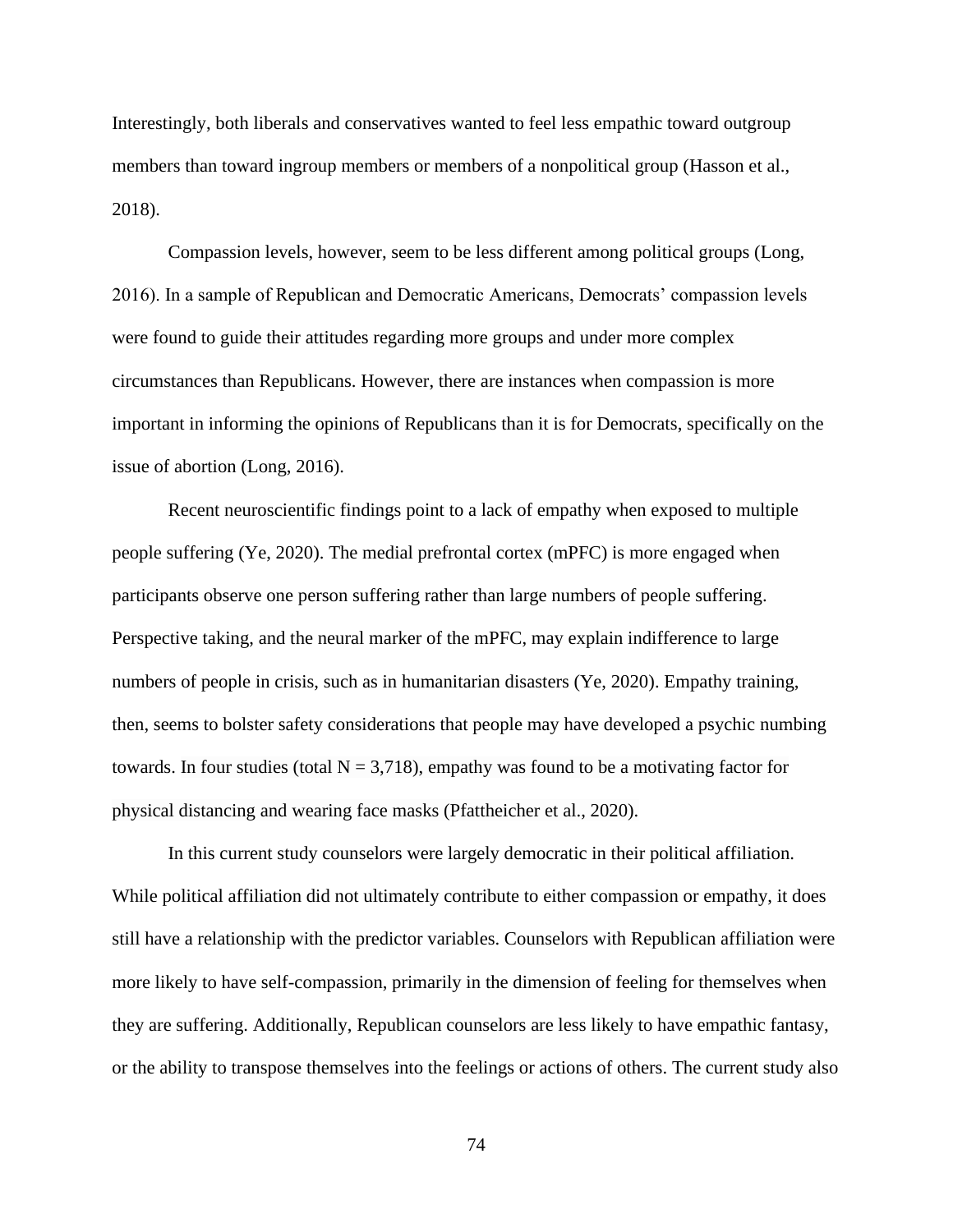Interestingly, both liberals and conservatives wanted to feel less empathic toward outgroup members than toward ingroup members or members of a nonpolitical group (Hasson et al., 2018).

Compassion levels, however, seem to be less different among political groups (Long, 2016). In a sample of Republican and Democratic Americans, Democrats' compassion levels were found to guide their attitudes regarding more groups and under more complex circumstances than Republicans. However, there are instances when compassion is more important in informing the opinions of Republicans than it is for Democrats, specifically on the issue of abortion (Long, 2016).

Recent neuroscientific findings point to a lack of empathy when exposed to multiple people suffering (Ye, 2020). The medial prefrontal cortex (mPFC) is more engaged when participants observe one person suffering rather than large numbers of people suffering. Perspective taking, and the neural marker of the mPFC, may explain indifference to large numbers of people in crisis, such as in humanitarian disasters (Ye, 2020). Empathy training, then, seems to bolster safety considerations that people may have developed a psychic numbing towards. In four studies (total N = 3,718), empathy was found to be a motivating factor for physical distancing and wearing face masks (Pfattheicher et al., 2020).

In this current study counselors were largely democratic in their political affiliation. While political affiliation did not ultimately contribute to either compassion or empathy, it does still have a relationship with the predictor variables. Counselors with Republican affiliation were more likely to have self-compassion, primarily in the dimension of feeling for themselves when they are suffering. Additionally, Republican counselors are less likely to have empathic fantasy, or the ability to transpose themselves into the feelings or actions of others. The current study also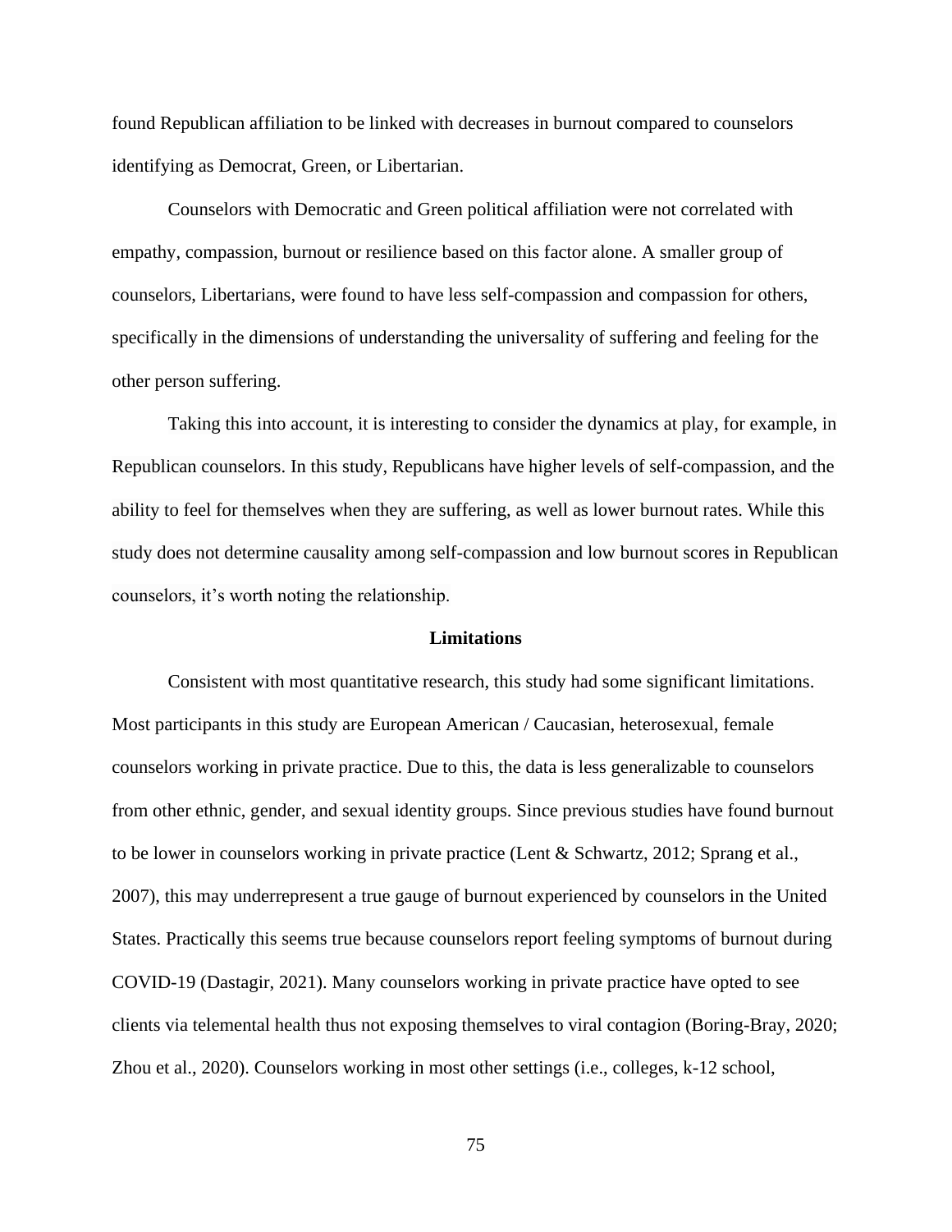found Republican affiliation to be linked with decreases in burnout compared to counselors identifying as Democrat, Green, or Libertarian.

Counselors with Democratic and Green political affiliation were not correlated with empathy, compassion, burnout or resilience based on this factor alone. A smaller group of counselors, Libertarians, were found to have less self-compassion and compassion for others, specifically in the dimensions of understanding the universality of suffering and feeling for the other person suffering.

Taking this into account, it is interesting to consider the dynamics at play, for example, in Republican counselors. In this study, Republicans have higher levels of self-compassion, and the ability to feel for themselves when they are suffering, as well as lower burnout rates. While this study does not determine causality among self-compassion and low burnout scores in Republican counselors, it's worth noting the relationship.

## Limitations

Consistent with most quantitative research, this study had some significant limitations. Most participants in this study are European American / Caucasian, heterosexual, female counselors working in private practice. Due to this, the data is less generalizable to counselors from other ethnic, gender, and sexual identity groups. Since previous studies have found burnout to be lower in counselors working in private practice (Lent & Schwartz, 2012; Sprang et al., 2007), this may underrepresent a true gauge of burnout experienced by counselors in the United States. Practically this seems true because counselors report feeling symptoms of burnout during COVID-19 (Dastagir, 2021). Many counselors working in private practice have opted to see clients via telemental health thus not exposing themselves to viral contagion (Boring-Bray, 2020; Zhou et al., 2020). Counselors working in most other settings (i.e., colleges, k-12 school,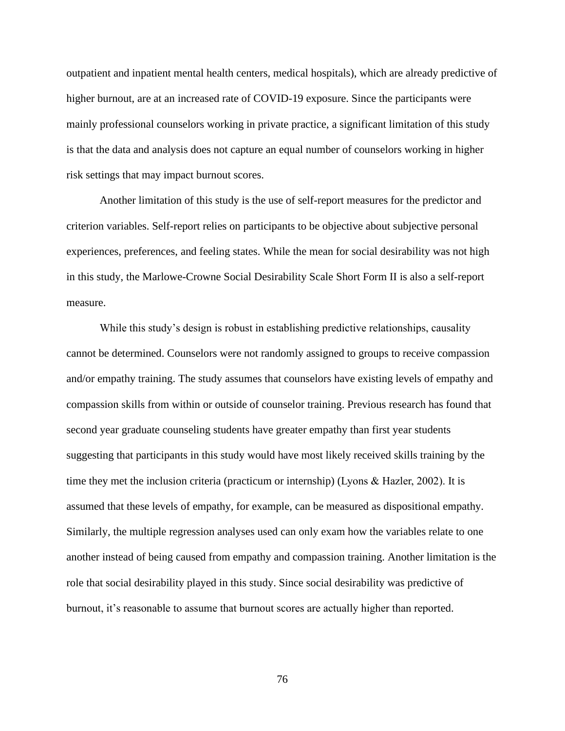outpatient and inpatient mental health centers, medical hospitals), which are already predictive of higher burnout, are at an increased rate of COVID-19 exposure. Since the participants were mainly professional counselors working in private practice, a significant limitation of this study is that the data and analysis does not capture an equal number of counselors working in higher risk settings that may impact burnout scores.

Another limitation of this study is the use of self-report measures for the predictor and criterion variables. Self-report relies on participants to be objective about subjective personal experiences, preferences, and feeling states. While the mean for social desirability was not high in this study, the Marlowe-Crowne Social Desirability Scale Short Form II is also a self-report measure.

While this study's design is robust in establishing predictive relationships, causality cannot be determined. Counselors were not randomly assigned to groups to receive compassion and/or empathy training. The study assumes that counselors have existing levels of empathy and compassion skills from within or outside of counselor training. Previous research has found that second year graduate counseling students have greater empathy than first year students suggesting that participants in this study would have most likely received skills training by the time they met the inclusion criteria (practicum or internship) (Lyons & Hazler, 2002). It is assumed that these levels of empathy, for example, can be measured as dispositional empathy. Similarly, the multiple regression analyses used can only exam how the variables relate to one another instead of being caused from empathy and compassion training. Another limitation is the role that social desirability played in this study. Since social desirability was predictive of burnout, it's reasonable to assume that burnout scores are actually higher than reported.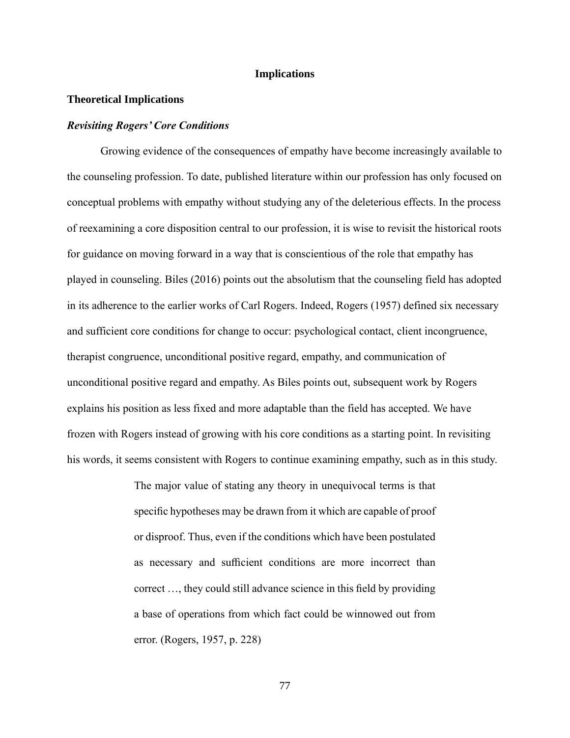# Implications

## Theoretical Implications

### *Revisiting Rogers' Core Conditions*

Growing evidence of the consequences of empathy have become increasingly available to the counseling profession. To date, published literature within our profession has only focused on conceptual problems with empathy without studying any of the deleterious effects. In the process of reexamining a core disposition central to our profession, it is wise to revisit the historical roots for guidance on moving forward in a way that is conscientious of the role that empathy has played in counseling. Biles (2016) points out the absolutism that the counseling field has adopted in its adherence to the earlier works of Carl Rogers. Indeed, Rogers (1957) defined six necessary and sufficient core conditions for change to occur: psychological contact, client incongruence, therapist congruence, unconditional positive regard, empathy, and communication of unconditional positive regard and empathy. As Biles points out, subsequent work by Rogers explains his position as less fixed and more adaptable than the field has accepted. We have frozen with Rogers instead of growing with his core conditions as a starting point. In revisiting his words, it seems consistent with Rogers to continue examining empathy, such as in this study.

> The major value of stating any theory in unequivocal terms is that specific hypotheses may be drawn from it which are capable of proof or disproof. Thus, even if the conditions which have been postulated as necessary and sufficient conditions are more incorrect than correct …, they could still advance science in this field by providing a base of operations from which fact could be winnowed out from error. (Rogers, 1957, p. 228)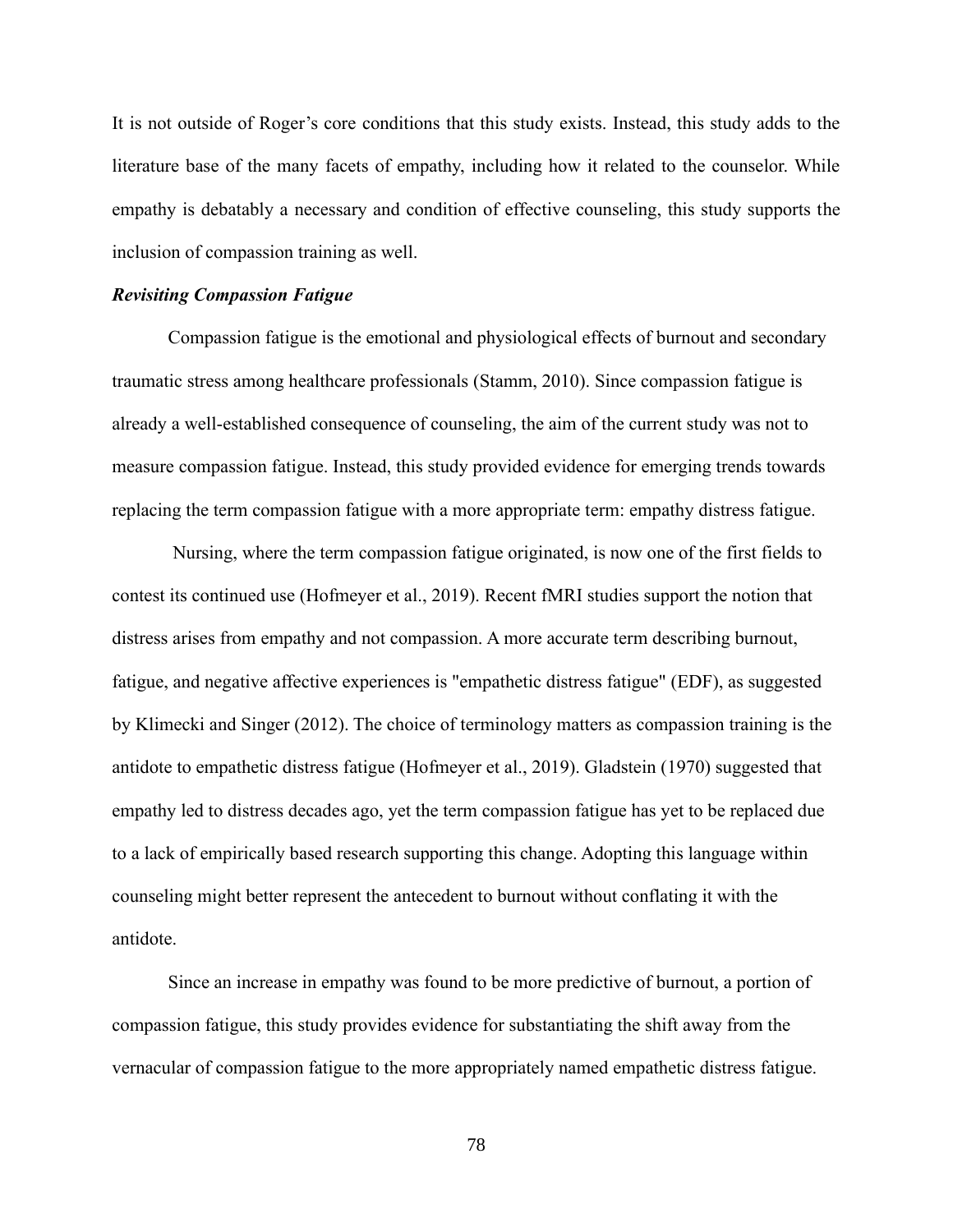It is not outside of Roger's core conditions that this study exists. Instead, this study adds to the literature base of the many facets of empathy, including how it related to the counselor. While empathy is debatably a necessary and condition of effective counseling, this study supports the inclusion of compassion training as well.

### *Revisiting Compassion Fatigue*

Compassion fatigue is the emotional and physiological effects of burnout and secondary traumatic stress among healthcare professionals (Stamm, 2010). Since compassion fatigue is already a well-established consequence of counseling, the aim of the current study was not to measure compassion fatigue. Instead, this study provided evidence for emerging trends towards replacing the term compassion fatigue with a more appropriate term: empathy distress fatigue.

Nursing, where the term compassion fatigue originated, is now one of the first fields to contest its continued use (Hofmeyer et al., 2019). Recent fMRI studies support the notion that distress arises from empathy and not compassion. A more accurate term describing burnout, fatigue, and negative affective experiences is "empathetic distress fatigue" (EDF), as suggested by Klimecki and Singer (2012). The choice of terminology matters as compassion training is the antidote to empathetic distress fatigue (Hofmeyer et al., 2019). Gladstein (1970) suggested that empathy led to distress decades ago, yet the term compassion fatigue has yet to be replaced due to a lack of empirically based research supporting this change. Adopting this language within counseling might better represent the antecedent to burnout without conflating it with the antidote.

Since an increase in empathy was found to be more predictive of burnout, a portion of compassion fatigue, this study provides evidence for substantiating the shift away from the vernacular of compassion fatigue to the more appropriately named empathetic distress fatigue.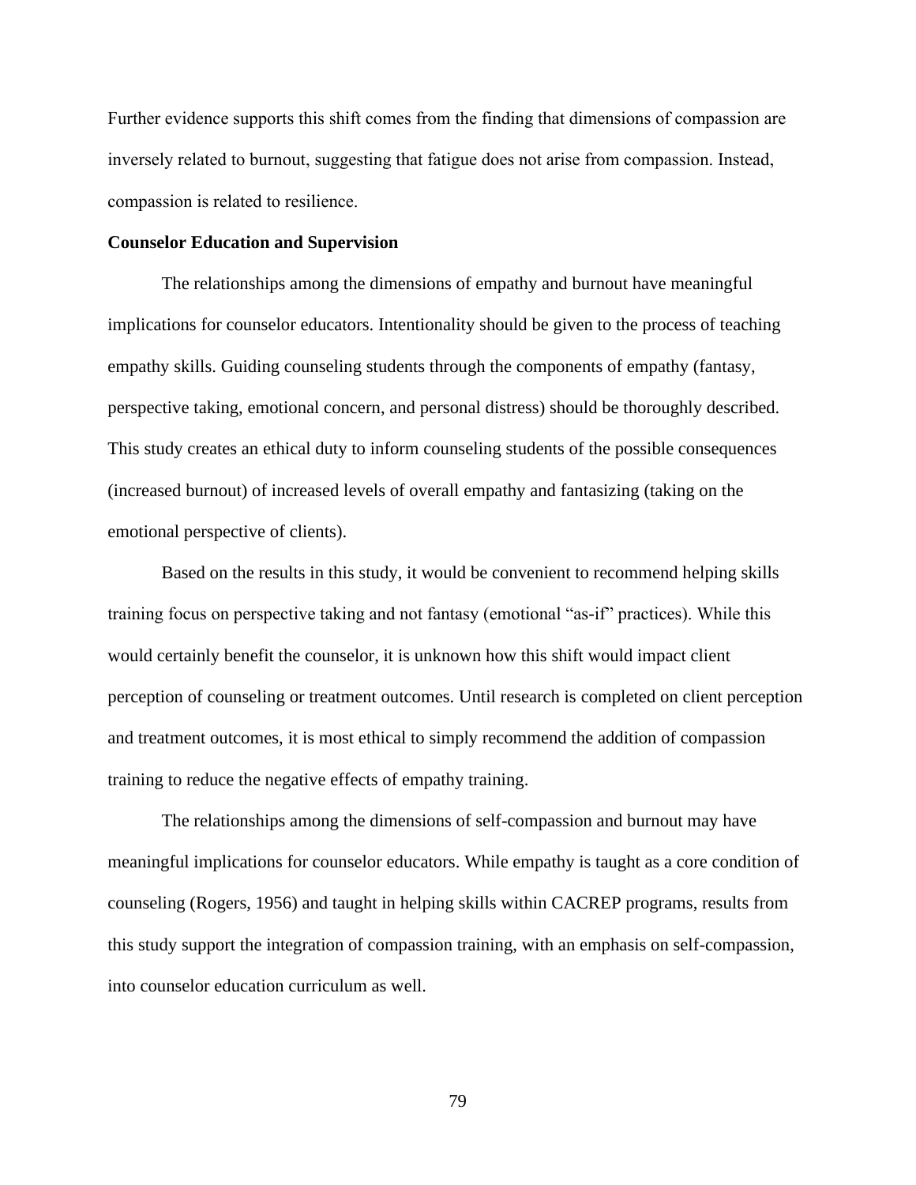Further evidence supports this shift comes from the finding that dimensions of compassion are inversely related to burnout, suggesting that fatigue does not arise from compassion. Instead, compassion is related to resilience.

**Counselor Education and Supervision**

The relationships among the dimensions of empathy and burnout have meaningful implications for counselor educators. Intentionality should be given to the process of teaching empathy skills. Guiding counseling students through the components of empathy (fantasy, perspective taking, emotional concern, and personal distress) should be thoroughly described. This study creates an ethical duty to inform counseling students of the possible consequences (increased burnout) of increased levels of overall empathy and fantasizing (taking on the emotional perspective of clients).

Based on the results in this study, it would be convenient to recommend helping skills training focus on perspective taking and not fantasy (emotional "as-if" practices). While this would certainly benefit the counselor, it is unknown how this shift would impact client perception of counseling or treatment outcomes. Until research is completed on client perception and treatment outcomes, it is most ethical to simply recommend the addition of compassion training to reduce the negative effects of empathy training.

The relationships among the dimensions of self-compassion and burnout may have meaningful implications for counselor educators. While empathy is taught as a core condition of counseling (Rogers, 1956) and taught in helping skills within CACREP programs, results from this study support the integration of compassion training, with an emphasis on self-compassion, into counselor education curriculum as well.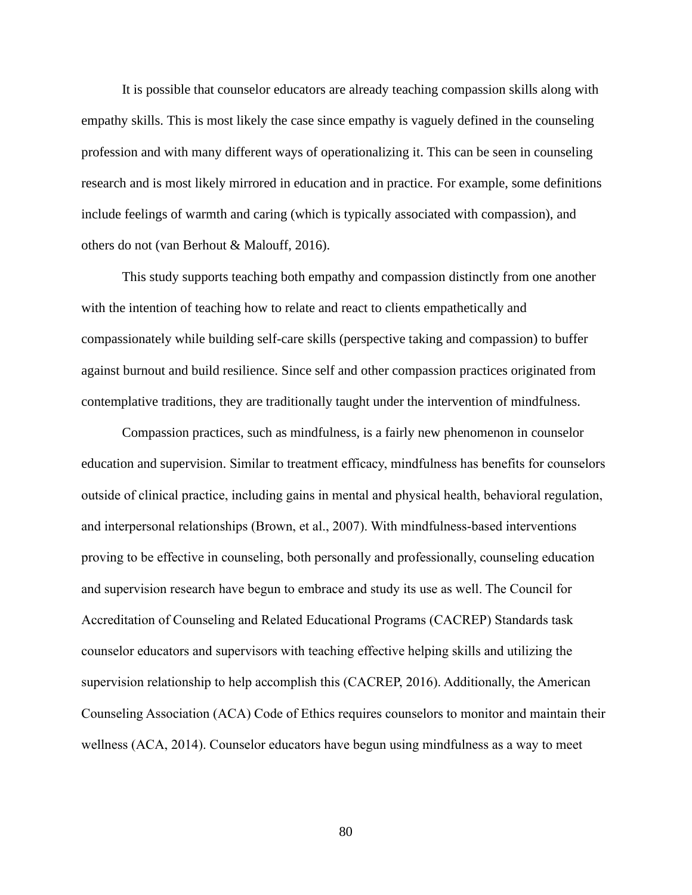It is possible that counselor educators are already teaching compassion skills along with empathy skills. This is most likely the case since empathy is vaguely defined in the counseling profession and with many different ways of operationalizing it. This can be seen in counseling research and is most likely mirrored in education and in practice. For example, some definitions include feelings of warmth and caring (which is typically associated with compassion), and others do not (van Berhout & Malouff, 2016).

This study supports teaching both empathy and compassion distinctly from one another with the intention of teaching how to relate and react to clients empathetically and compassionately while building self-care skills (perspective taking and compassion) to buffer against burnout and build resilience. Since self and other compassion practices originated from contemplative traditions, they are traditionally taught under the intervention of mindfulness.

Compassion practices, such as mindfulness, is a fairly new phenomenon in counselor education and supervision. Similar to treatment efficacy, mindfulness has benefits for counselors outside of clinical practice, including gains in mental and physical health, behavioral regulation, and interpersonal relationships (Brown, et al., 2007). With mindfulness-based interventions proving to be effective in counseling, both personally and professionally, counseling education and supervision research have begun to embrace and study its use as well. The Council for Accreditation of Counseling and Related Educational Programs (CACREP) Standards task counselor educators and supervisors with teaching effective helping skills and utilizing the supervision relationship to help accomplish this (CACREP, 2016). Additionally, the American Counseling Association (ACA) Code of Ethics requires counselors to monitor and maintain their wellness (ACA, 2014). Counselor educators have begun using mindfulness as a way to meet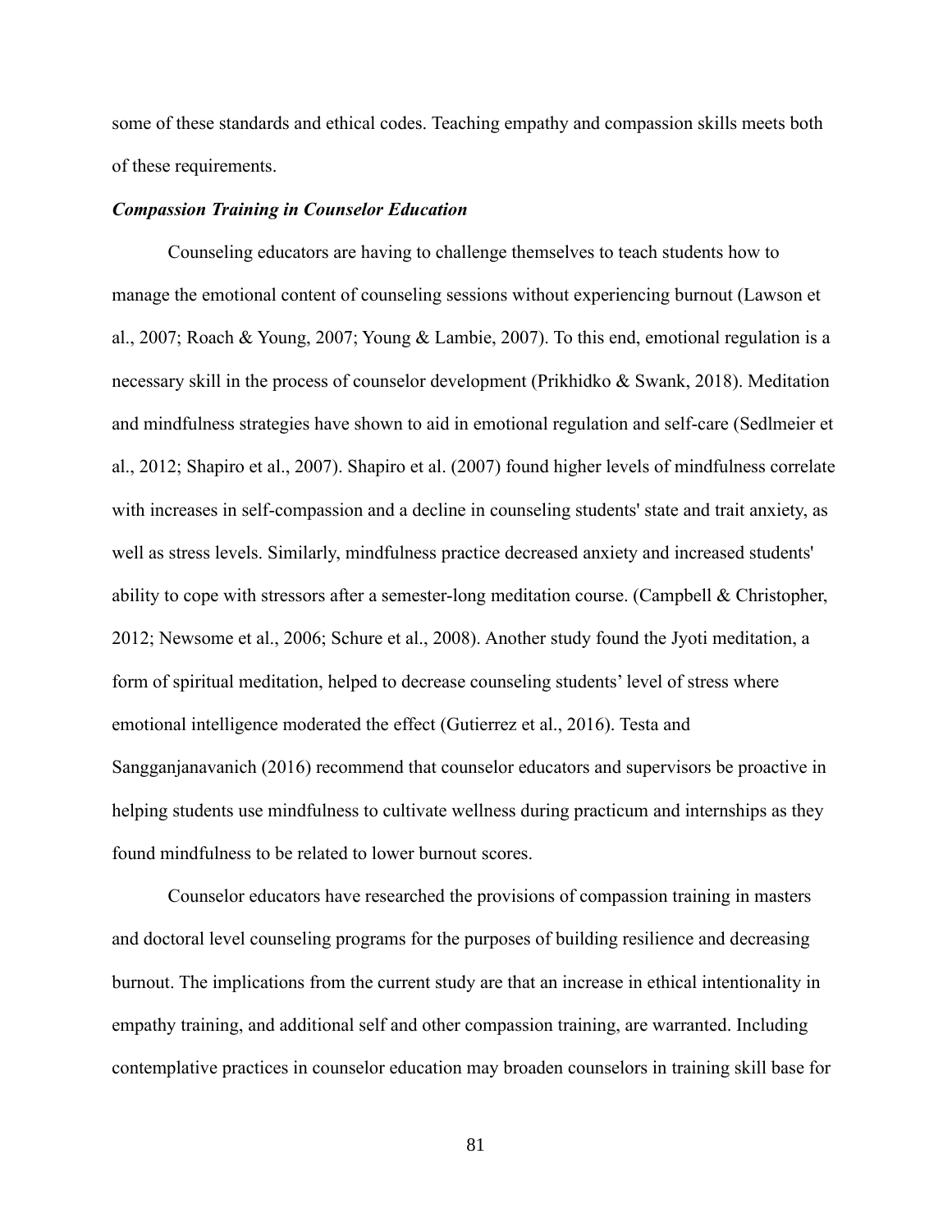some of these standards and ethical codes. Teaching empathy and compassion skills meets both of these requirements.

### ***Compassion Training in Counselor Education***

Counseling educators are having to challenge themselves to teach students how to manage the emotional content of counseling sessions without experiencing burnout (Lawson et al., 2007; Roach & Young, 2007; Young & Lambie, 2007). To this end, emotional regulation is a necessary skill in the process of counselor development (Prikhidko & Swank, 2018). Meditation and mindfulness strategies have shown to aid in emotional regulation and self-care (Sedlmeier et al., 2012; Shapiro et al., 2007). Shapiro et al. (2007) found higher levels of mindfulness correlate with increases in self-compassion and a decline in counseling students' state and trait anxiety, as well as stress levels. Similarly, mindfulness practice decreased anxiety and increased students' ability to cope with stressors after a semester-long meditation course. (Campbell & Christopher, 2012; Newsome et al., 2006; Schure et al., 2008). Another study found the Jyoti meditation, a form of spiritual meditation, helped to decrease counseling students' level of stress where emotional intelligence moderated the effect (Gutierrez et al., 2016). Testa and Sangganjanavanich (2016) recommend that counselor educators and supervisors be proactive in helping students use mindfulness to cultivate wellness during practicum and internships as they found mindfulness to be related to lower burnout scores.

Counselor educators have researched the provisions of compassion training in masters and doctoral level counseling programs for the purposes of building resilience and decreasing burnout. The implications from the current study are that an increase in ethical intentionality in empathy training, and additional self and other compassion training, are warranted. Including contemplative practices in counselor education may broaden counselors in training skill base for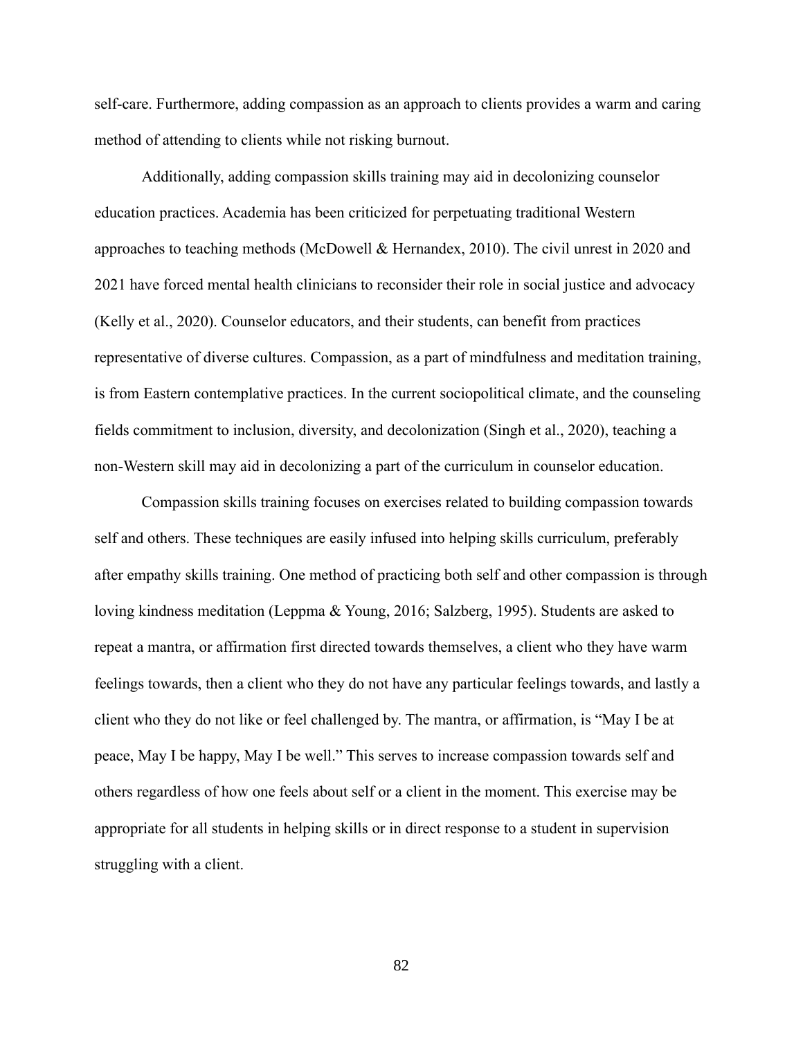self-care. Furthermore, adding compassion as an approach to clients provides a warm and caring method of attending to clients while not risking burnout.

Additionally, adding compassion skills training may aid in decolonizing counselor education practices. Academia has been criticized for perpetuating traditional Western approaches to teaching methods (McDowell & Hernandex, 2010). The civil unrest in 2020 and 2021 have forced mental health clinicians to reconsider their role in social justice and advocacy (Kelly et al., 2020). Counselor educators, and their students, can benefit from practices representative of diverse cultures. Compassion, as a part of mindfulness and meditation training, is from Eastern contemplative practices. In the current sociopolitical climate, and the counseling fields commitment to inclusion, diversity, and decolonization (Singh et al., 2020), teaching a non-Western skill may aid in decolonizing a part of the curriculum in counselor education.

Compassion skills training focuses on exercises related to building compassion towards self and others. These techniques are easily infused into helping skills curriculum, preferably after empathy skills training. One method of practicing both self and other compassion is through loving kindness meditation (Leppma & Young, 2016; Salzberg, 1995). Students are asked to repeat a mantra, or affirmation first directed towards themselves, a client who they have warm feelings towards, then a client who they do not have any particular feelings towards, and lastly a client who they do not like or feel challenged by. The mantra, or affirmation, is "May I be at peace, May I be happy, May I be well." This serves to increase compassion towards self and others regardless of how one feels about self or a client in the moment. This exercise may be appropriate for all students in helping skills or in direct response to a student in supervision struggling with a client.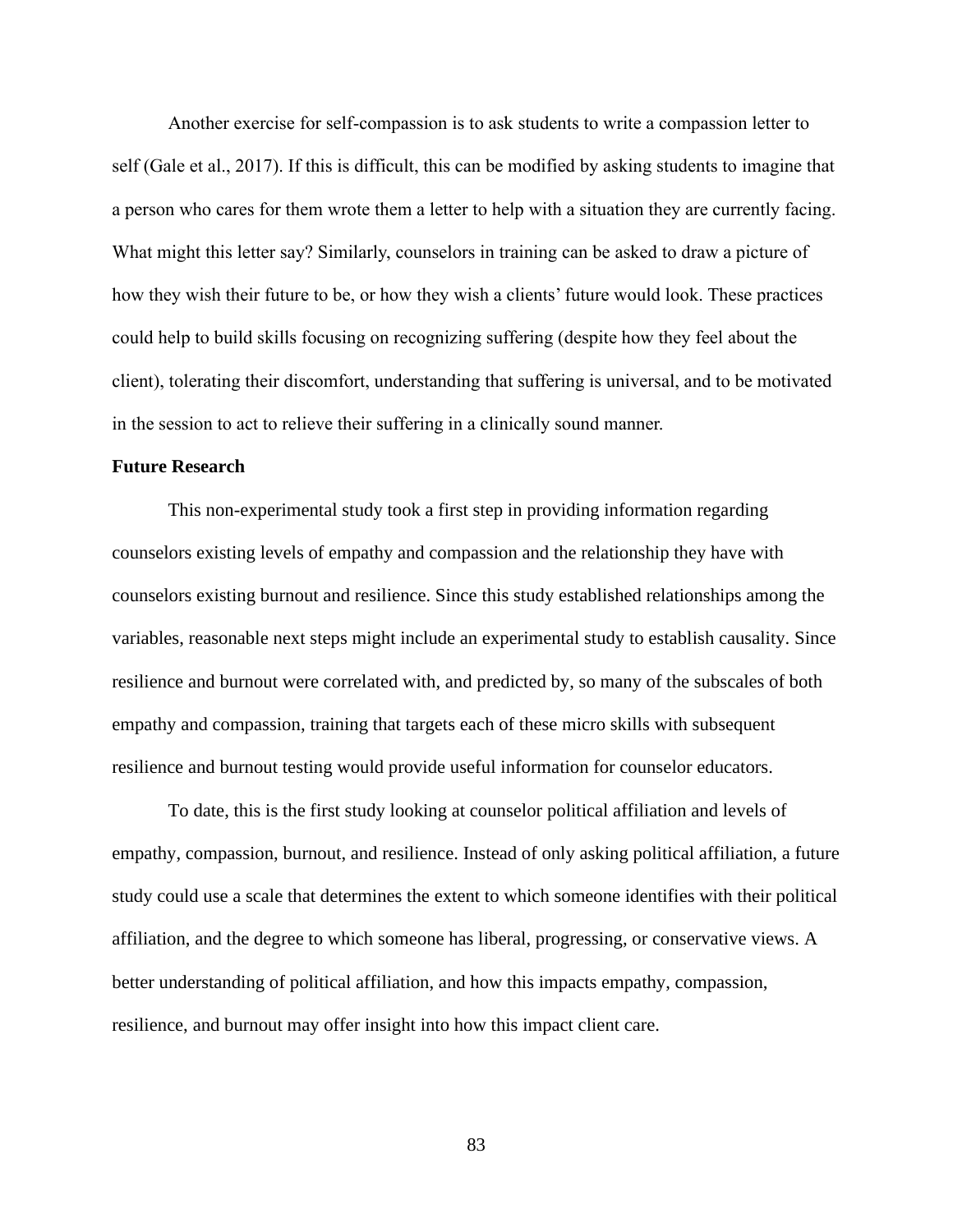Another exercise for self-compassion is to ask students to write a compassion letter to self (Gale et al., 2017). If this is difficult, this can be modified by asking students to imagine that a person who cares for them wrote them a letter to help with a situation they are currently facing. What might this letter say? Similarly, counselors in training can be asked to draw a picture of how they wish their future to be, or how they wish a clients' future would look. These practices could help to build skills focusing on recognizing suffering (despite how they feel about the client), tolerating their discomfort, understanding that suffering is universal, and to be motivated in the session to act to relieve their suffering in a clinically sound manner.

**Future Research**

This non-experimental study took a first step in providing information regarding counselors existing levels of empathy and compassion and the relationship they have with counselors existing burnout and resilience. Since this study established relationships among the variables, reasonable next steps might include an experimental study to establish causality. Since resilience and burnout were correlated with, and predicted by, so many of the subscales of both empathy and compassion, training that targets each of these micro skills with subsequent resilience and burnout testing would provide useful information for counselor educators.

To date, this is the first study looking at counselor political affiliation and levels of empathy, compassion, burnout, and resilience. Instead of only asking political affiliation, a future study could use a scale that determines the extent to which someone identifies with their political affiliation, and the degree to which someone has liberal, progressing, or conservative views. A better understanding of political affiliation, and how this impacts empathy, compassion, resilience, and burnout may offer insight into how this impact client care.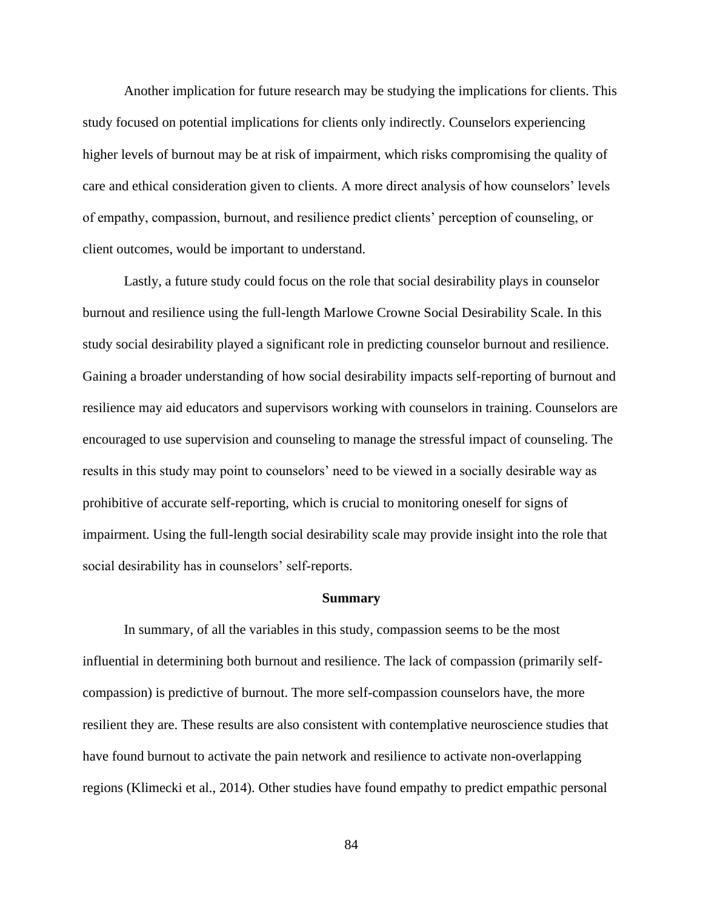Another implication for future research may be studying the implications for clients. This study focused on potential implications for clients only indirectly. Counselors experiencing higher levels of burnout may be at risk of impairment, which risks compromising the quality of care and ethical consideration given to clients. A more direct analysis of how counselors' levels of empathy, compassion, burnout, and resilience predict clients' perception of counseling, or client outcomes, would be important to understand.

Lastly, a future study could focus on the role that social desirability plays in counselor burnout and resilience using the full-length Marlowe Crowne Social Desirability Scale. In this study social desirability played a significant role in predicting counselor burnout and resilience. Gaining a broader understanding of how social desirability impacts self-reporting of burnout and resilience may aid educators and supervisors working with counselors in training. Counselors are encouraged to use supervision and counseling to manage the stressful impact of counseling. The results in this study may point to counselors' need to be viewed in a socially desirable way as prohibitive of accurate self-reporting, which is crucial to monitoring oneself for signs of impairment. Using the full-length social desirability scale may provide insight into the role that social desirability has in counselors' self-reports.

## Summary

In summary, of all the variables in this study, compassion seems to be the most influential in determining both burnout and resilience. The lack of compassion (primarily self-compassion) is predictive of burnout. The more self-compassion counselors have, the more resilient they are. These results are also consistent with contemplative neuroscience studies that have found burnout to activate the pain network and resilience to activate non-overlapping regions (Klimecki et al., 2014). Other studies have found empathy to predict empathic personal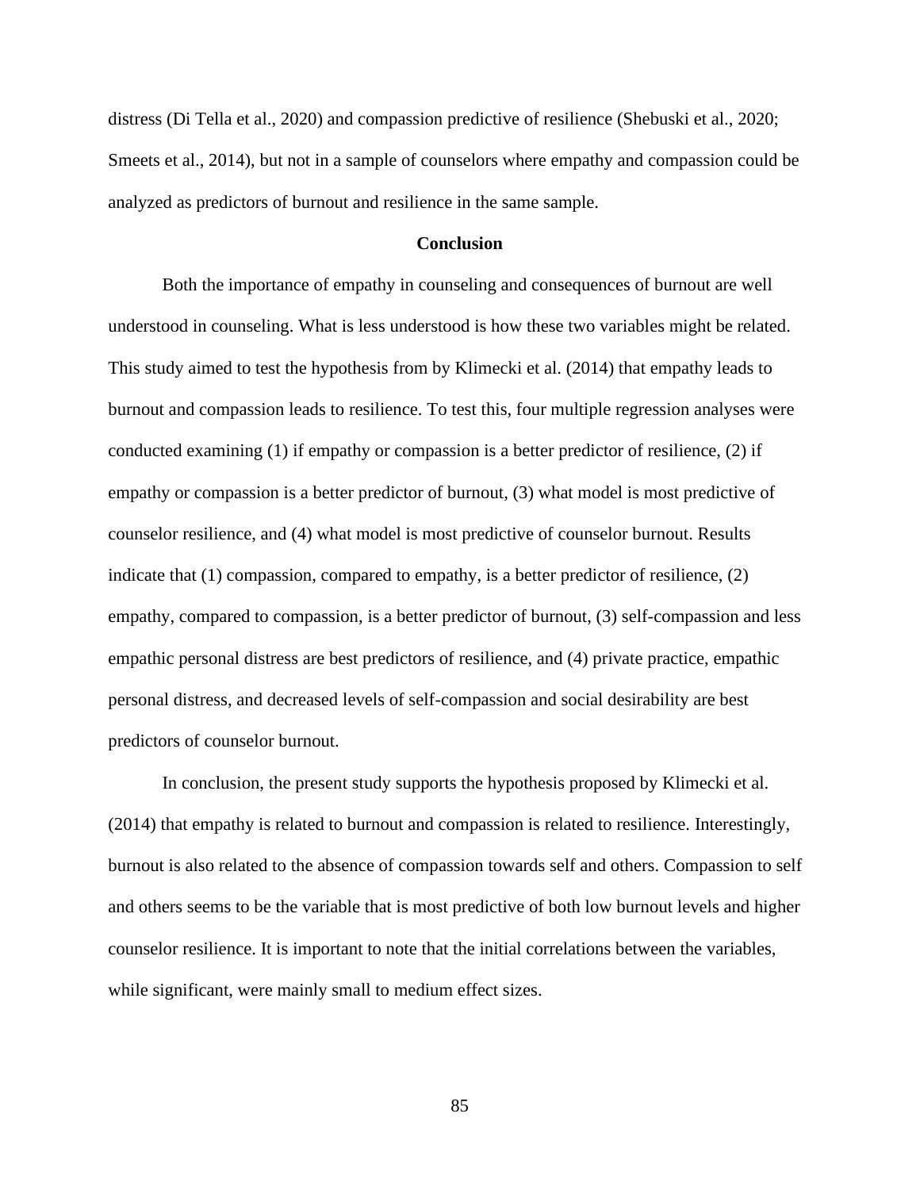distress (Di Tella et al., 2020) and compassion predictive of resilience (Shebuski et al., 2020; Smeets et al., 2014), but not in a sample of counselors where empathy and compassion could be analyzed as predictors of burnout and resilience in the same sample.

## Conclusion

Both the importance of empathy in counseling and consequences of burnout are well understood in counseling. What is less understood is how these two variables might be related. This study aimed to test the hypothesis from by Klimecki et al. (2014) that empathy leads to burnout and compassion leads to resilience. To test this, four multiple regression analyses were conducted examining (1) if empathy or compassion is a better predictor of resilience, (2) if empathy or compassion is a better predictor of burnout, (3) what model is most predictive of counselor resilience, and (4) what model is most predictive of counselor burnout. Results indicate that (1) compassion, compared to empathy, is a better predictor of resilience, (2) empathy, compared to compassion, is a better predictor of burnout, (3) self-compassion and less empathic personal distress are best predictors of resilience, and (4) private practice, empathic personal distress, and decreased levels of self-compassion and social desirability are best predictors of counselor burnout.

In conclusion, the present study supports the hypothesis proposed by Klimecki et al. (2014) that empathy is related to burnout and compassion is related to resilience. Interestingly, burnout is also related to the absence of compassion towards self and others. Compassion to self and others seems to be the variable that is most predictive of both low burnout levels and higher counselor resilience. It is important to note that the initial correlations between the variables, while significant, were mainly small to medium effect sizes.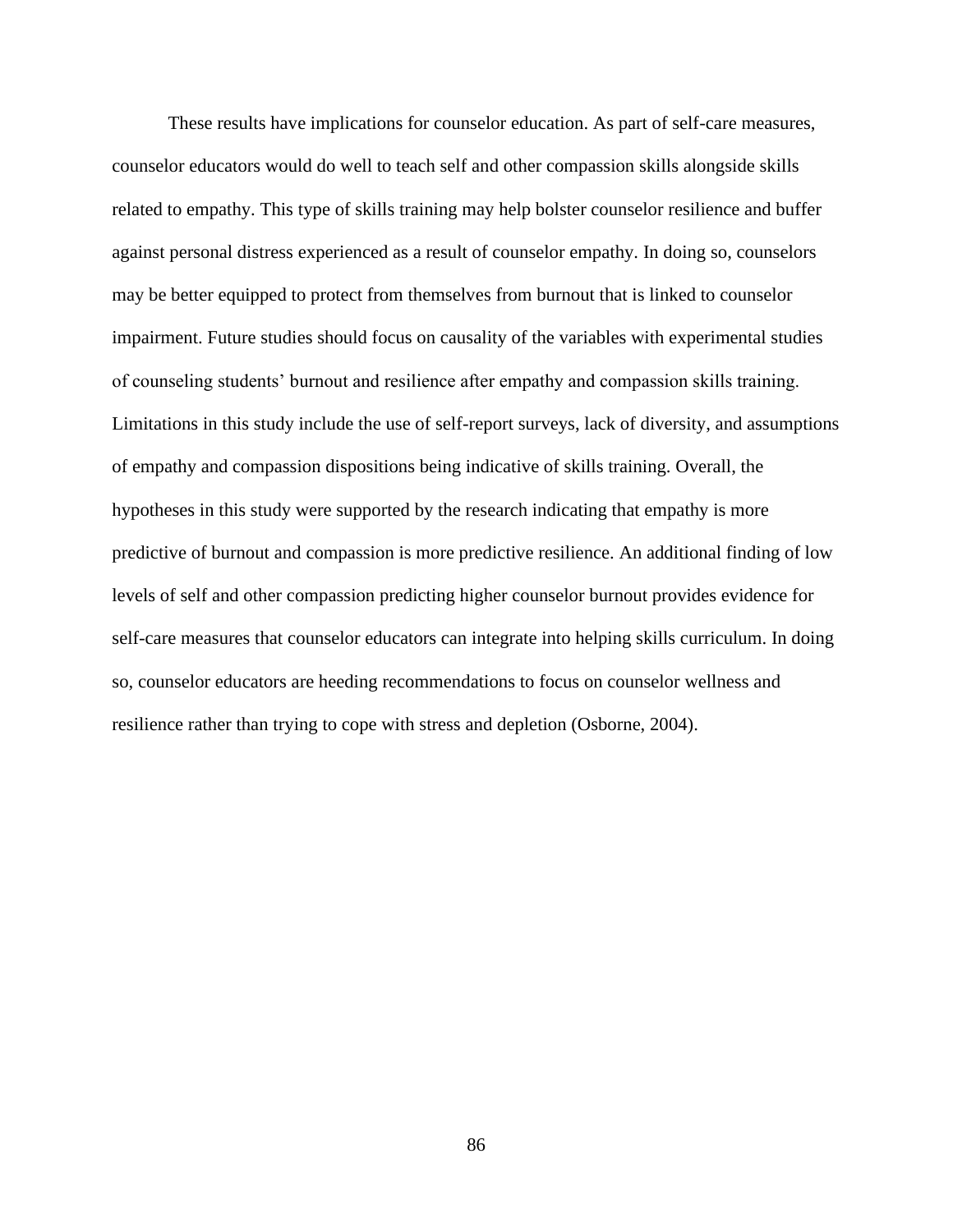These results have implications for counselor education. As part of self-care measures, counselor educators would do well to teach self and other compassion skills alongside skills related to empathy. This type of skills training may help bolster counselor resilience and buffer against personal distress experienced as a result of counselor empathy. In doing so, counselors may be better equipped to protect from themselves from burnout that is linked to counselor impairment. Future studies should focus on causality of the variables with experimental studies of counseling students' burnout and resilience after empathy and compassion skills training. Limitations in this study include the use of self-report surveys, lack of diversity, and assumptions of empathy and compassion dispositions being indicative of skills training. Overall, the hypotheses in this study were supported by the research indicating that empathy is more predictive of burnout and compassion is more predictive resilience. An additional finding of low levels of self and other compassion predicting higher counselor burnout provides evidence for self-care measures that counselor educators can integrate into helping skills curriculum. In doing so, counselor educators are heeding recommendations to focus on counselor wellness and resilience rather than trying to cope with stress and depletion (Osborne, 2004).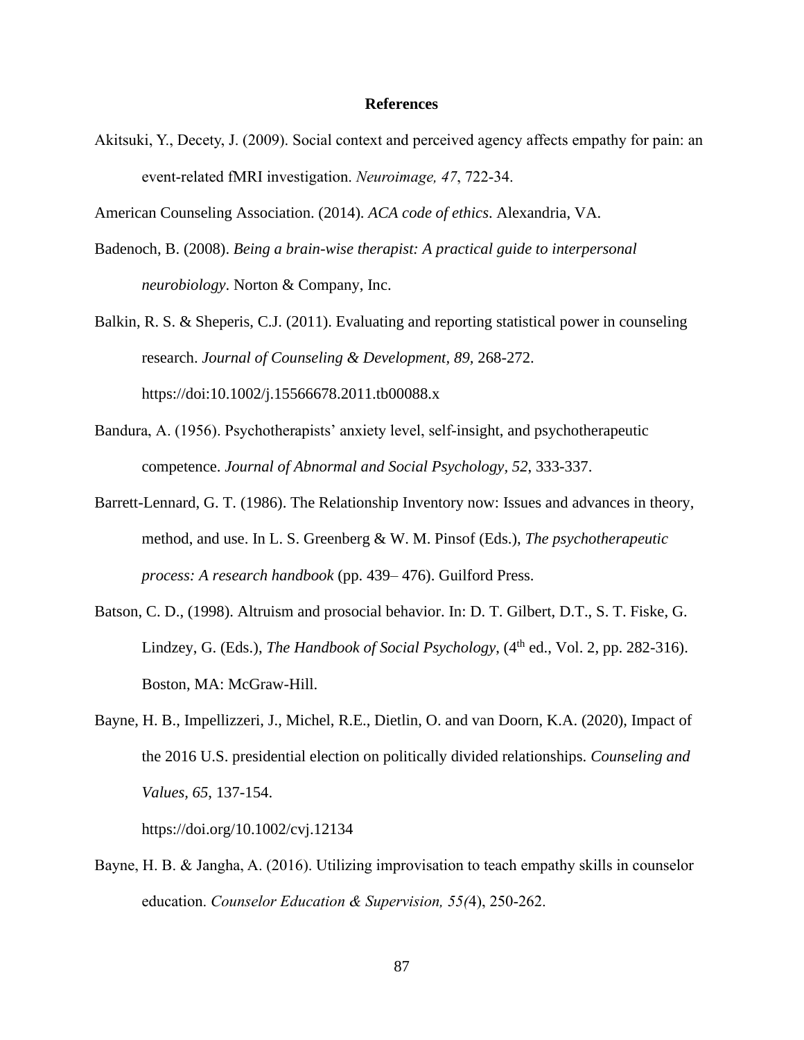# References

Akitsuki, Y., Decety, J. (2009). Social context and perceived agency affects empathy for pain: an event-related fMRI investigation. *Neuroimage, 47*, 722-34.

American Counseling Association. (2014). *ACA code of ethics*. Alexandria, VA.

Badenoch, B. (2008). *Being a brain-wise therapist: A practical guide to interpersonal neurobiology*. Norton & Company, Inc.

Balkin, R. S. & Sheperis, C.J. (2011). Evaluating and reporting statistical power in counseling research. *Journal of Counseling & Development, 89,* 268-272. https://doi:10.1002/j.15566678.2011.tb00088.x

Bandura, A. (1956). Psychotherapists' anxiety level, self-insight, and psychotherapeutic competence. *Journal of Abnormal and Social Psychology, 52*, 333-337.

Barrett-Lennard, G. T. (1986). The Relationship Inventory now: Issues and advances in theory, method, and use. In L. S. Greenberg & W. M. Pinsof (Eds.), *The psychotherapeutic process: A research handbook* (pp. 439– 476). Guilford Press.

Batson, C. D., (1998). Altruism and prosocial behavior. In: D. T. Gilbert, D.T., S. T. Fiske, G. Lindzey, G. (Eds.), *The Handbook of Social Psychology*, (4th ed., Vol. 2, pp. 282-316). Boston, MA: McGraw-Hill.

Bayne, H. B., Impellizzeri, J., Michel, R.E., Dietlin, O. and van Doorn, K.A. (2020), Impact of the 2016 U.S. presidential election on politically divided relationships. *Counseling and Values, 65*, 137-154.

https://doi.org/10.1002/cvj.12134

Bayne, H. B. & Jangha, A. (2016). Utilizing improvisation to teach empathy skills in counselor education. *Counselor Education & Supervision, 55(*4), 250-262.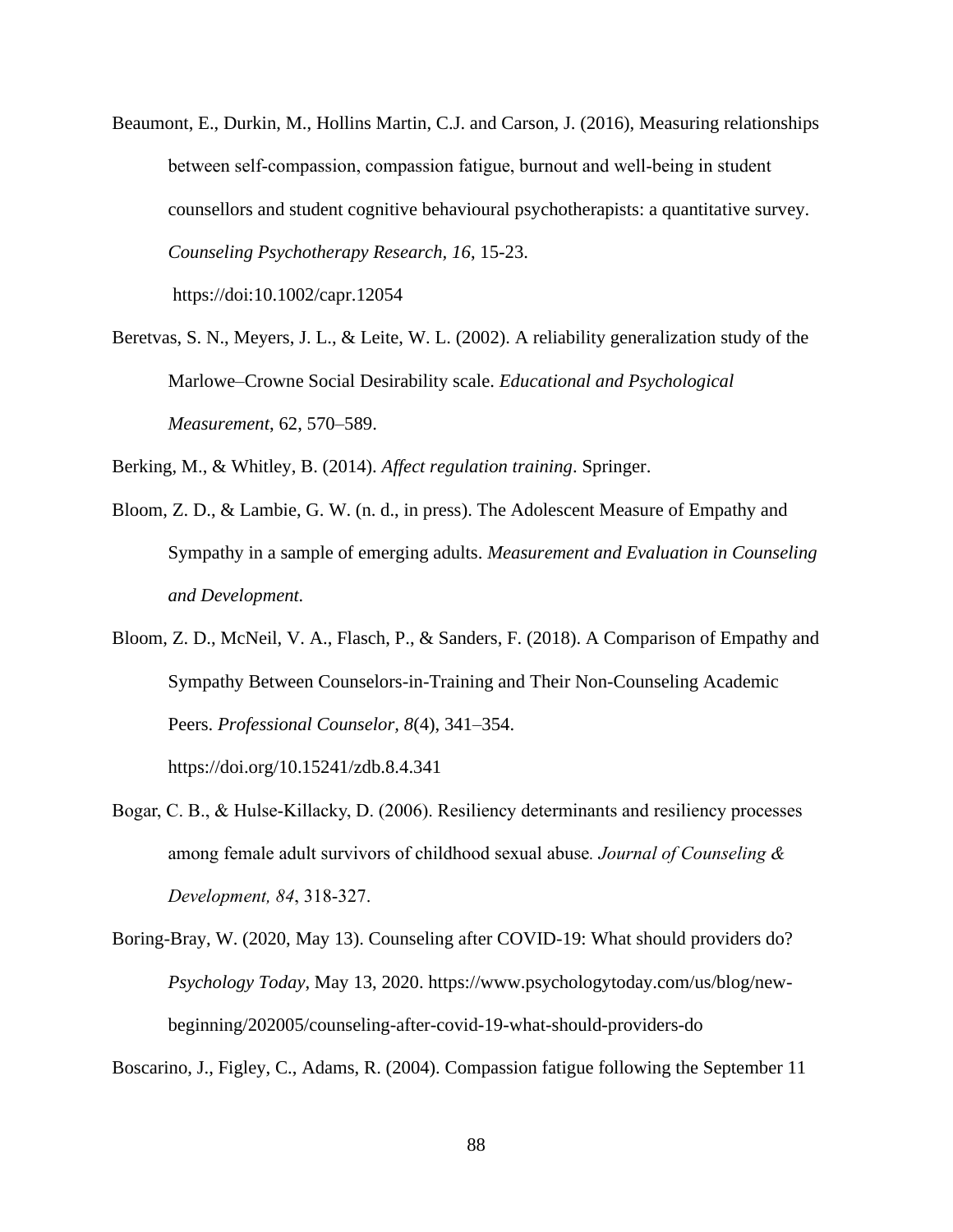Beaumont, E., Durkin, M., Hollins Martin, C.J. and Carson, J. (2016), Measuring relationships between self-compassion, compassion fatigue, burnout and well-being in student counsellors and student cognitive behavioural psychotherapists: a quantitative survey. *Counseling Psychotherapy Research, 16*, 15-23. https://doi:10.1002/capr.12054

Beretvas, S. N., Meyers, J. L., & Leite, W. L. (2002). A reliability generalization study of the Marlowe–Crowne Social Desirability scale. *Educational and Psychological Measurement*, 62, 570–589.

Berking, M., & Whitley, B. (2014). *Affect regulation training*. Springer.

Bloom, Z. D., & Lambie, G. W. (n. d., in press). The Adolescent Measure of Empathy and Sympathy in a sample of emerging adults. *Measurement and Evaluation in Counseling and Development.*

Bloom, Z. D., McNeil, V. A., Flasch, P., & Sanders, F. (2018). A Comparison of Empathy and Sympathy Between Counselors-in-Training and Their Non-Counseling Academic Peers. *Professional Counselor, 8*(4), 341–354. https://doi.org/10.15241/zdb.8.4.341

Bogar, C. B., & Hulse-Killacky, D. (2006). Resiliency determinants and resiliency processes among female adult survivors of childhood sexual abuse. *Journal of Counseling & Development, 84*, 318-327.

Boring-Bray, W. (2020, May 13). Counseling after COVID-19: What should providers do? *Psychology Today*, May 13, 2020. https://www.psychologytoday.com/us/blog/new-beginning/202005/counseling-after-covid-19-what-should-providers-do

Boscarino, J., Figley, C., Adams, R. (2004). Compassion fatigue following the September 11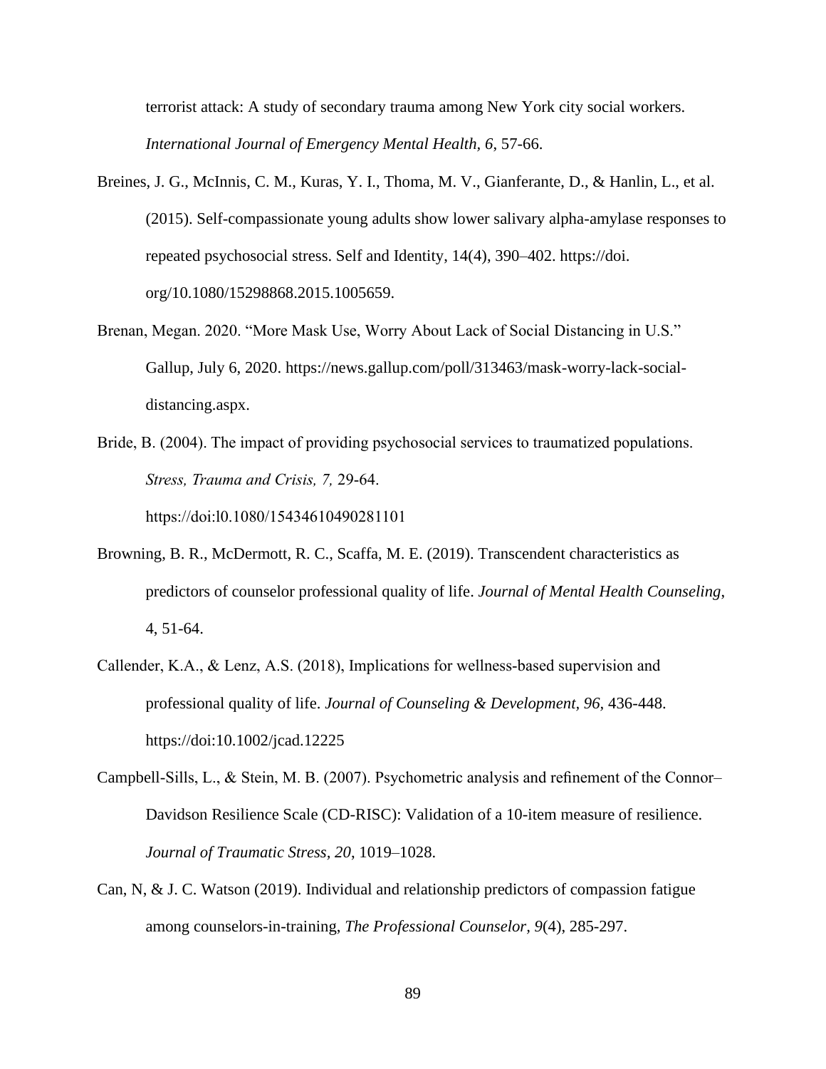terrorist attack: A study of secondary trauma among New York city social workers. *International Journal of Emergency Mental Health, 6*, 57-66.

Breines, J. G., McInnis, C. M., Kuras, Y. I., Thoma, M. V., Gianferante, D., & Hanlin, L., et al. (2015). Self-compassionate young adults show lower salivary alpha-amylase responses to repeated psychosocial stress. Self and Identity, 14(4), 390–402. https://doi. org/10.1080/15298868.2015.1005659.

Brenan, Megan. 2020. "More Mask Use, Worry About Lack of Social Distancing in U.S." Gallup, July 6, 2020. https://news.gallup.com/poll/313463/mask-worry-lack-social-distancing.aspx.

Bride, B. (2004). The impact of providing psychosocial services to traumatized populations. *Stress, Trauma and Crisis, 7,* 29-64. https://doi:l0.1080/15434610490281101

Browning, B. R., McDermott, R. C., Scaffa, M. E. (2019). Transcendent characteristics as predictors of counselor professional quality of life. *Journal of Mental Health Counseling*, 4, 51-64.

Callender, K.A., & Lenz, A.S. (2018), Implications for wellness-based supervision and professional quality of life. *Journal of Counseling & Development, 96,* 436-448. https://doi:10.1002/jcad.12225

Campbell-Sills, L., & Stein, M. B. (2007). Psychometric analysis and refinement of the Connor–Davidson Resilience Scale (CD-RISC): Validation of a 10-item measure of resilience. *Journal of Traumatic Stress, 20*, 1019–1028.

Can, N, & J. C. Watson (2019). Individual and relationship predictors of compassion fatigue among counselors-in-training, *The Professional Counselor, 9*(4), 285-297.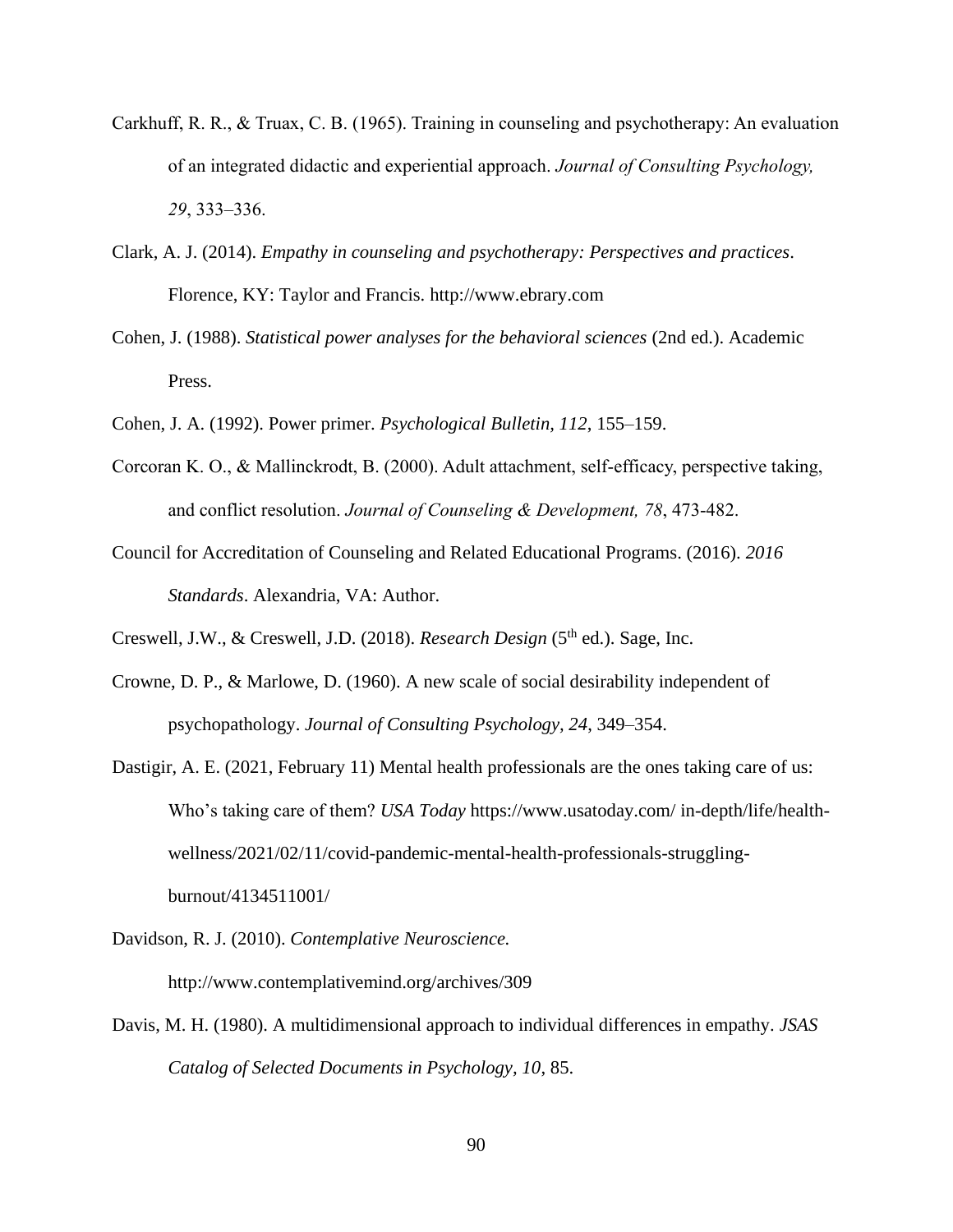Carkhuff, R. R., & Truax, C. B. (1965). Training in counseling and psychotherapy: An evaluation of an integrated didactic and experiential approach. *Journal of Consulting Psychology, 29*, 333–336.

Clark, A. J. (2014). *Empathy in counseling and psychotherapy: Perspectives and practices*. Florence, KY: Taylor and Francis. http://www.ebrary.com

Cohen, J. (1988). *Statistical power analyses for the behavioral sciences* (2nd ed.). Academic Press.

Cohen, J. A. (1992). Power primer. *Psychological Bulletin, 112*, 155–159.

Corcoran K. O., & Mallinckrodt, B. (2000). Adult attachment, self-efficacy, perspective taking, and conflict resolution. *Journal of Counseling & Development, 78*, 473-482.

Council for Accreditation of Counseling and Related Educational Programs. (2016). *2016 Standards*. Alexandria, VA: Author.

Creswell, J.W., & Creswell, J.D. (2018). *Research Design* (5th ed.). Sage, Inc.

Crowne, D. P., & Marlowe, D. (1960). A new scale of social desirability independent of psychopathology. *Journal of Consulting Psychology, 24*, 349–354.

Dastigir, A. E. (2021, February 11) Mental health professionals are the ones taking care of us: Who's taking care of them? *USA Today* https://www.usatoday.com/ in-depth/life/health-wellness/2021/02/11/covid-pandemic-mental-health-professionals-struggling-burnout/4134511001/

Davidson, R. J. (2010). *Contemplative Neuroscience.* http://www.contemplativemind.org/archives/309

Davis, M. H. (1980). A multidimensional approach to individual differences in empathy. *JSAS Catalog of Selected Documents in Psychology, 10*, 85.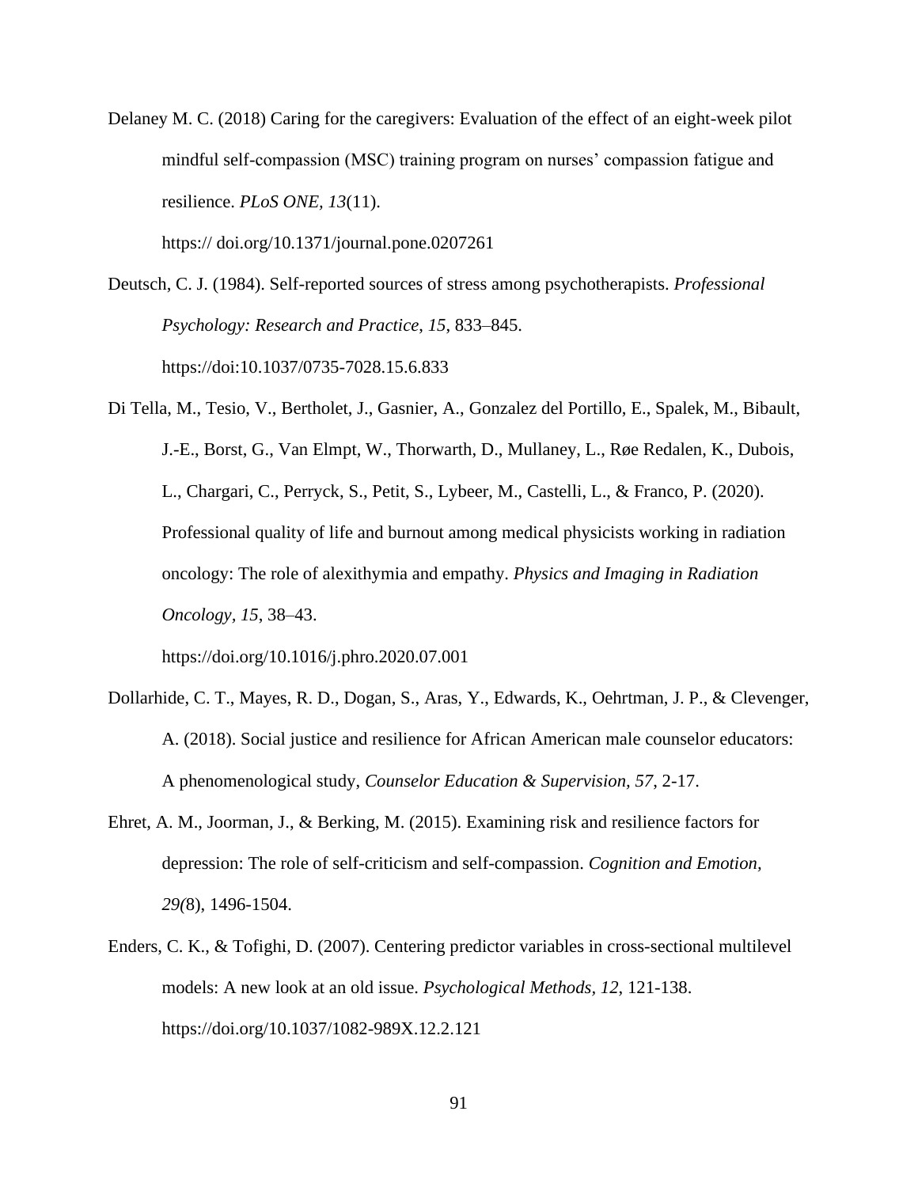Delaney M. C. (2018) Caring for the caregivers: Evaluation of the effect of an eight-week pilot mindful self-compassion (MSC) training program on nurses' compassion fatigue and resilience. *PLoS ONE*, *13*(11). https:// doi.org/10.1371/journal.pone.0207261

Deutsch, C. J. (1984). Self-reported sources of stress among psychotherapists. *Professional Psychology: Research and Practice, 15*, 833–845. https://doi:10.1037/0735-7028.15.6.833

Di Tella, M., Tesio, V., Bertholet, J., Gasnier, A., Gonzalez del Portillo, E., Spalek, M., Bibault, J.-E., Borst, G., Van Elmpt, W., Thorwarth, D., Mullaney, L., Røe Redalen, K., Dubois, L., Chargari, C., Perryck, S., Petit, S., Lybeer, M., Castelli, L., & Franco, P. (2020). Professional quality of life and burnout among medical physicists working in radiation oncology: The role of alexithymia and empathy. *Physics and Imaging in Radiation Oncology, 15*, 38–43. https://doi.org/10.1016/j.phro.2020.07.001

Dollarhide, C. T., Mayes, R. D., Dogan, S., Aras, Y., Edwards, K., Oehrtman, J. P., & Clevenger, A. (2018). Social justice and resilience for African American male counselor educators: A phenomenological study, *Counselor Education & Supervision, 57*, 2-17.

Ehret, A. M., Joorman, J., & Berking, M. (2015). Examining risk and resilience factors for depression: The role of self-criticism and self-compassion. *Cognition and Emotion, 29(*8), 1496-1504.

Enders, C. K., & Tofighi, D. (2007). Centering predictor variables in cross-sectional multilevel models: A new look at an old issue. *Psychological Methods, 12*, 121-138. https://doi.org/10.1037/1082-989X.12.2.121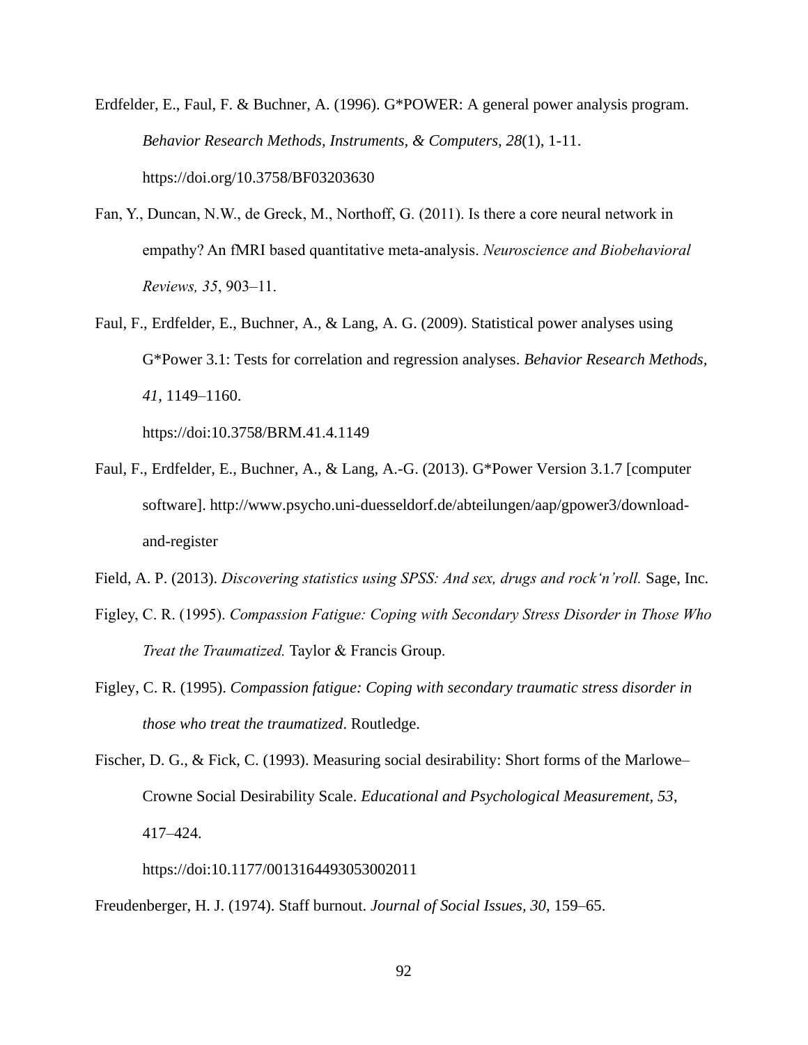Erdfelder, E., Faul, F. & Buchner, A. (1996). G*POWER: A general power analysis program. *Behavior Research Methods, Instruments, & Computers, 28*(1), 1-11. https://doi.org/10.3758/BF03203630

Fan, Y., Duncan, N.W., de Greck, M., Northoff, G. (2011). Is there a core neural network in empathy? An fMRI based quantitative meta-analysis. *Neuroscience and Biobehavioral Reviews, 35*, 903–11.

Faul, F., Erdfelder, E., Buchner, A., & Lang, A. G. (2009). Statistical power analyses using G*Power 3.1: Tests for correlation and regression analyses. *Behavior Research Methods, 41*, 1149–1160. https://doi:10.3758/BRM.41.4.1149

Faul, F., Erdfelder, E., Buchner, A., & Lang, A.-G. (2013). G*Power Version 3.1.7 [computer software]. http://www.psycho.uni-duesseldorf.de/abteilungen/aap/gpower3/download-and-register

Field, A. P. (2013). *Discovering statistics using SPSS: And sex, drugs and rock'n'roll.* Sage, Inc.

Figley, C. R. (1995). *Compassion Fatigue: Coping with Secondary Stress Disorder in Those Who Treat the Traumatized.* Taylor & Francis Group.

Figley, C. R. (1995). *Compassion fatigue: Coping with secondary traumatic stress disorder in those who treat the traumatized*. Routledge.

Fischer, D. G., & Fick, C. (1993). Measuring social desirability: Short forms of the Marlowe–Crowne Social Desirability Scale. *Educational and Psychological Measurement, 53*, 417–424. https://doi:10.1177/0013164493053002011

Freudenberger, H. J. (1974). Staff burnout. *Journal of Social Issues, 30*, 159–65.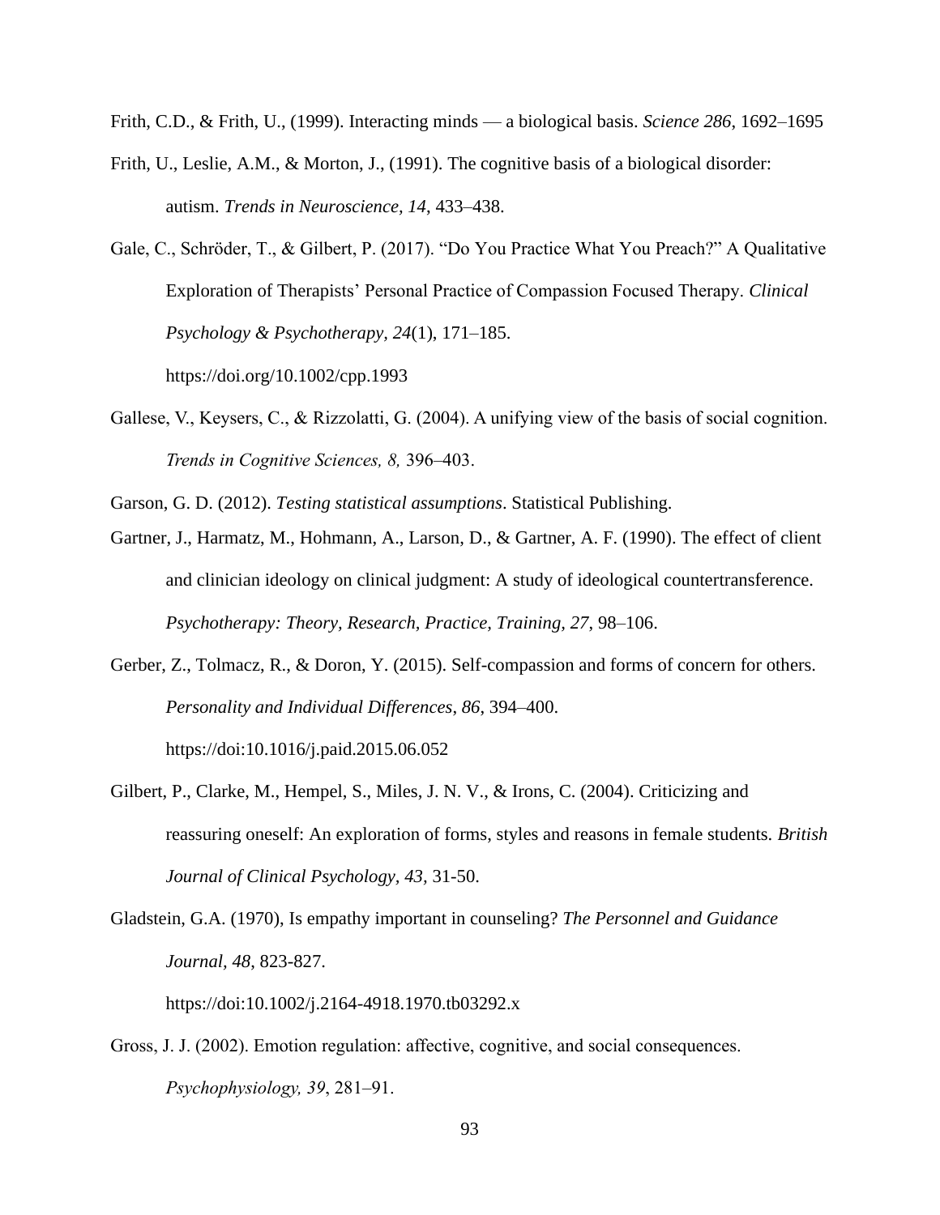Frith, C.D., & Frith, U., (1999). Interacting minds — a biological basis. *Science 286*, 1692–1695

Frith, U., Leslie, A.M., & Morton, J., (1991). The cognitive basis of a biological disorder: autism. *Trends in Neuroscience, 14*, 433–438.

Gale, C., Schröder, T., & Gilbert, P. (2017). "Do You Practice What You Preach?" A Qualitative Exploration of Therapists' Personal Practice of Compassion Focused Therapy. *Clinical Psychology & Psychotherapy, 24*(1), 171–185. https://doi.org/10.1002/cpp.1993

Gallese, V., Keysers, C., & Rizzolatti, G. (2004). A unifying view of the basis of social cognition. *Trends in Cognitive Sciences, 8,* 396–403.

Garson, G. D. (2012). *Testing statistical assumptions*. Statistical Publishing.

Gartner, J., Harmatz, M., Hohmann, A., Larson, D., & Gartner, A. F. (1990). The effect of client and clinician ideology on clinical judgment: A study of ideological countertransference. *Psychotherapy: Theory, Research, Practice, Training, 27*, 98–106.

Gerber, Z., Tolmacz, R., & Doron, Y. (2015). Self-compassion and forms of concern for others. *Personality and Individual Differences, 86*, 394–400. https://doi:10.1016/j.paid.2015.06.052

Gilbert, P., Clarke, M., Hempel, S., Miles, J. N. V., & Irons, C. (2004). Criticizing and reassuring oneself: An exploration of forms, styles and reasons in female students. *British Journal of Clinical Psychology, 43,* 31-50.

Gladstein, G.A. (1970), Is empathy important in counseling? *The Personnel and Guidance Journal*, *48*, 823-827. https://doi:10.1002/j.2164-4918.1970.tb03292.x

Gross, J. J. (2002). Emotion regulation: affective, cognitive, and social consequences. *Psychophysiology, 39*, 281–91.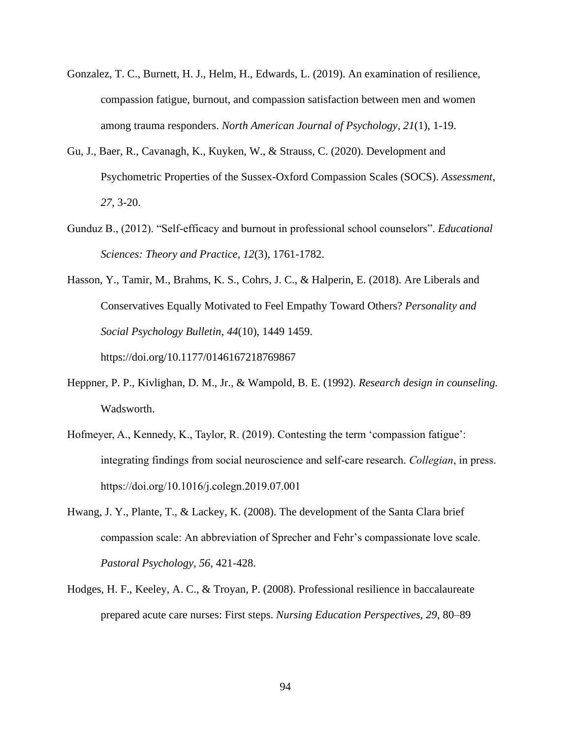Gonzalez, T. C., Burnett, H. J., Helm, H., Edwards, L. (2019). An examination of resilience, compassion fatigue, burnout, and compassion satisfaction between men and women among trauma responders. *North American Journal of Psychology, 21*(1), 1-19.

Gu, J., Baer, R., Cavanagh, K., Kuyken, W., & Strauss, C. (2020). Development and Psychometric Properties of the Sussex-Oxford Compassion Scales (SOCS). *Assessment, 27*, 3-20.

Gunduz B., (2012). “Self-efficacy and burnout in professional school counselors”. *Educational Sciences: Theory and Practice, 12*(3), 1761-1782.

Hasson, Y., Tamir, M., Brahms, K. S., Cohrs, J. C., & Halperin, E. (2018). Are Liberals and Conservatives Equally Motivated to Feel Empathy Toward Others? *Personality and Social Psychology Bulletin*, *44*(10), 1449 1459. https://doi.org/10.1177/0146167218769867

Heppner, P. P., Kivlighan, D. M., Jr., & Wampold, B. E. (1992). *Research design in counseling.* Wadsworth.

Hofmeyer, A., Kennedy, K., Taylor, R. (2019). Contesting the term ‘compassion fatigue’: integrating findings from social neuroscience and self-care research. *Collegian*, in press. https://doi.org/10.1016/j.colegn.2019.07.001

Hwang, J. Y., Plante, T., & Lackey, K. (2008). The development of the Santa Clara brief compassion scale: An abbreviation of Sprecher and Fehr’s compassionate love scale. *Pastoral Psychology, 56*, 421-428.

Hodges, H. F., Keeley, A. C., & Troyan, P. (2008). Professional resilience in baccalaureate prepared acute care nurses: First steps. *Nursing Education Perspectives, 29*, 80–89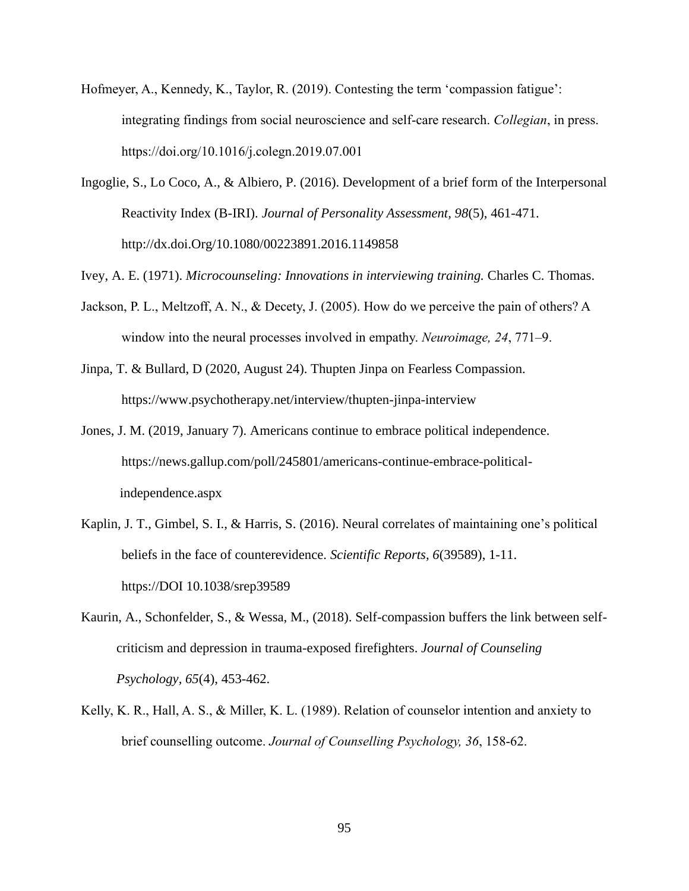Hofmeyer, A., Kennedy, K., Taylor, R. (2019). Contesting the term 'compassion fatigue': integrating findings from social neuroscience and self-care research. *Collegian*, in press. https://doi.org/10.1016/j.colegn.2019.07.001

Ingoglie, S., Lo Coco, A., & Albiero, P. (2016). Development of a brief form of the Interpersonal Reactivity Index (B-IRI). *Journal of Personality Assessment*, *98*(5), 461-471. http://dx.doi.Org/10.1080/00223891.2016.1149858

Ivey, A. E. (1971). *Microcounseling: Innovations in interviewing training.* Charles C. Thomas.

Jackson, P. L., Meltzoff, A. N., & Decety, J. (2005). How do we perceive the pain of others? A window into the neural processes involved in empathy. *Neuroimage, 24*, 771–9.

Jinpa, T. & Bullard, D (2020, August 24). Thupten Jinpa on Fearless Compassion. https://www.psychotherapy.net/interview/thupten-jinpa-interview

Jones, J. M. (2019, January 7). Americans continue to embrace political independence. https://news.gallup.com/poll/245801/americans-continue-embrace-political-independence.aspx

Kaplin, J. T., Gimbel, S. I., & Harris, S. (2016). Neural correlates of maintaining one's political beliefs in the face of counterevidence. *Scientific Reports, 6*(39589), 1-11. https://DOI 10.1038/srep39589

Kaurin, A., Schonfelder, S., & Wessa, M., (2018). Self-compassion buffers the link between self-criticism and depression in trauma-exposed firefighters. *Journal of Counseling Psychology*, *65*(4), 453-462.

Kelly, K. R., Hall, A. S., & Miller, K. L. (1989). Relation of counselor intention and anxiety to brief counselling outcome. *Journal of Counselling Psychology, 36*, 158-62.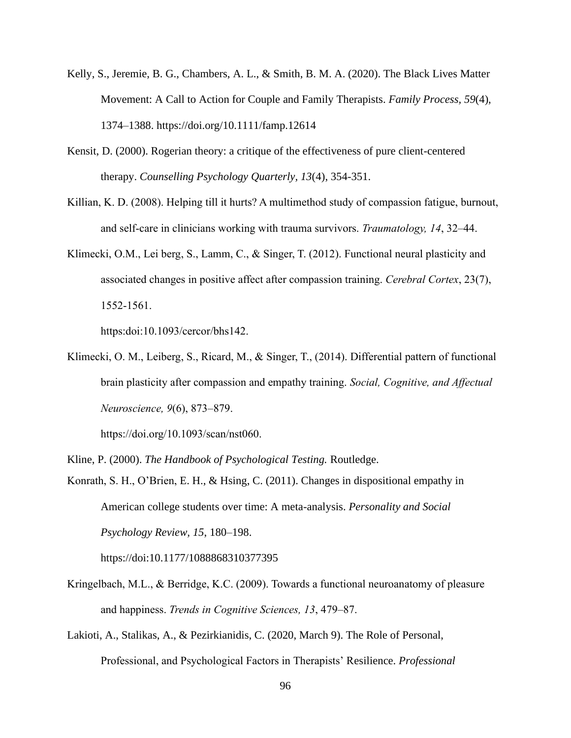Kelly, S., Jeremie, B. G., Chambers, A. L., & Smith, B. M. A. (2020). The Black Lives Matter Movement: A Call to Action for Couple and Family Therapists. *Family Process, 59*(4), 1374–1388. https://doi.org/10.1111/famp.12614

Kensit, D. (2000). Rogerian theory: a critique of the effectiveness of pure client-centered therapy. *Counselling Psychology Quarterly, 13*(4), 354-351.

Killian, K. D. (2008). Helping till it hurts? A multimethod study of compassion fatigue, burnout, and self-care in clinicians working with trauma survivors. *Traumatology, 14*, 32–44.

Klimecki, O.M., Lei berg, S., Lamm, C., & Singer, T. (2012). Functional neural plasticity and associated changes in positive affect after compassion training. *Cerebral Cortex*, 23(7), 1552-1561.

https:doi:10.1093/cercor/bhs142.

Klimecki, O. M., Leiberg, S., Ricard, M., & Singer, T., (2014). Differential pattern of functional brain plasticity after compassion and empathy training. *Social, Cognitive, and Affectual Neuroscience, 9*(6), 873–879.

https://doi.org/10.1093/scan/nst060.

Kline, P. (2000). *The Handbook of Psychological Testing.* Routledge.

Konrath, S. H., O'Brien, E. H., & Hsing, C. (2011). Changes in dispositional empathy in American college students over time: A meta-analysis. *Personality and Social Psychology Review, 15*, 180–198.

https://doi:10.1177/1088868310377395

Kringelbach, M.L., & Berridge, K.C. (2009). Towards a functional neuroanatomy of pleasure and happiness. *Trends in Cognitive Sciences, 13*, 479–87.

Lakioti, A., Stalikas, A., & Pezirkianidis, C. (2020, March 9). The Role of Personal, Professional, and Psychological Factors in Therapists' Resilience. *Professional*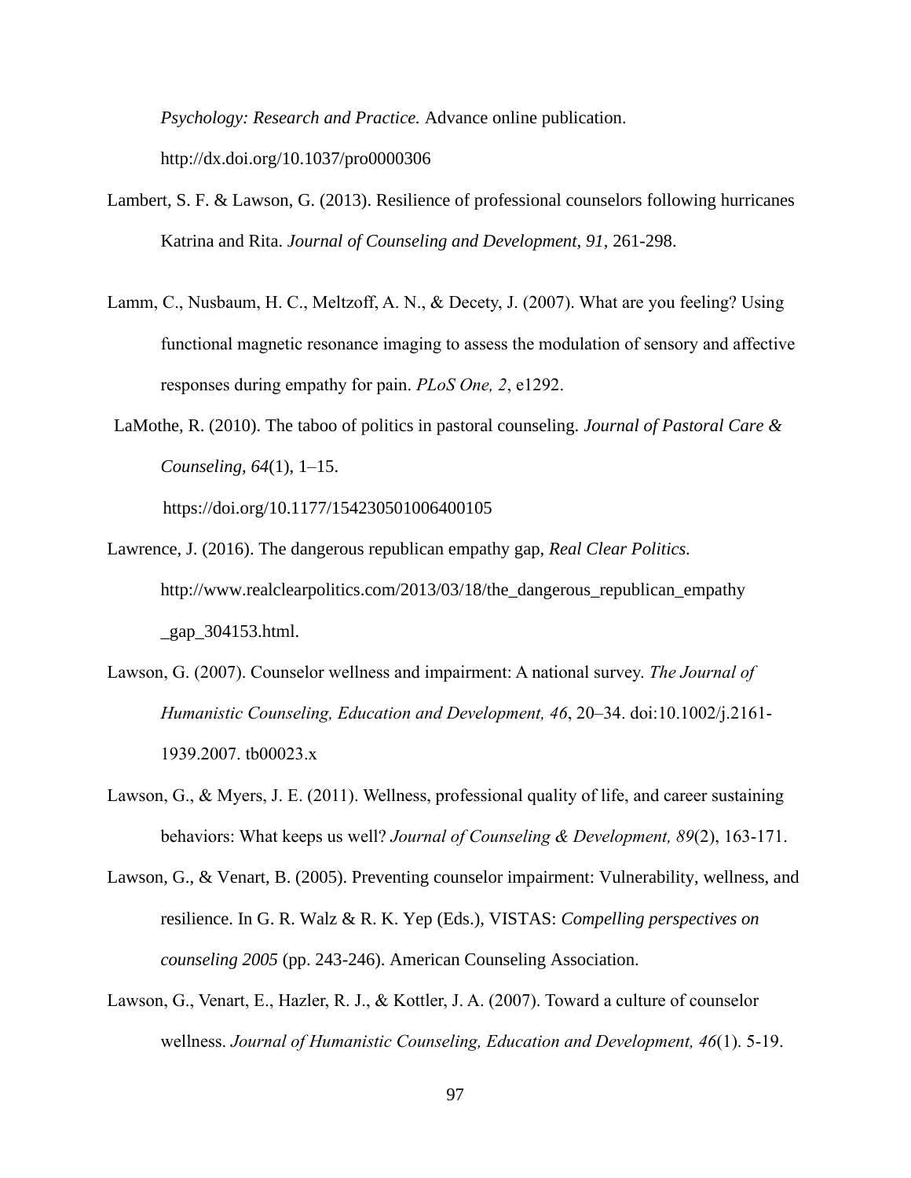*Psychology: Research and Practice.* Advance online publication. http://dx.doi.org/10.1037/pro0000306

Lambert, S. F. & Lawson, G. (2013). Resilience of professional counselors following hurricanes Katrina and Rita. *Journal of Counseling and Development, 91*, 261-298.

Lamm, C., Nusbaum, H. C., Meltzoff, A. N., & Decety, J. (2007). What are you feeling? Using functional magnetic resonance imaging to assess the modulation of sensory and affective responses during empathy for pain. *PLoS One, 2*, e1292.

LaMothe, R. (2010). The taboo of politics in pastoral counseling. *Journal of Pastoral Care & Counseling*, *64*(1), 1–15. https://doi.org/10.1177/154230501006400105

Lawrence, J. (2016). The dangerous republican empathy gap, *Real Clear Politics.* http://www.realclearpolitics.com/2013/03/18/the_dangerous_republican_empathy_gap_304153.html.

Lawson, G. (2007). Counselor wellness and impairment: A national survey. *The Journal of Humanistic Counseling, Education and Development, 46*, 20–34. doi:10.1002/j.2161-1939.2007. tb00023.x

Lawson, G., & Myers, J. E. (2011). Wellness, professional quality of life, and career sustaining behaviors: What keeps us well? *Journal of Counseling & Development, 89*(2), 163-171.

Lawson, G., & Venart, B. (2005). Preventing counselor impairment: Vulnerability, wellness, and resilience. In G. R. Walz & R. K. Yep (Eds.), VISTAS: *Compelling perspectives on counseling 2005* (pp. 243-246). American Counseling Association.

Lawson, G., Venart, E., Hazler, R. J., & Kottler, J. A. (2007). Toward a culture of counselor wellness. *Journal of Humanistic Counseling, Education and Development, 46*(1). 5-19.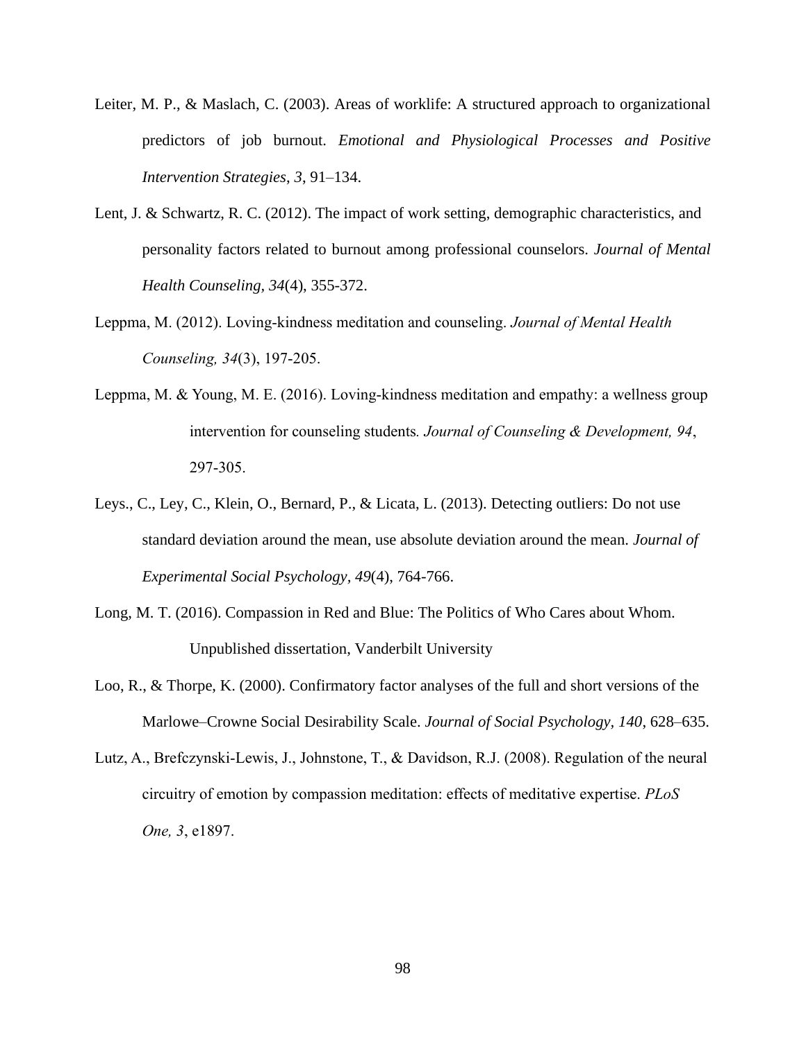Leiter, M. P., & Maslach, C. (2003). Areas of worklife: A structured approach to organizational predictors of job burnout. *Emotional and Physiological Processes and Positive Intervention Strategies*, *3*, 91–134.

Lent, J. & Schwartz, R. C. (2012). The impact of work setting, demographic characteristics, and personality factors related to burnout among professional counselors. *Journal of Mental Health Counseling, 34*(4), 355-372.

Leppma, M. (2012). Loving-kindness meditation and counseling. *Journal of Mental Health Counseling, 34*(3), 197-205.

Leppma, M. & Young, M. E. (2016). Loving-kindness meditation and empathy: a wellness group intervention for counseling students. *Journal of Counseling & Development, 94*, 297-305.

Leys., C., Ley, C., Klein, O., Bernard, P., & Licata, L. (2013). Detecting outliers: Do not use standard deviation around the mean, use absolute deviation around the mean. *Journal of Experimental Social Psychology*, *49*(4), 764-766.

Long, M. T. (2016). Compassion in Red and Blue: The Politics of Who Cares about Whom. Unpublished dissertation, Vanderbilt University

Loo, R., & Thorpe, K. (2000). Confirmatory factor analyses of the full and short versions of the Marlowe–Crowne Social Desirability Scale. *Journal of Social Psychology*, *140*, 628–635.

Lutz, A., Brefczynski-Lewis, J., Johnstone, T., & Davidson, R.J. (2008). Regulation of the neural circuitry of emotion by compassion meditation: effects of meditative expertise. *PLoS One, 3*, e1897.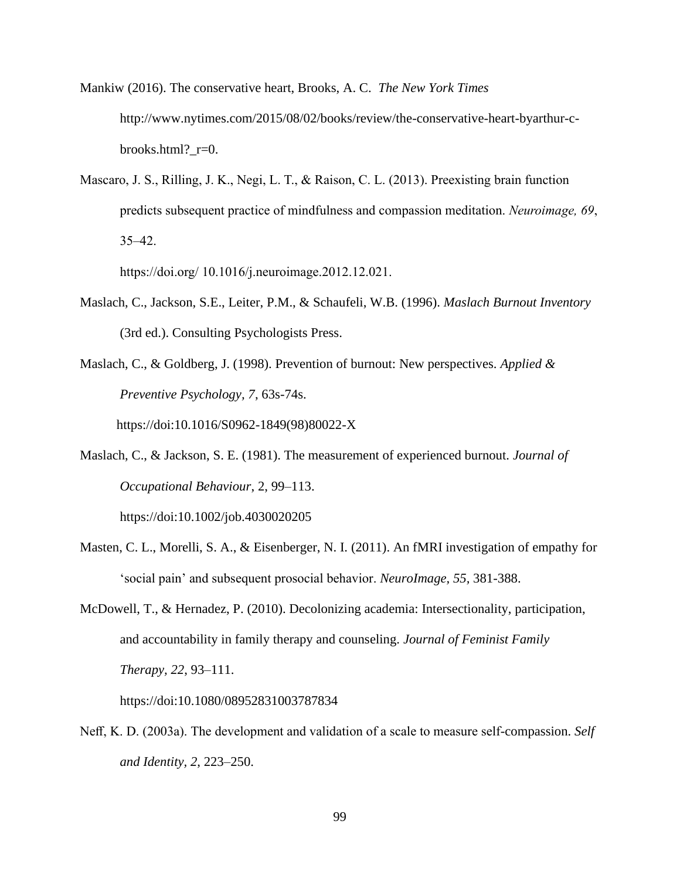Mankiw (2016). The conservative heart, Brooks, A. C. *The New York Times* http://www.nytimes.com/2015/08/02/books/review/the-conservative-heart-byarthur-c-brooks.html?_r=0.

Mascaro, J. S., Rilling, J. K., Negi, L. T., & Raison, C. L. (2013). Preexisting brain function predicts subsequent practice of mindfulness and compassion meditation. *Neuroimage, 69*, 35–42.

https://doi.org/ 10.1016/j.neuroimage.2012.12.021.

Maslach, C., Jackson, S.E., Leiter, P.M., & Schaufeli, W.B. (1996). *Maslach Burnout Inventory* (3rd ed.). Consulting Psychologists Press.

Maslach, C., & Goldberg, J. (1998). Prevention of burnout: New perspectives. *Applied & Preventive Psychology, 7*, 63s-74s.

https://doi:10.1016/S0962-1849(98)80022-X

Maslach, C., & Jackson, S. E. (1981). The measurement of experienced burnout. *Journal of Occupational Behaviour*, 2, 99–113.

https://doi:10.1002/job.4030020205

Masten, C. L., Morelli, S. A., & Eisenberger, N. I. (2011). An fMRI investigation of empathy for 'social pain' and subsequent prosocial behavior. *NeuroImage, 55*, 381-388.

McDowell, T., & Hernadez, P. (2010). Decolonizing academia: Intersectionality, participation, and accountability in family therapy and counseling. *Journal of Feminist Family Therapy, 22*, 93–111.

https://doi:10.1080/08952831003787834

Neff, K. D. (2003a). The development and validation of a scale to measure self-compassion. *Self and Identity, 2*, 223–250.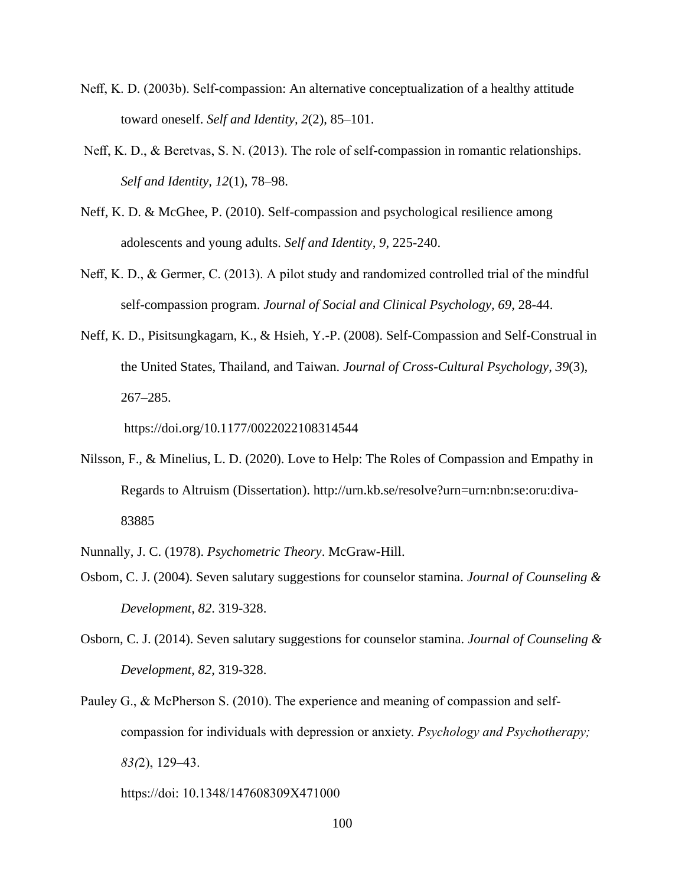Neff, K. D. (2003b). Self-compassion: An alternative conceptualization of a healthy attitude toward oneself. *Self and Identity, 2*(2), 85–101.

Neff, K. D., & Beretvas, S. N. (2013). The role of self-compassion in romantic relationships. *Self and Identity, 12*(1), 78–98.

Neff, K. D. & McGhee, P. (2010). Self-compassion and psychological resilience among adolescents and young adults. *Self and Identity, 9*, 225-240.

Neff, K. D., & Germer, C. (2013). A pilot study and randomized controlled trial of the mindful self-compassion program. *Journal of Social and Clinical Psychology, 69*, 28-44.

Neff, K. D., Pisitsungkagarn, K., & Hsieh, Y.-P. (2008). Self-Compassion and Self-Construal in the United States, Thailand, and Taiwan. *Journal of Cross-Cultural Psychology*, *39*(3), 267–285.

https://doi.org/10.1177/0022022108314544

Nilsson, F., & Minelius, L. D. (2020). Love to Help: The Roles of Compassion and Empathy in Regards to Altruism (Dissertation). http://urn.kb.se/resolve?urn=urn:nbn:se:oru:diva-83885

Nunnally, J. C. (1978). *Psychometric Theory*. McGraw-Hill.

Osbom, C. J. (2004). Seven salutary suggestions for counselor stamina. *Journal of Counseling & Development, 82*. 319-328.

Osborn, C. J. (2014). Seven salutary suggestions for counselor stamina. *Journal of Counseling & Development*, *82*, 319-328.

Pauley G., & McPherson S. (2010). The experience and meaning of compassion and self-compassion for individuals with depression or anxiety. *Psychology and Psychotherapy; 83(*2), 129–43.

https://doi: 10.1348/147608309X471000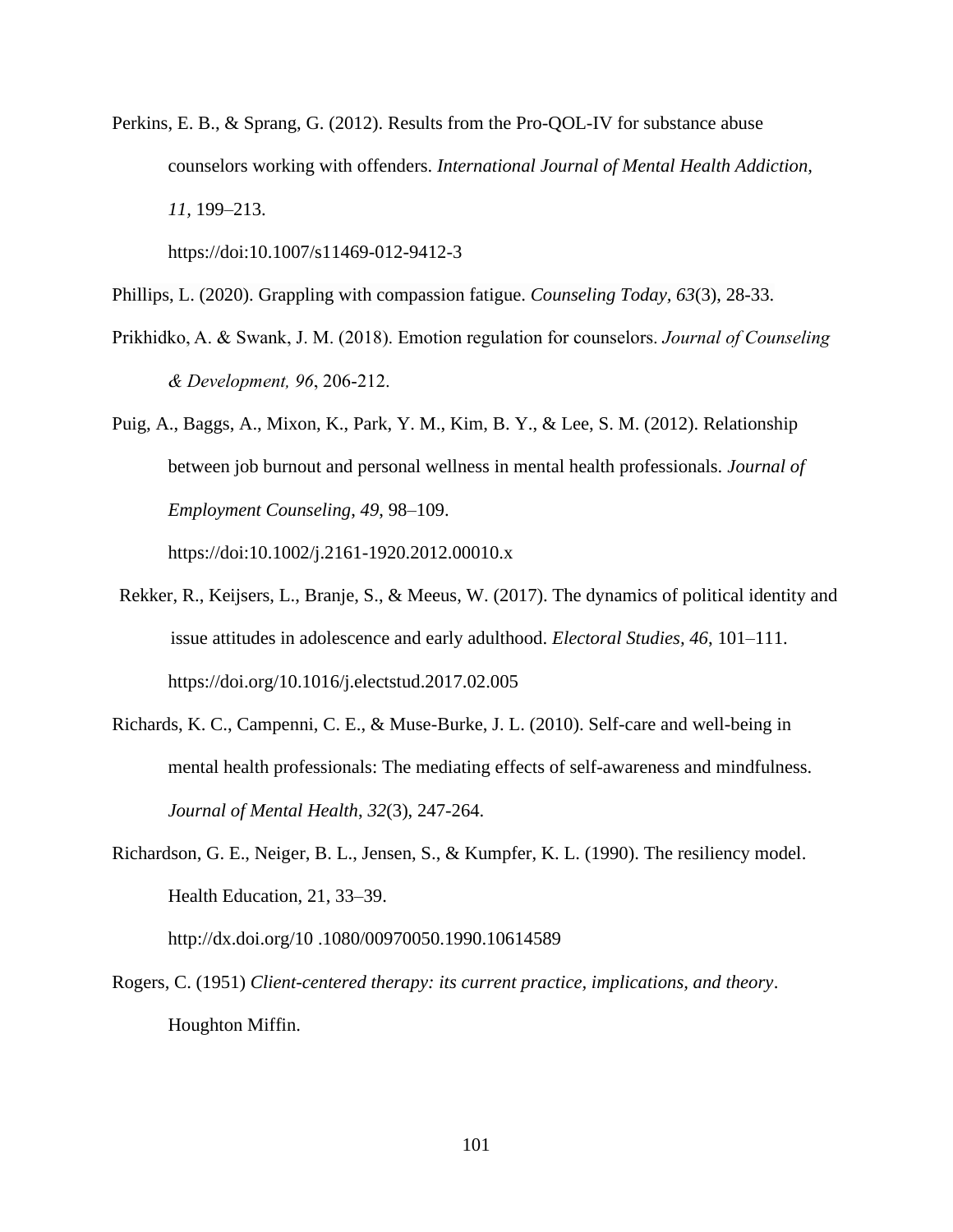Perkins, E. B., & Sprang, G. (2012). Results from the Pro-QOL-IV for substance abuse counselors working with offenders. *International Journal of Mental Health Addiction, 11*, 199–213. https://doi:10.1007/s11469-012-9412-3

Phillips, L. (2020). Grappling with compassion fatigue. *Counseling Today, 63*(3), 28-33.

Prikhidko, A. & Swank, J. M. (2018). Emotion regulation for counselors. *Journal of Counseling & Development, 96*, 206-212.

Puig, A., Baggs, A., Mixon, K., Park, Y. M., Kim, B. Y., & Lee, S. M. (2012). Relationship between job burnout and personal wellness in mental health professionals. *Journal of Employment Counseling*, *49*, 98–109. https://doi:10.1002/j.2161-1920.2012.00010.x

Rekker, R., Keijsers, L., Branje, S., & Meeus, W. (2017). The dynamics of political identity and issue attitudes in adolescence and early adulthood. *Electoral Studies, 46*, 101–111. https://doi.org/10.1016/j.electstud.2017.02.005

Richards, K. C., Campenni, C. E., & Muse-Burke, J. L. (2010). Self-care and well-being in mental health professionals: The mediating effects of self-awareness and mindfulness. *Journal of Mental Health, 32*(3), 247-264.

Richardson, G. E., Neiger, B. L., Jensen, S., & Kumpfer, K. L. (1990). The resiliency model. Health Education, 21, 33–39. http://dx.doi.org/10 .1080/00970050.1990.10614589

Rogers, C. (1951) *Client-centered therapy: its current practice, implications, and theory*. Houghton Miffin.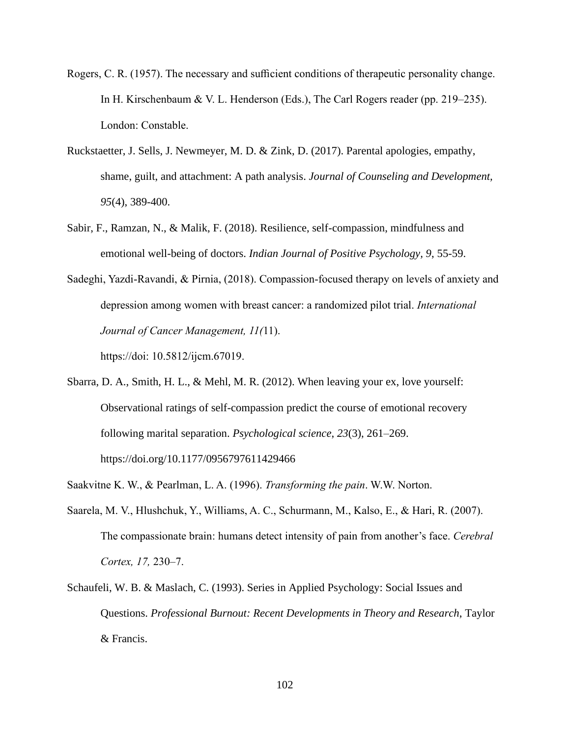Rogers, C. R. (1957). The necessary and sufficient conditions of therapeutic personality change. In H. Kirschenbaum & V. L. Henderson (Eds.), The Carl Rogers reader (pp. 219–235). London: Constable.

Ruckstaetter, J. Sells, J. Newmeyer, M. D. & Zink, D. (2017). Parental apologies, empathy, shame, guilt, and attachment: A path analysis. *Journal of Counseling and Development, 95*(4), 389-400.

Sabir, F., Ramzan, N., & Malik, F. (2018). Resilience, self-compassion, mindfulness and emotional well-being of doctors. *Indian Journal of Positive Psychology, 9*, 55-59.

Sadeghi, Yazdi-Ravandi, & Pirnia, (2018). Compassion-focused therapy on levels of anxiety and depression among women with breast cancer: a randomized pilot trial. *International Journal of Cancer Management, 11(*11). https://doi: 10.5812/ijcm.67019.

Sbarra, D. A., Smith, H. L., & Mehl, M. R. (2012). When leaving your ex, love yourself: Observational ratings of self-compassion predict the course of emotional recovery following marital separation. *Psychological science*, *23*(3), 261–269. https://doi.org/10.1177/0956797611429466

Saakvitne K. W., & Pearlman, L. A. (1996). *Transforming the pain*. W.W. Norton.

Saarela, M. V., Hlushchuk, Y., Williams, A. C., Schurmann, M., Kalso, E., & Hari, R. (2007). The compassionate brain: humans detect intensity of pain from another's face. *Cerebral Cortex, 17,* 230–7.

Schaufeli, W. B. & Maslach, C. (1993). Series in Applied Psychology: Social Issues and Questions. *Professional Burnout: Recent Developments in Theory and Research*, Taylor & Francis.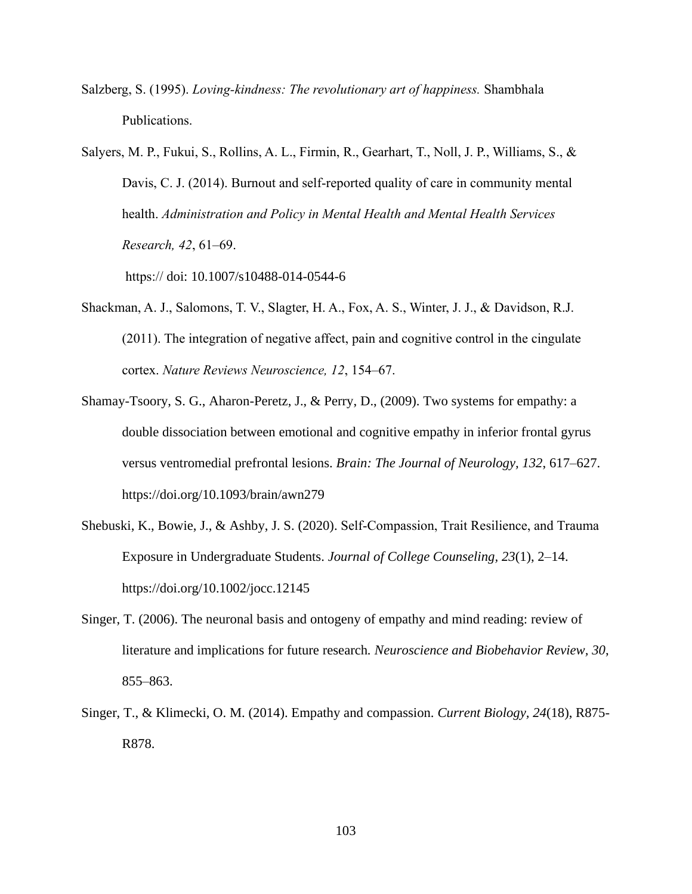Salzberg, S. (1995). *Loving-kindness: The revolutionary art of happiness.* Shambhala Publications.

Salyers, M. P., Fukui, S., Rollins, A. L., Firmin, R., Gearhart, T., Noll, J. P., Williams, S., & Davis, C. J. (2014). Burnout and self-reported quality of care in community mental health. *Administration and Policy in Mental Health and Mental Health Services Research, 42*, 61–69.

https:// doi: 10.1007/s10488-014-0544-6

Shackman, A. J., Salomons, T. V., Slagter, H. A., Fox, A. S., Winter, J. J., & Davidson, R.J. (2011). The integration of negative affect, pain and cognitive control in the cingulate cortex. *Nature Reviews Neuroscience, 12*, 154–67.

Shamay-Tsoory, S. G., Aharon-Peretz, J., & Perry, D., (2009). Two systems for empathy: a double dissociation between emotional and cognitive empathy in inferior frontal gyrus versus ventromedial prefrontal lesions. *Brain: The Journal of Neurology, 132,* 617–627. https://doi.org/10.1093/brain/awn279

Shebuski, K., Bowie, J., & Ashby, J. S. (2020). Self-Compassion, Trait Resilience, and Trauma Exposure in Undergraduate Students. *Journal of College Counseling*, *23*(1), 2–14. https://doi.org/10.1002/jocc.12145

Singer, T. (2006). The neuronal basis and ontogeny of empathy and mind reading: review of literature and implications for future research*. Neuroscience and Biobehavior Review, 30*, 855–863.

Singer, T., & Klimecki, O. M. (2014). Empathy and compassion. *Current Biology, 24*(18), R875-R878.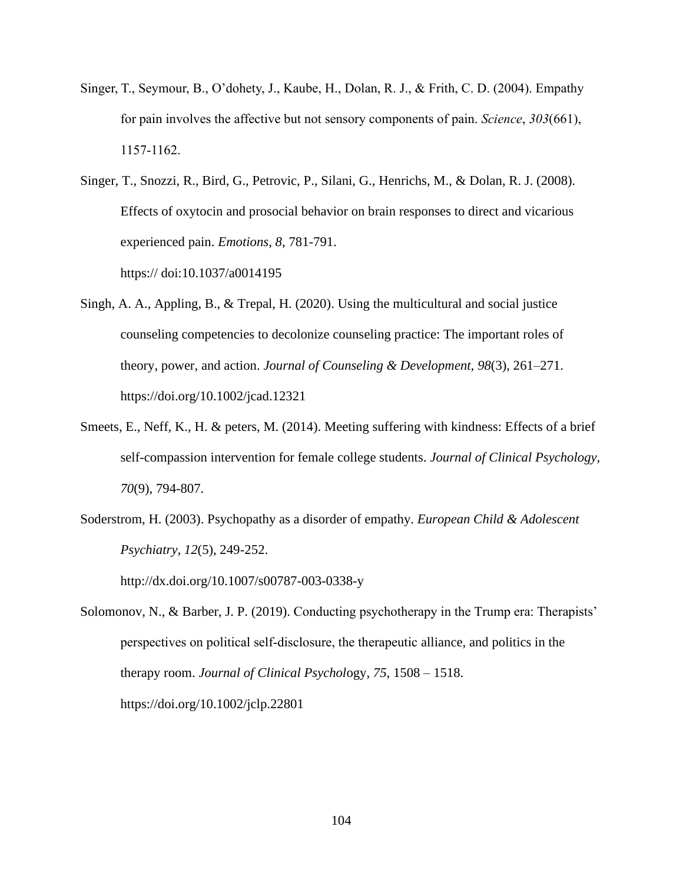Singer, T., Seymour, B., O'dohety, J., Kaube, H., Dolan, R. J., & Frith, C. D. (2004). Empathy for pain involves the affective but not sensory components of pain. *Science*, *303*(661), 1157-1162.

Singer, T., Snozzi, R., Bird, G., Petrovic, P., Silani, G., Henrichs, M., & Dolan, R. J. (2008). Effects of oxytocin and prosocial behavior on brain responses to direct and vicarious experienced pain. *Emotions, 8,* 781-791. https:// doi:10.1037/a0014195

Singh, A. A., Appling, B., & Trepal, H. (2020). Using the multicultural and social justice counseling competencies to decolonize counseling practice: The important roles of theory, power, and action. *Journal of Counseling & Development, 98*(3), 261–271. https://doi.org/10.1002/jcad.12321

Smeets, E., Neff, K., H. & peters, M. (2014). Meeting suffering with kindness: Effects of a brief self-compassion intervention for female college students. *Journal of Clinical Psychology, 70*(9), 794-807.

Soderstrom, H. (2003). Psychopathy as a disorder of empathy. *European Child & Adolescent Psychiatry, 12*(5), 249-252. http://dx.doi.org/10.1007/s00787-003-0338-y

Solomonov, N., & Barber, J. P. (2019). Conducting psychotherapy in the Trump era: Therapists' perspectives on political self-disclosure, the therapeutic alliance, and politics in the therapy room. *Journal of Clinical Psychol*ogy*, 75*, 1508 – 1518. https://doi.org/10.1002/jclp.22801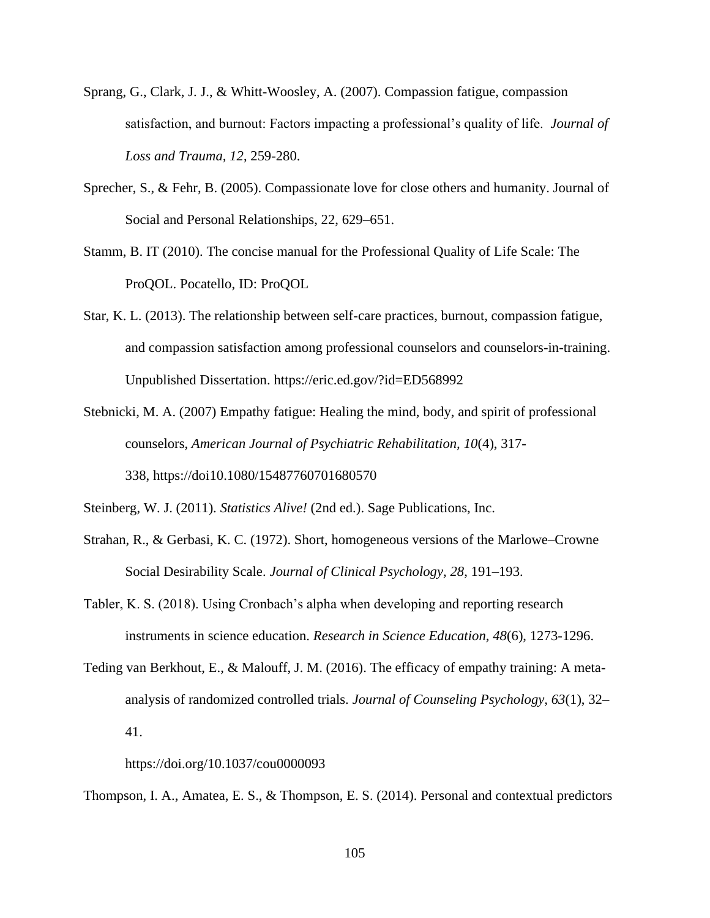Sprang, G., Clark, J. J., & Whitt-Woosley, A. (2007). Compassion fatigue, compassion satisfaction, and burnout: Factors impacting a professional's quality of life. *Journal of Loss and Trauma*, *12*, 259-280.

Sprecher, S., & Fehr, B. (2005). Compassionate love for close others and humanity. Journal of Social and Personal Relationships, 22, 629–651.

Stamm, B. IT (2010). The concise manual for the Professional Quality of Life Scale: The ProQOL. Pocatello, ID: ProQOL

Star, K. L. (2013). The relationship between self-care practices, burnout, compassion fatigue, and compassion satisfaction among professional counselors and counselors-in-training. Unpublished Dissertation. https://eric.ed.gov/?id=ED568992

Stebnicki, M. A. (2007) Empathy fatigue: Healing the mind, body, and spirit of professional counselors, *American Journal of Psychiatric Rehabilitation, 10*(4), 317-338, https://doi10.1080/15487760701680570

Steinberg, W. J. (2011). *Statistics Alive!* (2nd ed.). Sage Publications, Inc.

Strahan, R., & Gerbasi, K. C. (1972). Short, homogeneous versions of the Marlowe–Crowne Social Desirability Scale. *Journal of Clinical Psychology, 28*, 191–193.

Tabler, K. S. (2018). Using Cronbach's alpha when developing and reporting research instruments in science education. *Research in Science Education, 48*(6), 1273-1296.

Teding van Berkhout, E., & Malouff, J. M. (2016). The efficacy of empathy training: A meta-analysis of randomized controlled trials. *Journal of Counseling Psychology*, *63*(1), 32–41.

https://doi.org/10.1037/cou0000093

Thompson, I. A., Amatea, E. S., & Thompson, E. S. (2014). Personal and contextual predictors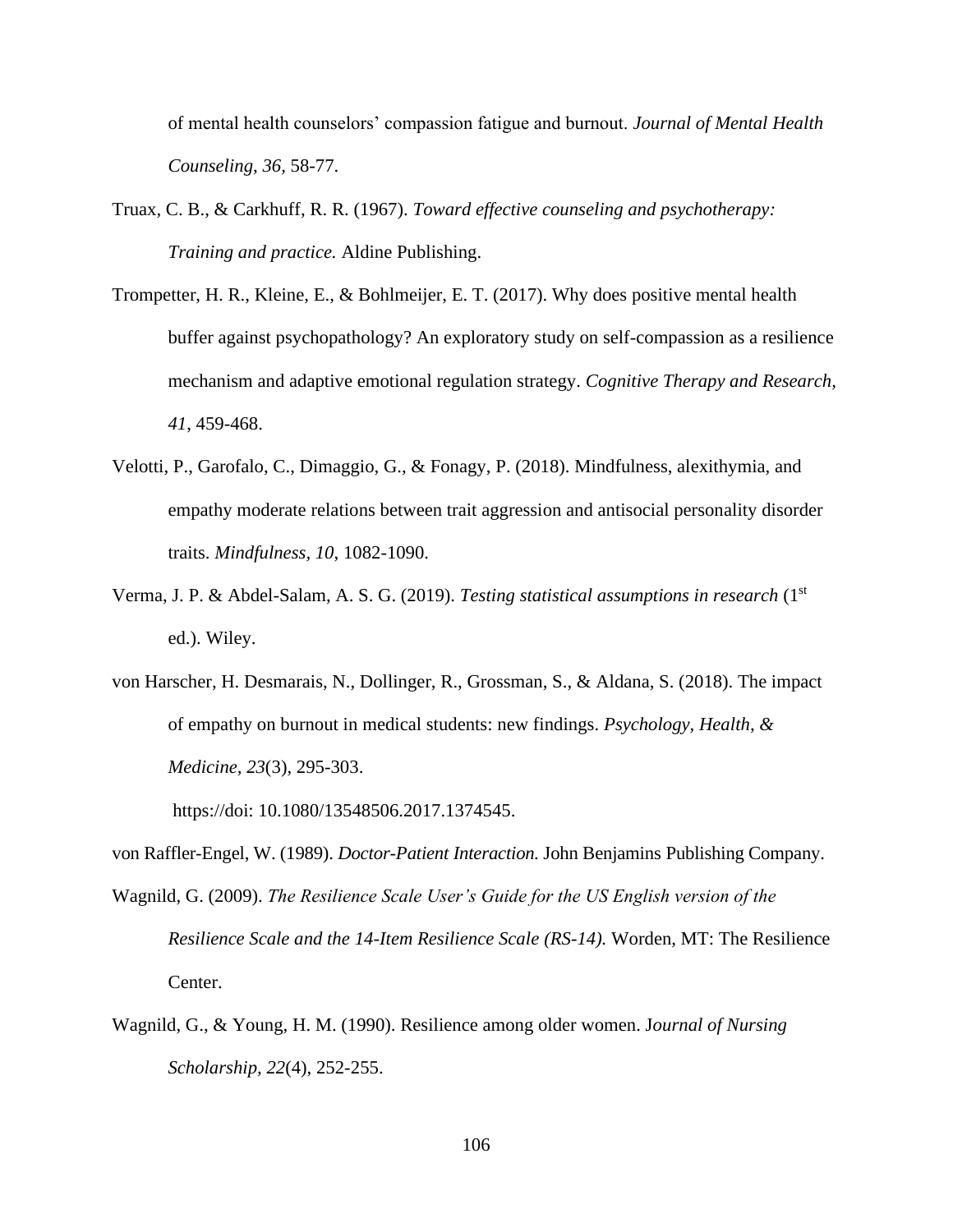of mental health counselors' compassion fatigue and burnout. *Journal of Mental Health Counseling, 36*, 58-77.

Truax, C. B., & Carkhuff, R. R. (1967). *Toward effective counseling and psychotherapy: Training and practice.* Aldine Publishing.

Trompetter, H. R., Kleine, E., & Bohlmeijer, E. T. (2017). Why does positive mental health buffer against psychopathology? An exploratory study on self-compassion as a resilience mechanism and adaptive emotional regulation strategy. *Cognitive Therapy and Research, 41*, 459-468.

Velotti, P., Garofalo, C., Dimaggio, G., & Fonagy, P. (2018). Mindfulness, alexithymia, and empathy moderate relations between trait aggression and antisocial personality disorder traits. *Mindfulness, 10*, 1082-1090.

Verma, J. P. & Abdel-Salam, A. S. G. (2019). *Testing statistical assumptions in research* (1st ed.). Wiley.

von Harscher, H. Desmarais, N., Dollinger, R., Grossman, S., & Aldana, S. (2018). The impact of empathy on burnout in medical students: new findings. *Psychology, Health, & Medicine, 23*(3), 295-303.

https://doi: 10.1080/13548506.2017.1374545.

von Raffler-Engel, W. (1989). *Doctor-Patient Interaction.* John Benjamins Publishing Company.

Wagnild, G. (2009). *The Resilience Scale User's Guide for the US English version of the Resilience Scale and the 14-Item Resilience Scale (RS-14).* Worden, MT: The Resilience Center.

Wagnild, G., & Young, H. M. (1990). Resilience among older women. J*ournal of Nursing Scholarship, 22*(4), 252-255.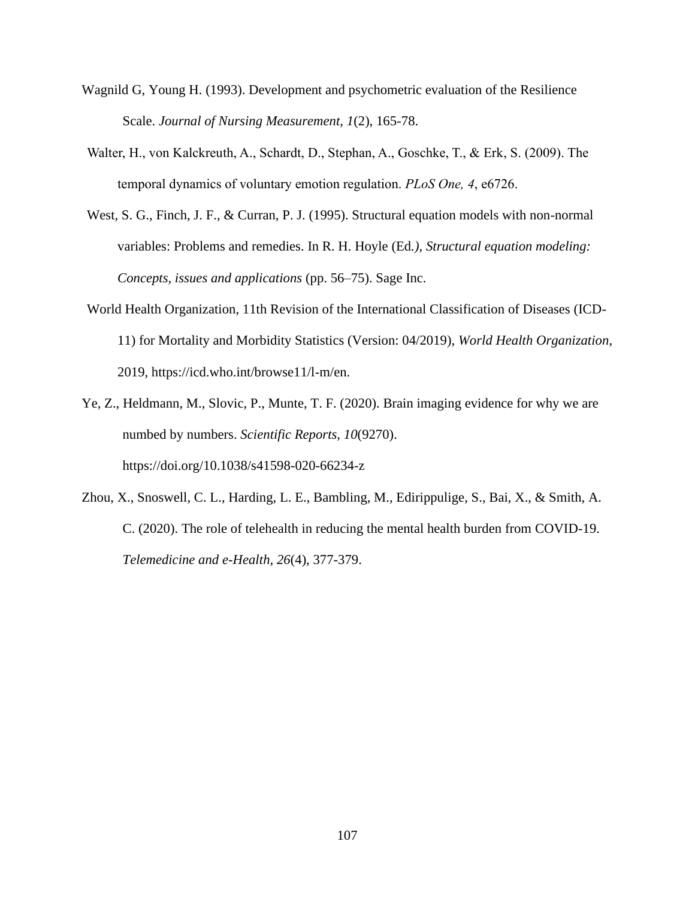Wagnild G, Young H. (1993). Development and psychometric evaluation of the Resilience Scale. *Journal of Nursing Measurement, 1*(2), 165-78.

Walter, H., von Kalckreuth, A., Schardt, D., Stephan, A., Goschke, T., & Erk, S. (2009). The temporal dynamics of voluntary emotion regulation. *PLoS One, 4*, e6726.

West, S. G., Finch, J. F., & Curran, P. J. (1995). Structural equation models with non-normal variables: Problems and remedies. In R. H. Hoyle (Ed*.), Structural equation modeling: Concepts, issues and applications* (pp. 56–75). Sage Inc.

World Health Organization, 11th Revision of the International Classification of Diseases (ICD-11) for Mortality and Morbidity Statistics (Version: 04/2019), *World Health Organization*, 2019, https://icd.who.int/browse11/l-m/en.

Ye, Z., Heldmann, M., Slovic, P., Munte, T. F. (2020). Brain imaging evidence for why we are numbed by numbers. *Scientific Reports, 10*(9270). https://doi.org/10.1038/s41598-020-66234-z

Zhou, X., Snoswell, C. L., Harding, L. E., Bambling, M., Edirippulige, S., Bai, X., & Smith, A. C. (2020). The role of telehealth in reducing the mental health burden from COVID-19. *Telemedicine and e-Health, 26*(4), 377-379.